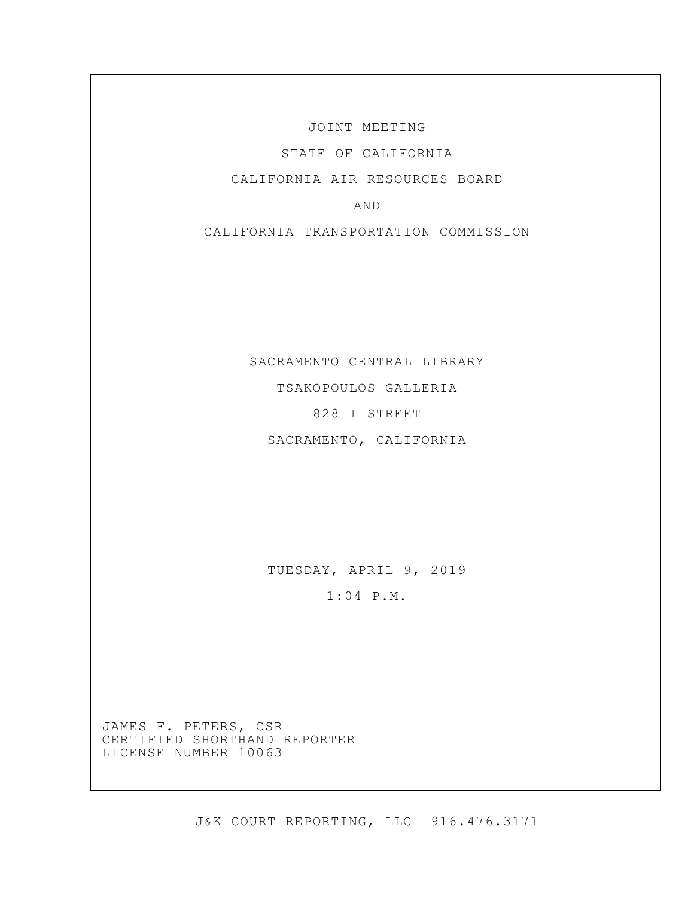JOINT MEETING

STATE OF CALIFORNIA

CALIFORNIA AIR RESOURCES BOARD

AND

CALIFORNIA TRANSPORTATION COMMISSION

SACRAMENTO CENTRAL LIBRARY

TSAKOPOULOS GALLERIA

828 I STREET

SACRAMENTO, CALIFORNIA

TUESDAY, APRIL 9, 2019

1:04 P.M.

JAMES F. PETERS, CSR
CERTIFIED SHORTHAND REPORTER
LICENSE NUMBER 10063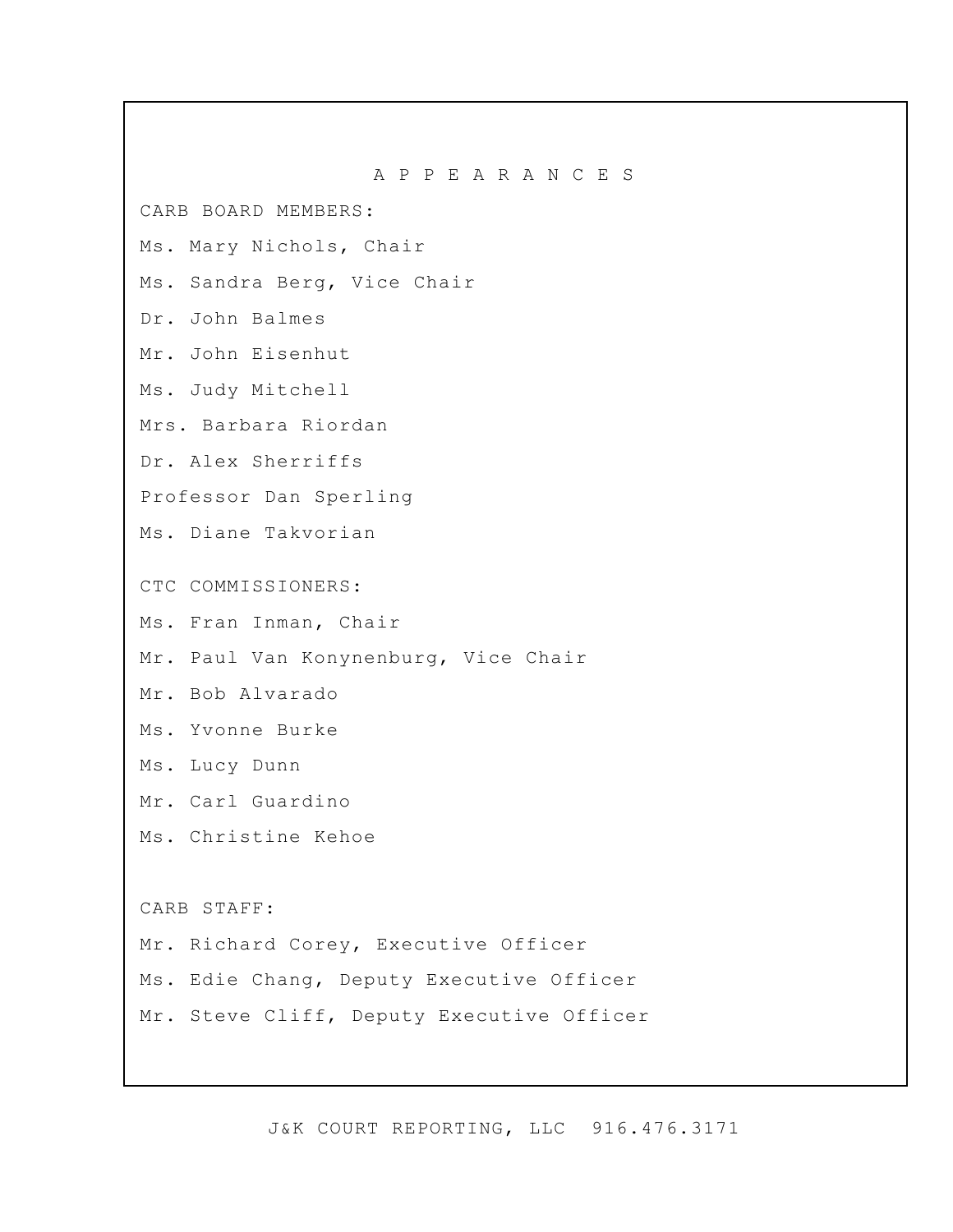# A P P E A R A N C E S

CARB BOARD MEMBERS:

Ms. Mary Nichols, Chair

Ms. Sandra Berg, Vice Chair

Dr. John Balmes

Mr. John Eisenhut

Ms. Judy Mitchell

Mrs. Barbara Riordan

Dr. Alex Sherriffs

Professor Dan Sperling

Ms. Diane Takvorian

CTC COMMISSIONERS:

Ms. Fran Inman, Chair

Mr. Paul Van Konynenburg, Vice Chair

Mr. Bob Alvarado

Ms. Yvonne Burke

Ms. Lucy Dunn

Mr. Carl Guardino

Ms. Christine Kehoe

CARB STAFF:

Mr. Richard Corey, Executive Officer

Ms. Edie Chang, Deputy Executive Officer

Mr. Steve Cliff, Deputy Executive Officer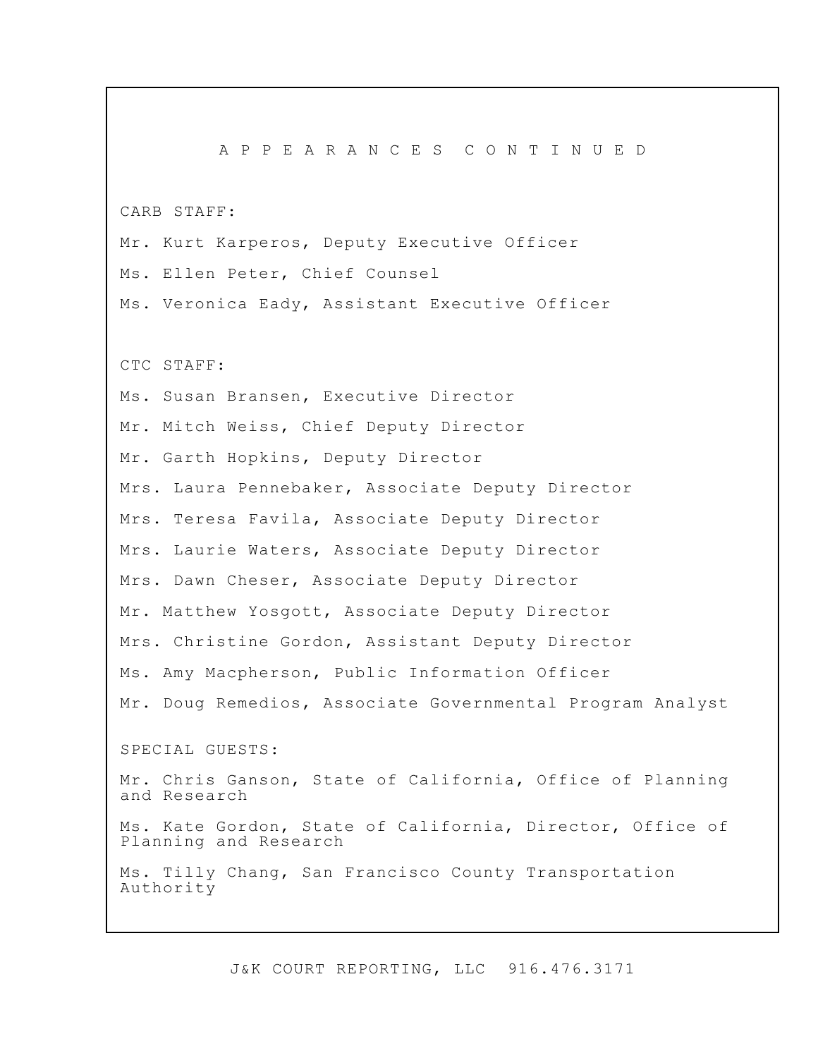# APPEARANCES CONTINUED

CARB STAFF:

Mr. Kurt Karperos, Deputy Executive Officer

Ms. Ellen Peter, Chief Counsel

Ms. Veronica Eady, Assistant Executive Officer

CTC STAFF:

Ms. Susan Bransen, Executive Director

Mr. Mitch Weiss, Chief Deputy Director

Mr. Garth Hopkins, Deputy Director

Mrs. Laura Pennebaker, Associate Deputy Director

Mrs. Teresa Favila, Associate Deputy Director

Mrs. Laurie Waters, Associate Deputy Director

Mrs. Dawn Cheser, Associate Deputy Director

Mr. Matthew Yosgott, Associate Deputy Director

Mrs. Christine Gordon, Assistant Deputy Director

Ms. Amy Macpherson, Public Information Officer

Mr. Doug Remedios, Associate Governmental Program Analyst

SPECIAL GUESTS:

Mr. Chris Ganson, State of California, Office of Planning and Research

Ms. Kate Gordon, State of California, Director, Office of Planning and Research

Ms. Tilly Chang, San Francisco County Transportation Authority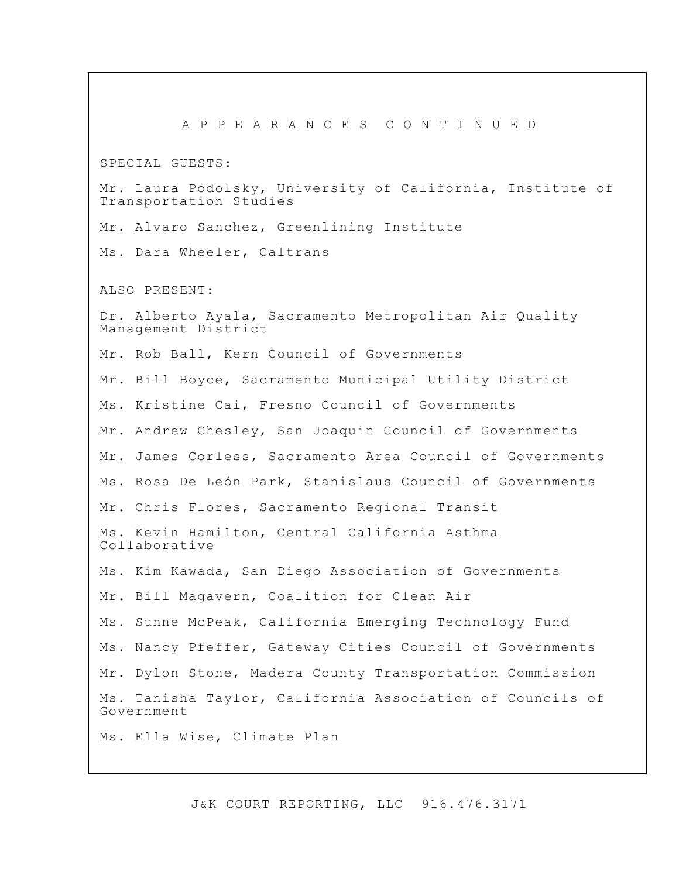A P P E A R A N C E S   C O N T I N U E D

SPECIAL GUESTS:

Mr. Laura Podolsky, University of California, Institute of Transportation Studies

Mr. Alvaro Sanchez, Greenlining Institute

Ms. Dara Wheeler, Caltrans

ALSO PRESENT:

Dr. Alberto Ayala, Sacramento Metropolitan Air Quality Management District

Mr. Rob Ball, Kern Council of Governments

Mr. Bill Boyce, Sacramento Municipal Utility District

Ms. Kristine Cai, Fresno Council of Governments

Mr. Andrew Chesley, San Joaquin Council of Governments

Mr. James Corless, Sacramento Area Council of Governments

Ms. Rosa De León Park, Stanislaus Council of Governments

Mr. Chris Flores, Sacramento Regional Transit

Ms. Kevin Hamilton, Central California Asthma Collaborative

Ms. Kim Kawada, San Diego Association of Governments

Mr. Bill Magavern, Coalition for Clean Air

Ms. Sunne McPeak, California Emerging Technology Fund

Ms. Nancy Pfeffer, Gateway Cities Council of Governments

Mr. Dylon Stone, Madera County Transportation Commission

Ms. Tanisha Taylor, California Association of Councils of Government

Ms. Ella Wise, Climate Plan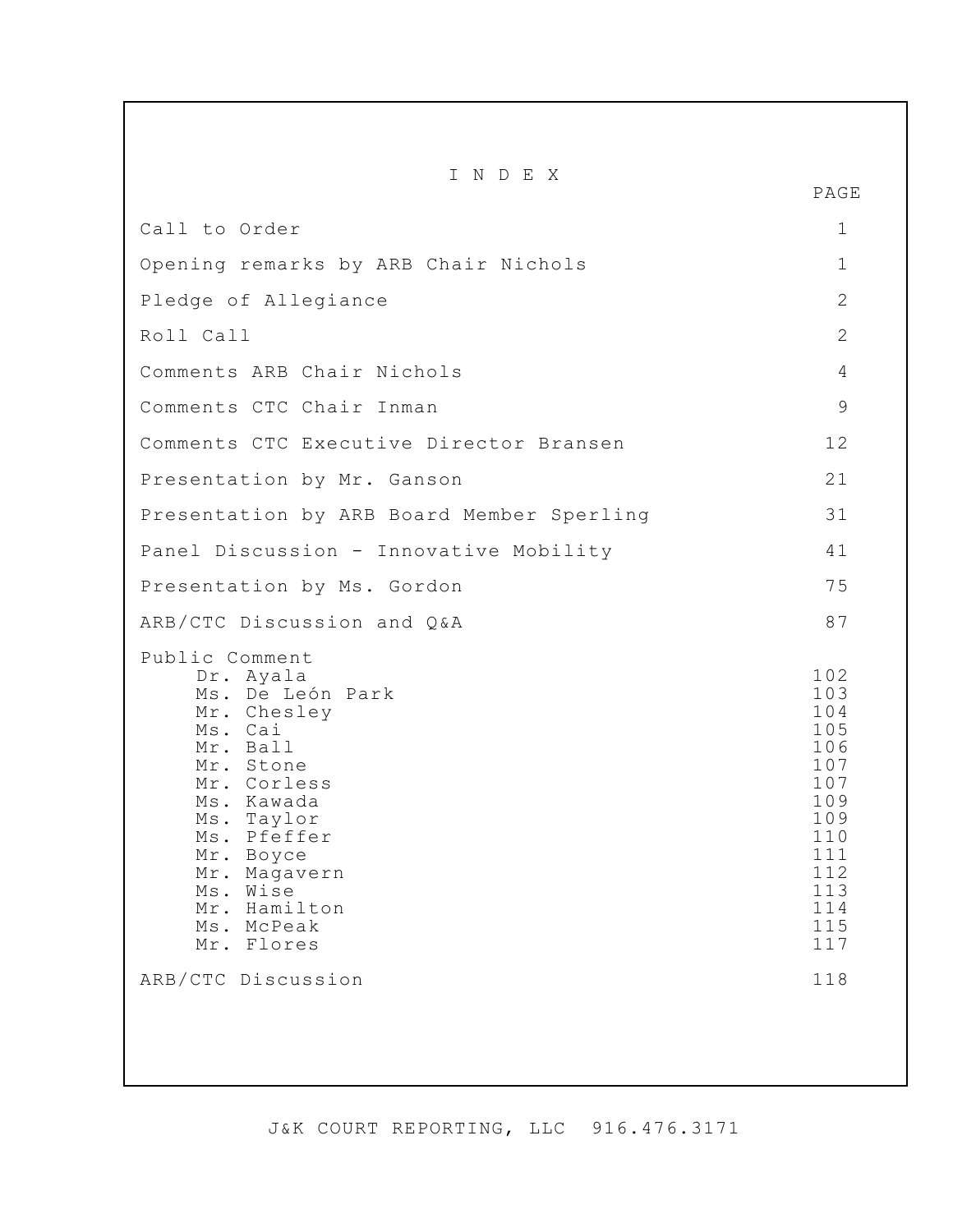# I N D E X

| | PAGE |
|---|---|
| Call to Order | 1 |
| Opening remarks by ARB Chair Nichols | 1 |
| Pledge of Allegiance | 2 |
| Roll Call | 2 |
| Comments ARB Chair Nichols | 4 |
| Comments CTC Chair Inman | 9 |
| Comments CTC Executive Director Bransen | 12 |
| Presentation by Mr. Ganson | 21 |
| Presentation by ARB Board Member Sperling | 31 |
| Panel Discussion - Innovative Mobility | 41 |
| Presentation by Ms. Gordon | 75 |
| ARB/CTC Discussion and Q&A | 87 |
| Public Comment | |
| Dr. Ayala | 102 |
| Ms. De León Park | 103 |
| Mr. Chesley | 104 |
| Ms. Cai | 105 |
| Mr. Ball | 106 |
| Mr. Stone | 107 |
| Mr. Corless | 107 |
| Ms. Kawada | 109 |
| Ms. Taylor | 109 |
| Ms. Pfeffer | 110 |
| Mr. Boyce | 111 |
| Mr. Magavern | 112 |
| Ms. Wise | 113 |
| Mr. Hamilton | 114 |
| Ms. McPeak | 115 |
| Mr. Flores | 117 |
| ARB/CTC Discussion | 118 |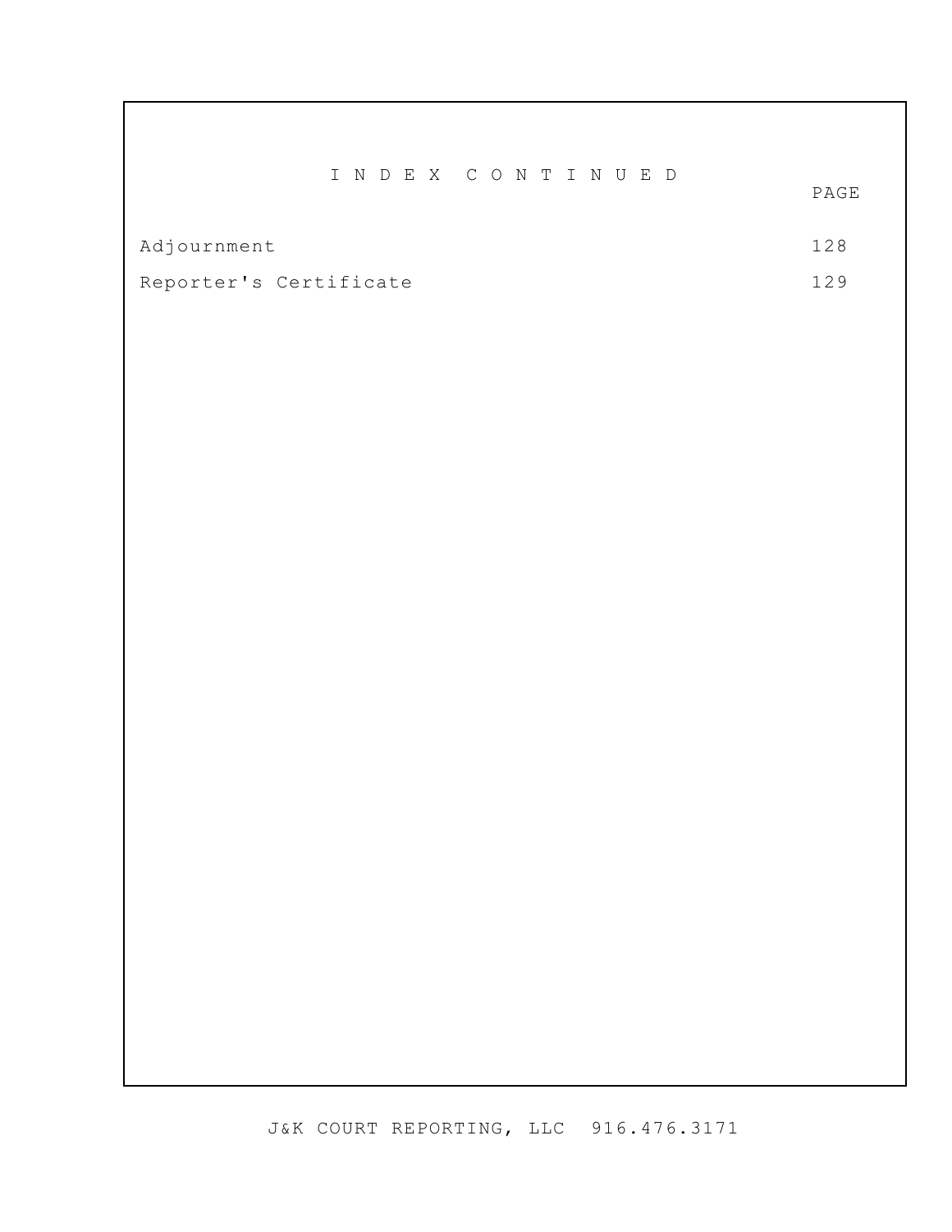# I N D E X   C O N T I N U E D

| | PAGE |
| --- | --- |
| Adjournment | 128 |
| Reporter's Certificate | 129 |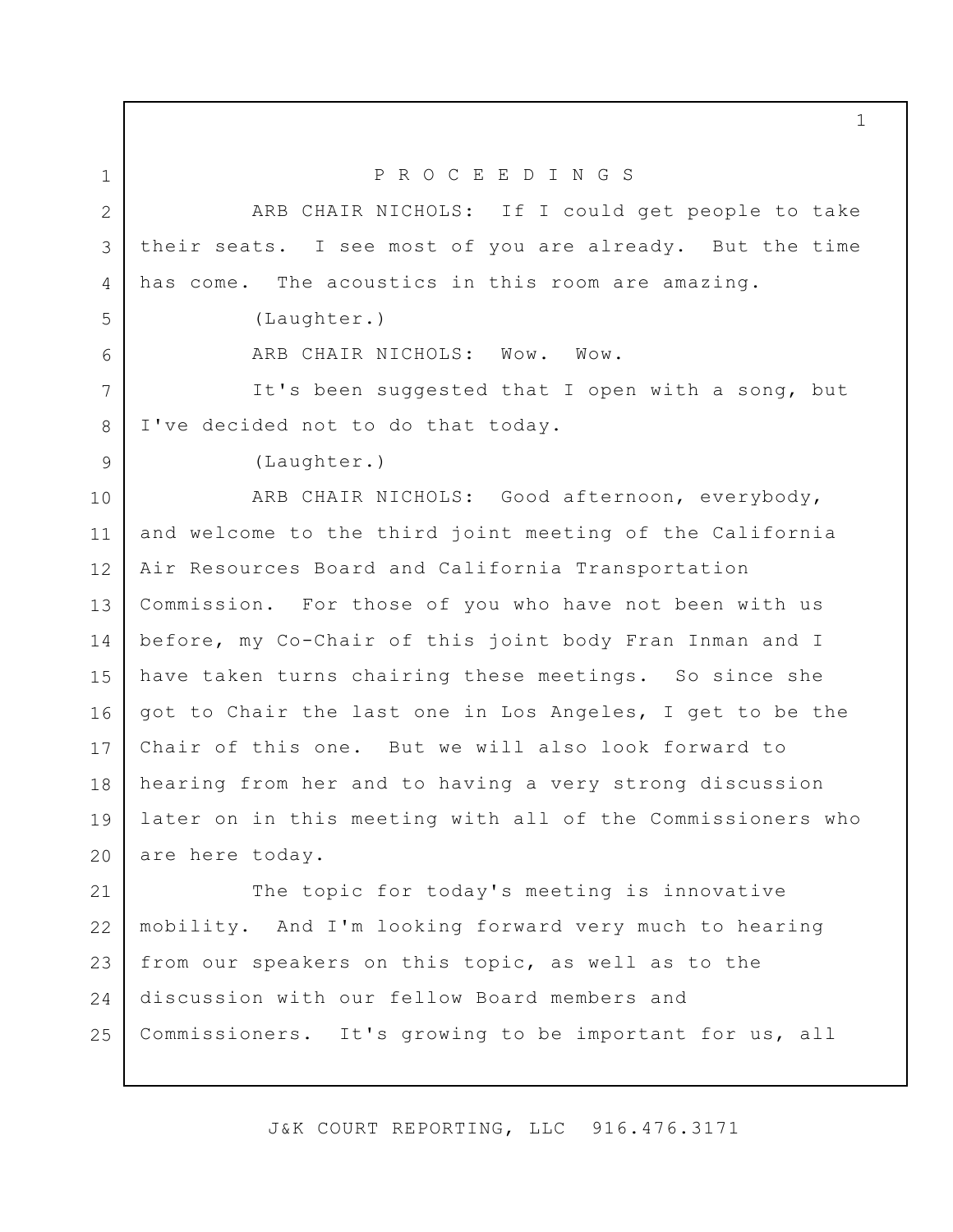P R O C E E D I N G S

ARB CHAIR NICHOLS: If I could get people to take their seats. I see most of you are already. But the time has come. The acoustics in this room are amazing.

(Laughter.)

ARB CHAIR NICHOLS: Wow. Wow.

It's been suggested that I open with a song, but I've decided not to do that today.

(Laughter.)

ARB CHAIR NICHOLS: Good afternoon, everybody, and welcome to the third joint meeting of the California Air Resources Board and California Transportation Commission. For those of you who have not been with us before, my Co-Chair of this joint body Fran Inman and I have taken turns chairing these meetings. So since she got to Chair the last one in Los Angeles, I get to be the Chair of this one. But we will also look forward to hearing from her and to having a very strong discussion later on in this meeting with all of the Commissioners who are here today.

The topic for today's meeting is innovative mobility. And I'm looking forward very much to hearing from our speakers on this topic, as well as to the discussion with our fellow Board members and Commissioners. It's growing to be important for us, all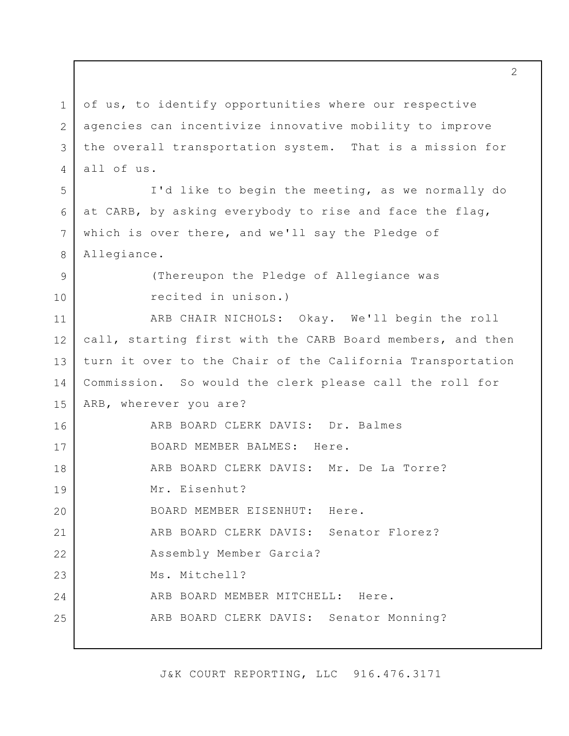of us, to identify opportunities where our respective agencies can incentivize innovative mobility to improve the overall transportation system. That is a mission for all of us.

I'd like to begin the meeting, as we normally do at CARB, by asking everybody to rise and face the flag, which is over there, and we'll say the Pledge of Allegiance.

(Thereupon the Pledge of Allegiance was recited in unison.)

ARB CHAIR NICHOLS: Okay. We'll begin the roll call, starting first with the CARB Board members, and then turn it over to the Chair of the California Transportation Commission. So would the clerk please call the roll for ARB, wherever you are?

ARB BOARD CLERK DAVIS: Dr. Balmes

BOARD MEMBER BALMES: Here.

ARB BOARD CLERK DAVIS: Mr. De La Torre?

Mr. Eisenhut?

BOARD MEMBER EISENHUT: Here.

ARB BOARD CLERK DAVIS: Senator Florez?

Assembly Member Garcia?

Ms. Mitchell?

ARB BOARD MEMBER MITCHELL: Here.

ARB BOARD CLERK DAVIS: Senator Monning?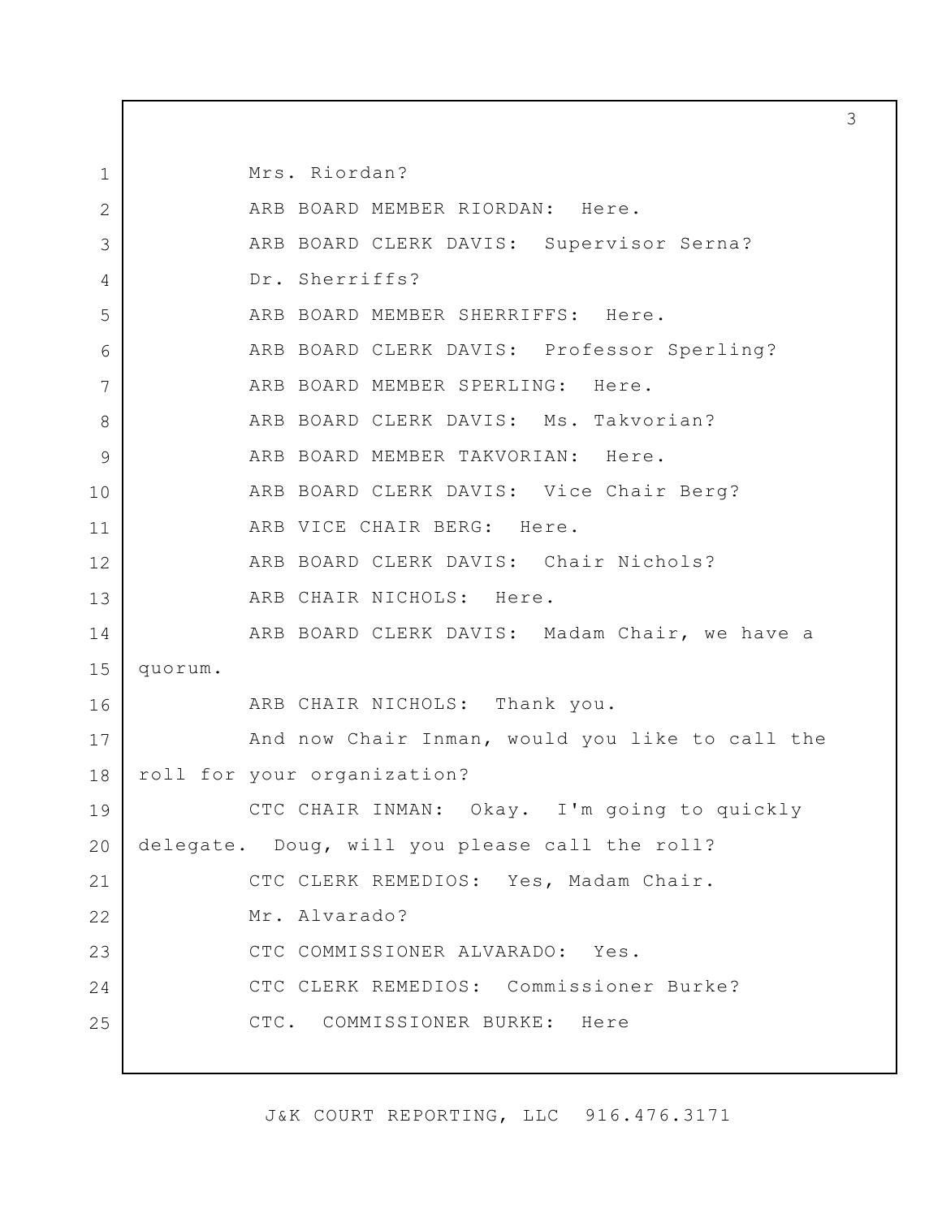Mrs. Riordan?

ARB BOARD MEMBER RIORDAN: Here.

ARB BOARD CLERK DAVIS: Supervisor Serna?

Dr. Sherriffs?

ARB BOARD MEMBER SHERRIFFS: Here.

ARB BOARD CLERK DAVIS: Professor Sperling?

ARB BOARD MEMBER SPERLING: Here.

ARB BOARD CLERK DAVIS: Ms. Takvorian?

ARB BOARD MEMBER TAKVORIAN: Here.

ARB BOARD CLERK DAVIS: Vice Chair Berg?

ARB VICE CHAIR BERG: Here.

ARB BOARD CLERK DAVIS: Chair Nichols?

ARB CHAIR NICHOLS: Here.

ARB BOARD CLERK DAVIS: Madam Chair, we have a quorum.

ARB CHAIR NICHOLS: Thank you.

And now Chair Inman, would you like to call the roll for your organization?

CTC CHAIR INMAN: Okay. I'm going to quickly delegate. Doug, will you please call the roll?

CTC CLERK REMEDIOS: Yes, Madam Chair.

Mr. Alvarado?

CTC COMMISSIONER ALVARADO: Yes.

CTC CLERK REMEDIOS: Commissioner Burke?

CTC. COMMISSIONER BURKE: Here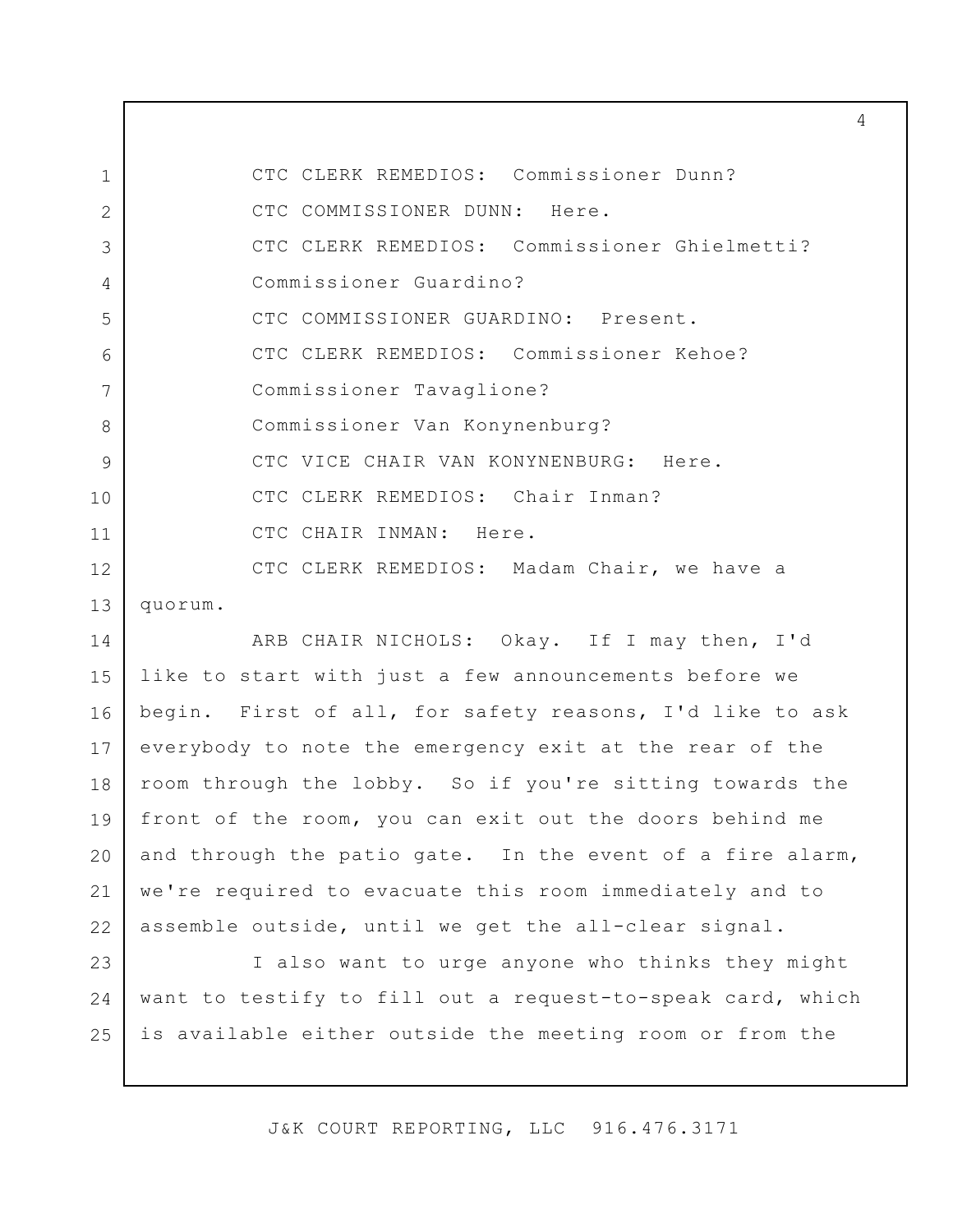CTC CLERK REMEDIOS: Commissioner Dunn?

CTC COMMISSIONER DUNN: Here.

CTC CLERK REMEDIOS: Commissioner Ghielmetti? Commissioner Guardino?

CTC COMMISSIONER GUARDINO: Present.

CTC CLERK REMEDIOS: Commissioner Kehoe? Commissioner Tavaglione? Commissioner Van Konynenburg?

CTC VICE CHAIR VAN KONYNENBURG: Here.

CTC CLERK REMEDIOS: Chair Inman?

CTC CHAIR INMAN: Here.

CTC CLERK REMEDIOS: Madam Chair, we have a quorum.

ARB CHAIR NICHOLS: Okay. If I may then, I'd like to start with just a few announcements before we begin. First of all, for safety reasons, I'd like to ask everybody to note the emergency exit at the rear of the room through the lobby. So if you're sitting towards the front of the room, you can exit out the doors behind me and through the patio gate. In the event of a fire alarm, we're required to evacuate this room immediately and to assemble outside, until we get the all-clear signal.

I also want to urge anyone who thinks they might want to testify to fill out a request-to-speak card, which is available either outside the meeting room or from the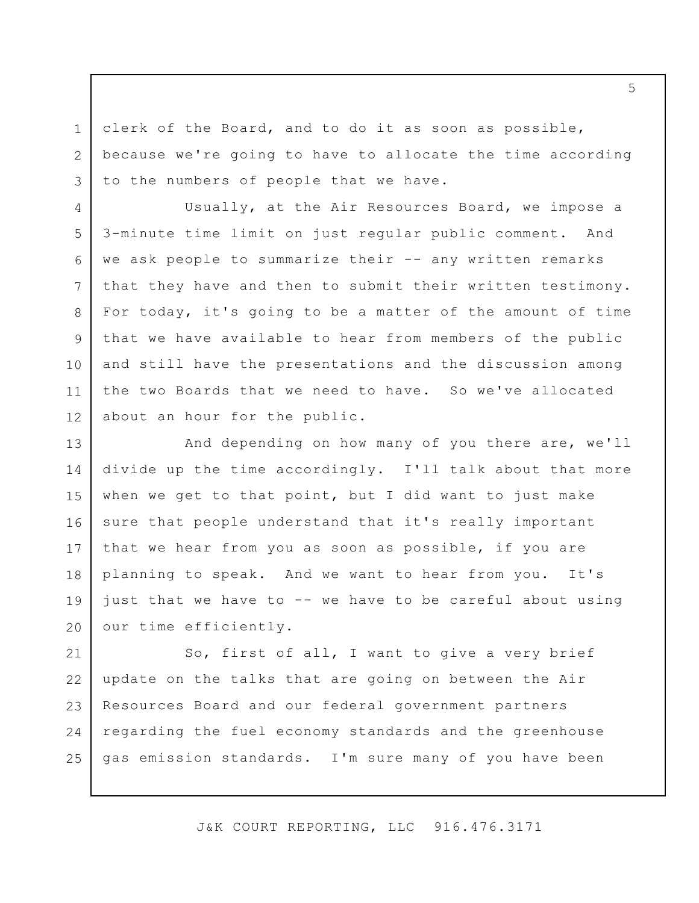clerk of the Board, and to do it as soon as possible, because we're going to have to allocate the time according to the numbers of people that we have.

Usually, at the Air Resources Board, we impose a 3-minute time limit on just regular public comment. And we ask people to summarize their -- any written remarks that they have and then to submit their written testimony. For today, it's going to be a matter of the amount of time that we have available to hear from members of the public and still have the presentations and the discussion among the two Boards that we need to have. So we've allocated about an hour for the public.

And depending on how many of you there are, we'll divide up the time accordingly. I'll talk about that more when we get to that point, but I did want to just make sure that people understand that it's really important that we hear from you as soon as possible, if you are planning to speak. And we want to hear from you. It's just that we have to -- we have to be careful about using our time efficiently.

So, first of all, I want to give a very brief update on the talks that are going on between the Air Resources Board and our federal government partners regarding the fuel economy standards and the greenhouse gas emission standards. I'm sure many of you have been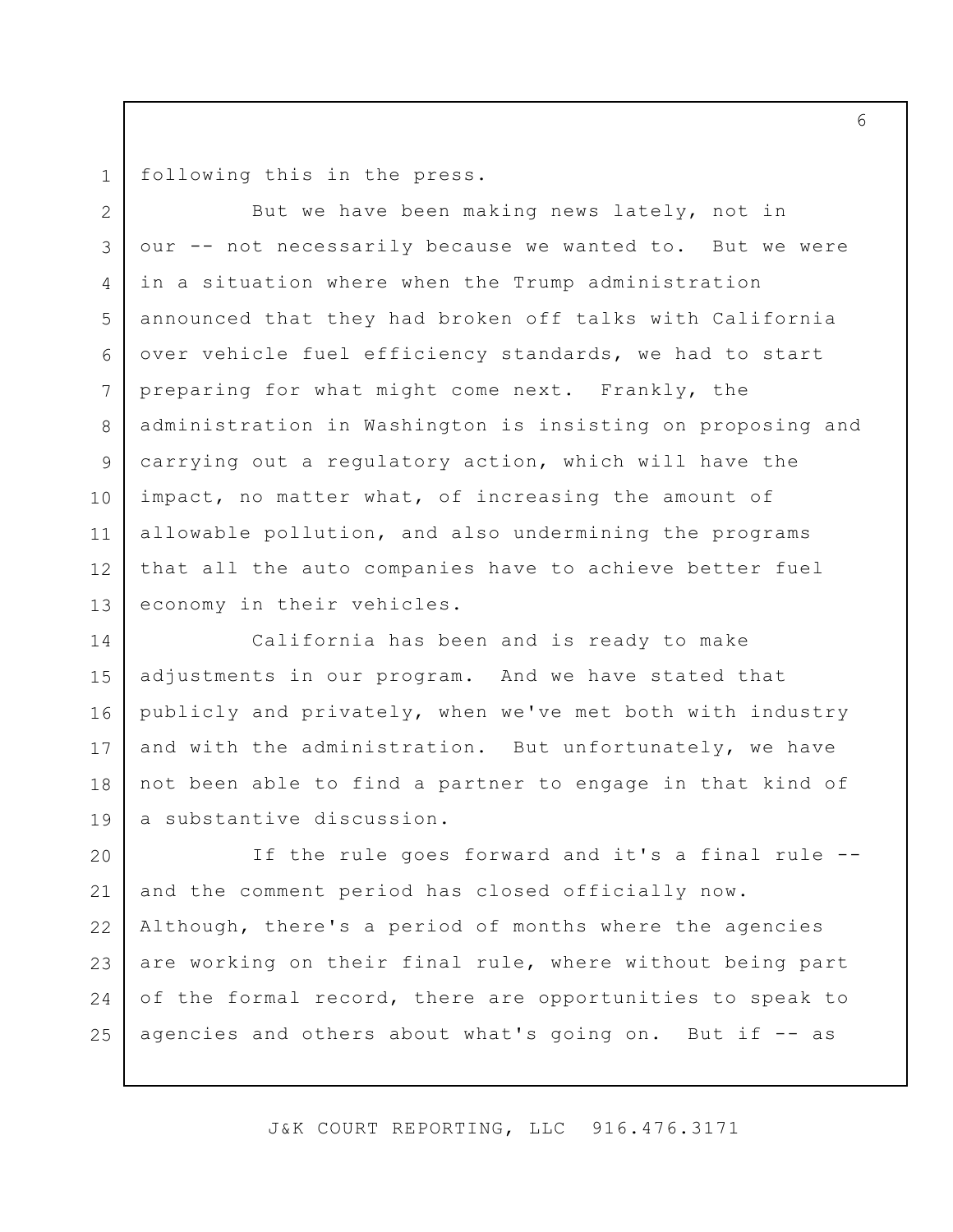following this in the press.

But we have been making news lately, not in our -- not necessarily because we wanted to. But we were in a situation where when the Trump administration announced that they had broken off talks with California over vehicle fuel efficiency standards, we had to start preparing for what might come next. Frankly, the administration in Washington is insisting on proposing and carrying out a regulatory action, which will have the impact, no matter what, of increasing the amount of allowable pollution, and also undermining the programs that all the auto companies have to achieve better fuel economy in their vehicles.

California has been and is ready to make adjustments in our program. And we have stated that publicly and privately, when we've met both with industry and with the administration. But unfortunately, we have not been able to find a partner to engage in that kind of a substantive discussion.

If the rule goes forward and it's a final rule -- and the comment period has closed officially now. Although, there's a period of months where the agencies are working on their final rule, where without being part of the formal record, there are opportunities to speak to agencies and others about what's going on. But if -- as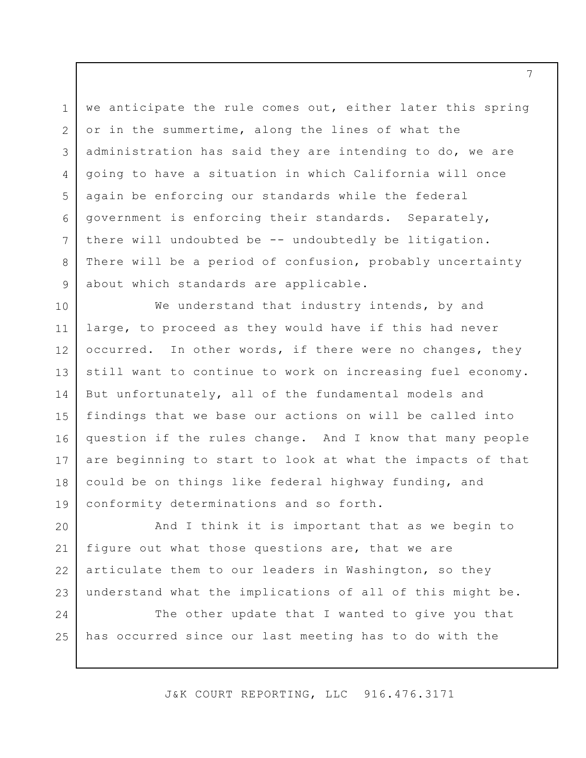we anticipate the rule comes out, either later this spring or in the summertime, along the lines of what the administration has said they are intending to do, we are going to have a situation in which California will once again be enforcing our standards while the federal government is enforcing their standards. Separately, there will undoubted be -- undoubtedly be litigation. There will be a period of confusion, probably uncertainty about which standards are applicable.

We understand that industry intends, by and large, to proceed as they would have if this had never occurred. In other words, if there were no changes, they still want to continue to work on increasing fuel economy. But unfortunately, all of the fundamental models and findings that we base our actions on will be called into question if the rules change. And I know that many people are beginning to start to look at what the impacts of that could be on things like federal highway funding, and conformity determinations and so forth.

And I think it is important that as we begin to figure out what those questions are, that we are articulate them to our leaders in Washington, so they understand what the implications of all of this might be.

The other update that I wanted to give you that has occurred since our last meeting has to do with the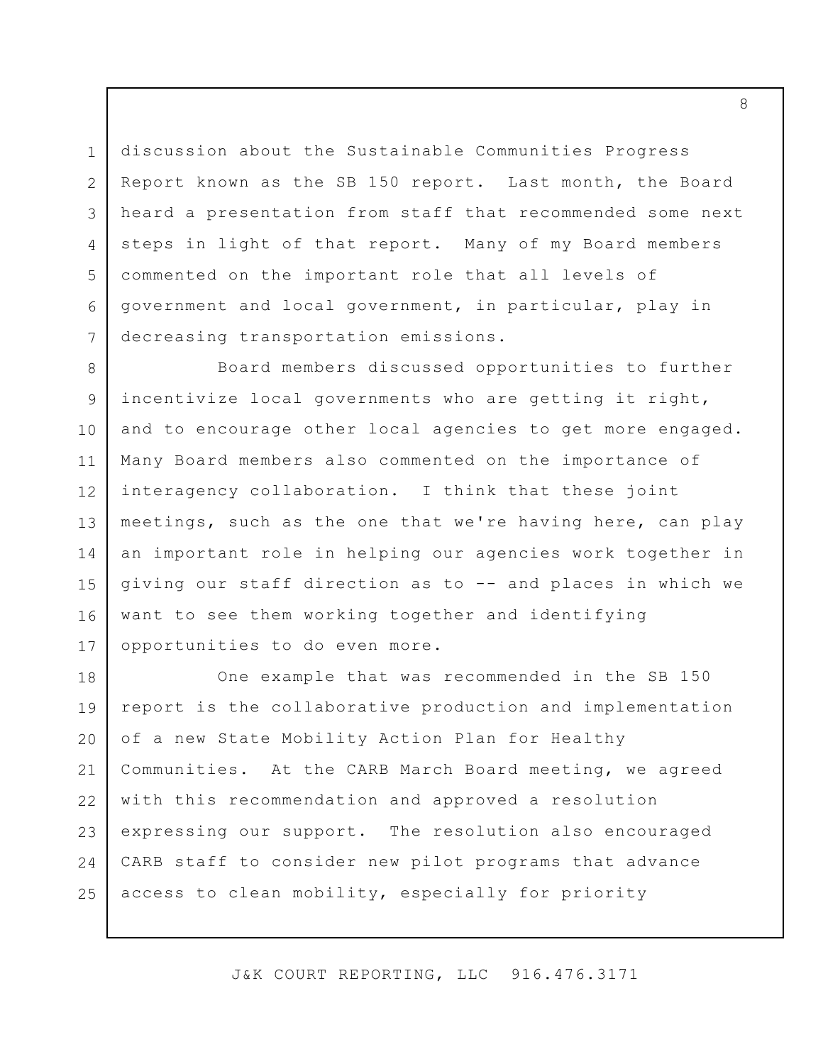discussion about the Sustainable Communities Progress Report known as the SB 150 report. Last month, the Board heard a presentation from staff that recommended some next steps in light of that report. Many of my Board members commented on the important role that all levels of government and local government, in particular, play in decreasing transportation emissions.

Board members discussed opportunities to further incentivize local governments who are getting it right, and to encourage other local agencies to get more engaged. Many Board members also commented on the importance of interagency collaboration. I think that these joint meetings, such as the one that we're having here, can play an important role in helping our agencies work together in giving our staff direction as to -- and places in which we want to see them working together and identifying opportunities to do even more.

One example that was recommended in the SB 150 report is the collaborative production and implementation of a new State Mobility Action Plan for Healthy Communities. At the CARB March Board meeting, we agreed with this recommendation and approved a resolution expressing our support. The resolution also encouraged CARB staff to consider new pilot programs that advance access to clean mobility, especially for priority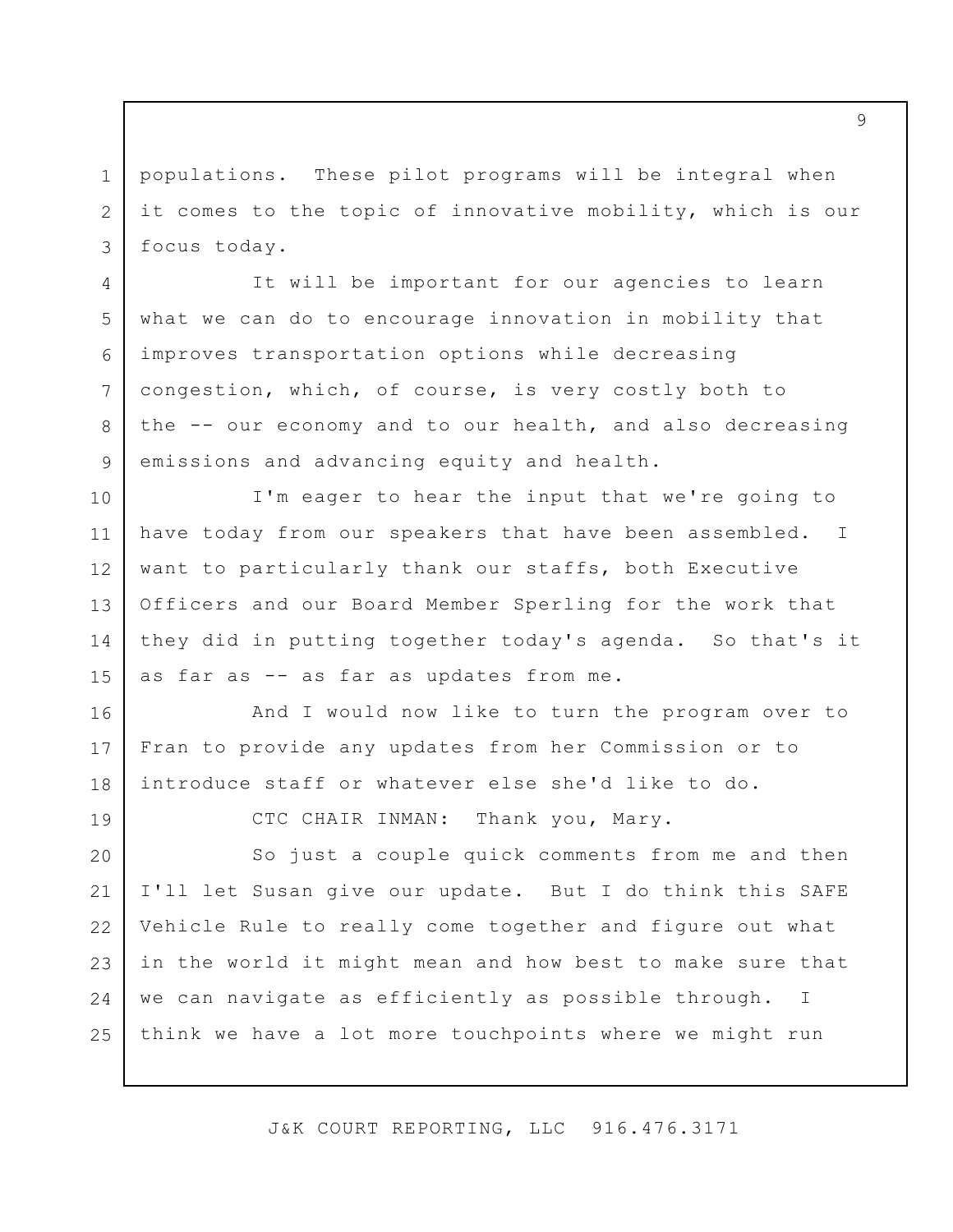populations. These pilot programs will be integral when it comes to the topic of innovative mobility, which is our focus today.

It will be important for our agencies to learn what we can do to encourage innovation in mobility that improves transportation options while decreasing congestion, which, of course, is very costly both to the -- our economy and to our health, and also decreasing emissions and advancing equity and health.

I'm eager to hear the input that we're going to have today from our speakers that have been assembled. I want to particularly thank our staffs, both Executive Officers and our Board Member Sperling for the work that they did in putting together today's agenda. So that's it as far as -- as far as updates from me.

And I would now like to turn the program over to Fran to provide any updates from her Commission or to introduce staff or whatever else she'd like to do.

CTC CHAIR INMAN: Thank you, Mary.

So just a couple quick comments from me and then I'll let Susan give our update. But I do think this SAFE Vehicle Rule to really come together and figure out what in the world it might mean and how best to make sure that we can navigate as efficiently as possible through. I think we have a lot more touchpoints where we might run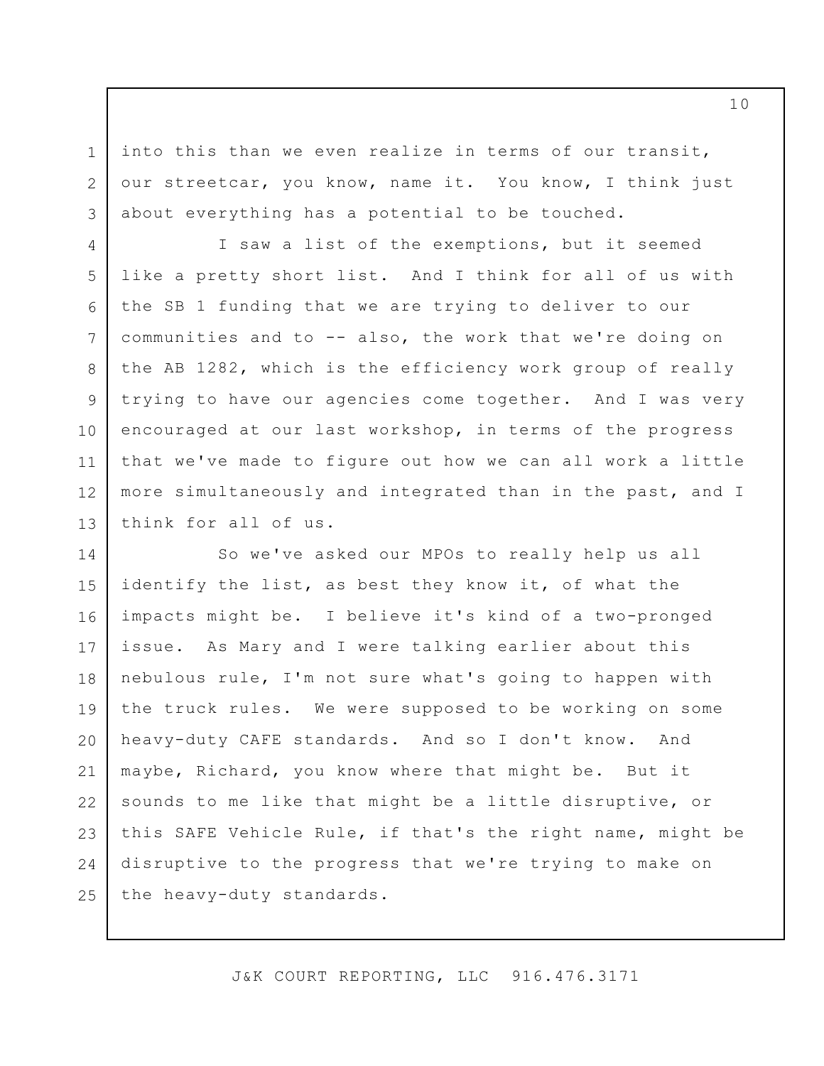into this than we even realize in terms of our transit, our streetcar, you know, name it. You know, I think just about everything has a potential to be touched.

I saw a list of the exemptions, but it seemed like a pretty short list. And I think for all of us with the SB 1 funding that we are trying to deliver to our communities and to -- also, the work that we're doing on the AB 1282, which is the efficiency work group of really trying to have our agencies come together. And I was very encouraged at our last workshop, in terms of the progress that we've made to figure out how we can all work a little more simultaneously and integrated than in the past, and I think for all of us.

So we've asked our MPOs to really help us all identify the list, as best they know it, of what the impacts might be. I believe it's kind of a two-pronged issue. As Mary and I were talking earlier about this nebulous rule, I'm not sure what's going to happen with the truck rules. We were supposed to be working on some heavy-duty CAFE standards. And so I don't know. And maybe, Richard, you know where that might be. But it sounds to me like that might be a little disruptive, or this SAFE Vehicle Rule, if that's the right name, might be disruptive to the progress that we're trying to make on the heavy-duty standards.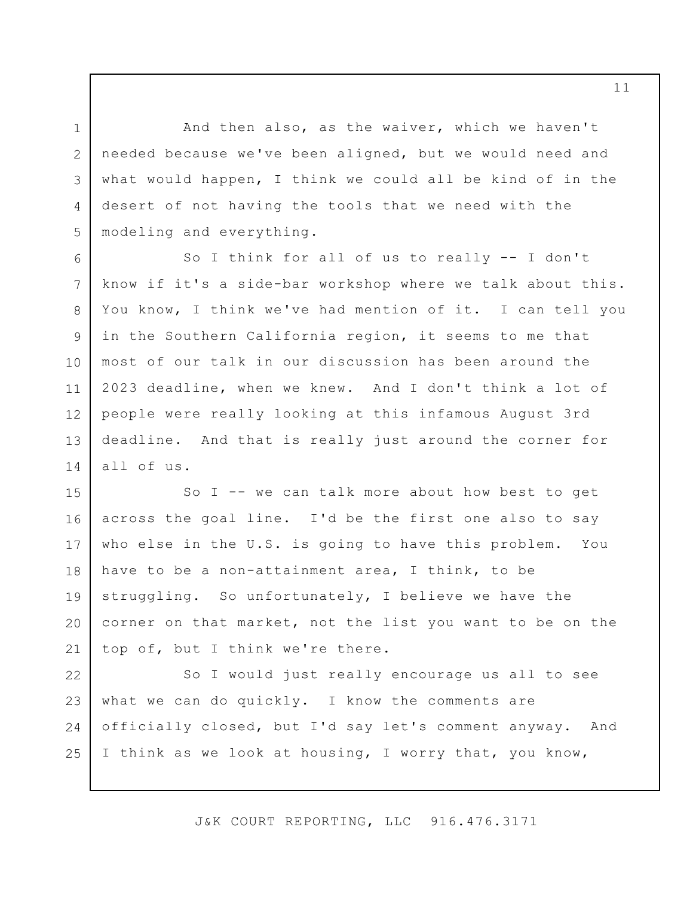And then also, as the waiver, which we haven't needed because we've been aligned, but we would need and what would happen, I think we could all be kind of in the desert of not having the tools that we need with the modeling and everything.

So I think for all of us to really -- I don't know if it's a side-bar workshop where we talk about this. You know, I think we've had mention of it. I can tell you in the Southern California region, it seems to me that most of our talk in our discussion has been around the 2023 deadline, when we knew. And I don't think a lot of people were really looking at this infamous August 3rd deadline. And that is really just around the corner for all of us.

So I -- we can talk more about how best to get across the goal line. I'd be the first one also to say who else in the U.S. is going to have this problem. You have to be a non-attainment area, I think, to be struggling. So unfortunately, I believe we have the corner on that market, not the list you want to be on the top of, but I think we're there.

So I would just really encourage us all to see what we can do quickly. I know the comments are officially closed, but I'd say let's comment anyway. And I think as we look at housing, I worry that, you know,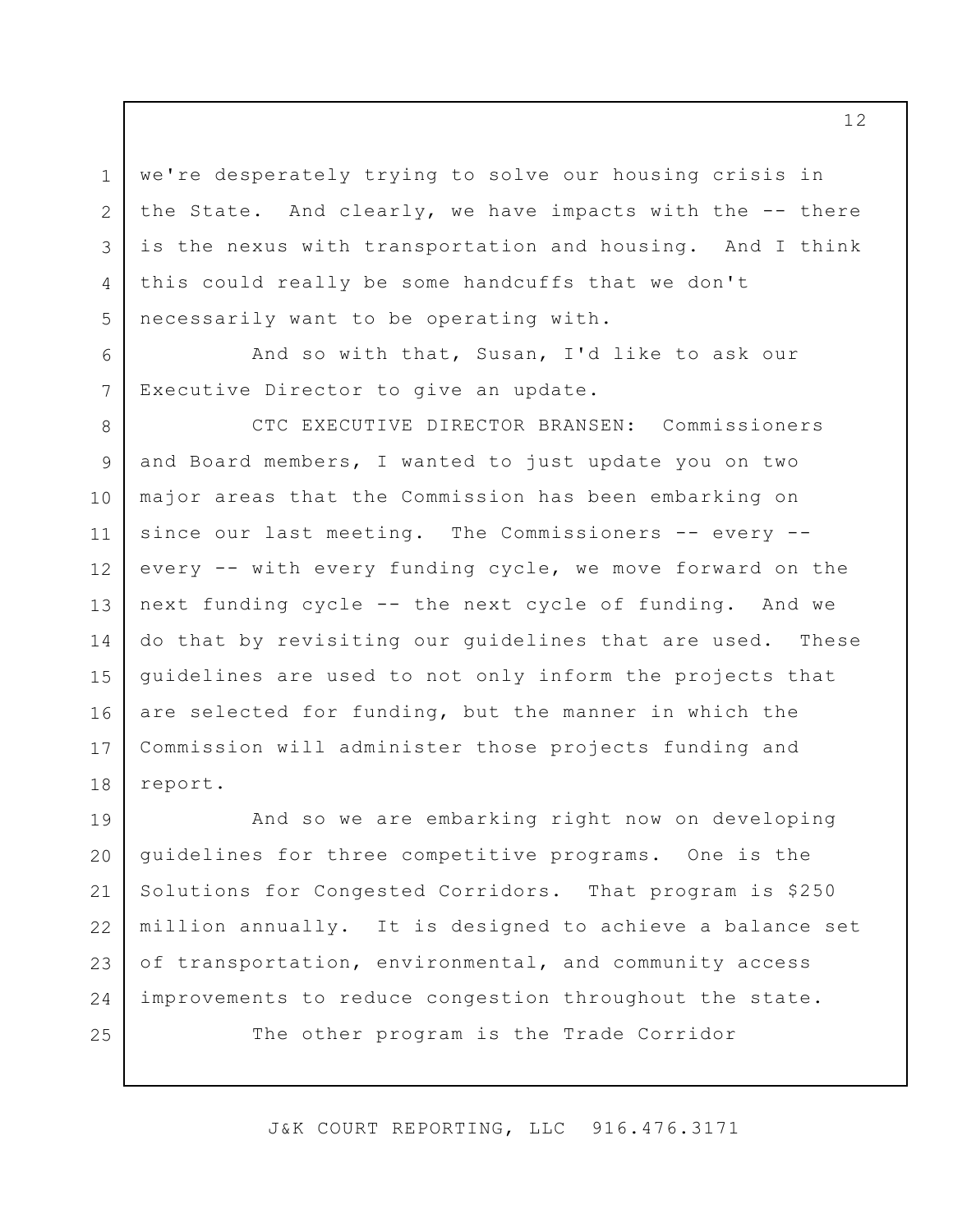we're desperately trying to solve our housing crisis in the State. And clearly, we have impacts with the -- there is the nexus with transportation and housing. And I think this could really be some handcuffs that we don't necessarily want to be operating with.

And so with that, Susan, I'd like to ask our Executive Director to give an update.

CTC EXECUTIVE DIRECTOR BRANSEN: Commissioners and Board members, I wanted to just update you on two major areas that the Commission has been embarking on since our last meeting. The Commissioners -- every -- every -- with every funding cycle, we move forward on the next funding cycle -- the next cycle of funding. And we do that by revisiting our guidelines that are used. These guidelines are used to not only inform the projects that are selected for funding, but the manner in which the Commission will administer those projects funding and report.

And so we are embarking right now on developing guidelines for three competitive programs. One is the Solutions for Congested Corridors. That program is $250 million annually. It is designed to achieve a balance set of transportation, environmental, and community access improvements to reduce congestion throughout the state.

The other program is the Trade Corridor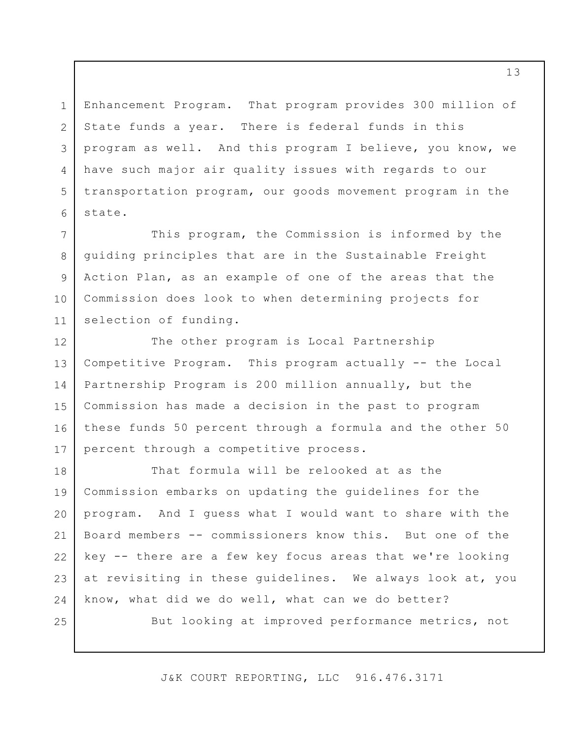Enhancement Program. That program provides 300 million of State funds a year. There is federal funds in this program as well. And this program I believe, you know, we have such major air quality issues with regards to our transportation program, our goods movement program in the state.

This program, the Commission is informed by the guiding principles that are in the Sustainable Freight Action Plan, as an example of one of the areas that the Commission does look to when determining projects for selection of funding.

The other program is Local Partnership Competitive Program. This program actually -- the Local Partnership Program is 200 million annually, but the Commission has made a decision in the past to program these funds 50 percent through a formula and the other 50 percent through a competitive process.

That formula will be relooked at as the Commission embarks on updating the guidelines for the program. And I guess what I would want to share with the Board members -- commissioners know this. But one of the key -- there are a few key focus areas that we're looking at revisiting in these guidelines. We always look at, you know, what did we do well, what can we do better?

But looking at improved performance metrics, not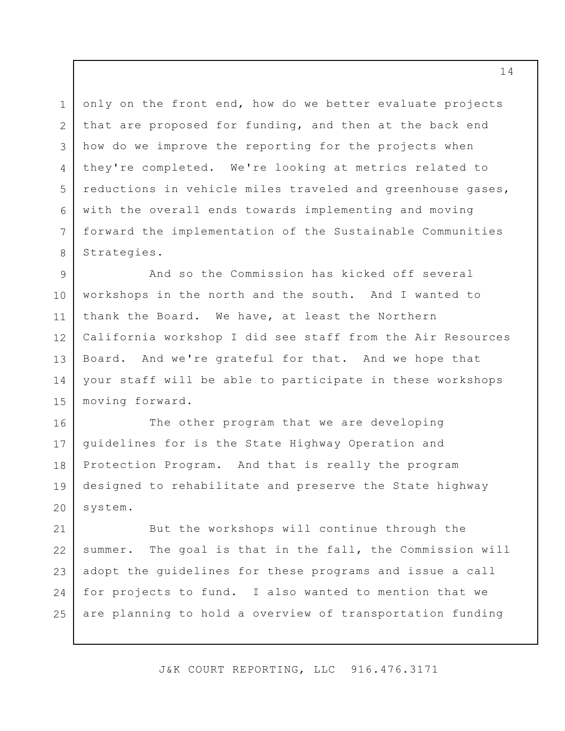only on the front end, how do we better evaluate projects that are proposed for funding, and then at the back end how do we improve the reporting for the projects when they're completed. We're looking at metrics related to reductions in vehicle miles traveled and greenhouse gases, with the overall ends towards implementing and moving forward the implementation of the Sustainable Communities Strategies.

And so the Commission has kicked off several workshops in the north and the south. And I wanted to thank the Board. We have, at least the Northern California workshop I did see staff from the Air Resources Board. And we're grateful for that. And we hope that your staff will be able to participate in these workshops moving forward.

The other program that we are developing guidelines for is the State Highway Operation and Protection Program. And that is really the program designed to rehabilitate and preserve the State highway system.

But the workshops will continue through the summer. The goal is that in the fall, the Commission will adopt the guidelines for these programs and issue a call for projects to fund. I also wanted to mention that we are planning to hold a overview of transportation funding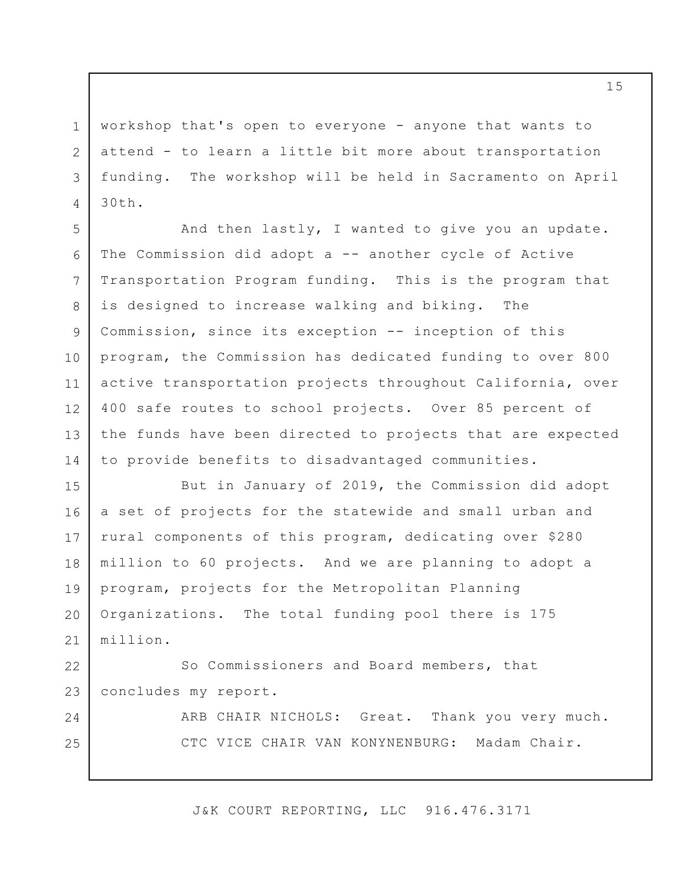workshop that's open to everyone - anyone that wants to attend - to learn a little bit more about transportation funding. The workshop will be held in Sacramento on April 30th.

And then lastly, I wanted to give you an update. The Commission did adopt a -- another cycle of Active Transportation Program funding. This is the program that is designed to increase walking and biking. The Commission, since its exception -- inception of this program, the Commission has dedicated funding to over 800 active transportation projects throughout California, over 400 safe routes to school projects. Over 85 percent of the funds have been directed to projects that are expected to provide benefits to disadvantaged communities.

But in January of 2019, the Commission did adopt a set of projects for the statewide and small urban and rural components of this program, dedicating over $280 million to 60 projects. And we are planning to adopt a program, projects for the Metropolitan Planning Organizations. The total funding pool there is 175 million.

So Commissioners and Board members, that concludes my report.

ARB CHAIR NICHOLS: Great. Thank you very much.

CTC VICE CHAIR VAN KONYNENBURG: Madam Chair.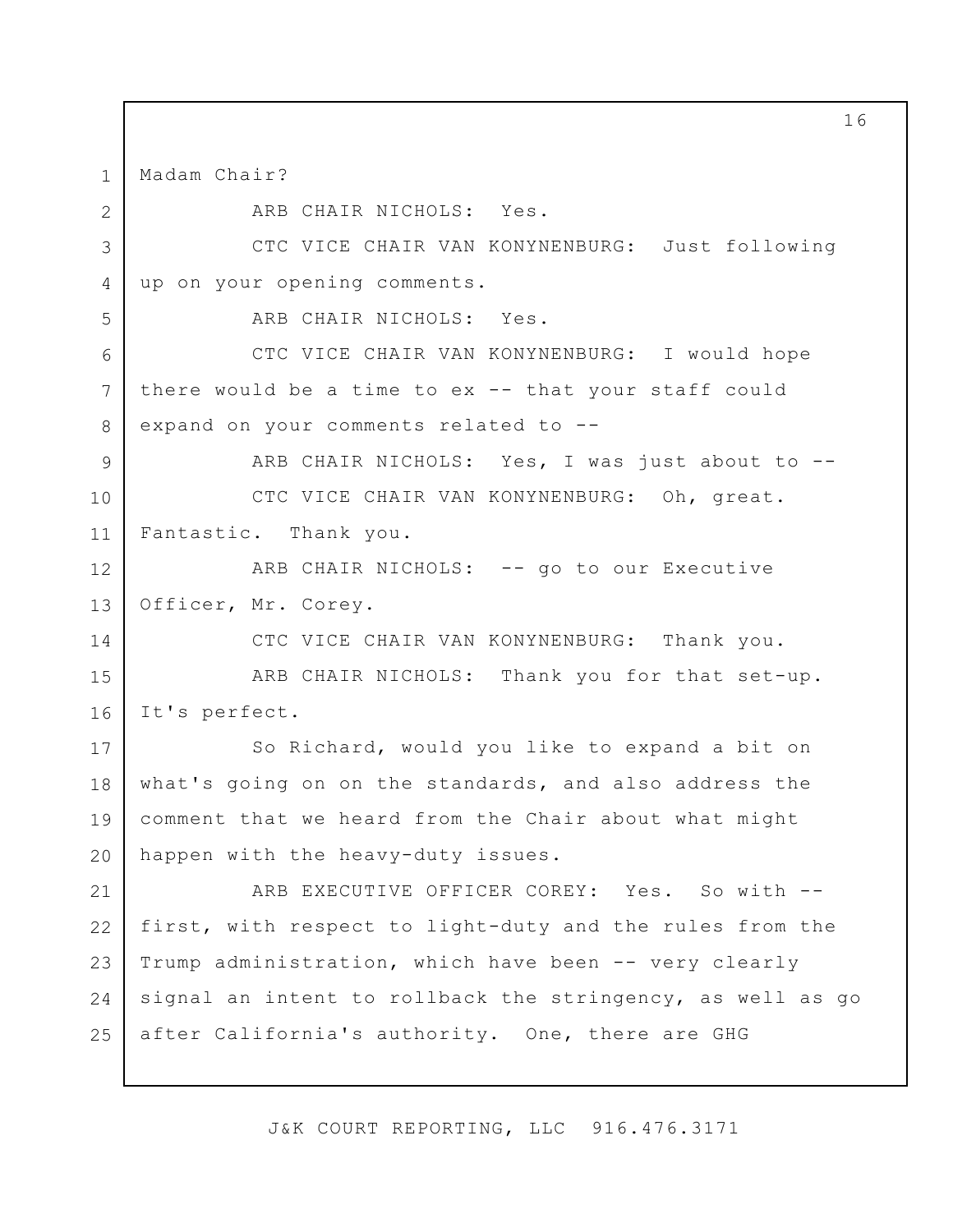Madam Chair?

ARB CHAIR NICHOLS: Yes.

CTC VICE CHAIR VAN KONYNENBURG: Just following up on your opening comments.

ARB CHAIR NICHOLS: Yes.

CTC VICE CHAIR VAN KONYNENBURG: I would hope there would be a time to ex -- that your staff could expand on your comments related to --

ARB CHAIR NICHOLS: Yes, I was just about to --

CTC VICE CHAIR VAN KONYNENBURG: Oh, great. Fantastic. Thank you.

ARB CHAIR NICHOLS: -- go to our Executive Officer, Mr. Corey.

CTC VICE CHAIR VAN KONYNENBURG: Thank you.

ARB CHAIR NICHOLS: Thank you for that set-up. It's perfect.

So Richard, would you like to expand a bit on what's going on on the standards, and also address the comment that we heard from the Chair about what might happen with the heavy-duty issues.

ARB EXECUTIVE OFFICER COREY: Yes. So with -- first, with respect to light-duty and the rules from the Trump administration, which have been -- very clearly signal an intent to rollback the stringency, as well as go after California's authority. One, there are GHG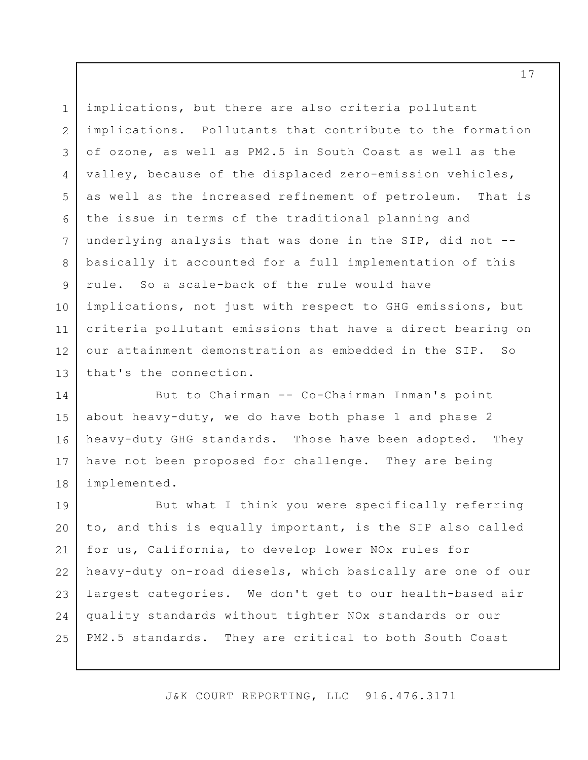implications, but there are also criteria pollutant implications. Pollutants that contribute to the formation of ozone, as well as PM2.5 in South Coast as well as the valley, because of the displaced zero-emission vehicles, as well as the increased refinement of petroleum. That is the issue in terms of the traditional planning and underlying analysis that was done in the SIP, did not -- basically it accounted for a full implementation of this rule. So a scale-back of the rule would have implications, not just with respect to GHG emissions, but criteria pollutant emissions that have a direct bearing on our attainment demonstration as embedded in the SIP. So that's the connection.

But to Chairman -- Co-Chairman Inman's point about heavy-duty, we do have both phase 1 and phase 2 heavy-duty GHG standards. Those have been adopted. They have not been proposed for challenge. They are being implemented.

But what I think you were specifically referring to, and this is equally important, is the SIP also called for us, California, to develop lower NOx rules for heavy-duty on-road diesels, which basically are one of our largest categories. We don't get to our health-based air quality standards without tighter NOx standards or our PM2.5 standards. They are critical to both South Coast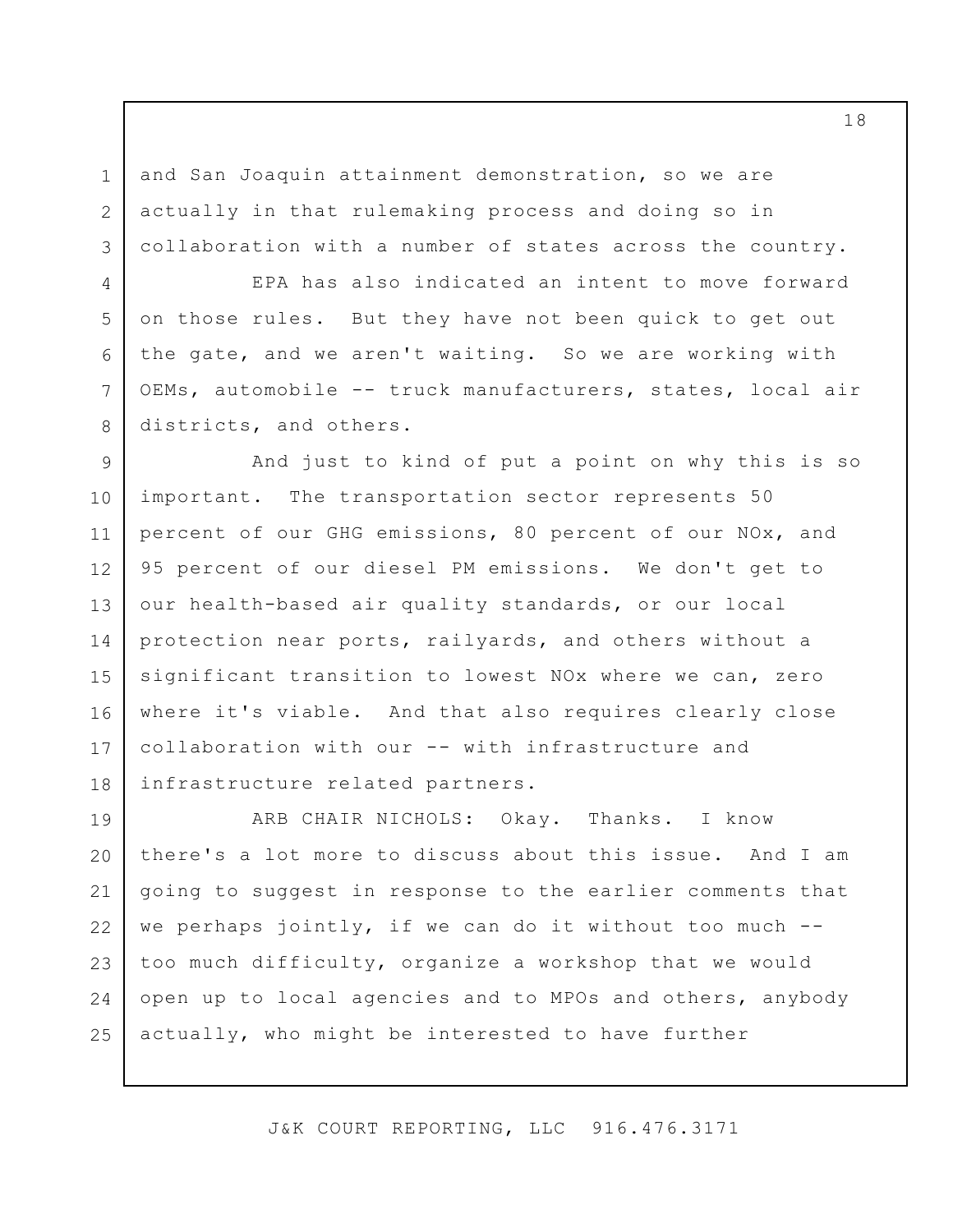and San Joaquin attainment demonstration, so we are actually in that rulemaking process and doing so in collaboration with a number of states across the country.

EPA has also indicated an intent to move forward on those rules. But they have not been quick to get out the gate, and we aren't waiting. So we are working with OEMs, automobile -- truck manufacturers, states, local air districts, and others.

And just to kind of put a point on why this is so important. The transportation sector represents 50 percent of our GHG emissions, 80 percent of our NOx, and 95 percent of our diesel PM emissions. We don't get to our health-based air quality standards, or our local protection near ports, railyards, and others without a significant transition to lowest NOx where we can, zero where it's viable. And that also requires clearly close collaboration with our -- with infrastructure and infrastructure related partners.

ARB CHAIR NICHOLS: Okay. Thanks. I know there's a lot more to discuss about this issue. And I am going to suggest in response to the earlier comments that we perhaps jointly, if we can do it without too much -- too much difficulty, organize a workshop that we would open up to local agencies and to MPOs and others, anybody actually, who might be interested to have further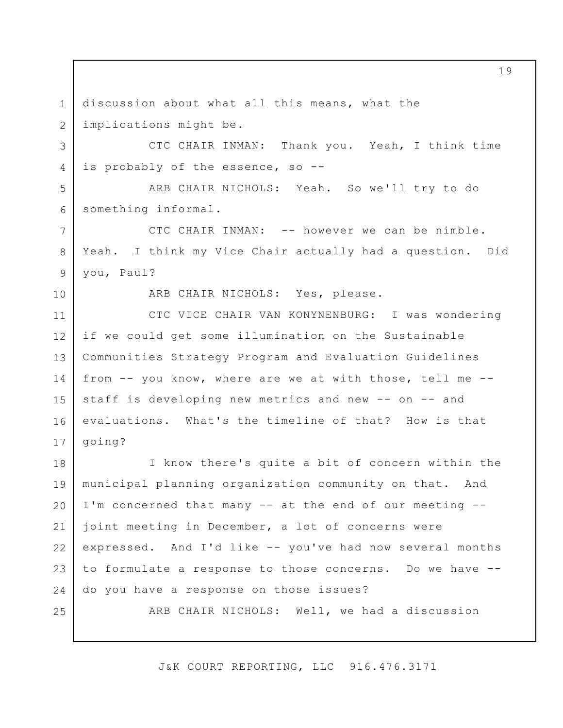discussion about what all this means, what the implications might be.

CTC CHAIR INMAN: Thank you. Yeah, I think time is probably of the essence, so --

ARB CHAIR NICHOLS: Yeah. So we'll try to do something informal.

CTC CHAIR INMAN: -- however we can be nimble. Yeah. I think my Vice Chair actually had a question. Did you, Paul?

ARB CHAIR NICHOLS: Yes, please.

CTC VICE CHAIR VAN KONYNENBURG: I was wondering if we could get some illumination on the Sustainable Communities Strategy Program and Evaluation Guidelines from -- you know, where are we at with those, tell me -- staff is developing new metrics and new -- on -- and evaluations. What's the timeline of that? How is that going?

I know there's quite a bit of concern within the municipal planning organization community on that. And I'm concerned that many -- at the end of our meeting -- joint meeting in December, a lot of concerns were expressed. And I'd like -- you've had now several months to formulate a response to those concerns. Do we have -- do you have a response on those issues?

ARB CHAIR NICHOLS: Well, we had a discussion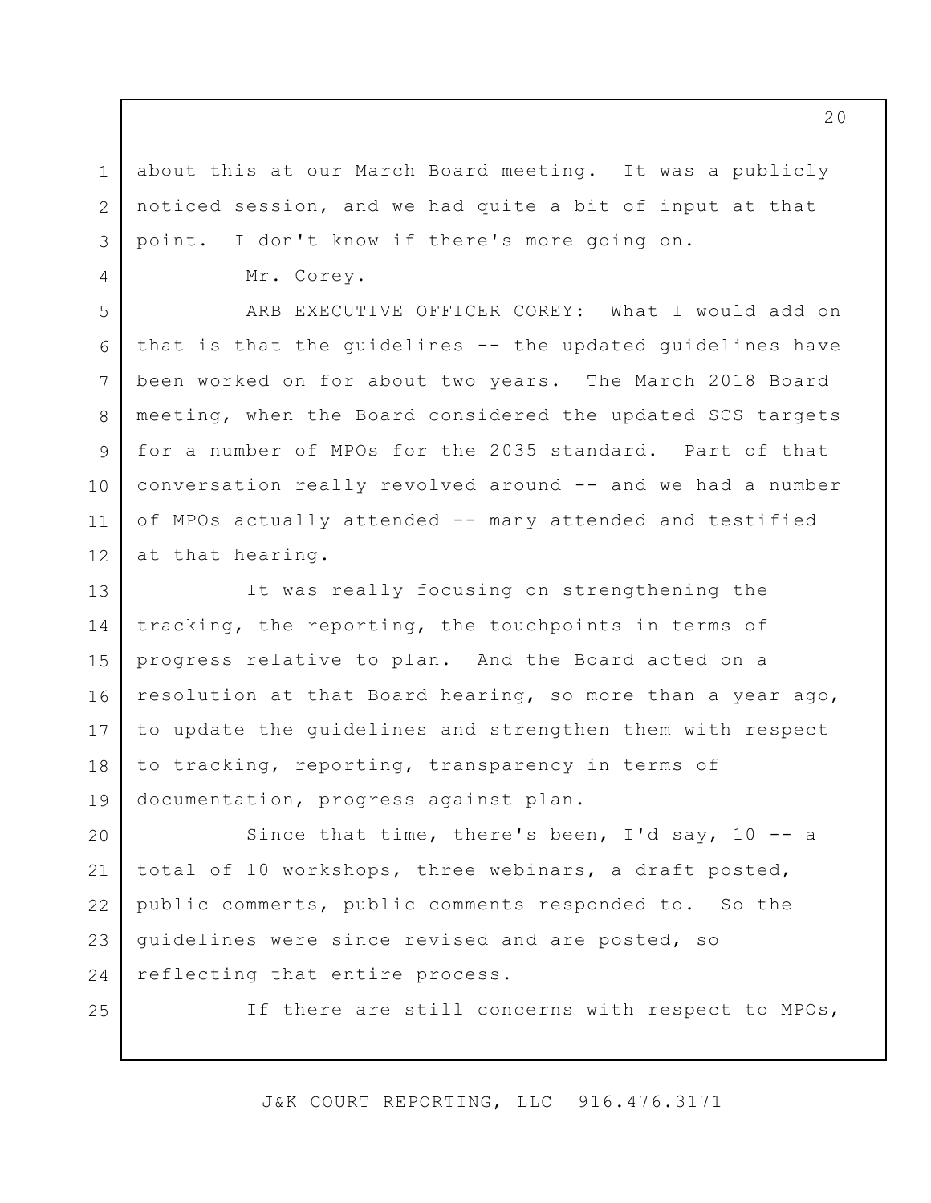about this at our March Board meeting. It was a publicly noticed session, and we had quite a bit of input at that point. I don't know if there's more going on.

Mr. Corey.

ARB EXECUTIVE OFFICER COREY: What I would add on that is that the guidelines -- the updated guidelines have been worked on for about two years. The March 2018 Board meeting, when the Board considered the updated SCS targets for a number of MPOs for the 2035 standard. Part of that conversation really revolved around -- and we had a number of MPOs actually attended -- many attended and testified at that hearing.

It was really focusing on strengthening the tracking, the reporting, the touchpoints in terms of progress relative to plan. And the Board acted on a resolution at that Board hearing, so more than a year ago, to update the guidelines and strengthen them with respect to tracking, reporting, transparency in terms of documentation, progress against plan.

Since that time, there's been, I'd say, 10 -- a total of 10 workshops, three webinars, a draft posted, public comments, public comments responded to. So the guidelines were since revised and are posted, so reflecting that entire process.

If there are still concerns with respect to MPOs,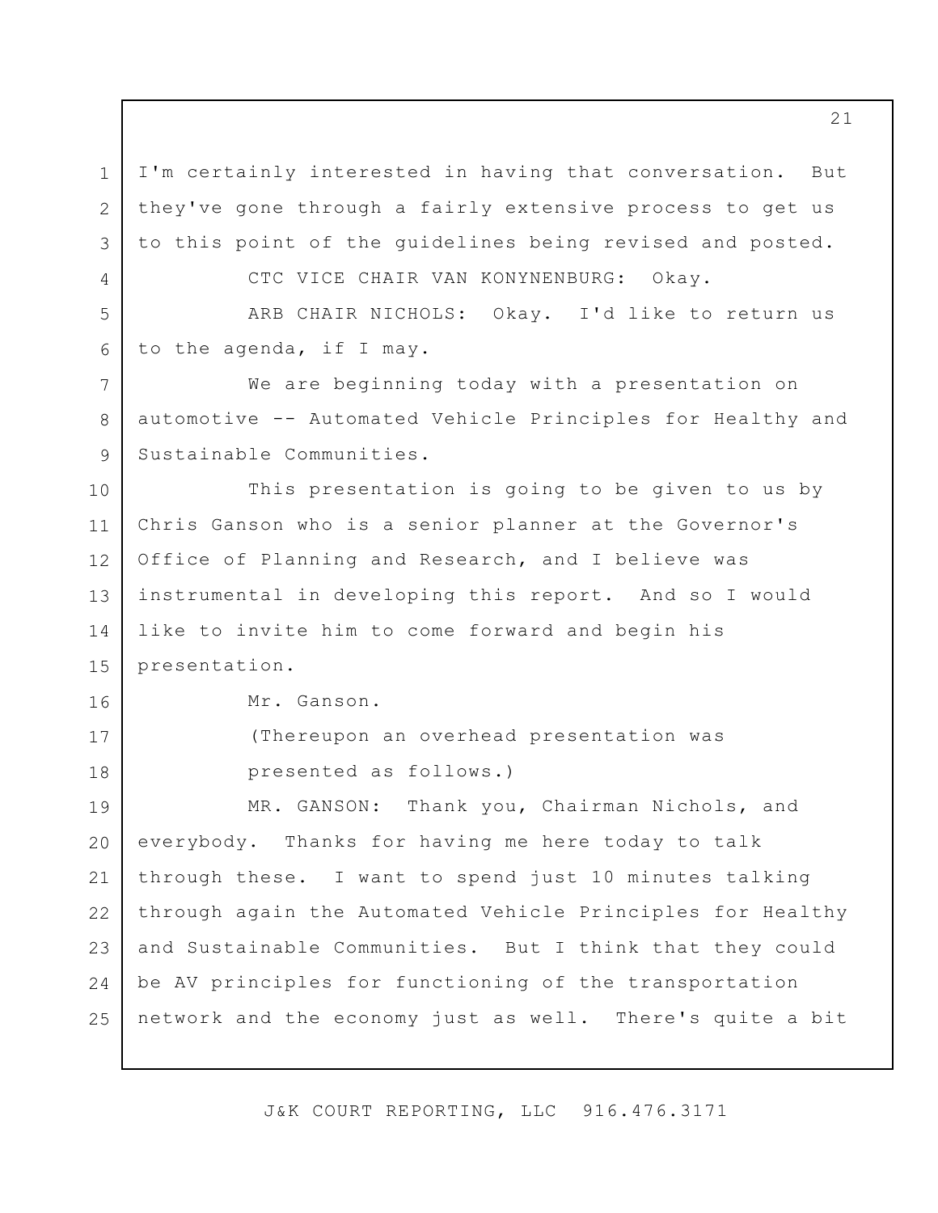I'm certainly interested in having that conversation. But they've gone through a fairly extensive process to get us to this point of the guidelines being revised and posted.

CTC VICE CHAIR VAN KONYNENBURG: Okay.

ARB CHAIR NICHOLS: Okay. I'd like to return us to the agenda, if I may.

We are beginning today with a presentation on automotive -- Automated Vehicle Principles for Healthy and Sustainable Communities.

This presentation is going to be given to us by Chris Ganson who is a senior planner at the Governor's Office of Planning and Research, and I believe was instrumental in developing this report. And so I would like to invite him to come forward and begin his presentation.

Mr. Ganson.

(Thereupon an overhead presentation was presented as follows.)

MR. GANSON: Thank you, Chairman Nichols, and everybody. Thanks for having me here today to talk through these. I want to spend just 10 minutes talking through again the Automated Vehicle Principles for Healthy and Sustainable Communities. But I think that they could be AV principles for functioning of the transportation network and the economy just as well. There's quite a bit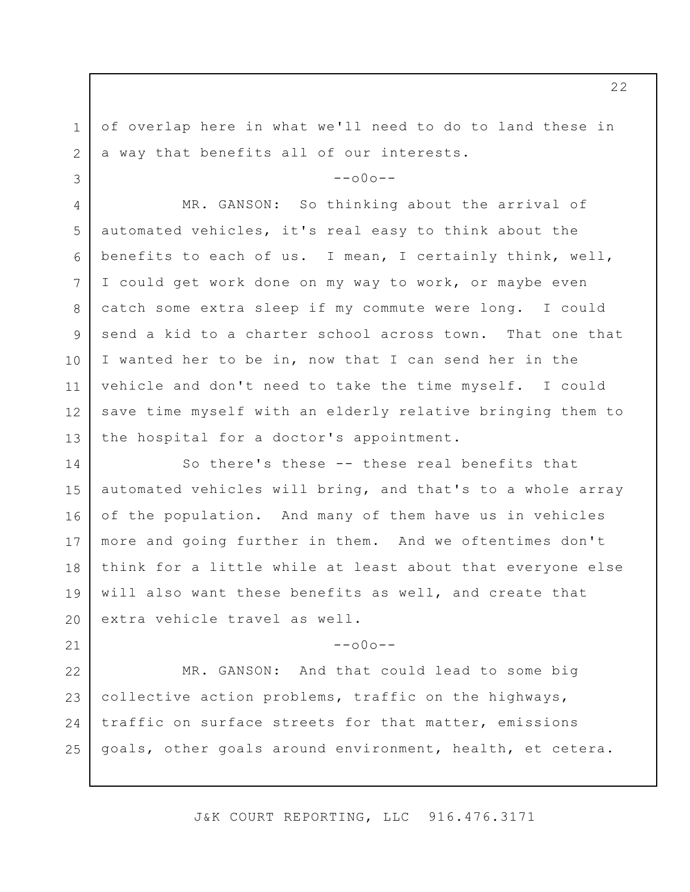of overlap here in what we'll need to do to land these in a way that benefits all of our interests.

--o0o--

MR. GANSON: So thinking about the arrival of automated vehicles, it's real easy to think about the benefits to each of us. I mean, I certainly think, well, I could get work done on my way to work, or maybe even catch some extra sleep if my commute were long. I could send a kid to a charter school across town. That one that I wanted her to be in, now that I can send her in the vehicle and don't need to take the time myself. I could save time myself with an elderly relative bringing them to the hospital for a doctor's appointment.

So there's these -- these real benefits that automated vehicles will bring, and that's to a whole array of the population. And many of them have us in vehicles more and going further in them. And we oftentimes don't think for a little while at least about that everyone else will also want these benefits as well, and create that extra vehicle travel as well.

--o0o--

MR. GANSON: And that could lead to some big collective action problems, traffic on the highways, traffic on surface streets for that matter, emissions goals, other goals around environment, health, et cetera.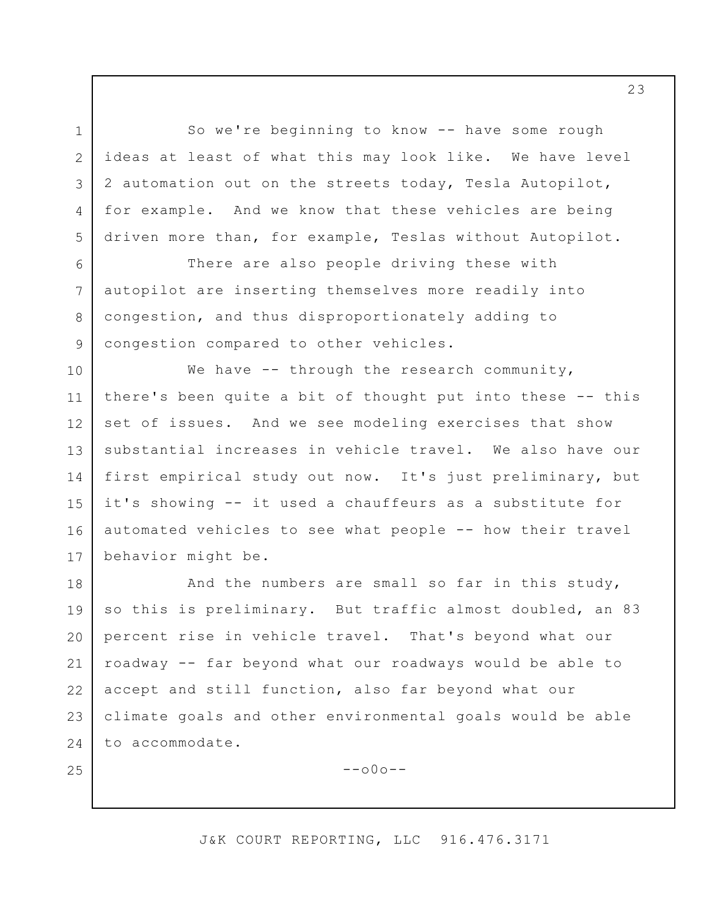So we're beginning to know -- have some rough ideas at least of what this may look like. We have level 2 automation out on the streets today, Tesla Autopilot, for example. And we know that these vehicles are being driven more than, for example, Teslas without Autopilot.

There are also people driving these with autopilot are inserting themselves more readily into congestion, and thus disproportionately adding to congestion compared to other vehicles.

We have -- through the research community, there's been quite a bit of thought put into these -- this set of issues. And we see modeling exercises that show substantial increases in vehicle travel. We also have our first empirical study out now. It's just preliminary, but it's showing -- it used a chauffeurs as a substitute for automated vehicles to see what people -- how their travel behavior might be.

And the numbers are small so far in this study, so this is preliminary. But traffic almost doubled, an 83 percent rise in vehicle travel. That's beyond what our roadway -- far beyond what our roadways would be able to accept and still function, also far beyond what our climate goals and other environmental goals would be able to accommodate.

--o0o--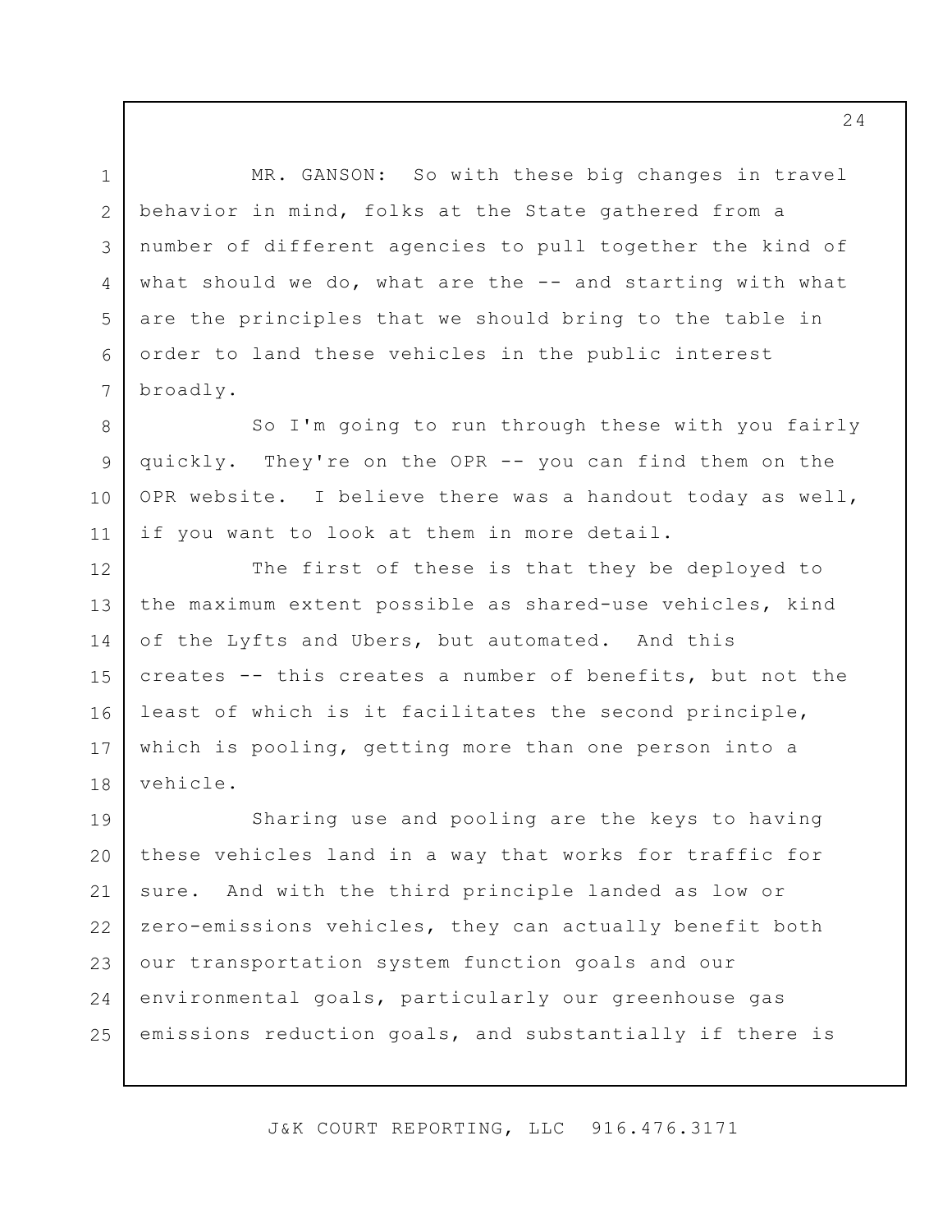MR. GANSON: So with these big changes in travel behavior in mind, folks at the State gathered from a number of different agencies to pull together the kind of what should we do, what are the -- and starting with what are the principles that we should bring to the table in order to land these vehicles in the public interest broadly.

So I'm going to run through these with you fairly quickly. They're on the OPR -- you can find them on the OPR website. I believe there was a handout today as well, if you want to look at them in more detail.

The first of these is that they be deployed to the maximum extent possible as shared-use vehicles, kind of the Lyfts and Ubers, but automated. And this creates -- this creates a number of benefits, but not the least of which is it facilitates the second principle, which is pooling, getting more than one person into a vehicle.

Sharing use and pooling are the keys to having these vehicles land in a way that works for traffic for sure. And with the third principle landed as low or zero-emissions vehicles, they can actually benefit both our transportation system function goals and our environmental goals, particularly our greenhouse gas emissions reduction goals, and substantially if there is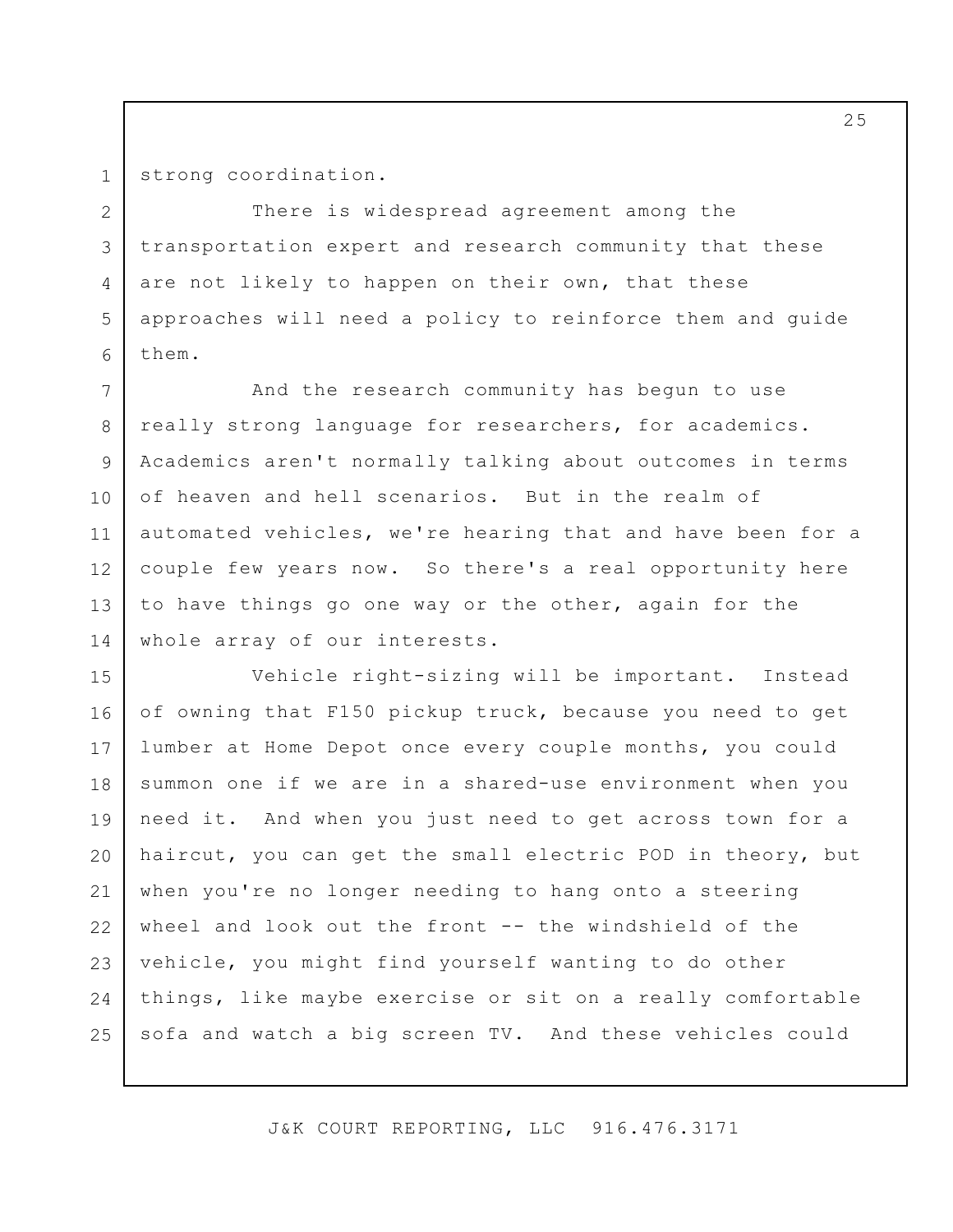strong coordination.

There is widespread agreement among the transportation expert and research community that these are not likely to happen on their own, that these approaches will need a policy to reinforce them and guide them.

And the research community has begun to use really strong language for researchers, for academics. Academics aren't normally talking about outcomes in terms of heaven and hell scenarios. But in the realm of automated vehicles, we're hearing that and have been for a couple few years now. So there's a real opportunity here to have things go one way or the other, again for the whole array of our interests.

Vehicle right-sizing will be important. Instead of owning that F150 pickup truck, because you need to get lumber at Home Depot once every couple months, you could summon one if we are in a shared-use environment when you need it. And when you just need to get across town for a haircut, you can get the small electric POD in theory, but when you're no longer needing to hang onto a steering wheel and look out the front -- the windshield of the vehicle, you might find yourself wanting to do other things, like maybe exercise or sit on a really comfortable sofa and watch a big screen TV. And these vehicles could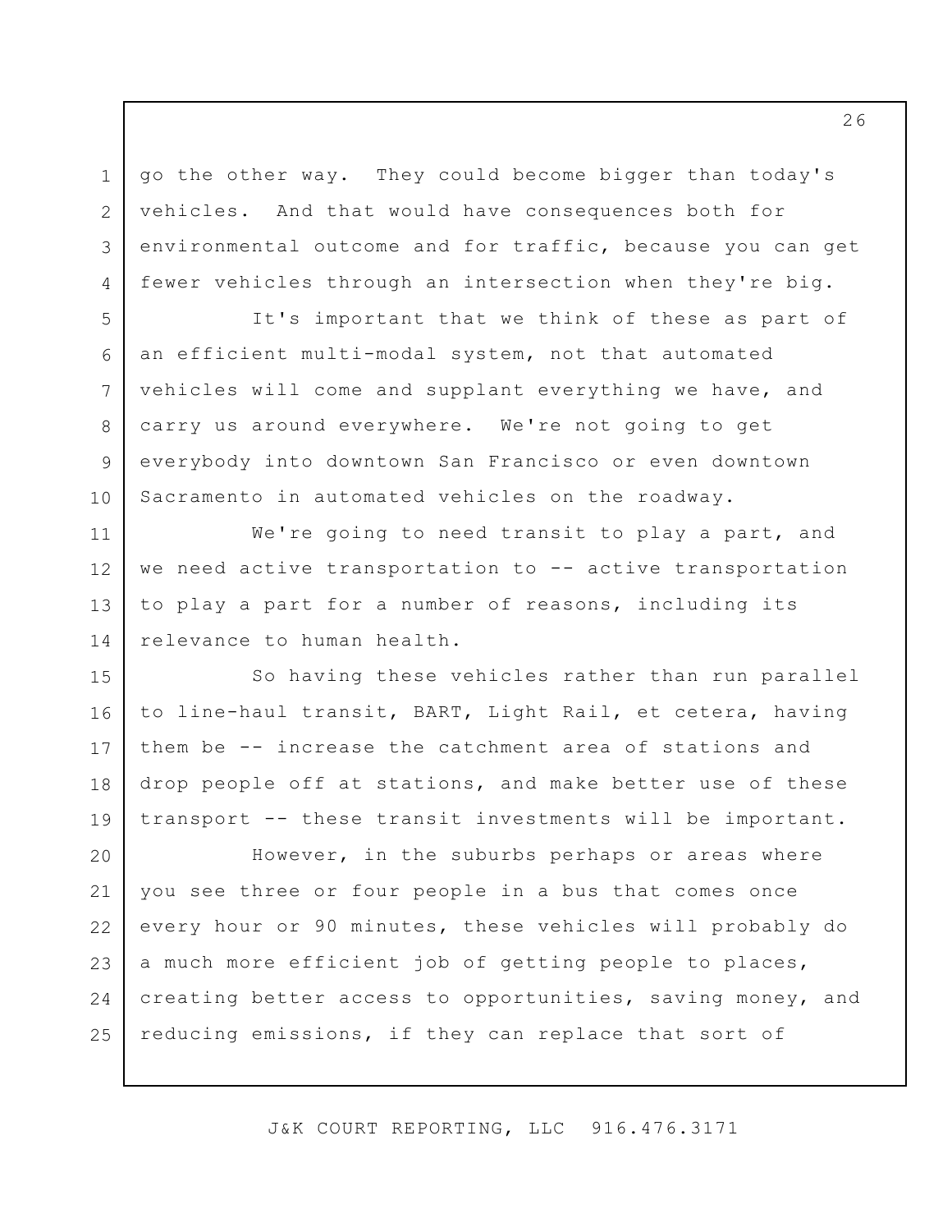go the other way. They could become bigger than today's vehicles. And that would have consequences both for environmental outcome and for traffic, because you can get fewer vehicles through an intersection when they're big.

It's important that we think of these as part of an efficient multi-modal system, not that automated vehicles will come and supplant everything we have, and carry us around everywhere. We're not going to get everybody into downtown San Francisco or even downtown Sacramento in automated vehicles on the roadway.

We're going to need transit to play a part, and we need active transportation to -- active transportation to play a part for a number of reasons, including its relevance to human health.

So having these vehicles rather than run parallel to line-haul transit, BART, Light Rail, et cetera, having them be -- increase the catchment area of stations and drop people off at stations, and make better use of these transport -- these transit investments will be important.

However, in the suburbs perhaps or areas where you see three or four people in a bus that comes once every hour or 90 minutes, these vehicles will probably do a much more efficient job of getting people to places, creating better access to opportunities, saving money, and reducing emissions, if they can replace that sort of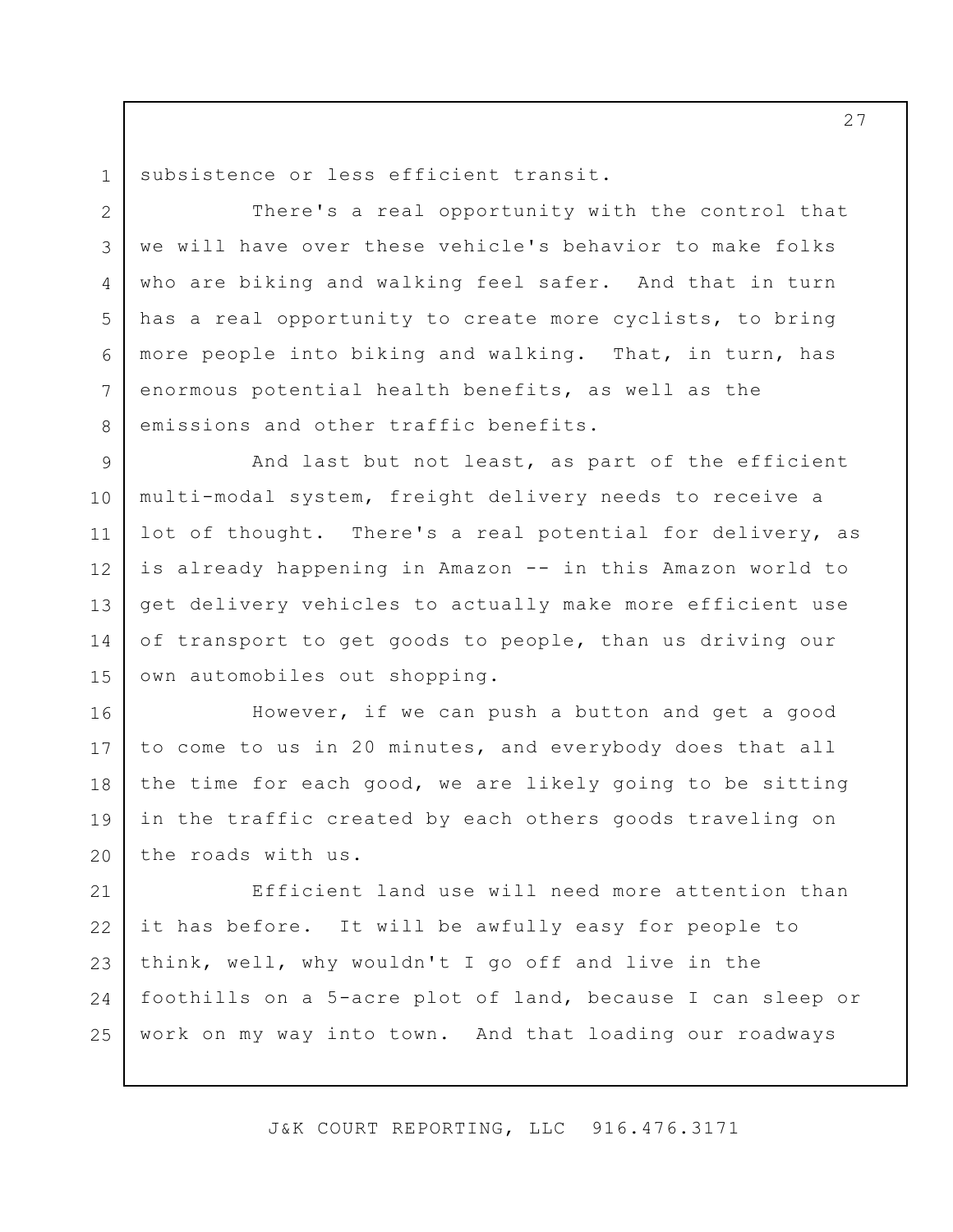subsistence or less efficient transit.

There's a real opportunity with the control that we will have over these vehicle's behavior to make folks who are biking and walking feel safer. And that in turn has a real opportunity to create more cyclists, to bring more people into biking and walking. That, in turn, has enormous potential health benefits, as well as the emissions and other traffic benefits.

And last but not least, as part of the efficient multi-modal system, freight delivery needs to receive a lot of thought. There's a real potential for delivery, as is already happening in Amazon -- in this Amazon world to get delivery vehicles to actually make more efficient use of transport to get goods to people, than us driving our own automobiles out shopping.

However, if we can push a button and get a good to come to us in 20 minutes, and everybody does that all the time for each good, we are likely going to be sitting in the traffic created by each others goods traveling on the roads with us.

Efficient land use will need more attention than it has before. It will be awfully easy for people to think, well, why wouldn't I go off and live in the foothills on a 5-acre plot of land, because I can sleep or work on my way into town. And that loading our roadways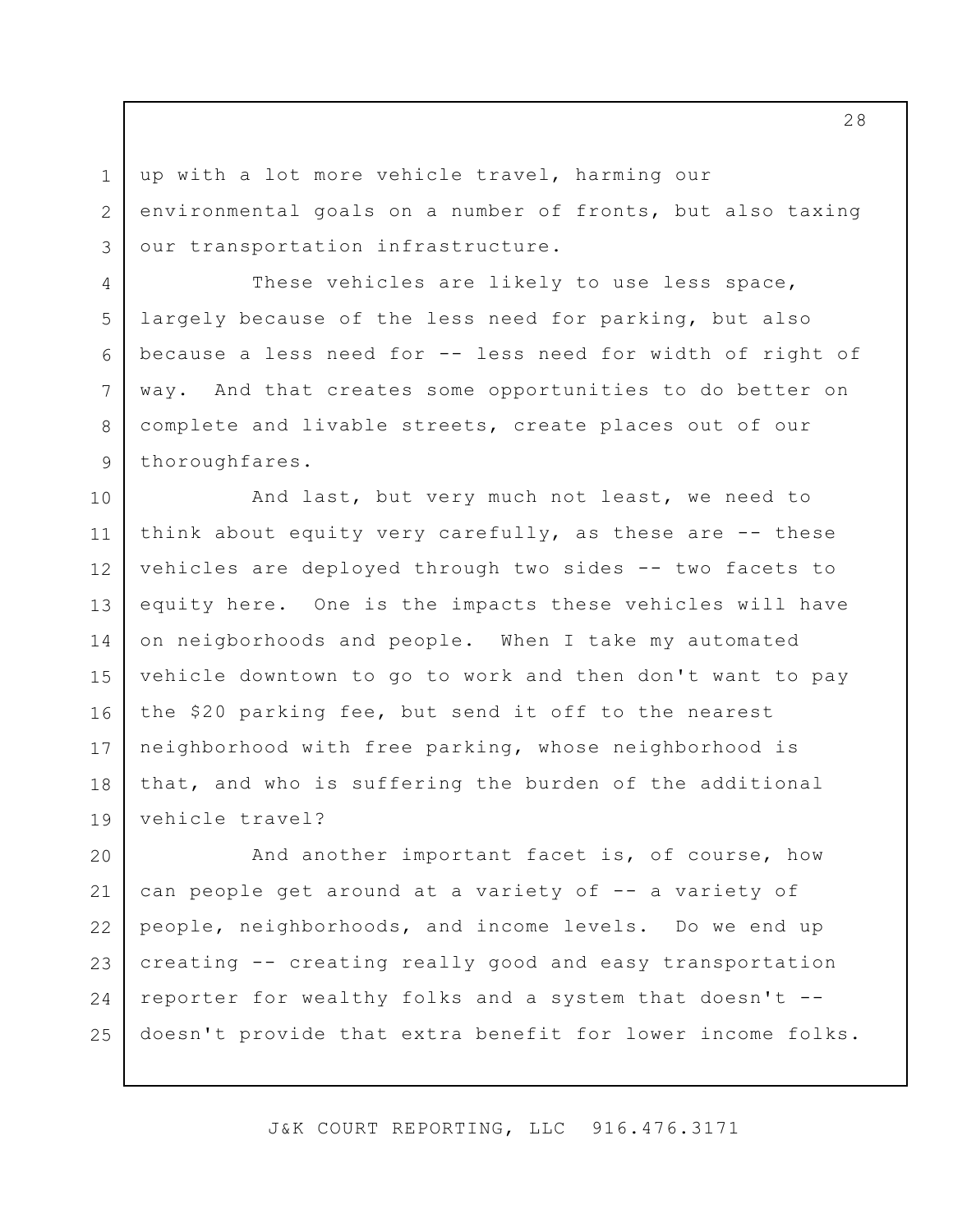up with a lot more vehicle travel, harming our environmental goals on a number of fronts, but also taxing our transportation infrastructure.

These vehicles are likely to use less space, largely because of the less need for parking, but also because a less need for -- less need for width of right of way. And that creates some opportunities to do better on complete and livable streets, create places out of our thoroughfares.

And last, but very much not least, we need to think about equity very carefully, as these are -- these vehicles are deployed through two sides -- two facets to equity here. One is the impacts these vehicles will have on neigborhoods and people. When I take my automated vehicle downtown to go to work and then don't want to pay the $20 parking fee, but send it off to the nearest neighborhood with free parking, whose neighborhood is that, and who is suffering the burden of the additional vehicle travel?

And another important facet is, of course, how can people get around at a variety of -- a variety of people, neighborhoods, and income levels. Do we end up creating -- creating really good and easy transportation reporter for wealthy folks and a system that doesn't -- doesn't provide that extra benefit for lower income folks.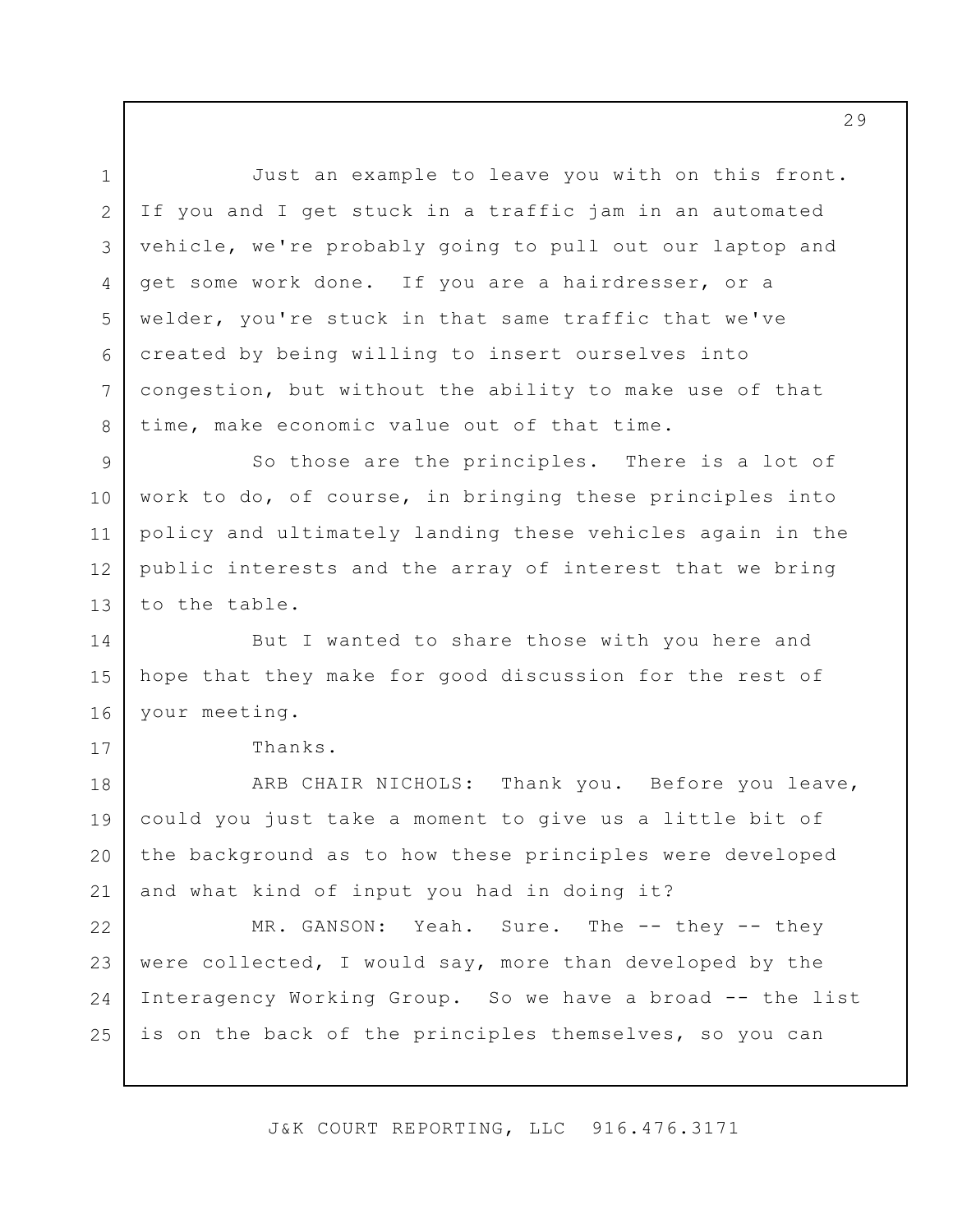Just an example to leave you with on this front. If you and I get stuck in a traffic jam in an automated vehicle, we're probably going to pull out our laptop and get some work done. If you are a hairdresser, or a welder, you're stuck in that same traffic that we've created by being willing to insert ourselves into congestion, but without the ability to make use of that time, make economic value out of that time.

So those are the principles. There is a lot of work to do, of course, in bringing these principles into policy and ultimately landing these vehicles again in the public interests and the array of interest that we bring to the table.

But I wanted to share those with you here and hope that they make for good discussion for the rest of your meeting.

Thanks.

ARB CHAIR NICHOLS: Thank you. Before you leave, could you just take a moment to give us a little bit of the background as to how these principles were developed and what kind of input you had in doing it?

MR. GANSON: Yeah. Sure. The -- they -- they were collected, I would say, more than developed by the Interagency Working Group. So we have a broad -- the list is on the back of the principles themselves, so you can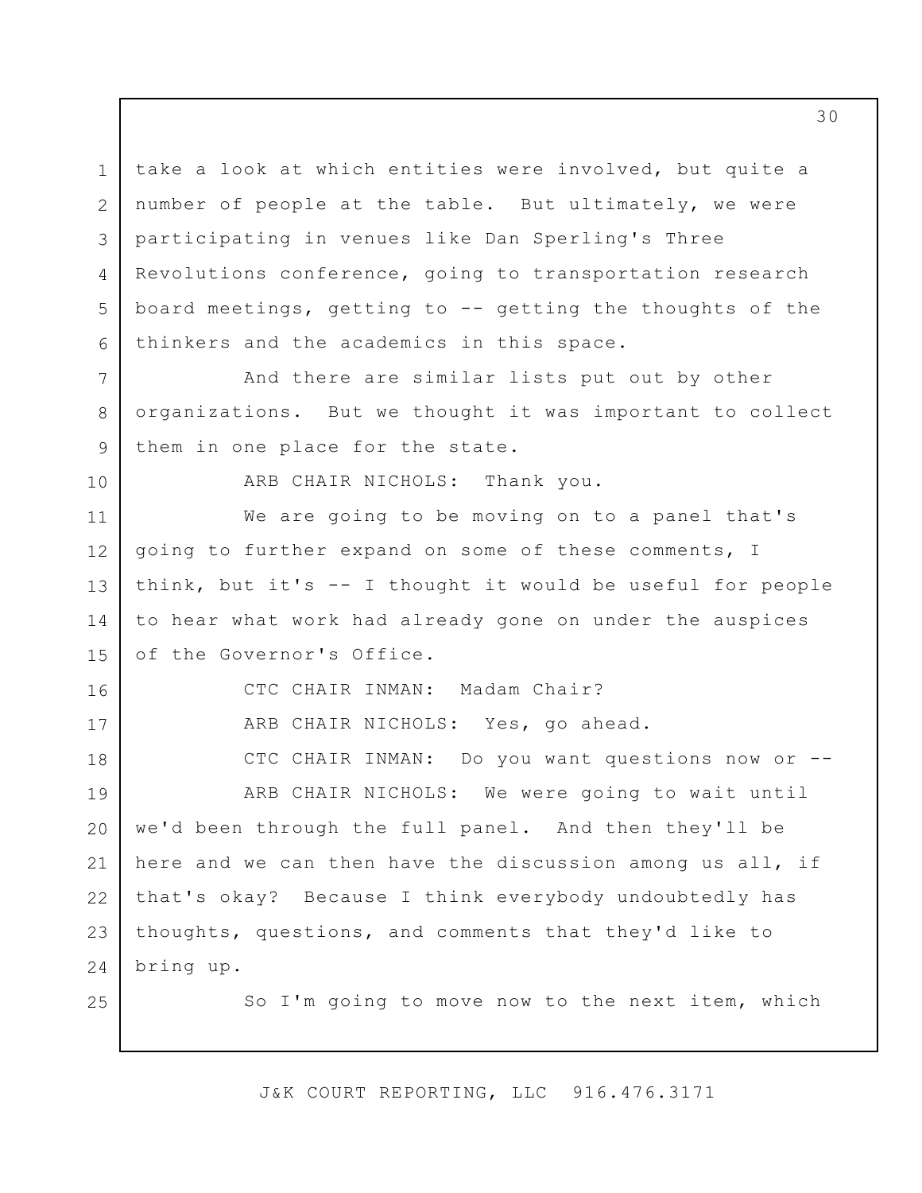take a look at which entities were involved, but quite a number of people at the table. But ultimately, we were participating in venues like Dan Sperling's Three Revolutions conference, going to transportation research board meetings, getting to -- getting the thoughts of the thinkers and the academics in this space.

And there are similar lists put out by other organizations. But we thought it was important to collect them in one place for the state.

ARB CHAIR NICHOLS: Thank you.

We are going to be moving on to a panel that's going to further expand on some of these comments, I think, but it's -- I thought it would be useful for people to hear what work had already gone on under the auspices of the Governor's Office.

CTC CHAIR INMAN: Madam Chair?

ARB CHAIR NICHOLS: Yes, go ahead.

CTC CHAIR INMAN: Do you want questions now or --

ARB CHAIR NICHOLS: We were going to wait until we'd been through the full panel. And then they'll be here and we can then have the discussion among us all, if that's okay? Because I think everybody undoubtedly has thoughts, questions, and comments that they'd like to bring up.

So I'm going to move now to the next item, which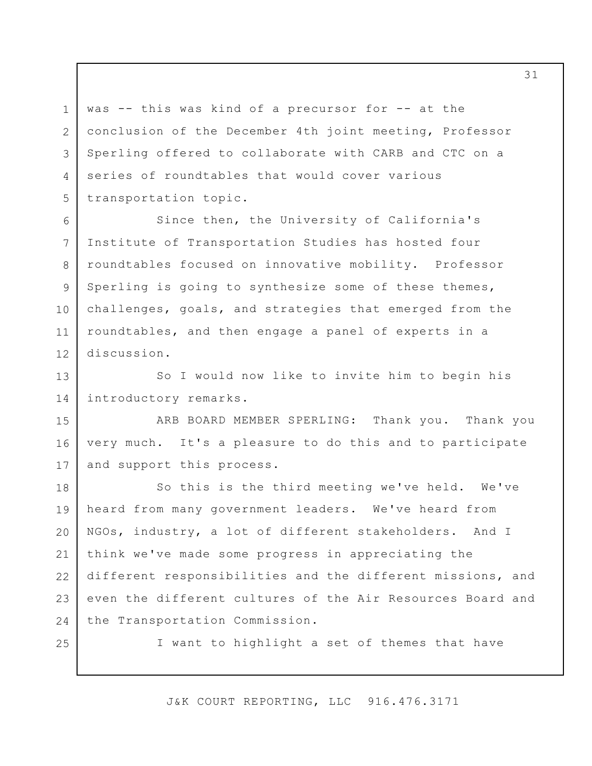was -- this was kind of a precursor for -- at the conclusion of the December 4th joint meeting, Professor Sperling offered to collaborate with CARB and CTC on a series of roundtables that would cover various transportation topic.

Since then, the University of California's Institute of Transportation Studies has hosted four roundtables focused on innovative mobility. Professor Sperling is going to synthesize some of these themes, challenges, goals, and strategies that emerged from the roundtables, and then engage a panel of experts in a discussion.

So I would now like to invite him to begin his introductory remarks.

ARB BOARD MEMBER SPERLING: Thank you. Thank you very much. It's a pleasure to do this and to participate and support this process.

So this is the third meeting we've held. We've heard from many government leaders. We've heard from NGOs, industry, a lot of different stakeholders. And I think we've made some progress in appreciating the different responsibilities and the different missions, and even the different cultures of the Air Resources Board and the Transportation Commission.

I want to highlight a set of themes that have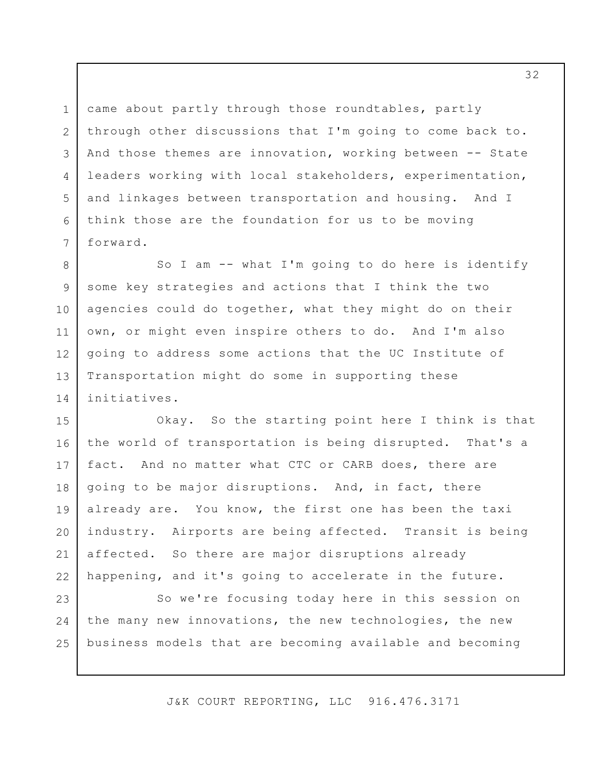came about partly through those roundtables, partly through other discussions that I'm going to come back to. And those themes are innovation, working between -- State leaders working with local stakeholders, experimentation, and linkages between transportation and housing. And I think those are the foundation for us to be moving forward.

So I am -- what I'm going to do here is identify some key strategies and actions that I think the two agencies could do together, what they might do on their own, or might even inspire others to do. And I'm also going to address some actions that the UC Institute of Transportation might do some in supporting these initiatives.

Okay. So the starting point here I think is that the world of transportation is being disrupted. That's a fact. And no matter what CTC or CARB does, there are going to be major disruptions. And, in fact, there already are. You know, the first one has been the taxi industry. Airports are being affected. Transit is being affected. So there are major disruptions already happening, and it's going to accelerate in the future.

So we're focusing today here in this session on the many new innovations, the new technologies, the new business models that are becoming available and becoming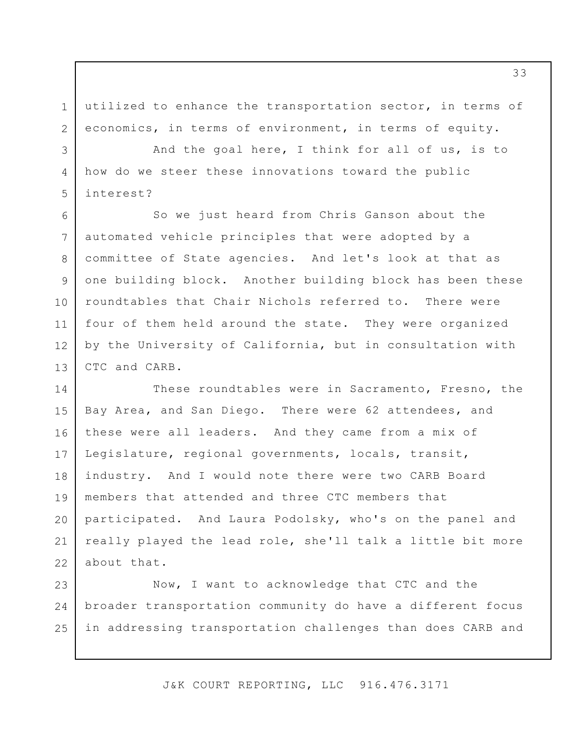utilized to enhance the transportation sector, in terms of economics, in terms of environment, in terms of equity.

And the goal here, I think for all of us, is to how do we steer these innovations toward the public interest?

So we just heard from Chris Ganson about the automated vehicle principles that were adopted by a committee of State agencies. And let's look at that as one building block. Another building block has been these roundtables that Chair Nichols referred to. There were four of them held around the state. They were organized by the University of California, but in consultation with CTC and CARB.

These roundtables were in Sacramento, Fresno, the Bay Area, and San Diego. There were 62 attendees, and these were all leaders. And they came from a mix of Legislature, regional governments, locals, transit, industry. And I would note there were two CARB Board members that attended and three CTC members that participated. And Laura Podolsky, who's on the panel and really played the lead role, she'll talk a little bit more about that.

Now, I want to acknowledge that CTC and the broader transportation community do have a different focus in addressing transportation challenges than does CARB and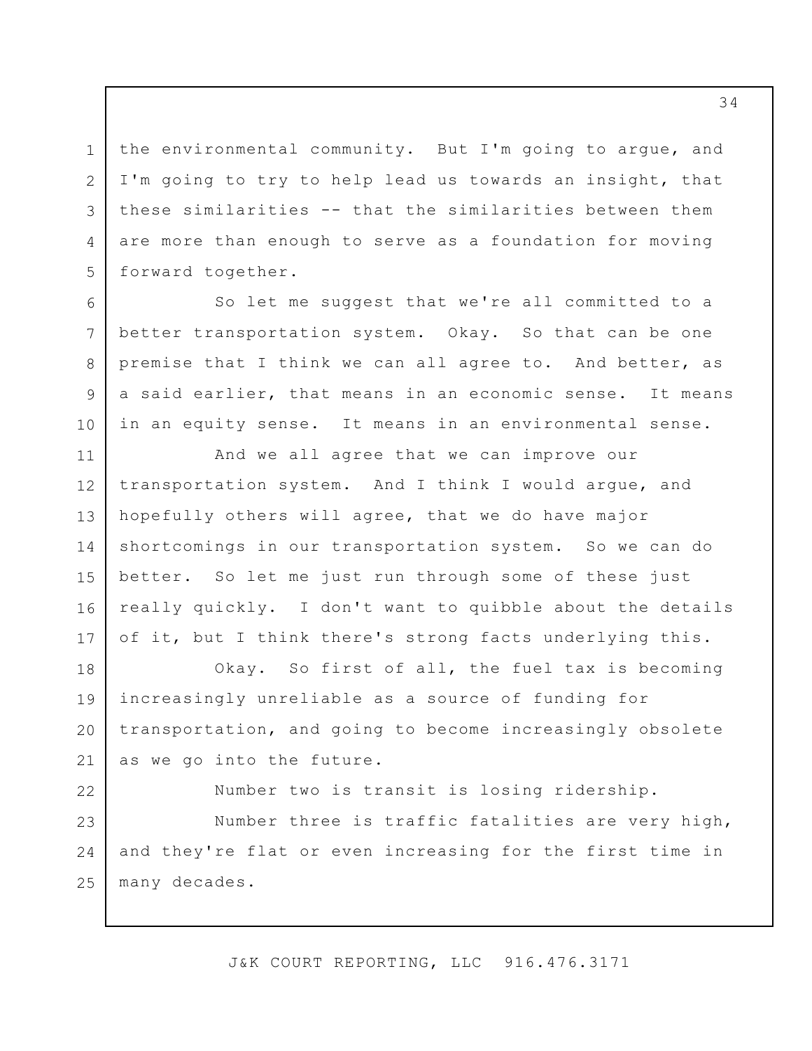the environmental community. But I'm going to argue, and I'm going to try to help lead us towards an insight, that these similarities -- that the similarities between them are more than enough to serve as a foundation for moving forward together.

So let me suggest that we're all committed to a better transportation system. Okay. So that can be one premise that I think we can all agree to. And better, as a said earlier, that means in an economic sense. It means in an equity sense. It means in an environmental sense.

And we all agree that we can improve our transportation system. And I think I would argue, and hopefully others will agree, that we do have major shortcomings in our transportation system. So we can do better. So let me just run through some of these just really quickly. I don't want to quibble about the details of it, but I think there's strong facts underlying this.

Okay. So first of all, the fuel tax is becoming increasingly unreliable as a source of funding for transportation, and going to become increasingly obsolete as we go into the future.

Number two is transit is losing ridership.

Number three is traffic fatalities are very high, and they're flat or even increasing for the first time in many decades.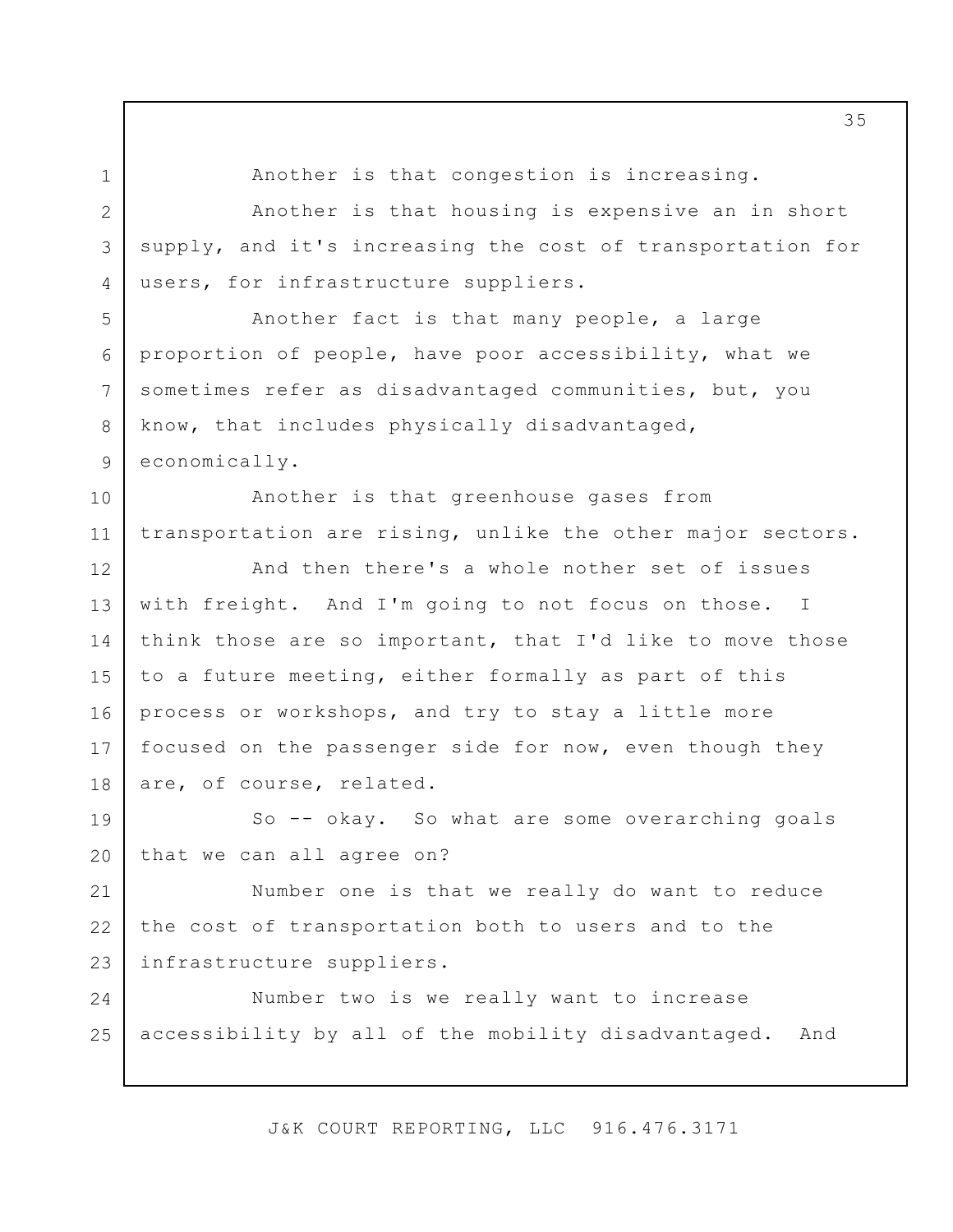Another is that congestion is increasing.

Another is that housing is expensive an in short supply, and it's increasing the cost of transportation for users, for infrastructure suppliers.

Another fact is that many people, a large proportion of people, have poor accessibility, what we sometimes refer as disadvantaged communities, but, you know, that includes physically disadvantaged, economically.

Another is that greenhouse gases from transportation are rising, unlike the other major sectors.

And then there's a whole nother set of issues with freight. And I'm going to not focus on those. I think those are so important, that I'd like to move those to a future meeting, either formally as part of this process or workshops, and try to stay a little more focused on the passenger side for now, even though they are, of course, related.

So -- okay. So what are some overarching goals that we can all agree on?

Number one is that we really do want to reduce the cost of transportation both to users and to the infrastructure suppliers.

Number two is we really want to increase accessibility by all of the mobility disadvantaged. And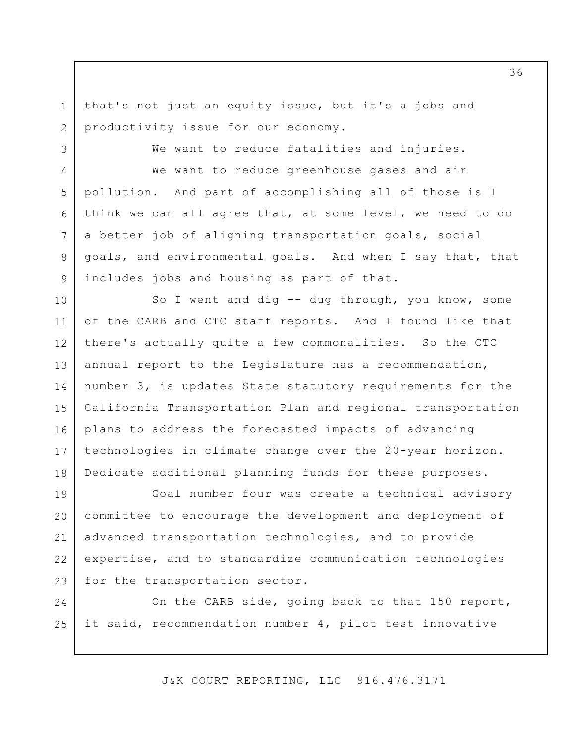that's not just an equity issue, but it's a jobs and productivity issue for our economy.

We want to reduce fatalities and injuries.

We want to reduce greenhouse gases and air pollution. And part of accomplishing all of those is I think we can all agree that, at some level, we need to do a better job of aligning transportation goals, social goals, and environmental goals. And when I say that, that includes jobs and housing as part of that.

So I went and dig -- dug through, you know, some of the CARB and CTC staff reports. And I found like that there's actually quite a few commonalities. So the CTC annual report to the Legislature has a recommendation, number 3, is updates State statutory requirements for the California Transportation Plan and regional transportation plans to address the forecasted impacts of advancing technologies in climate change over the 20-year horizon. Dedicate additional planning funds for these purposes.

Goal number four was create a technical advisory committee to encourage the development and deployment of advanced transportation technologies, and to provide expertise, and to standardize communication technologies for the transportation sector.

On the CARB side, going back to that 150 report, it said, recommendation number 4, pilot test innovative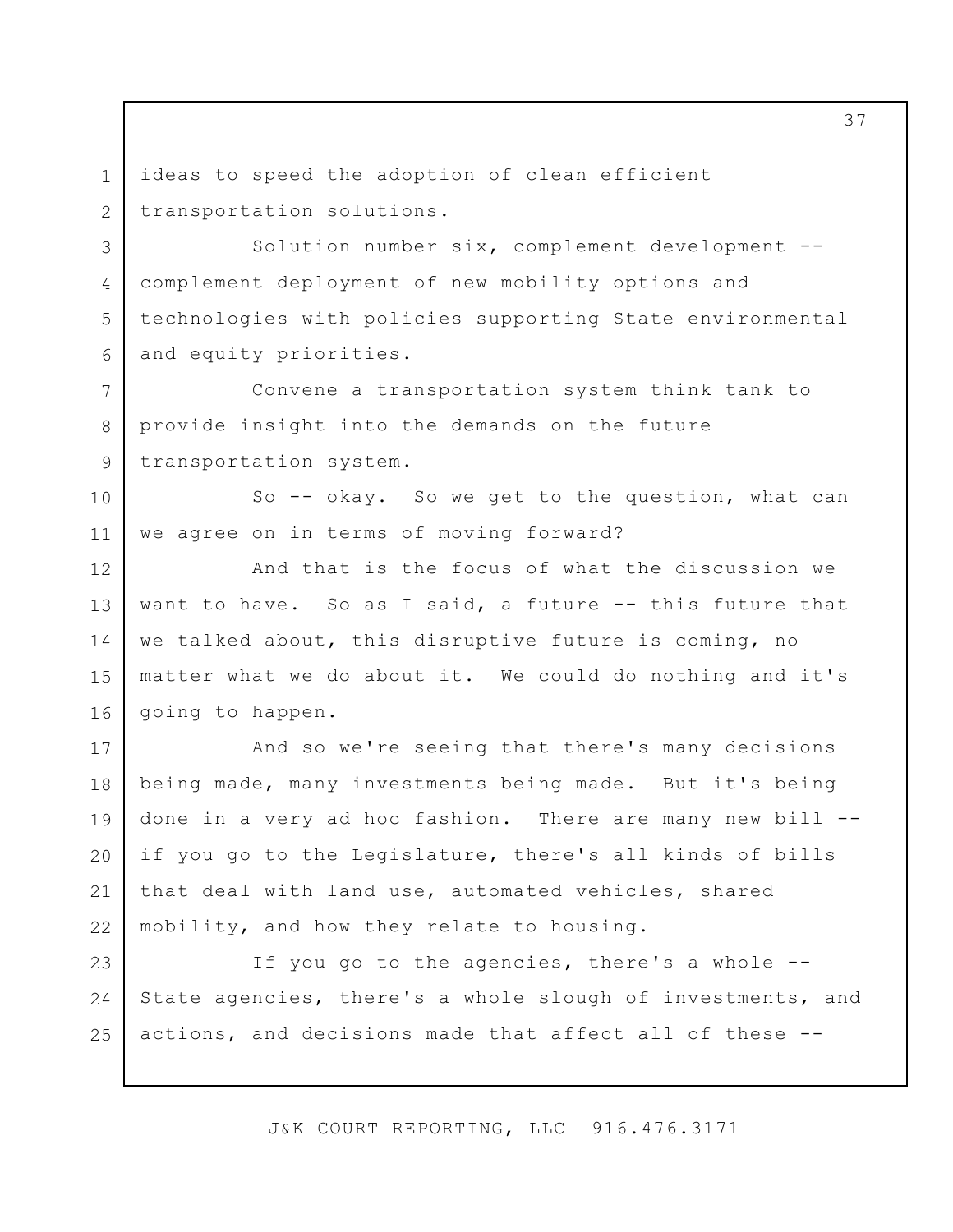ideas to speed the adoption of clean efficient transportation solutions.

Solution number six, complement development -- complement deployment of new mobility options and technologies with policies supporting State environmental and equity priorities.

Convene a transportation system think tank to provide insight into the demands on the future transportation system.

So -- okay. So we get to the question, what can we agree on in terms of moving forward?

And that is the focus of what the discussion we want to have. So as I said, a future -- this future that we talked about, this disruptive future is coming, no matter what we do about it. We could do nothing and it's going to happen.

And so we're seeing that there's many decisions being made, many investments being made. But it's being done in a very ad hoc fashion. There are many new bill -- if you go to the Legislature, there's all kinds of bills that deal with land use, automated vehicles, shared mobility, and how they relate to housing.

If you go to the agencies, there's a whole -- State agencies, there's a whole slough of investments, and actions, and decisions made that affect all of these --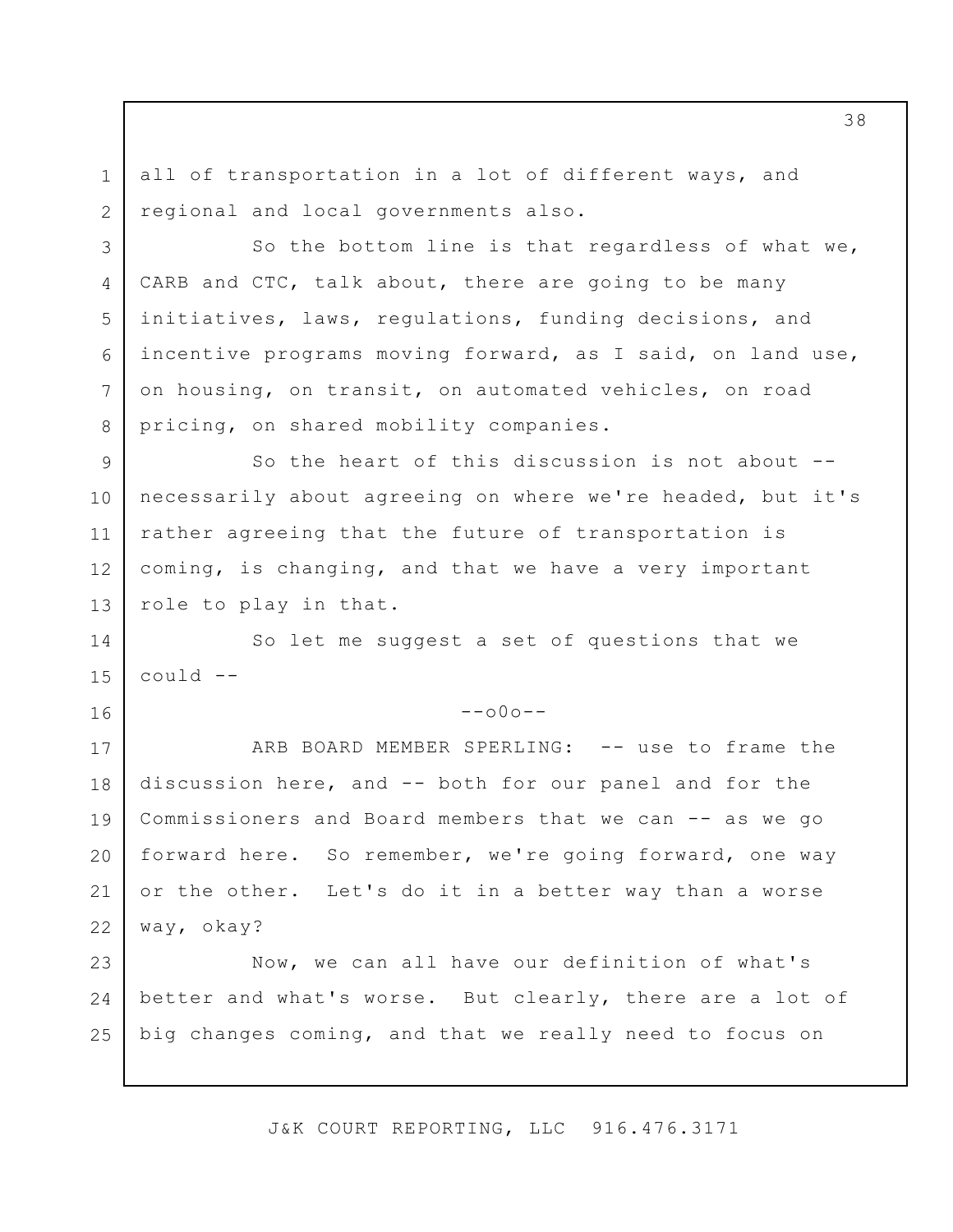all of transportation in a lot of different ways, and regional and local governments also.

So the bottom line is that regardless of what we, CARB and CTC, talk about, there are going to be many initiatives, laws, regulations, funding decisions, and incentive programs moving forward, as I said, on land use, on housing, on transit, on automated vehicles, on road pricing, on shared mobility companies.

So the heart of this discussion is not about -- necessarily about agreeing on where we're headed, but it's rather agreeing that the future of transportation is coming, is changing, and that we have a very important role to play in that.

So let me suggest a set of questions that we could --

--o0o--

ARB BOARD MEMBER SPERLING: -- use to frame the discussion here, and -- both for our panel and for the Commissioners and Board members that we can -- as we go forward here. So remember, we're going forward, one way or the other. Let's do it in a better way than a worse way, okay?

Now, we can all have our definition of what's better and what's worse. But clearly, there are a lot of big changes coming, and that we really need to focus on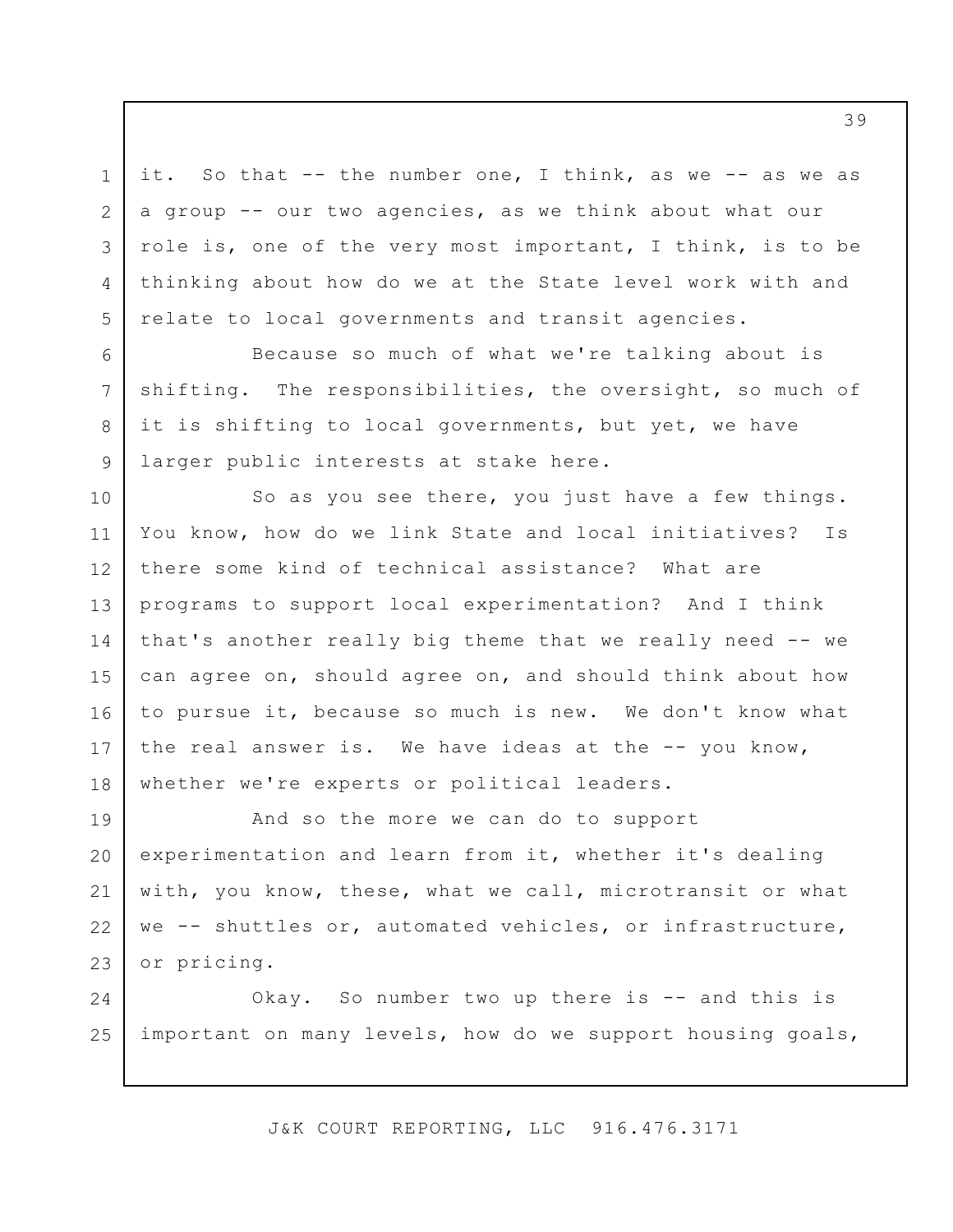it. So that -- the number one, I think, as we -- as we as a group -- our two agencies, as we think about what our role is, one of the very most important, I think, is to be thinking about how do we at the State level work with and relate to local governments and transit agencies.

Because so much of what we're talking about is shifting. The responsibilities, the oversight, so much of it is shifting to local governments, but yet, we have larger public interests at stake here.

So as you see there, you just have a few things. You know, how do we link State and local initiatives? Is there some kind of technical assistance? What are programs to support local experimentation? And I think that's another really big theme that we really need -- we can agree on, should agree on, and should think about how to pursue it, because so much is new. We don't know what the real answer is. We have ideas at the -- you know, whether we're experts or political leaders.

And so the more we can do to support experimentation and learn from it, whether it's dealing with, you know, these, what we call, microtransit or what we -- shuttles or, automated vehicles, or infrastructure, or pricing.

Okay. So number two up there is -- and this is important on many levels, how do we support housing goals,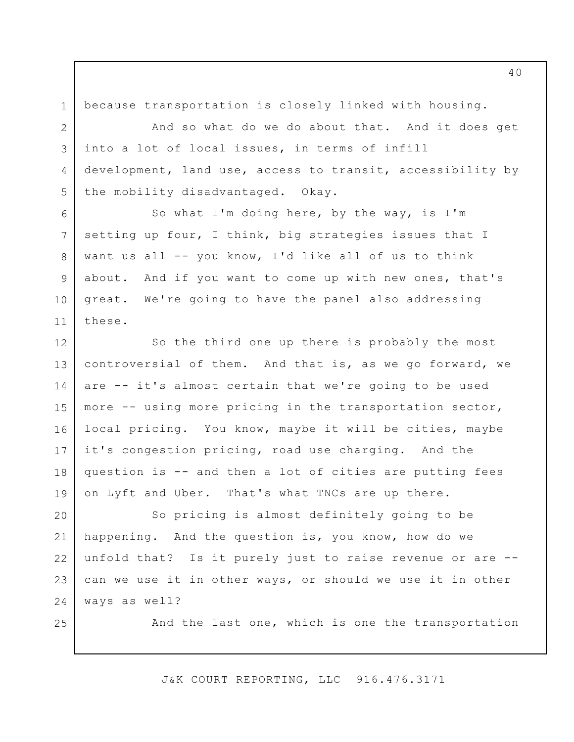because transportation is closely linked with housing.

And so what do we do about that. And it does get into a lot of local issues, in terms of infill development, land use, access to transit, accessibility by the mobility disadvantaged. Okay.

So what I'm doing here, by the way, is I'm setting up four, I think, big strategies issues that I want us all -- you know, I'd like all of us to think about. And if you want to come up with new ones, that's great. We're going to have the panel also addressing these.

So the third one up there is probably the most controversial of them. And that is, as we go forward, we are -- it's almost certain that we're going to be used more -- using more pricing in the transportation sector, local pricing. You know, maybe it will be cities, maybe it's congestion pricing, road use charging. And the question is -- and then a lot of cities are putting fees on Lyft and Uber. That's what TNCs are up there.

So pricing is almost definitely going to be happening. And the question is, you know, how do we unfold that? Is it purely just to raise revenue or are -- can we use it in other ways, or should we use it in other ways as well?

And the last one, which is one the transportation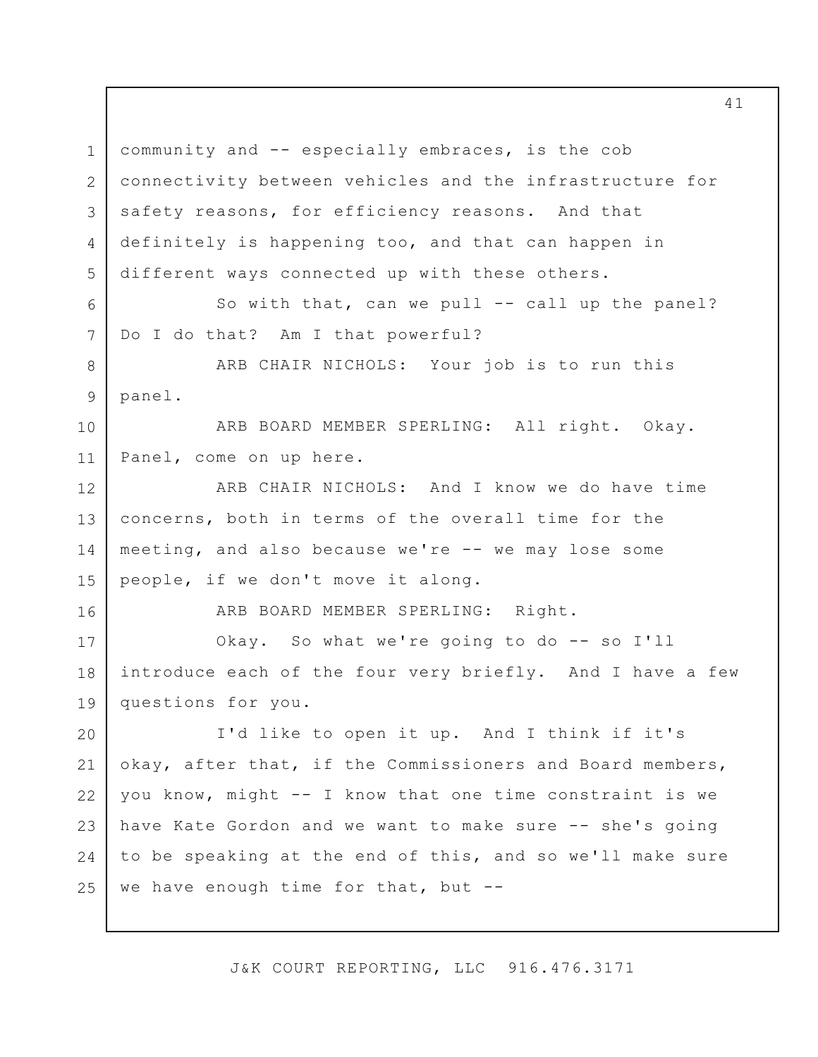community and -- especially embraces, is the cob connectivity between vehicles and the infrastructure for safety reasons, for efficiency reasons. And that definitely is happening too, and that can happen in different ways connected up with these others.

So with that, can we pull -- call up the panel? Do I do that? Am I that powerful?

ARB CHAIR NICHOLS: Your job is to run this panel.

ARB BOARD MEMBER SPERLING: All right. Okay. Panel, come on up here.

ARB CHAIR NICHOLS: And I know we do have time concerns, both in terms of the overall time for the meeting, and also because we're -- we may lose some people, if we don't move it along.

ARB BOARD MEMBER SPERLING: Right.

Okay. So what we're going to do -- so I'll introduce each of the four very briefly. And I have a few questions for you.

I'd like to open it up. And I think if it's okay, after that, if the Commissioners and Board members, you know, might -- I know that one time constraint is we have Kate Gordon and we want to make sure -- she's going to be speaking at the end of this, and so we'll make sure we have enough time for that, but --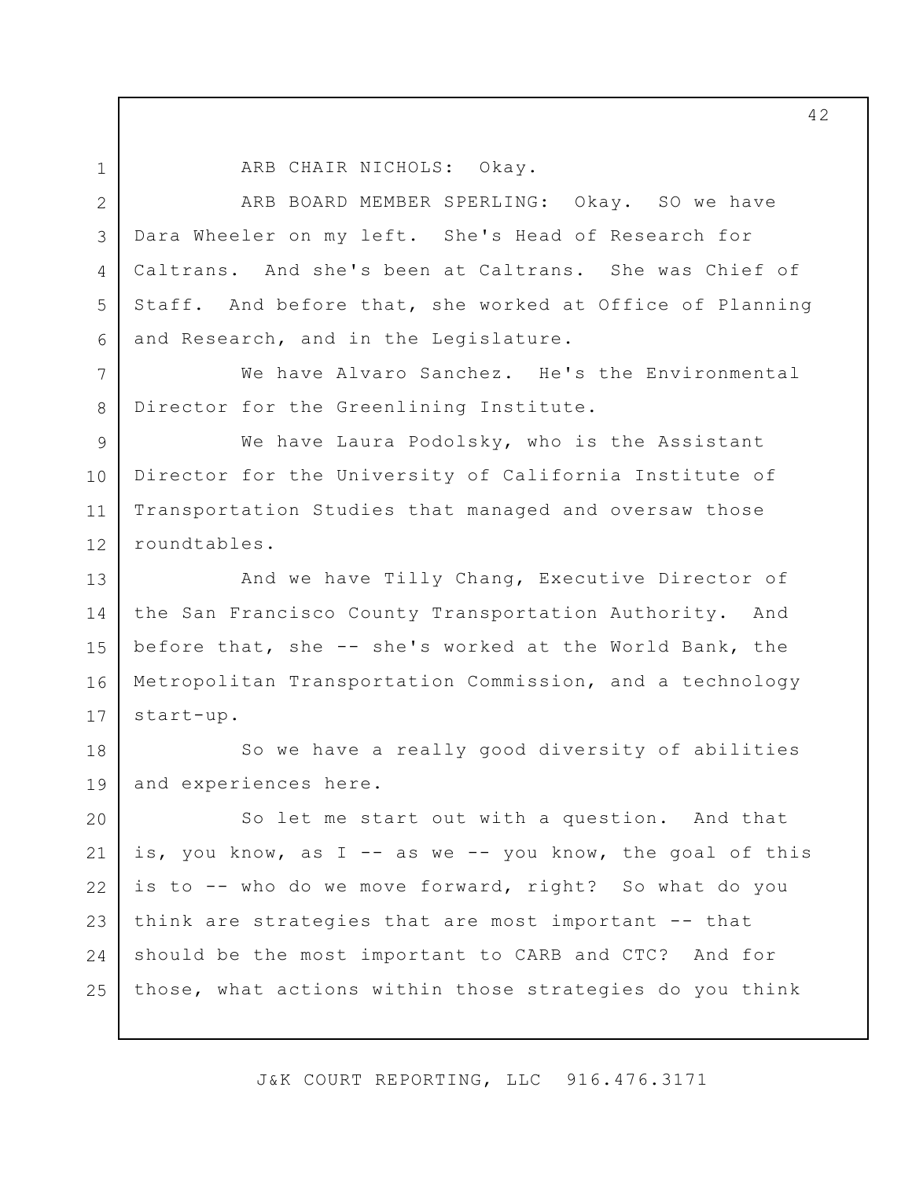ARB CHAIR NICHOLS: Okay.

ARB BOARD MEMBER SPERLING: Okay. SO we have Dara Wheeler on my left. She's Head of Research for Caltrans. And she's been at Caltrans. She was Chief of Staff. And before that, she worked at Office of Planning and Research, and in the Legislature.

We have Alvaro Sanchez. He's the Environmental Director for the Greenlining Institute.

We have Laura Podolsky, who is the Assistant Director for the University of California Institute of Transportation Studies that managed and oversaw those roundtables.

And we have Tilly Chang, Executive Director of the San Francisco County Transportation Authority. And before that, she -- she's worked at the World Bank, the Metropolitan Transportation Commission, and a technology start-up.

So we have a really good diversity of abilities and experiences here.

So let me start out with a question. And that is, you know, as I -- as we -- you know, the goal of this is to -- who do we move forward, right? So what do you think are strategies that are most important -- that should be the most important to CARB and CTC? And for those, what actions within those strategies do you think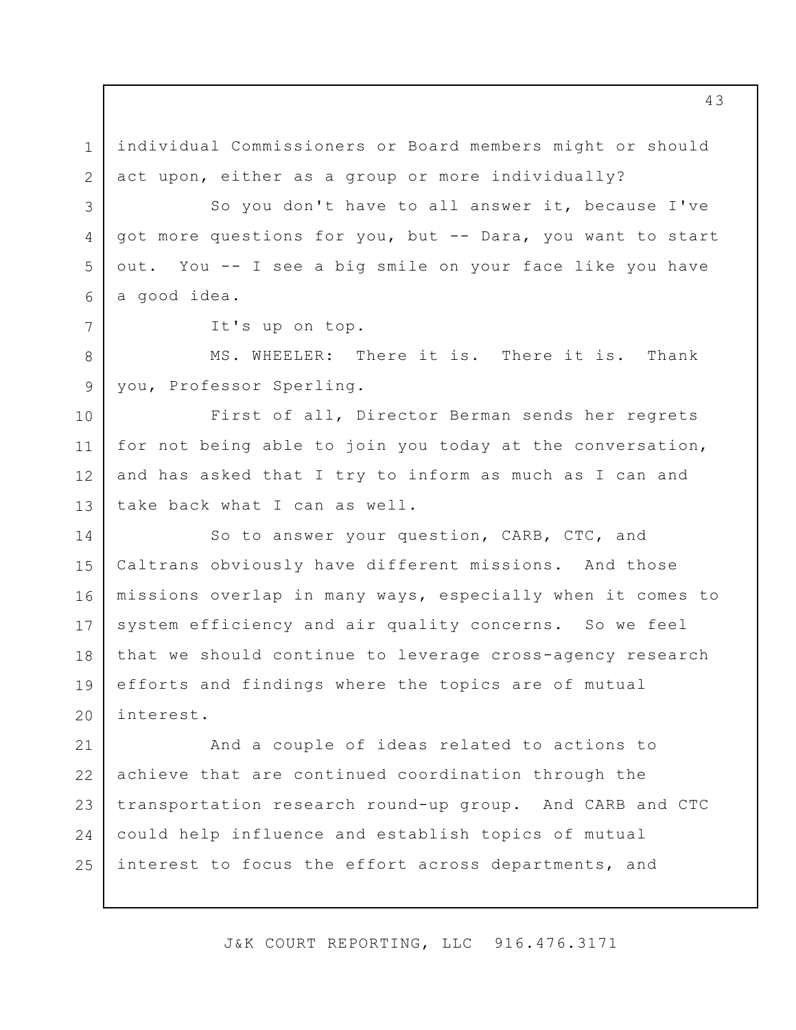individual Commissioners or Board members might or should act upon, either as a group or more individually?

So you don't have to all answer it, because I've got more questions for you, but -- Dara, you want to start out. You -- I see a big smile on your face like you have a good idea.

It's up on top.

MS. WHEELER: There it is. There it is. Thank you, Professor Sperling.

First of all, Director Berman sends her regrets for not being able to join you today at the conversation, and has asked that I try to inform as much as I can and take back what I can as well.

So to answer your question, CARB, CTC, and Caltrans obviously have different missions. And those missions overlap in many ways, especially when it comes to system efficiency and air quality concerns. So we feel that we should continue to leverage cross-agency research efforts and findings where the topics are of mutual interest.

And a couple of ideas related to actions to achieve that are continued coordination through the transportation research round-up group. And CARB and CTC could help influence and establish topics of mutual interest to focus the effort across departments, and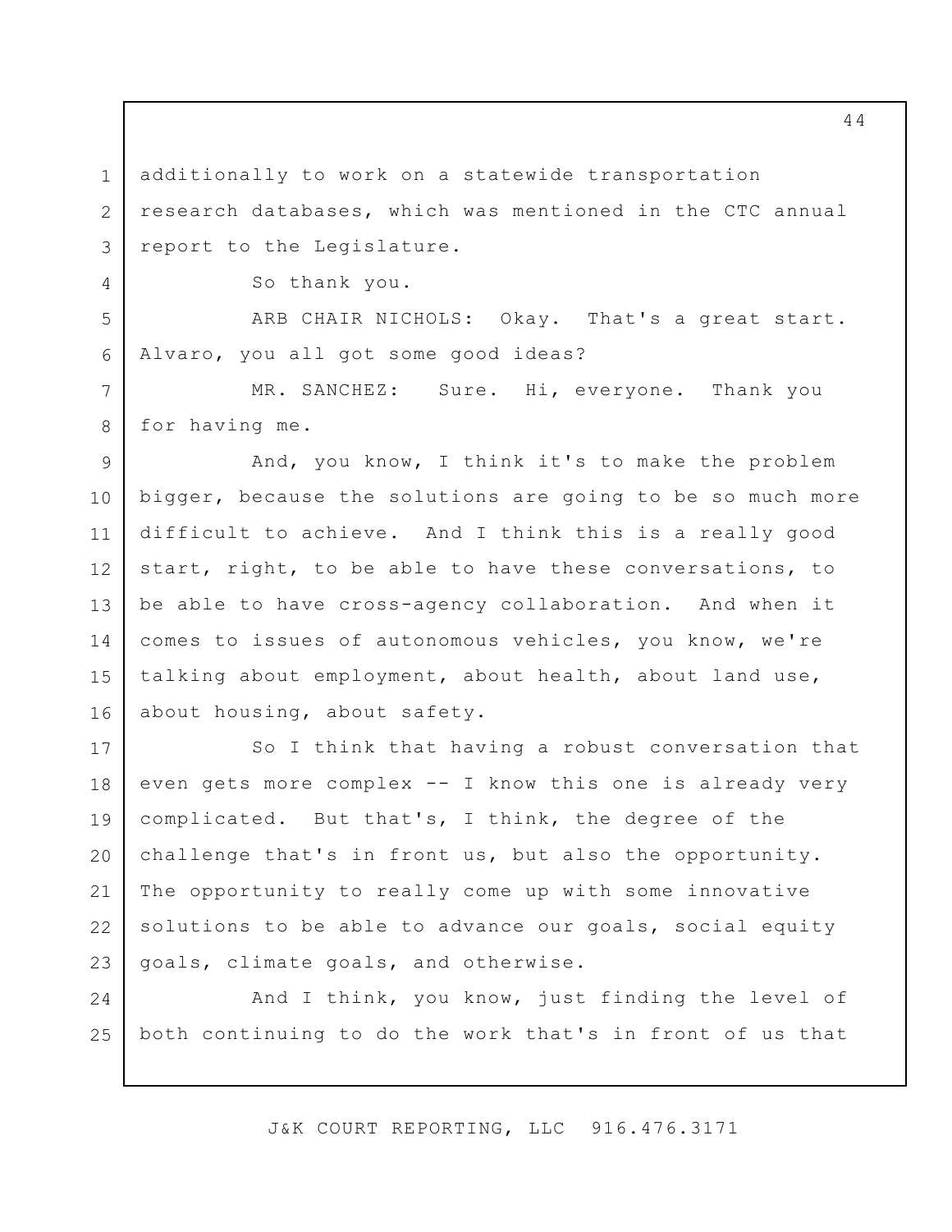additionally to work on a statewide transportation research databases, which was mentioned in the CTC annual report to the Legislature.

So thank you.

ARB CHAIR NICHOLS: Okay. That's a great start. Alvaro, you all got some good ideas?

MR. SANCHEZ: Sure. Hi, everyone. Thank you for having me.

And, you know, I think it's to make the problem bigger, because the solutions are going to be so much more difficult to achieve. And I think this is a really good start, right, to be able to have these conversations, to be able to have cross-agency collaboration. And when it comes to issues of autonomous vehicles, you know, we're talking about employment, about health, about land use, about housing, about safety.

So I think that having a robust conversation that even gets more complex -- I know this one is already very complicated. But that's, I think, the degree of the challenge that's in front us, but also the opportunity. The opportunity to really come up with some innovative solutions to be able to advance our goals, social equity goals, climate goals, and otherwise.

And I think, you know, just finding the level of both continuing to do the work that's in front of us that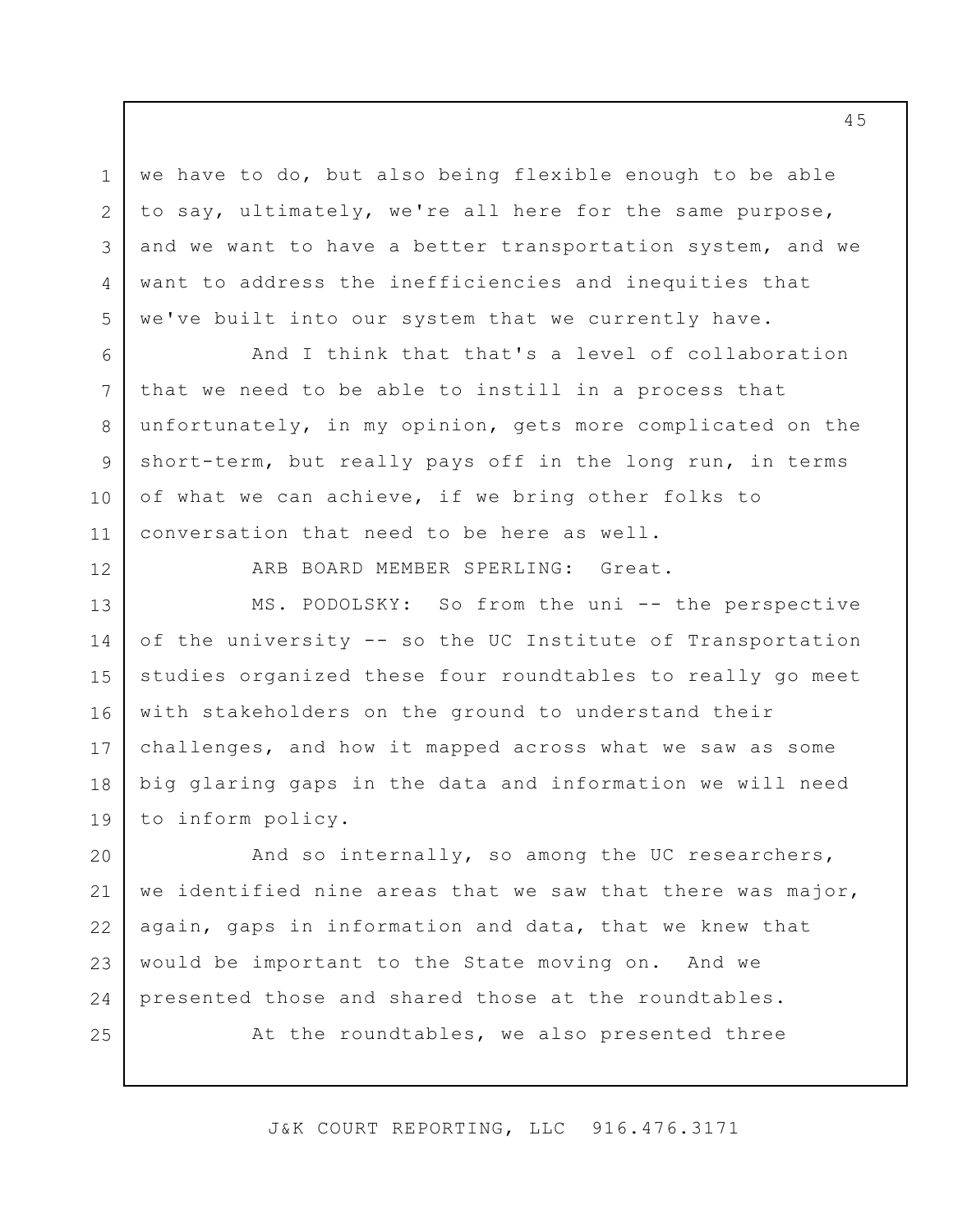we have to do, but also being flexible enough to be able to say, ultimately, we're all here for the same purpose, and we want to have a better transportation system, and we want to address the inefficiencies and inequities that we've built into our system that we currently have.

And I think that that's a level of collaboration that we need to be able to instill in a process that unfortunately, in my opinion, gets more complicated on the short-term, but really pays off in the long run, in terms of what we can achieve, if we bring other folks to conversation that need to be here as well.

ARB BOARD MEMBER SPERLING: Great.

MS. PODOLSKY: So from the uni -- the perspective of the university -- so the UC Institute of Transportation studies organized these four roundtables to really go meet with stakeholders on the ground to understand their challenges, and how it mapped across what we saw as some big glaring gaps in the data and information we will need to inform policy.

And so internally, so among the UC researchers, we identified nine areas that we saw that there was major, again, gaps in information and data, that we knew that would be important to the State moving on. And we presented those and shared those at the roundtables.

At the roundtables, we also presented three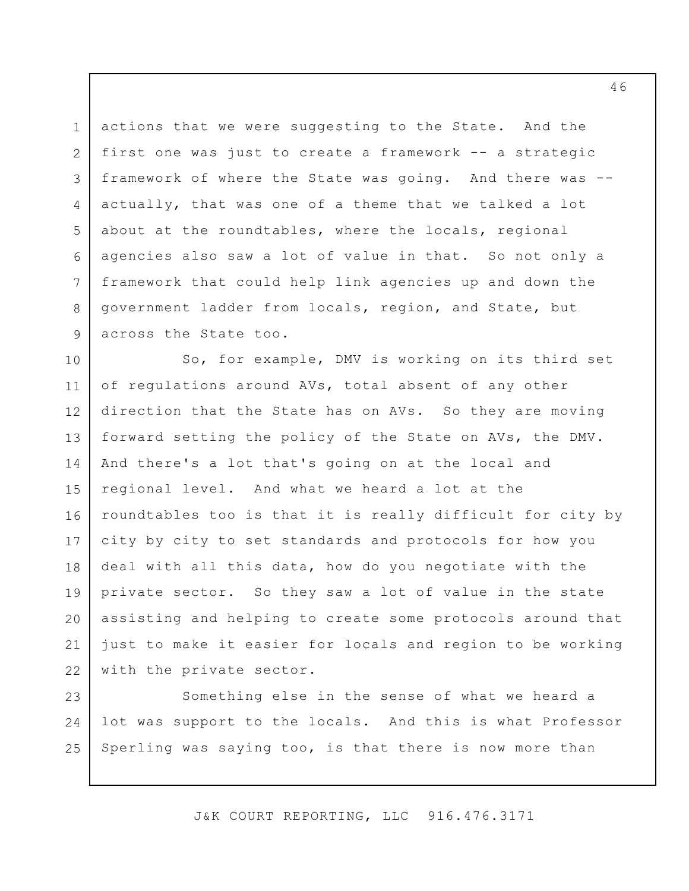actions that we were suggesting to the State. And the first one was just to create a framework -- a strategic framework of where the State was going. And there was -- actually, that was one of a theme that we talked a lot about at the roundtables, where the locals, regional agencies also saw a lot of value in that. So not only a framework that could help link agencies up and down the government ladder from locals, region, and State, but across the State too.

So, for example, DMV is working on its third set of regulations around AVs, total absent of any other direction that the State has on AVs. So they are moving forward setting the policy of the State on AVs, the DMV. And there's a lot that's going on at the local and regional level. And what we heard a lot at the roundtables too is that it is really difficult for city by city by city to set standards and protocols for how you deal with all this data, how do you negotiate with the private sector. So they saw a lot of value in the state assisting and helping to create some protocols around that just to make it easier for locals and region to be working with the private sector.

Something else in the sense of what we heard a lot was support to the locals. And this is what Professor Sperling was saying too, is that there is now more than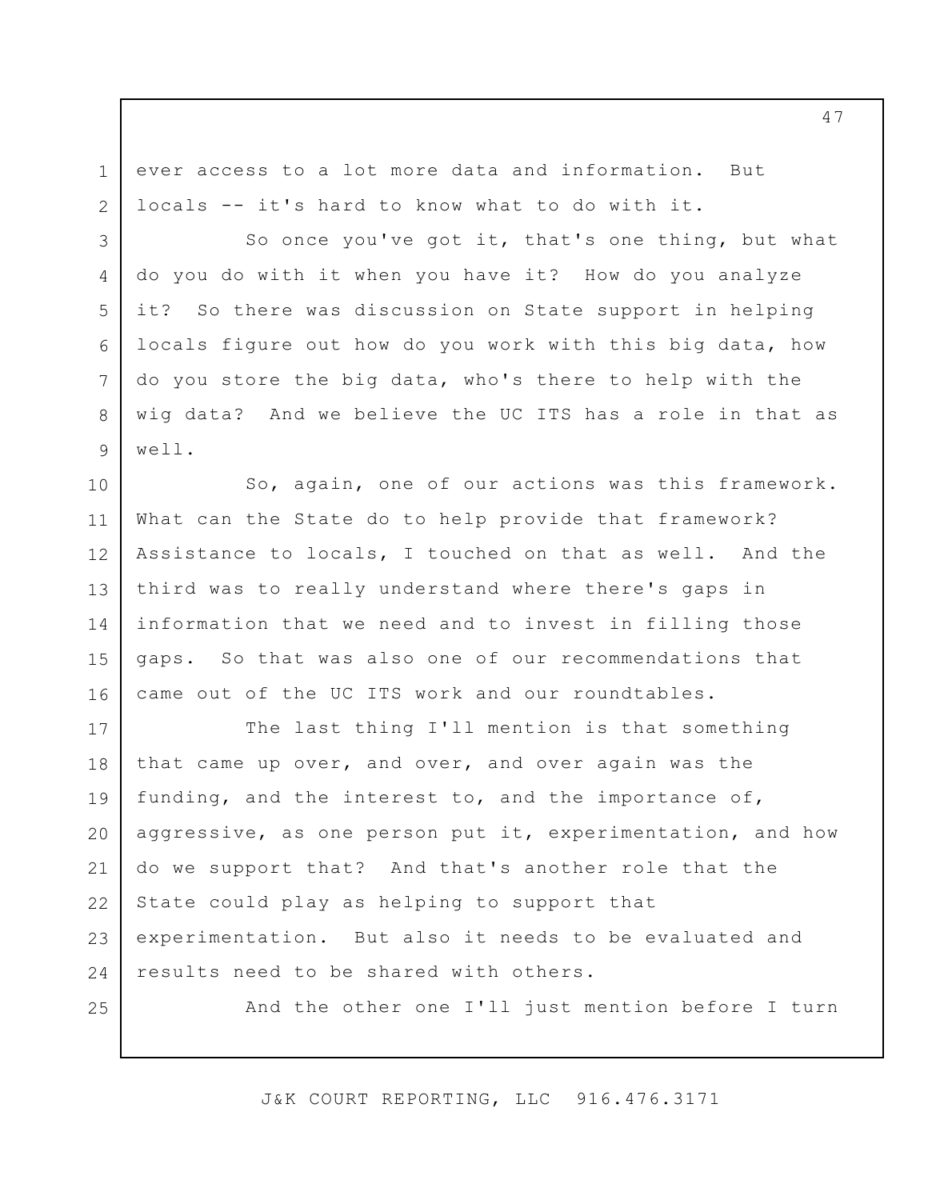ever access to a lot more data and information. But locals -- it's hard to know what to do with it.

So once you've got it, that's one thing, but what do you do with it when you have it? How do you analyze it? So there was discussion on State support in helping locals figure out how do you work with this big data, how do you store the big data, who's there to help with the wig data? And we believe the UC ITS has a role in that as well.

So, again, one of our actions was this framework. What can the State do to help provide that framework? Assistance to locals, I touched on that as well. And the third was to really understand where there's gaps in information that we need and to invest in filling those gaps. So that was also one of our recommendations that came out of the UC ITS work and our roundtables.

The last thing I'll mention is that something that came up over, and over, and over again was the funding, and the interest to, and the importance of, aggressive, as one person put it, experimentation, and how do we support that? And that's another role that the State could play as helping to support that experimentation. But also it needs to be evaluated and results need to be shared with others.

And the other one I'll just mention before I turn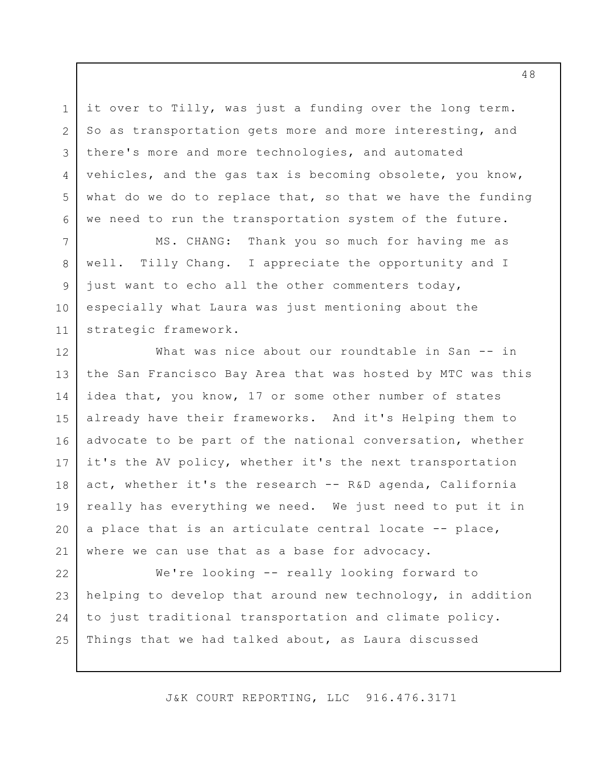it over to Tilly, was just a funding over the long term. So as transportation gets more and more interesting, and there's more and more technologies, and automated vehicles, and the gas tax is becoming obsolete, you know, what do we do to replace that, so that we have the funding we need to run the transportation system of the future.

MS. CHANG: Thank you so much for having me as well. Tilly Chang. I appreciate the opportunity and I just want to echo all the other commenters today, especially what Laura was just mentioning about the strategic framework.

What was nice about our roundtable in San -- in the San Francisco Bay Area that was hosted by MTC was this idea that, you know, 17 or some other number of states already have their frameworks. And it's Helping them to advocate to be part of the national conversation, whether it's the AV policy, whether it's the next transportation act, whether it's the research -- R&D agenda, California really has everything we need. We just need to put it in a place that is an articulate central locate -- place, where we can use that as a base for advocacy.

We're looking -- really looking forward to helping to develop that around new technology, in addition to just traditional transportation and climate policy. Things that we had talked about, as Laura discussed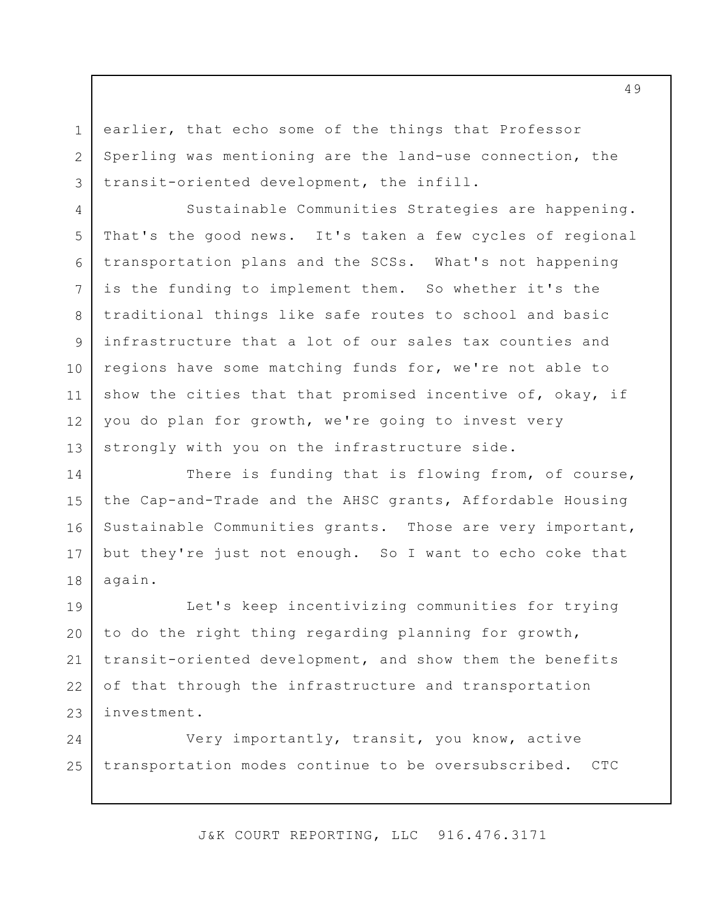earlier, that echo some of the things that Professor Sperling was mentioning are the land-use connection, the transit-oriented development, the infill.

Sustainable Communities Strategies are happening. That's the good news. It's taken a few cycles of regional transportation plans and the SCSs. What's not happening is the funding to implement them. So whether it's the traditional things like safe routes to school and basic infrastructure that a lot of our sales tax counties and regions have some matching funds for, we're not able to show the cities that that promised incentive of, okay, if you do plan for growth, we're going to invest very strongly with you on the infrastructure side.

There is funding that is flowing from, of course, the Cap-and-Trade and the AHSC grants, Affordable Housing Sustainable Communities grants. Those are very important, but they're just not enough. So I want to echo coke that again.

Let's keep incentivizing communities for trying to do the right thing regarding planning for growth, transit-oriented development, and show them the benefits of that through the infrastructure and transportation investment.

Very importantly, transit, you know, active transportation modes continue to be oversubscribed. CTC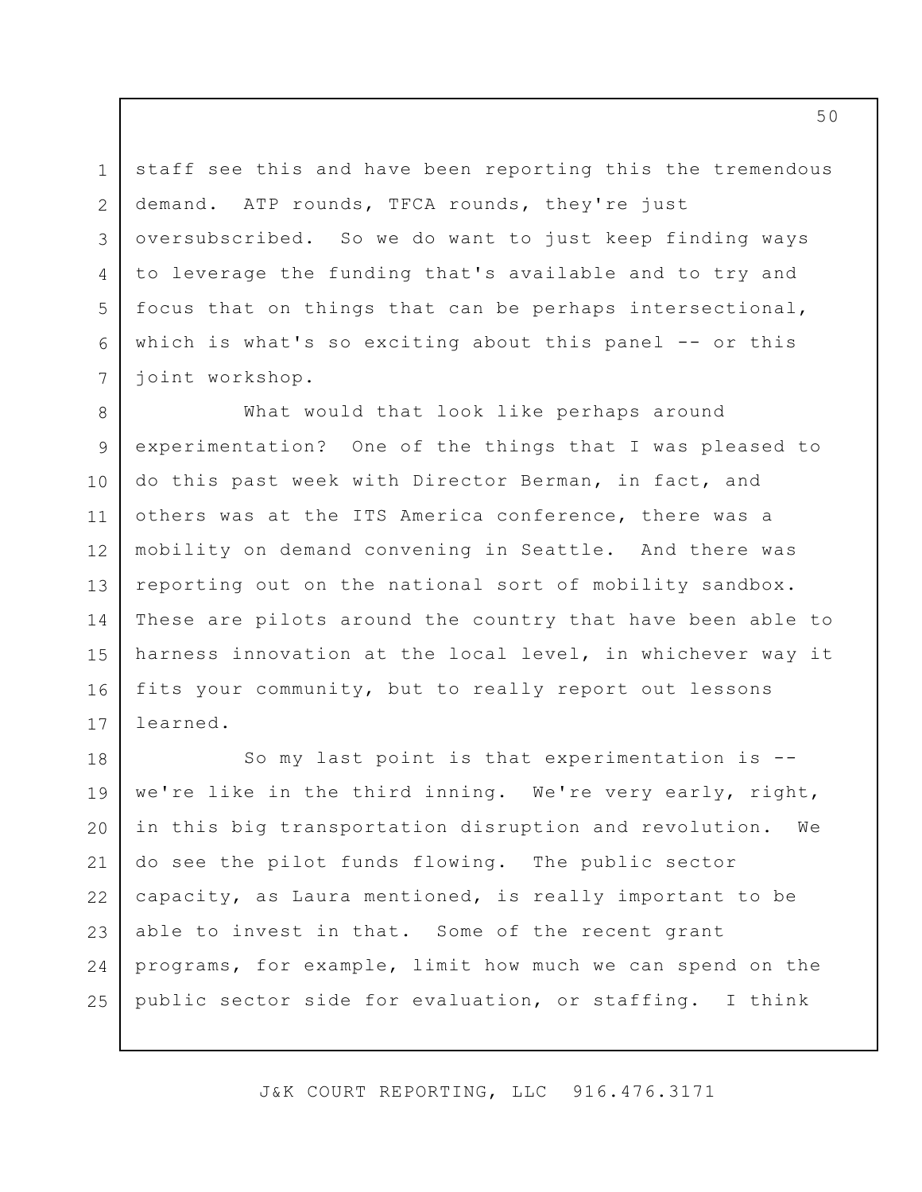staff see this and have been reporting this the tremendous demand. ATP rounds, TFCA rounds, they're just oversubscribed. So we do want to just keep finding ways to leverage the funding that's available and to try and focus that on things that can be perhaps intersectional, which is what's so exciting about this panel -- or this joint workshop.

What would that look like perhaps around experimentation? One of the things that I was pleased to do this past week with Director Berman, in fact, and others was at the ITS America conference, there was a mobility on demand convening in Seattle. And there was reporting out on the national sort of mobility sandbox. These are pilots around the country that have been able to harness innovation at the local level, in whichever way it fits your community, but to really report out lessons learned.

So my last point is that experimentation is -- we're like in the third inning. We're very early, right, in this big transportation disruption and revolution. We do see the pilot funds flowing. The public sector capacity, as Laura mentioned, is really important to be able to invest in that. Some of the recent grant programs, for example, limit how much we can spend on the public sector side for evaluation, or staffing. I think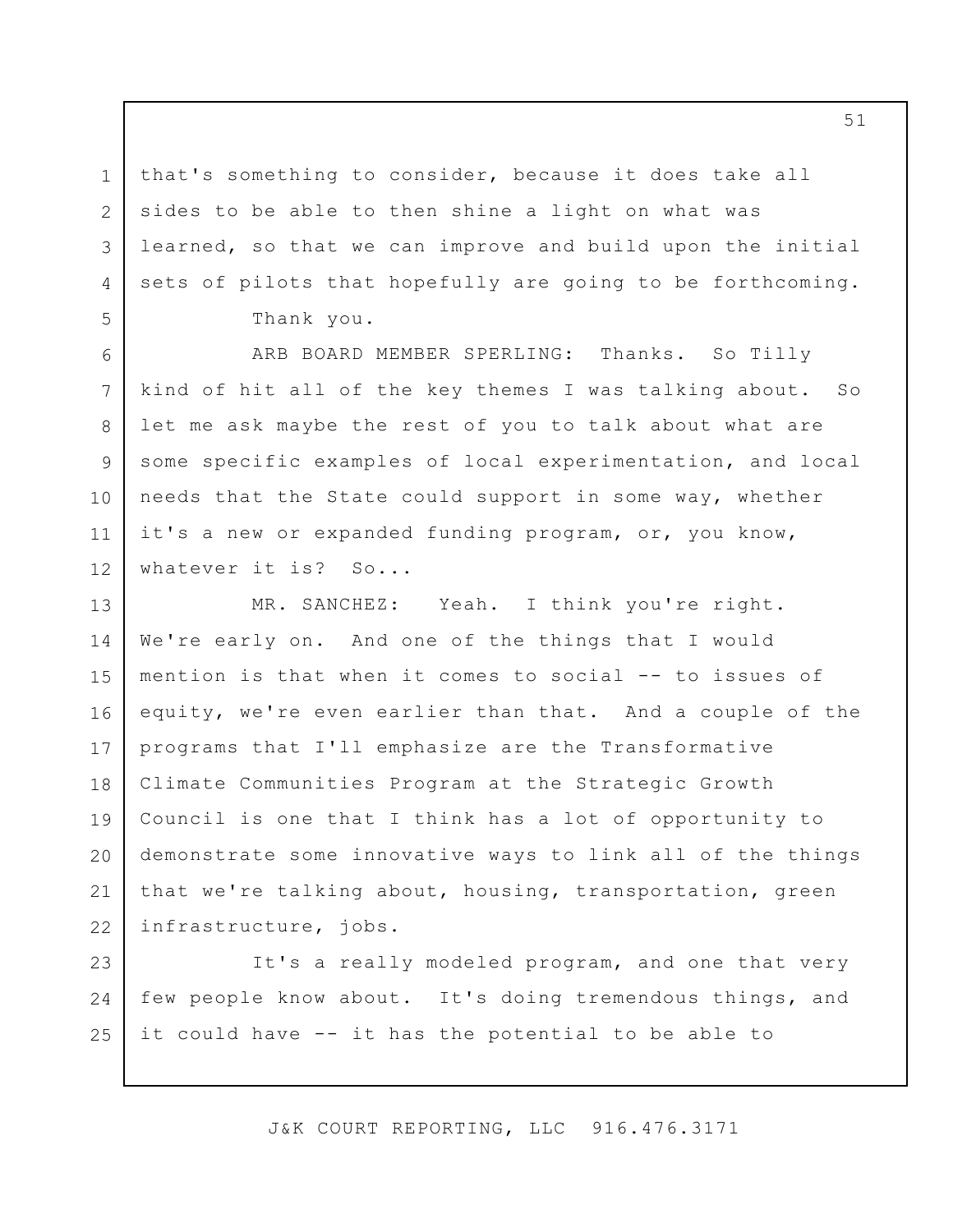that's something to consider, because it does take all sides to be able to then shine a light on what was learned, so that we can improve and build upon the initial sets of pilots that hopefully are going to be forthcoming.

Thank you.

ARB BOARD MEMBER SPERLING: Thanks. So Tilly kind of hit all of the key themes I was talking about. So let me ask maybe the rest of you to talk about what are some specific examples of local experimentation, and local needs that the State could support in some way, whether it's a new or expanded funding program, or, you know, whatever it is? So...

MR. SANCHEZ: Yeah. I think you're right. We're early on. And one of the things that I would mention is that when it comes to social -- to issues of equity, we're even earlier than that. And a couple of the programs that I'll emphasize are the Transformative Climate Communities Program at the Strategic Growth Council is one that I think has a lot of opportunity to demonstrate some innovative ways to link all of the things that we're talking about, housing, transportation, green infrastructure, jobs.

It's a really modeled program, and one that very few people know about. It's doing tremendous things, and it could have -- it has the potential to be able to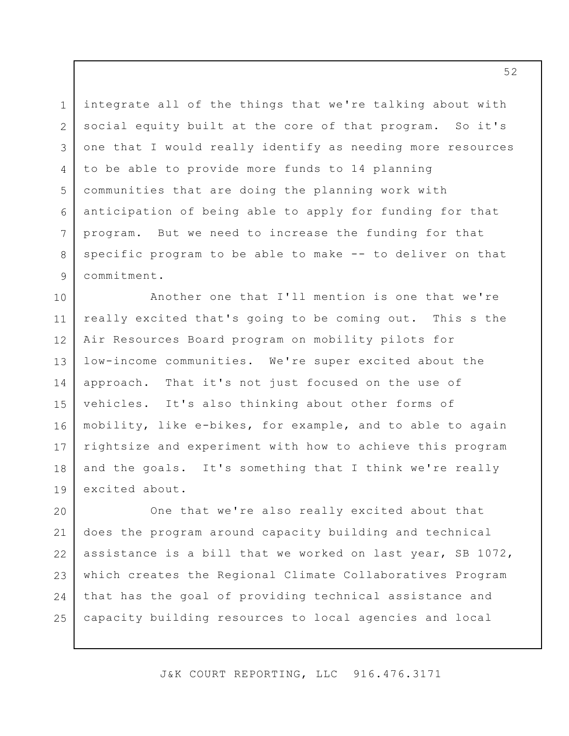integrate all of the things that we're talking about with social equity built at the core of that program. So it's one that I would really identify as needing more resources to be able to provide more funds to 14 planning communities that are doing the planning work with anticipation of being able to apply for funding for that program. But we need to increase the funding for that specific program to be able to make -- to deliver on that commitment.

Another one that I'll mention is one that we're really excited that's going to be coming out. This s the Air Resources Board program on mobility pilots for low-income communities. We're super excited about the approach. That it's not just focused on the use of vehicles. It's also thinking about other forms of mobility, like e-bikes, for example, and to able to again rightsize and experiment with how to achieve this program and the goals. It's something that I think we're really excited about.

One that we're also really excited about that does the program around capacity building and technical assistance is a bill that we worked on last year, SB 1072, which creates the Regional Climate Collaboratives Program that has the goal of providing technical assistance and capacity building resources to local agencies and local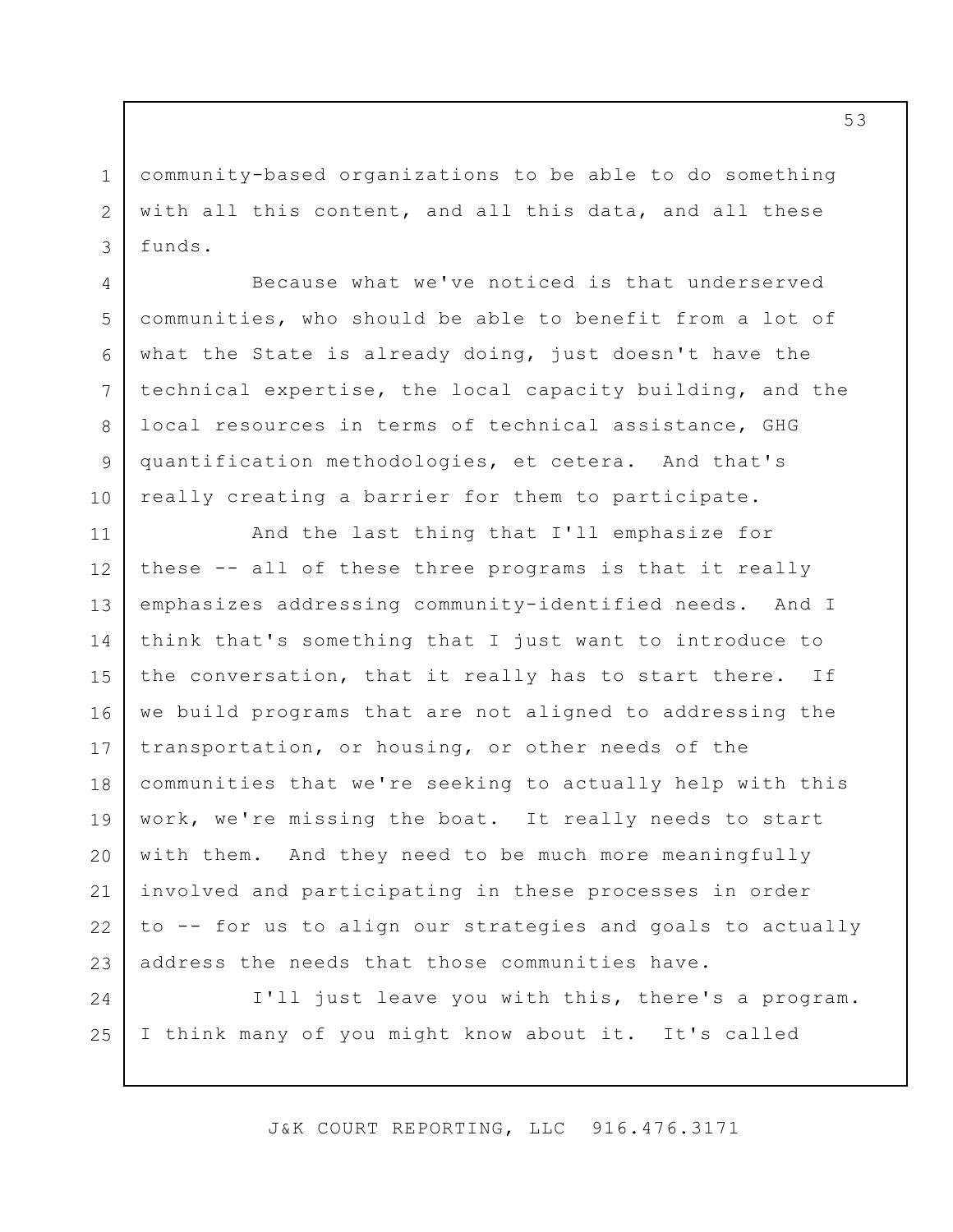community-based organizations to be able to do something with all this content, and all this data, and all these funds.

Because what we've noticed is that underserved communities, who should be able to benefit from a lot of what the State is already doing, just doesn't have the technical expertise, the local capacity building, and the local resources in terms of technical assistance, GHG quantification methodologies, et cetera. And that's really creating a barrier for them to participate.

And the last thing that I'll emphasize for these -- all of these three programs is that it really emphasizes addressing community-identified needs. And I think that's something that I just want to introduce to the conversation, that it really has to start there. If we build programs that are not aligned to addressing the transportation, or housing, or other needs of the communities that we're seeking to actually help with this work, we're missing the boat. It really needs to start with them. And they need to be much more meaningfully involved and participating in these processes in order to -- for us to align our strategies and goals to actually address the needs that those communities have.

I'll just leave you with this, there's a program. I think many of you might know about it. It's called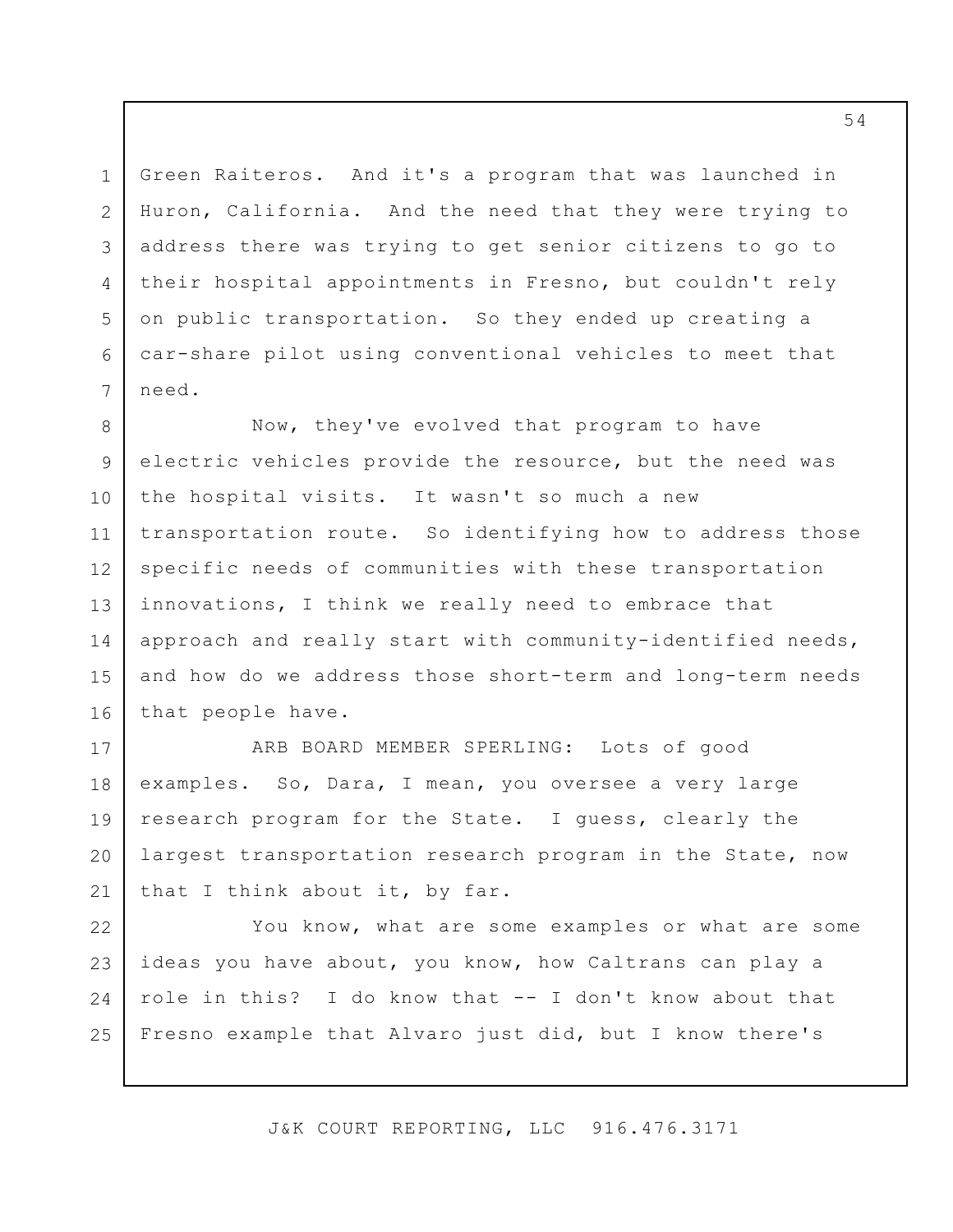Green Raiteros. And it's a program that was launched in Huron, California. And the need that they were trying to address there was trying to get senior citizens to go to their hospital appointments in Fresno, but couldn't rely on public transportation. So they ended up creating a car-share pilot using conventional vehicles to meet that need.

Now, they've evolved that program to have electric vehicles provide the resource, but the need was the hospital visits. It wasn't so much a new transportation route. So identifying how to address those specific needs of communities with these transportation innovations, I think we really need to embrace that approach and really start with community-identified needs, and how do we address those short-term and long-term needs that people have.

ARB BOARD MEMBER SPERLING: Lots of good examples. So, Dara, I mean, you oversee a very large research program for the State. I guess, clearly the largest transportation research program in the State, now that I think about it, by far.

You know, what are some examples or what are some ideas you have about, you know, how Caltrans can play a role in this? I do know that -- I don't know about that Fresno example that Alvaro just did, but I know there's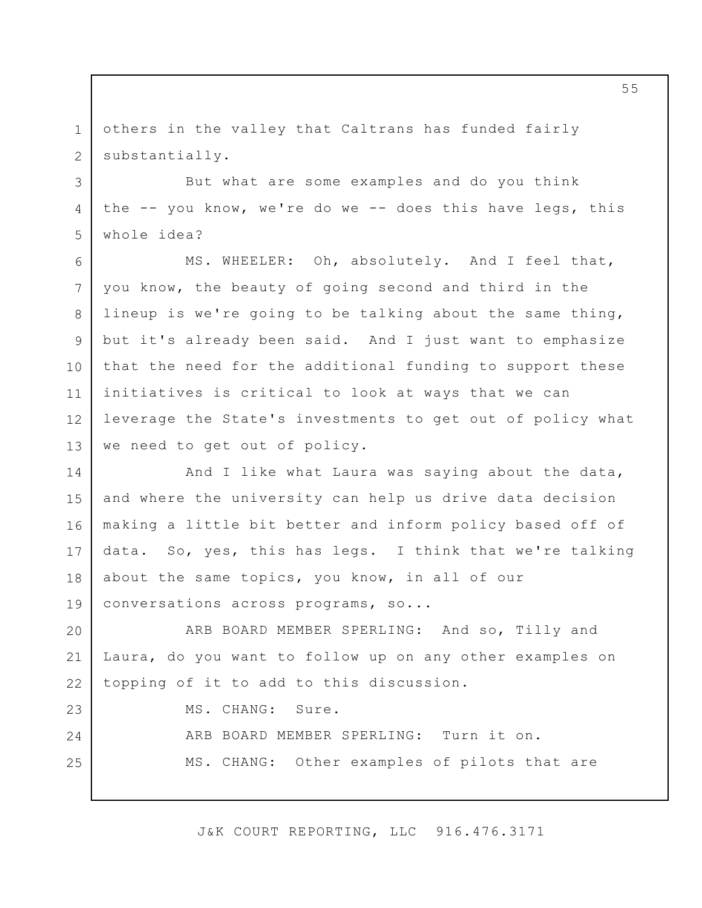others in the valley that Caltrans has funded fairly substantially.

But what are some examples and do you think the -- you know, we're do we -- does this have legs, this whole idea?

MS. WHEELER: Oh, absolutely. And I feel that, you know, the beauty of going second and third in the lineup is we're going to be talking about the same thing, but it's already been said. And I just want to emphasize that the need for the additional funding to support these initiatives is critical to look at ways that we can leverage the State's investments to get out of policy what we need to get out of policy.

And I like what Laura was saying about the data, and where the university can help us drive data decision making a little bit better and inform policy based off of data. So, yes, this has legs. I think that we're talking about the same topics, you know, in all of our conversations across programs, so...

ARB BOARD MEMBER SPERLING: And so, Tilly and Laura, do you want to follow up on any other examples on topping of it to add to this discussion.

MS. CHANG: Sure.

ARB BOARD MEMBER SPERLING: Turn it on.

MS. CHANG: Other examples of pilots that are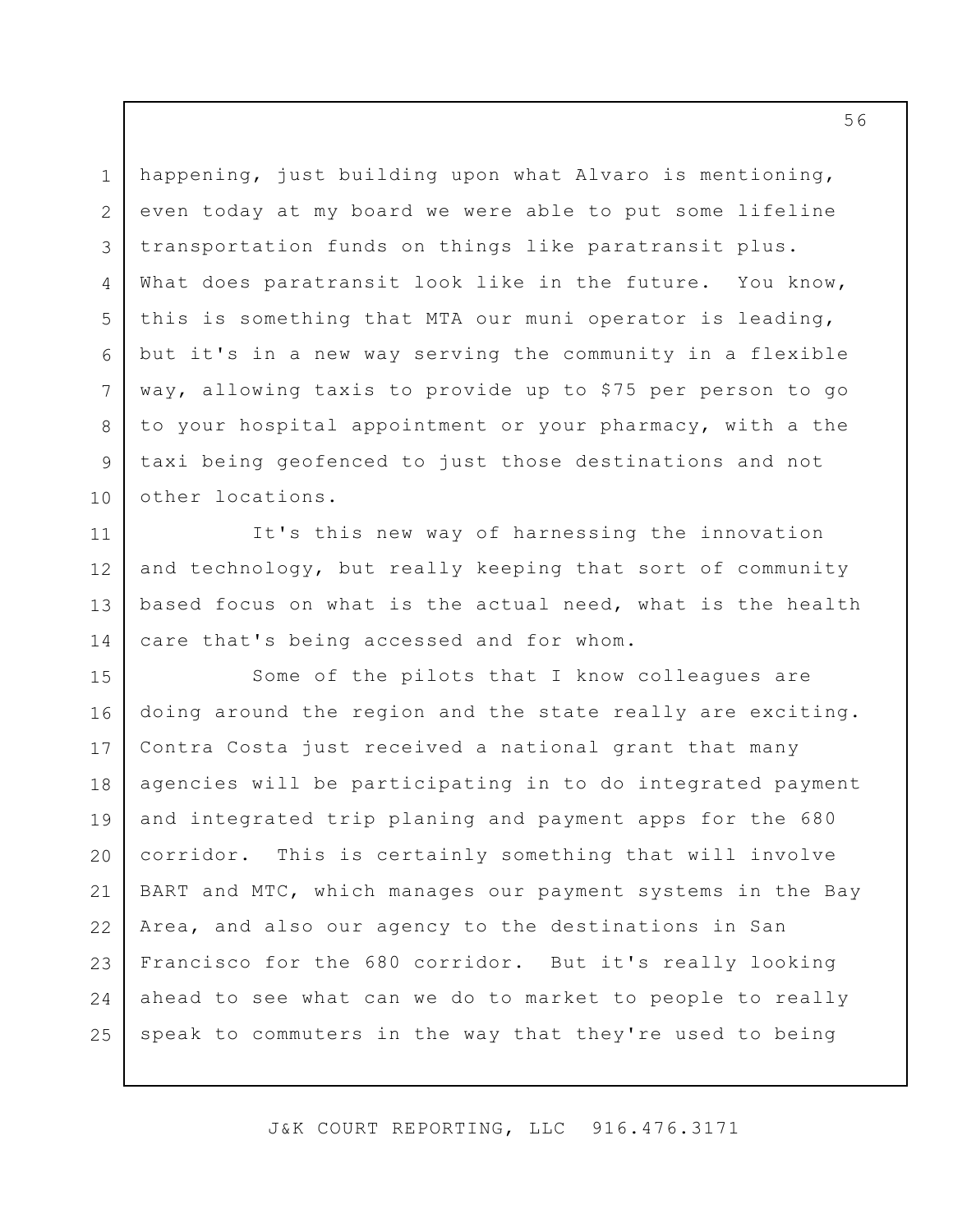happening, just building upon what Alvaro is mentioning, even today at my board we were able to put some lifeline transportation funds on things like paratransit plus. What does paratransit look like in the future. You know, this is something that MTA our muni operator is leading, but it's in a new way serving the community in a flexible way, allowing taxis to provide up to $75 per person to go to your hospital appointment or your pharmacy, with a the taxi being geofenced to just those destinations and not other locations.

It's this new way of harnessing the innovation and technology, but really keeping that sort of community based focus on what is the actual need, what is the health care that's being accessed and for whom.

Some of the pilots that I know colleagues are doing around the region and the state really are exciting. Contra Costa just received a national grant that many agencies will be participating in to do integrated payment and integrated trip planing and payment apps for the 680 corridor. This is certainly something that will involve BART and MTC, which manages our payment systems in the Bay Area, and also our agency to the destinations in San Francisco for the 680 corridor. But it's really looking ahead to see what can we do to market to people to really speak to commuters in the way that they're used to being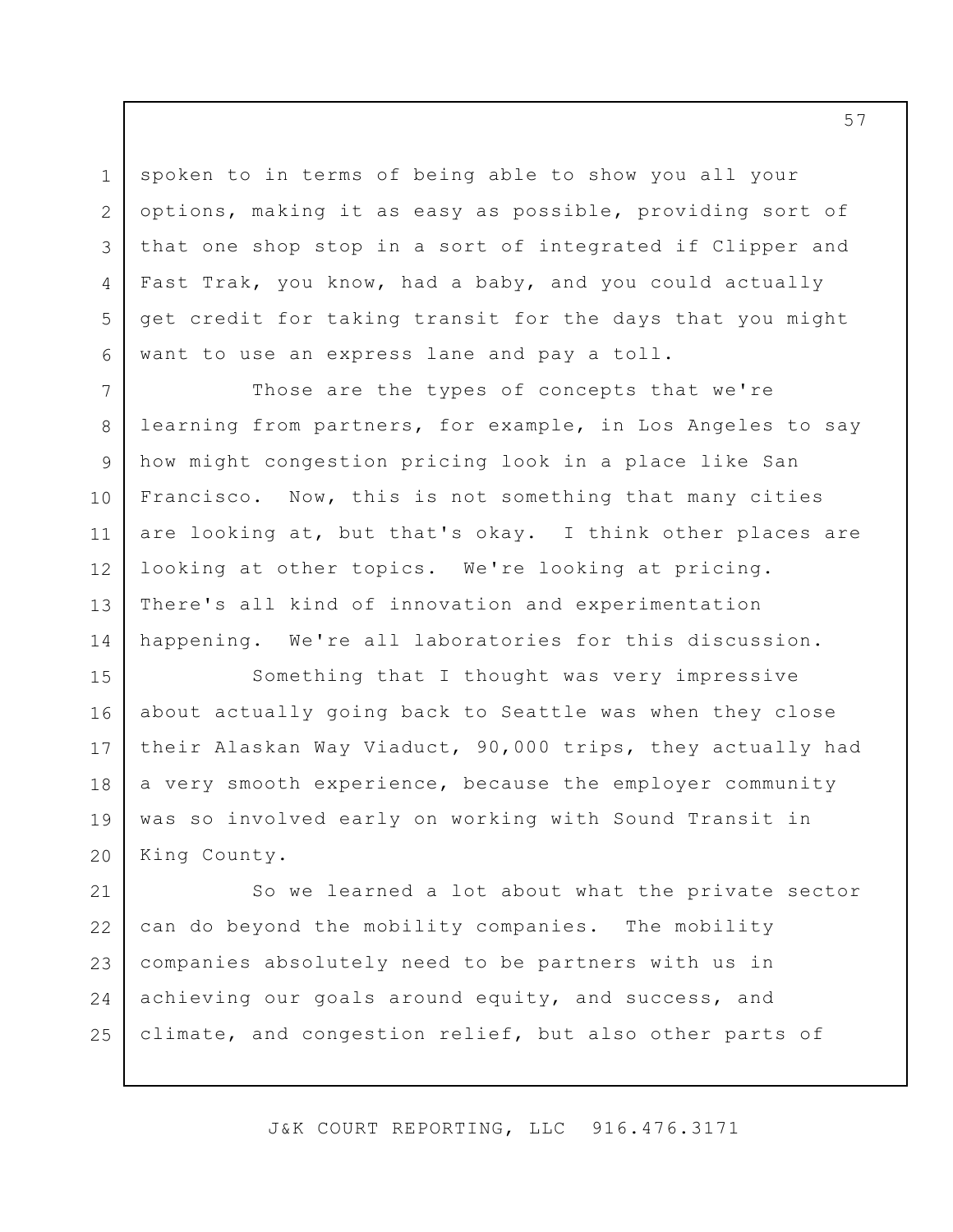spoken to in terms of being able to show you all your options, making it as easy as possible, providing sort of that one shop stop in a sort of integrated if Clipper and Fast Trak, you know, had a baby, and you could actually get credit for taking transit for the days that you might want to use an express lane and pay a toll.

Those are the types of concepts that we're learning from partners, for example, in Los Angeles to say how might congestion pricing look in a place like San Francisco. Now, this is not something that many cities are looking at, but that's okay. I think other places are looking at other topics. We're looking at pricing. There's all kind of innovation and experimentation happening. We're all laboratories for this discussion.

Something that I thought was very impressive about actually going back to Seattle was when they close their Alaskan Way Viaduct, 90,000 trips, they actually had a very smooth experience, because the employer community was so involved early on working with Sound Transit in King County.

So we learned a lot about what the private sector can do beyond the mobility companies. The mobility companies absolutely need to be partners with us in achieving our goals around equity, and success, and climate, and congestion relief, but also other parts of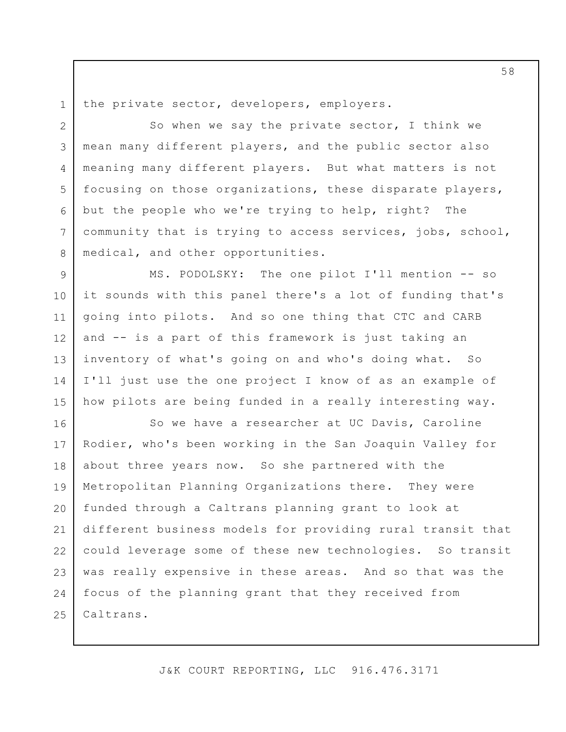the private sector, developers, employers.

So when we say the private sector, I think we mean many different players, and the public sector also meaning many different players. But what matters is not focusing on those organizations, these disparate players, but the people who we're trying to help, right? The community that is trying to access services, jobs, school, medical, and other opportunities.

MS. PODOLSKY: The one pilot I'll mention -- so it sounds with this panel there's a lot of funding that's going into pilots. And so one thing that CTC and CARB and -- is a part of this framework is just taking an inventory of what's going on and who's doing what. So I'll just use the one project I know of as an example of how pilots are being funded in a really interesting way.

So we have a researcher at UC Davis, Caroline Rodier, who's been working in the San Joaquin Valley for about three years now. So she partnered with the Metropolitan Planning Organizations there. They were funded through a Caltrans planning grant to look at different business models for providing rural transit that could leverage some of these new technologies. So transit was really expensive in these areas. And so that was the focus of the planning grant that they received from Caltrans.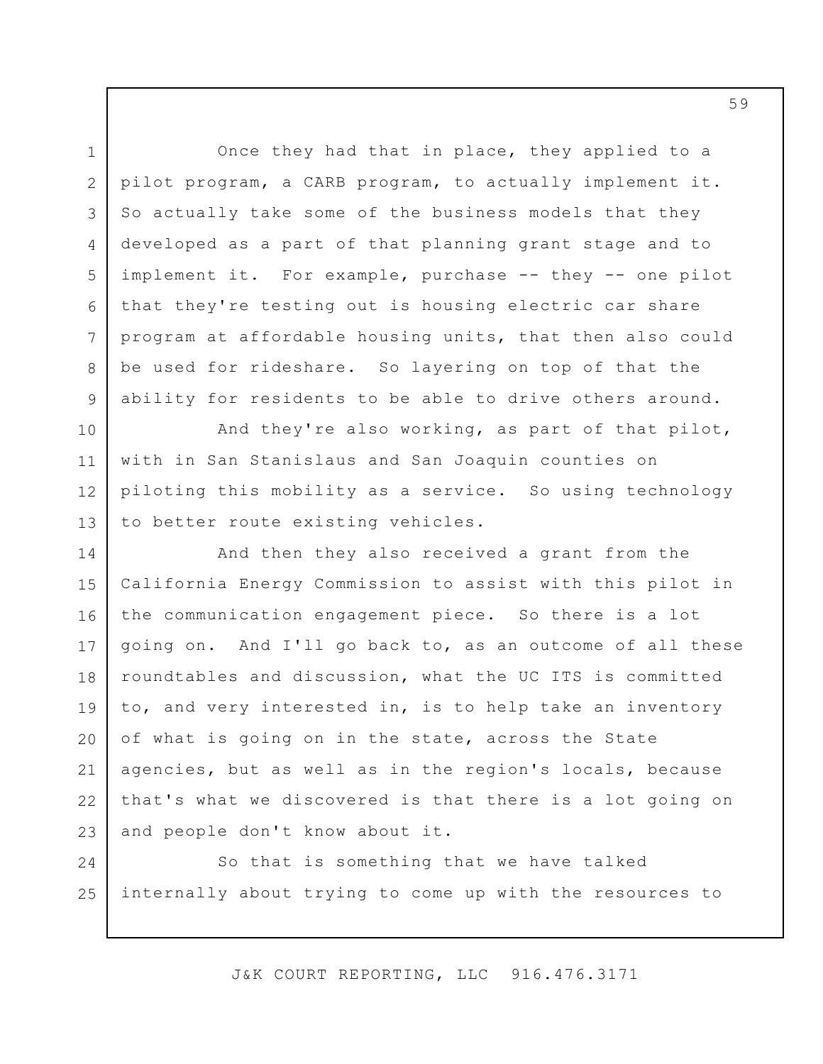Once they had that in place, they applied to a pilot program, a CARB program, to actually implement it. So actually take some of the business models that they developed as a part of that planning grant stage and to implement it. For example, purchase -- they -- one pilot that they're testing out is housing electric car share program at affordable housing units, that then also could be used for rideshare. So layering on top of that the ability for residents to be able to drive others around.

And they're also working, as part of that pilot, with in San Stanislaus and San Joaquin counties on piloting this mobility as a service. So using technology to better route existing vehicles.

And then they also received a grant from the California Energy Commission to assist with this pilot in the communication engagement piece. So there is a lot going on. And I'll go back to, as an outcome of all these roundtables and discussion, what the UC ITS is committed to, and very interested in, is to help take an inventory of what is going on in the state, across the State agencies, but as well as in the region's locals, because that's what we discovered is that there is a lot going on and people don't know about it.

So that is something that we have talked internally about trying to come up with the resources to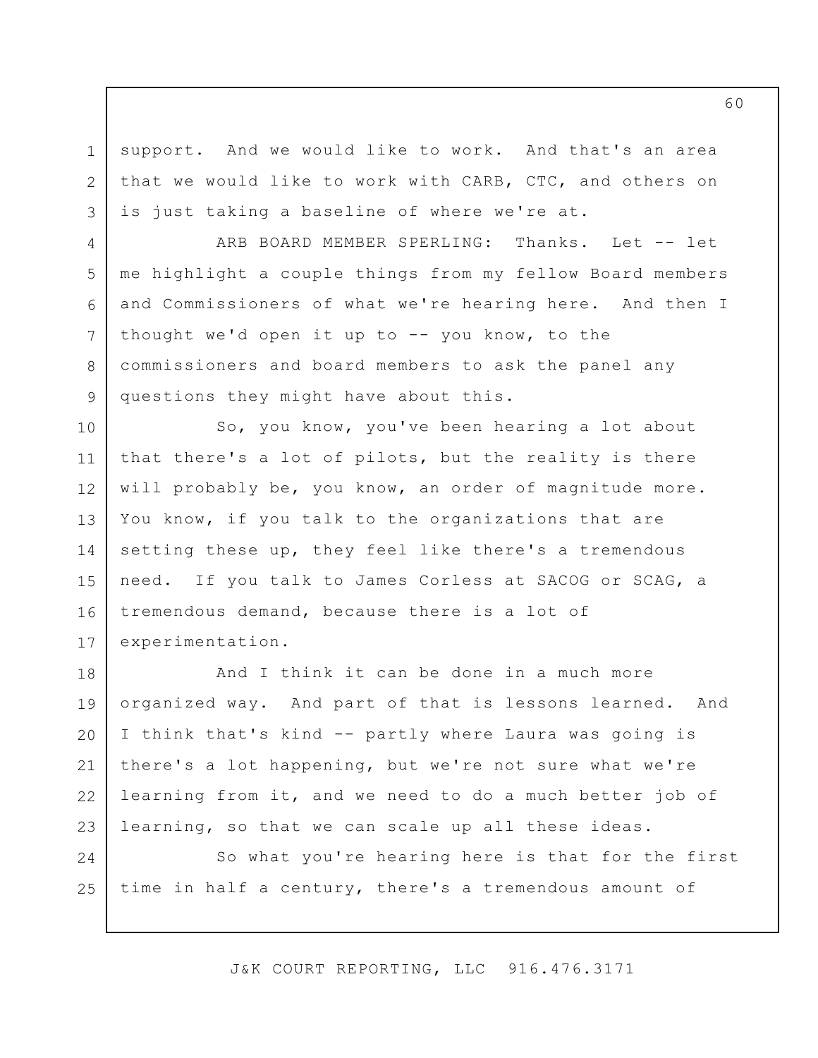support. And we would like to work. And that's an area that we would like to work with CARB, CTC, and others on is just taking a baseline of where we're at.

ARB BOARD MEMBER SPERLING: Thanks. Let -- let me highlight a couple things from my fellow Board members and Commissioners of what we're hearing here. And then I thought we'd open it up to -- you know, to the commissioners and board members to ask the panel any questions they might have about this.

So, you know, you've been hearing a lot about that there's a lot of pilots, but the reality is there will probably be, you know, an order of magnitude more. You know, if you talk to the organizations that are setting these up, they feel like there's a tremendous need. If you talk to James Corless at SACOG or SCAG, a tremendous demand, because there is a lot of experimentation.

And I think it can be done in a much more organized way. And part of that is lessons learned. And I think that's kind -- partly where Laura was going is there's a lot happening, but we're not sure what we're learning from it, and we need to do a much better job of learning, so that we can scale up all these ideas.

So what you're hearing here is that for the first time in half a century, there's a tremendous amount of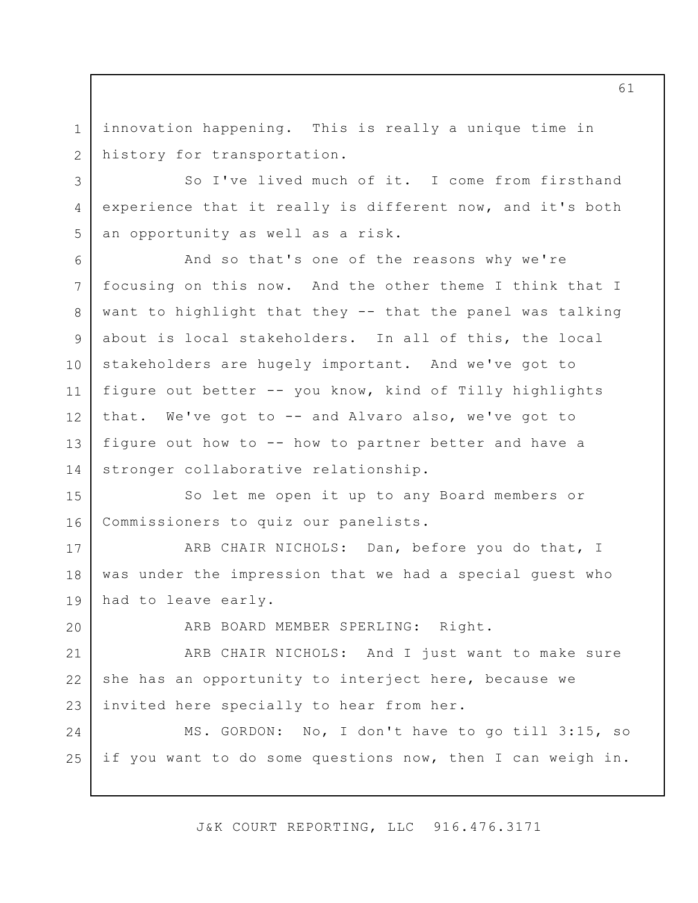innovation happening. This is really a unique time in history for transportation.

So I've lived much of it. I come from firsthand experience that it really is different now, and it's both an opportunity as well as a risk.

And so that's one of the reasons why we're focusing on this now. And the other theme I think that I want to highlight that they -- that the panel was talking about is local stakeholders. In all of this, the local stakeholders are hugely important. And we've got to figure out better -- you know, kind of Tilly highlights that. We've got to -- and Alvaro also, we've got to figure out how to -- how to partner better and have a stronger collaborative relationship.

So let me open it up to any Board members or Commissioners to quiz our panelists.

ARB CHAIR NICHOLS: Dan, before you do that, I was under the impression that we had a special guest who had to leave early.

ARB BOARD MEMBER SPERLING: Right.

ARB CHAIR NICHOLS: And I just want to make sure she has an opportunity to interject here, because we invited here specially to hear from her.

MS. GORDON: No, I don't have to go till 3:15, so if you want to do some questions now, then I can weigh in.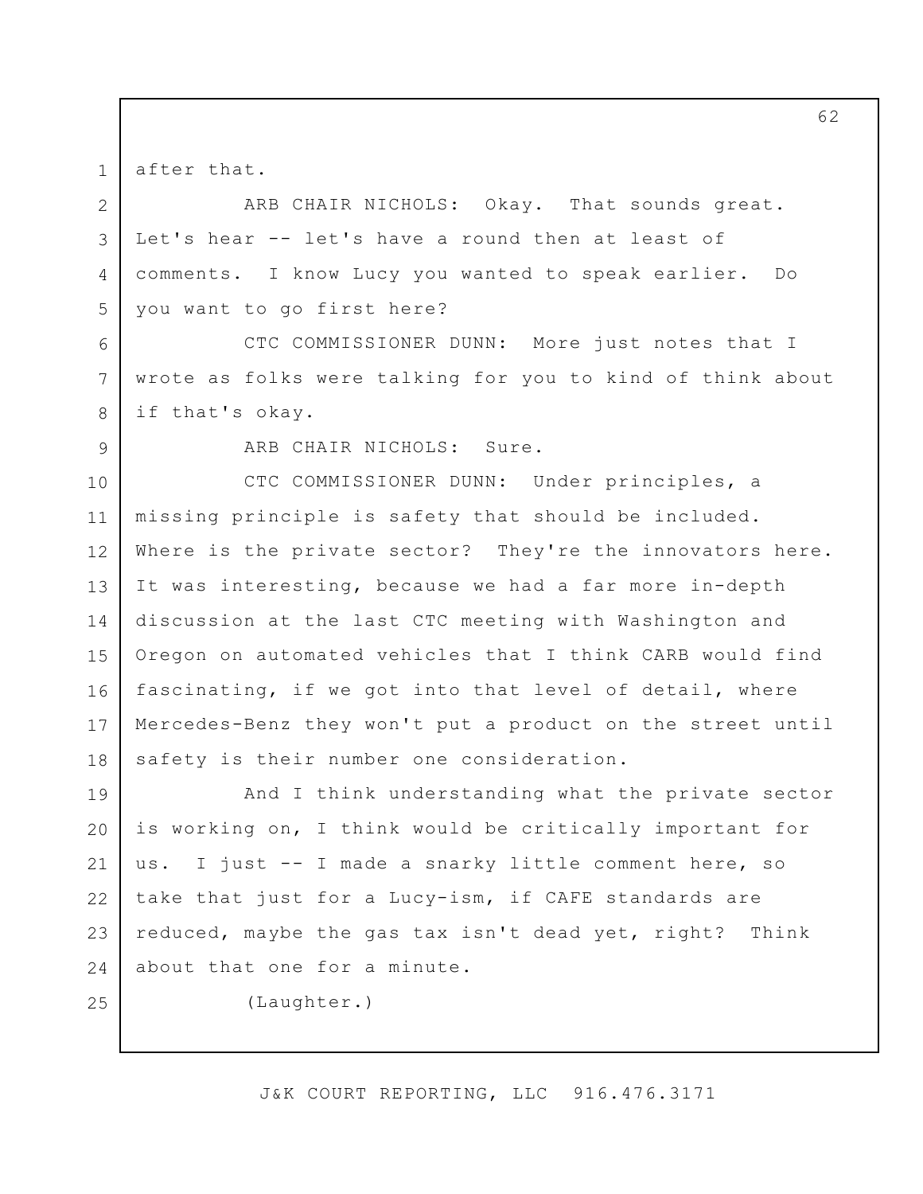after that.

ARB CHAIR NICHOLS: Okay. That sounds great. Let's hear -- let's have a round then at least of comments. I know Lucy you wanted to speak earlier. Do you want to go first here?

CTC COMMISSIONER DUNN: More just notes that I wrote as folks were talking for you to kind of think about if that's okay.

ARB CHAIR NICHOLS: Sure.

CTC COMMISSIONER DUNN: Under principles, a missing principle is safety that should be included. Where is the private sector? They're the innovators here. It was interesting, because we had a far more in-depth discussion at the last CTC meeting with Washington and Oregon on automated vehicles that I think CARB would find fascinating, if we got into that level of detail, where Mercedes-Benz they won't put a product on the street until safety is their number one consideration.

And I think understanding what the private sector is working on, I think would be critically important for us. I just -- I made a snarky little comment here, so take that just for a Lucy-ism, if CAFE standards are reduced, maybe the gas tax isn't dead yet, right? Think about that one for a minute.

(Laughter.)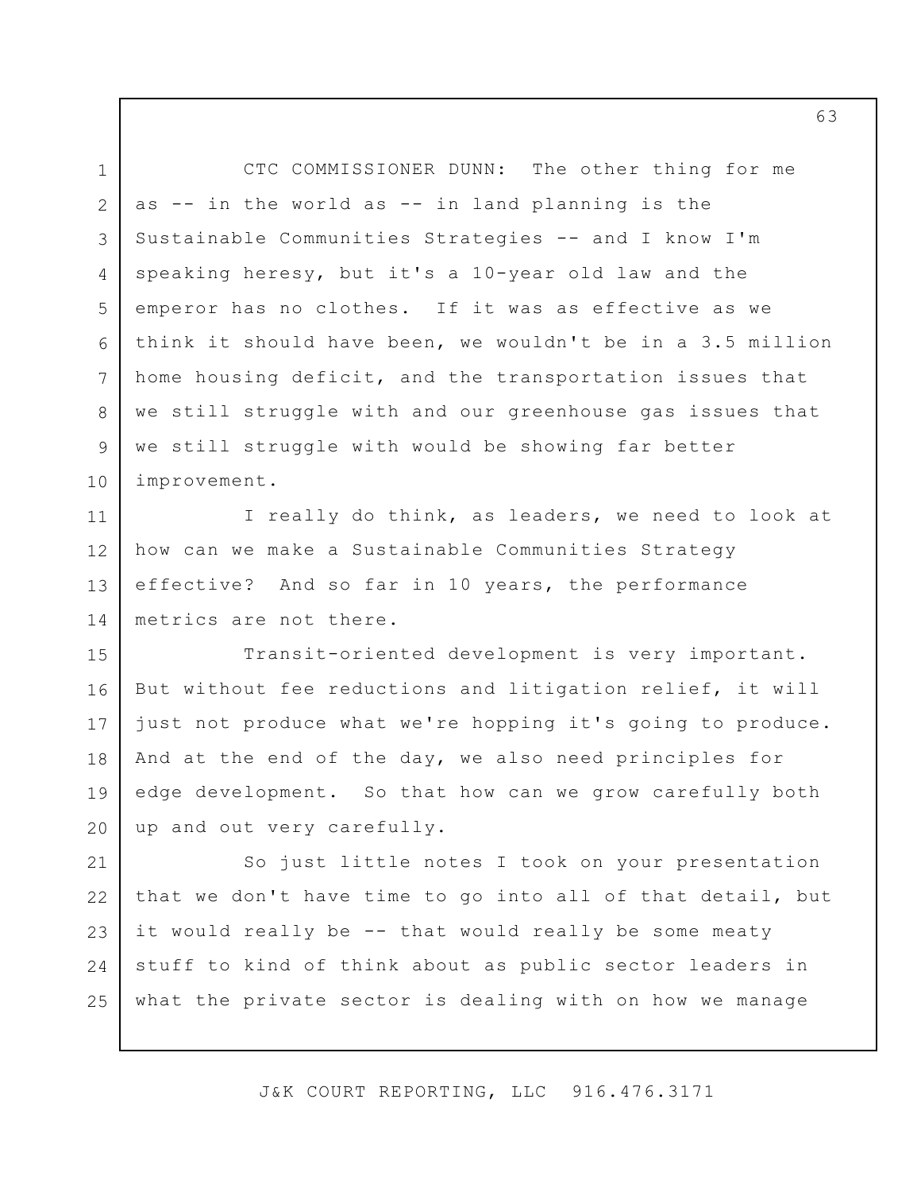CTC COMMISSIONER DUNN: The other thing for me as -- in the world as -- in land planning is the Sustainable Communities Strategies -- and I know I'm speaking heresy, but it's a 10-year old law and the emperor has no clothes. If it was as effective as we think it should have been, we wouldn't be in a 3.5 million home housing deficit, and the transportation issues that we still struggle with and our greenhouse gas issues that we still struggle with would be showing far better improvement.

I really do think, as leaders, we need to look at how can we make a Sustainable Communities Strategy effective? And so far in 10 years, the performance metrics are not there.

Transit-oriented development is very important. But without fee reductions and litigation relief, it will just not produce what we're hopping it's going to produce. And at the end of the day, we also need principles for edge development. So that how can we grow carefully both up and out very carefully.

So just little notes I took on your presentation that we don't have time to go into all of that detail, but it would really be -- that would really be some meaty stuff to kind of think about as public sector leaders in what the private sector is dealing with on how we manage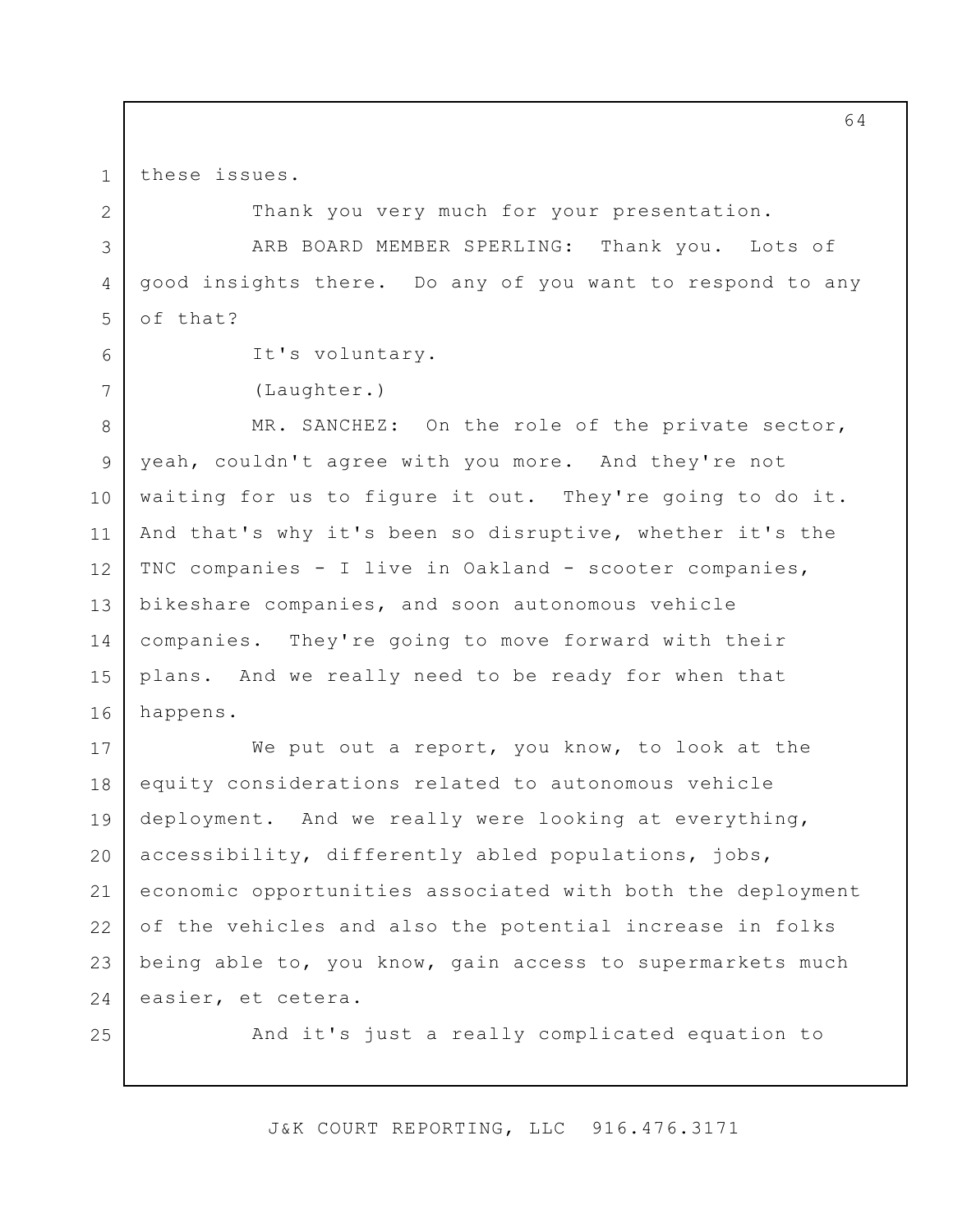these issues.

Thank you very much for your presentation.

ARB BOARD MEMBER SPERLING: Thank you. Lots of good insights there. Do any of you want to respond to any of that?

It's voluntary.

(Laughter.)

MR. SANCHEZ: On the role of the private sector, yeah, couldn't agree with you more. And they're not waiting for us to figure it out. They're going to do it. And that's why it's been so disruptive, whether it's the TNC companies - I live in Oakland - scooter companies, bikeshare companies, and soon autonomous vehicle companies. They're going to move forward with their plans. And we really need to be ready for when that happens.

We put out a report, you know, to look at the equity considerations related to autonomous vehicle deployment. And we really were looking at everything, accessibility, differently abled populations, jobs, economic opportunities associated with both the deployment of the vehicles and also the potential increase in folks being able to, you know, gain access to supermarkets much easier, et cetera.

And it's just a really complicated equation to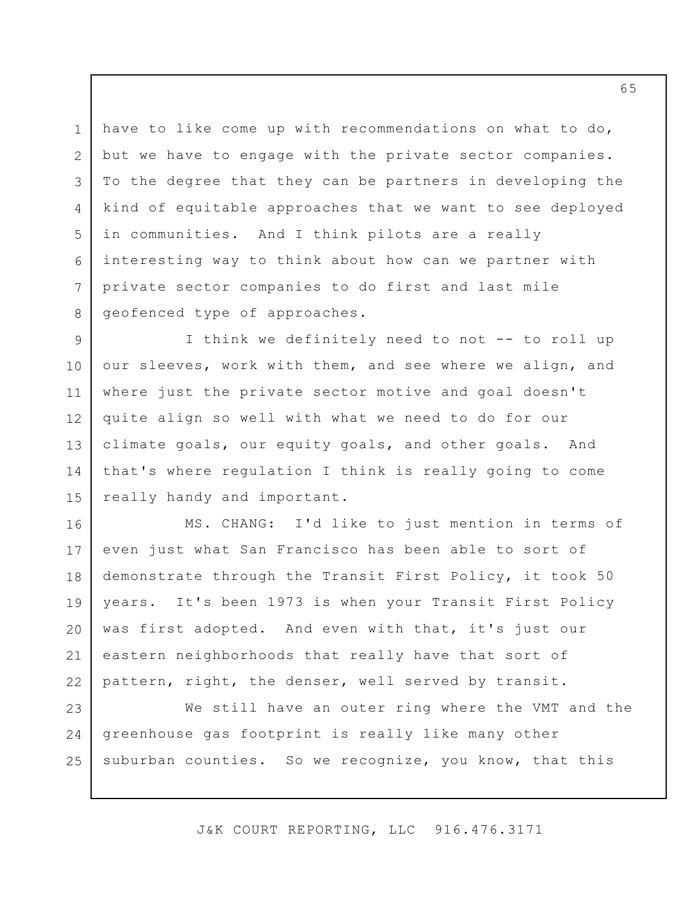have to like come up with recommendations on what to do, but we have to engage with the private sector companies. To the degree that they can be partners in developing the kind of equitable approaches that we want to see deployed in communities. And I think pilots are a really interesting way to think about how can we partner with private sector companies to do first and last mile geofenced type of approaches.

I think we definitely need to not -- to roll up our sleeves, work with them, and see where we align, and where just the private sector motive and goal doesn't quite align so well with what we need to do for our climate goals, our equity goals, and other goals. And that's where regulation I think is really going to come really handy and important.

MS. CHANG: I'd like to just mention in terms of even just what San Francisco has been able to sort of demonstrate through the Transit First Policy, it took 50 years. It's been 1973 is when your Transit First Policy was first adopted. And even with that, it's just our eastern neighborhoods that really have that sort of pattern, right, the denser, well served by transit.

We still have an outer ring where the VMT and the greenhouse gas footprint is really like many other suburban counties. So we recognize, you know, that this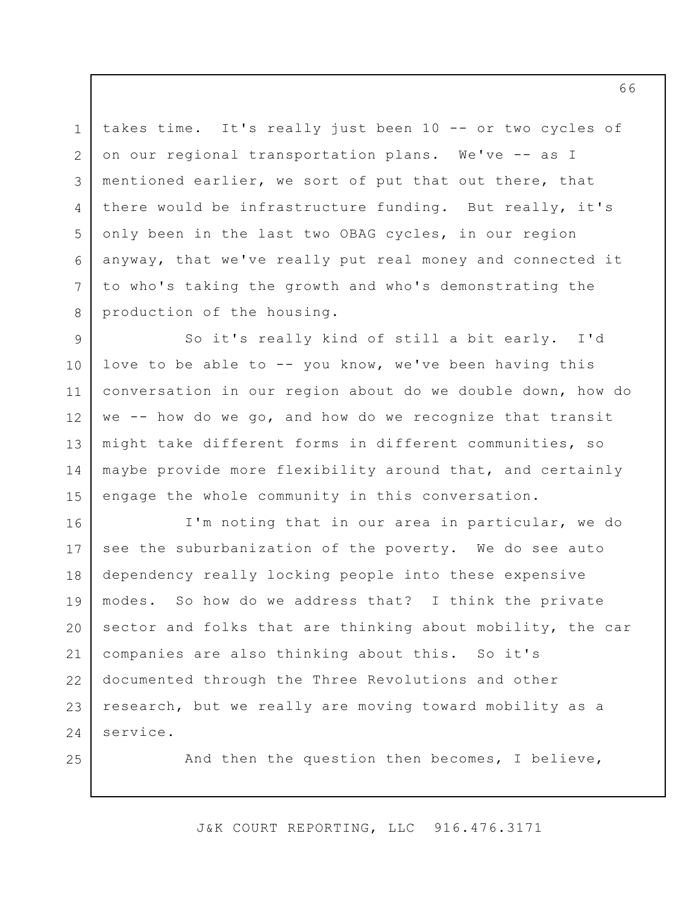takes time. It's really just been 10 -- or two cycles of on our regional transportation plans. We've -- as I mentioned earlier, we sort of put that out there, that there would be infrastructure funding. But really, it's only been in the last two OBAG cycles, in our region anyway, that we've really put real money and connected it to who's taking the growth and who's demonstrating the production of the housing.

So it's really kind of still a bit early. I'd love to be able to -- you know, we've been having this conversation in our region about do we double down, how do we -- how do we go, and how do we recognize that transit might take different forms in different communities, so maybe provide more flexibility around that, and certainly engage the whole community in this conversation.

I'm noting that in our area in particular, we do see the suburbanization of the poverty. We do see auto dependency really locking people into these expensive modes. So how do we address that? I think the private sector and folks that are thinking about mobility, the car companies are also thinking about this. So it's documented through the Three Revolutions and other research, but we really are moving toward mobility as a service.

And then the question then becomes, I believe,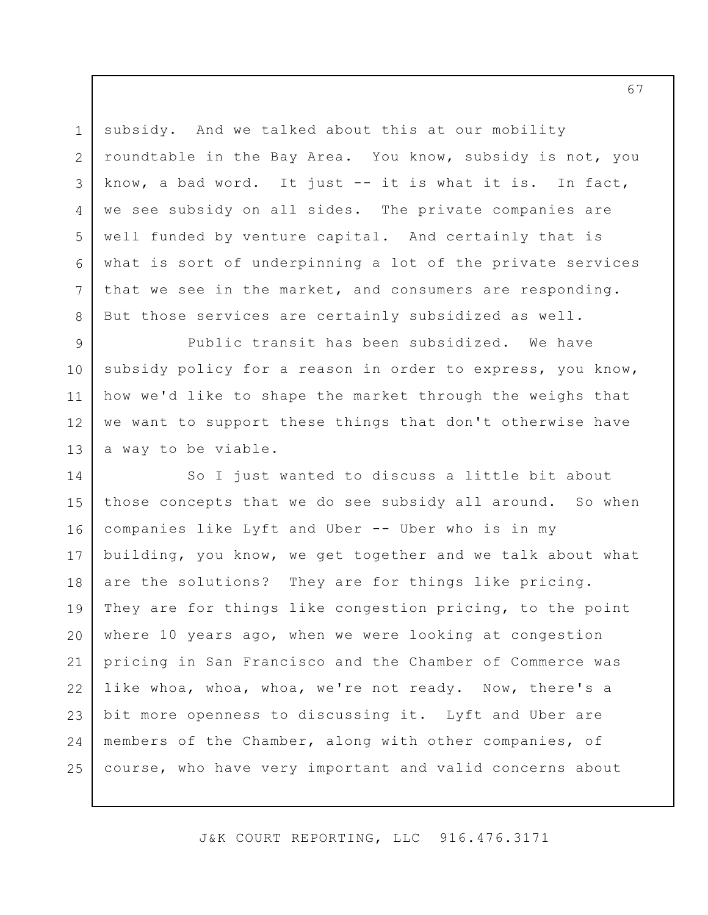subsidy. And we talked about this at our mobility roundtable in the Bay Area. You know, subsidy is not, you know, a bad word. It just -- it is what it is. In fact, we see subsidy on all sides. The private companies are well funded by venture capital. And certainly that is what is sort of underpinning a lot of the private services that we see in the market, and consumers are responding. But those services are certainly subsidized as well.

Public transit has been subsidized. We have subsidy policy for a reason in order to express, you know, how we'd like to shape the market through the weighs that we want to support these things that don't otherwise have a way to be viable.

So I just wanted to discuss a little bit about those concepts that we do see subsidy all around. So when companies like Lyft and Uber -- Uber who is in my building, you know, we get together and we talk about what are the solutions? They are for things like pricing. They are for things like congestion pricing, to the point where 10 years ago, when we were looking at congestion pricing in San Francisco and the Chamber of Commerce was like whoa, whoa, whoa, we're not ready. Now, there's a bit more openness to discussing it. Lyft and Uber are members of the Chamber, along with other companies, of course, who have very important and valid concerns about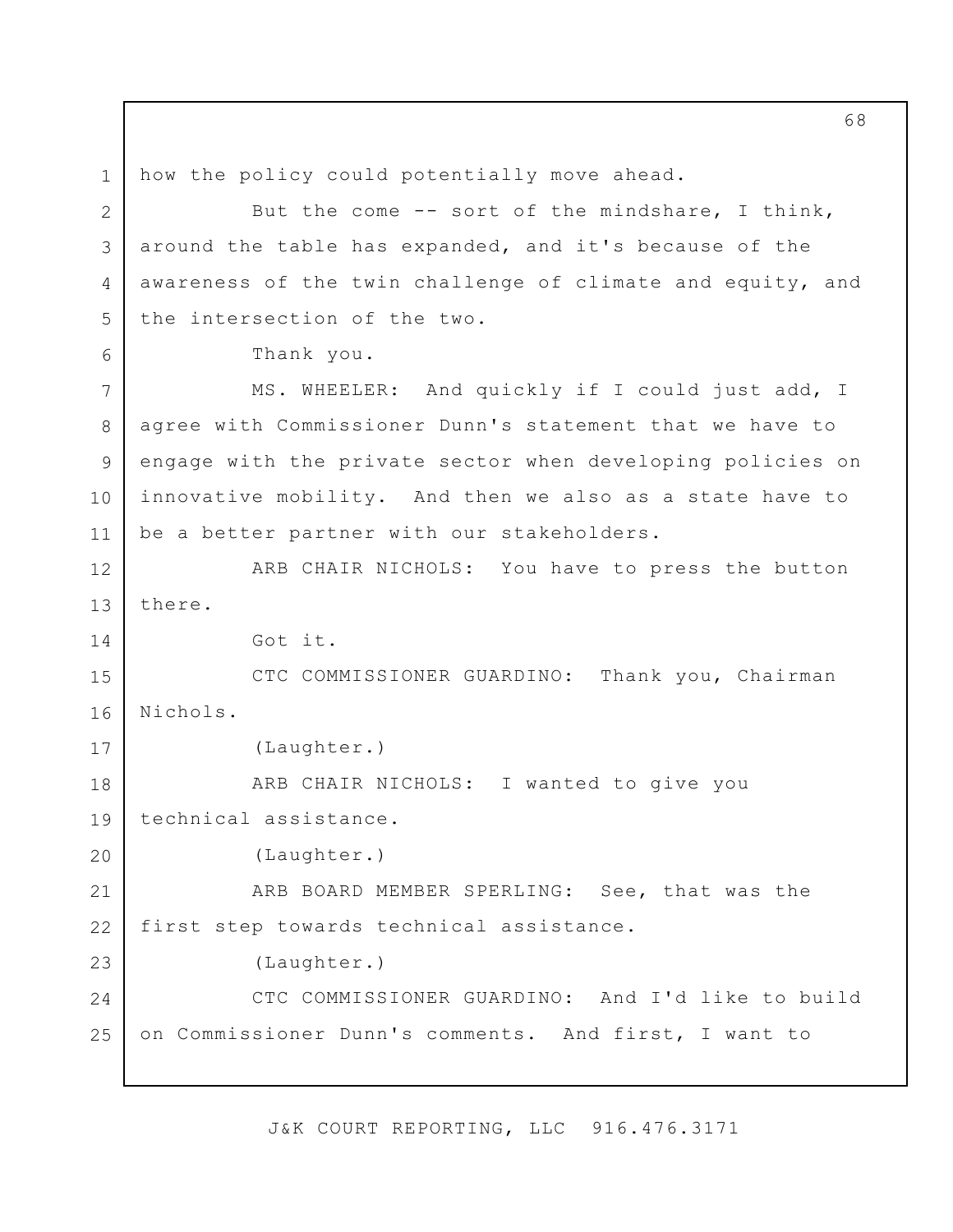how the policy could potentially move ahead.

But the come -- sort of the mindshare, I think, around the table has expanded, and it's because of the awareness of the twin challenge of climate and equity, and the intersection of the two.

Thank you.

MS. WHEELER: And quickly if I could just add, I agree with Commissioner Dunn's statement that we have to engage with the private sector when developing policies on innovative mobility. And then we also as a state have to be a better partner with our stakeholders.

ARB CHAIR NICHOLS: You have to press the button there.

Got it.

CTC COMMISSIONER GUARDINO: Thank you, Chairman Nichols.

(Laughter.)

ARB CHAIR NICHOLS: I wanted to give you technical assistance.

(Laughter.)

ARB BOARD MEMBER SPERLING: See, that was the first step towards technical assistance.

(Laughter.)

CTC COMMISSIONER GUARDINO: And I'd like to build on Commissioner Dunn's comments. And first, I want to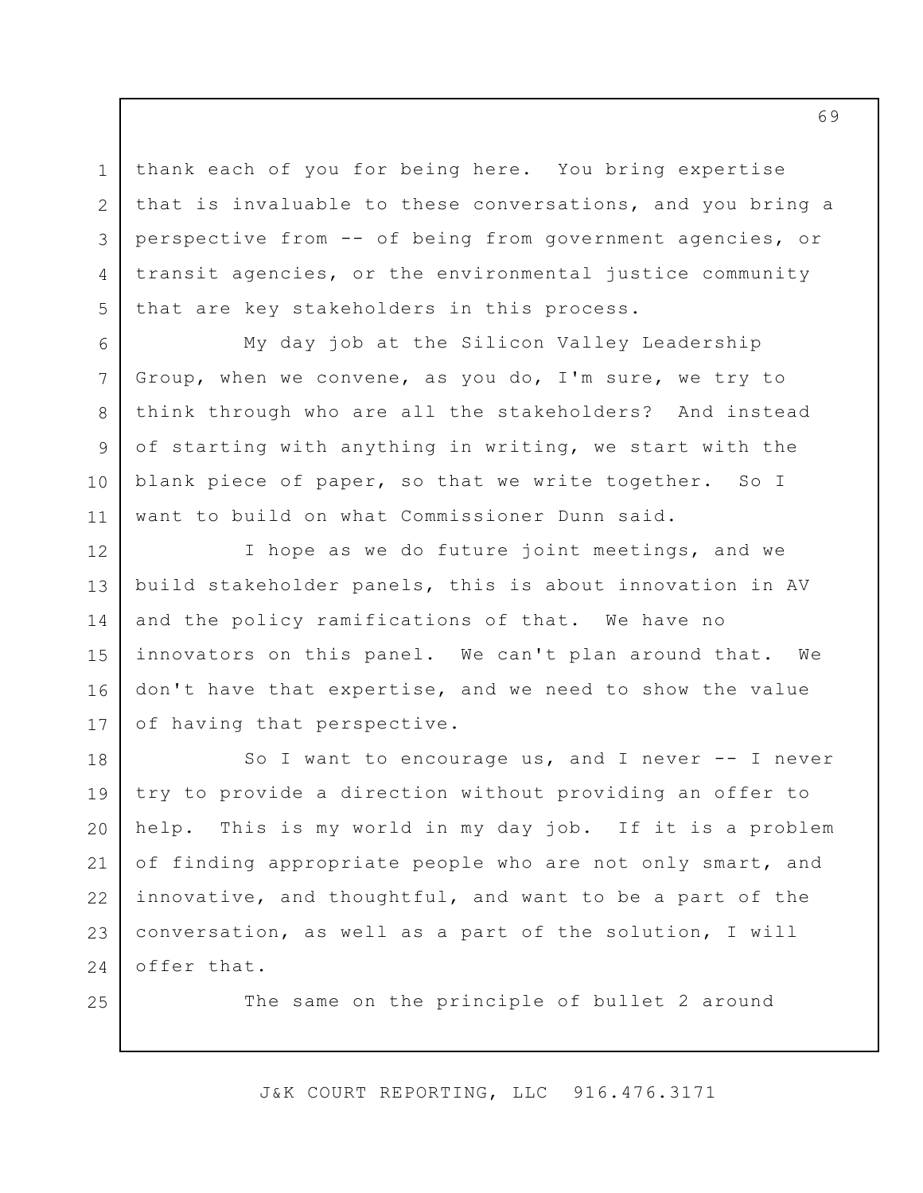thank each of you for being here. You bring expertise that is invaluable to these conversations, and you bring a perspective from -- of being from government agencies, or transit agencies, or the environmental justice community that are key stakeholders in this process.

My day job at the Silicon Valley Leadership Group, when we convene, as you do, I'm sure, we try to think through who are all the stakeholders? And instead of starting with anything in writing, we start with the blank piece of paper, so that we write together. So I want to build on what Commissioner Dunn said.

I hope as we do future joint meetings, and we build stakeholder panels, this is about innovation in AV and the policy ramifications of that. We have no innovators on this panel. We can't plan around that. We don't have that expertise, and we need to show the value of having that perspective.

So I want to encourage us, and I never -- I never try to provide a direction without providing an offer to help. This is my world in my day job. If it is a problem of finding appropriate people who are not only smart, and innovative, and thoughtful, and want to be a part of the conversation, as well as a part of the solution, I will offer that.

The same on the principle of bullet 2 around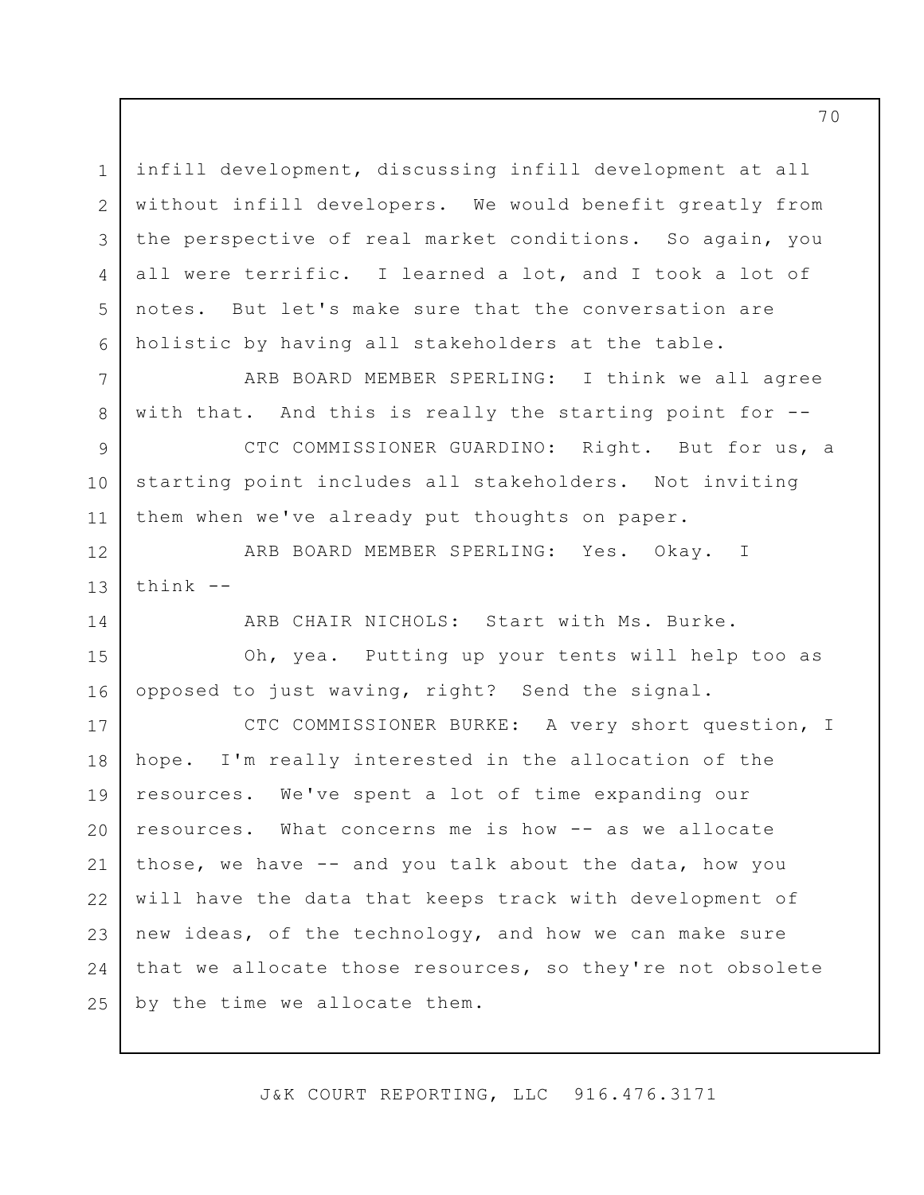infill development, discussing infill development at all without infill developers. We would benefit greatly from the perspective of real market conditions. So again, you all were terrific. I learned a lot, and I took a lot of notes. But let's make sure that the conversation are holistic by having all stakeholders at the table.

ARB BOARD MEMBER SPERLING: I think we all agree with that. And this is really the starting point for --

CTC COMMISSIONER GUARDINO: Right. But for us, a starting point includes all stakeholders. Not inviting them when we've already put thoughts on paper.

ARB BOARD MEMBER SPERLING: Yes. Okay. I think --

ARB CHAIR NICHOLS: Start with Ms. Burke.

Oh, yea. Putting up your tents will help too as opposed to just waving, right? Send the signal.

CTC COMMISSIONER BURKE: A very short question, I hope. I'm really interested in the allocation of the resources. We've spent a lot of time expanding our resources. What concerns me is how -- as we allocate those, we have -- and you talk about the data, how you will have the data that keeps track with development of new ideas, of the technology, and how we can make sure that we allocate those resources, so they're not obsolete by the time we allocate them.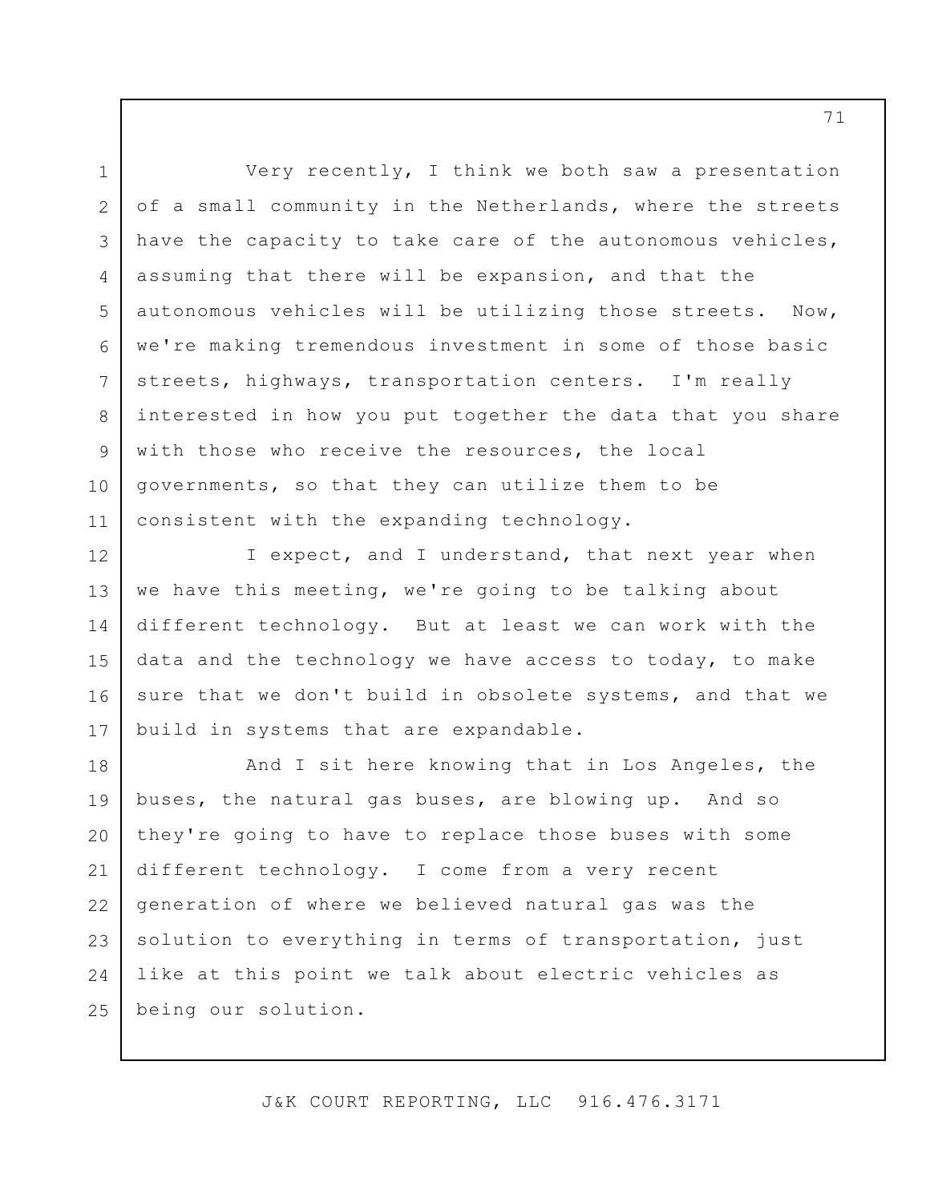Very recently, I think we both saw a presentation of a small community in the Netherlands, where the streets have the capacity to take care of the autonomous vehicles, assuming that there will be expansion, and that the autonomous vehicles will be utilizing those streets. Now, we're making tremendous investment in some of those basic streets, highways, transportation centers. I'm really interested in how you put together the data that you share with those who receive the resources, the local governments, so that they can utilize them to be consistent with the expanding technology.

I expect, and I understand, that next year when we have this meeting, we're going to be talking about different technology. But at least we can work with the data and the technology we have access to today, to make sure that we don't build in obsolete systems, and that we build in systems that are expandable.

And I sit here knowing that in Los Angeles, the buses, the natural gas buses, are blowing up. And so they're going to have to replace those buses with some different technology. I come from a very recent generation of where we believed natural gas was the solution to everything in terms of transportation, just like at this point we talk about electric vehicles as being our solution.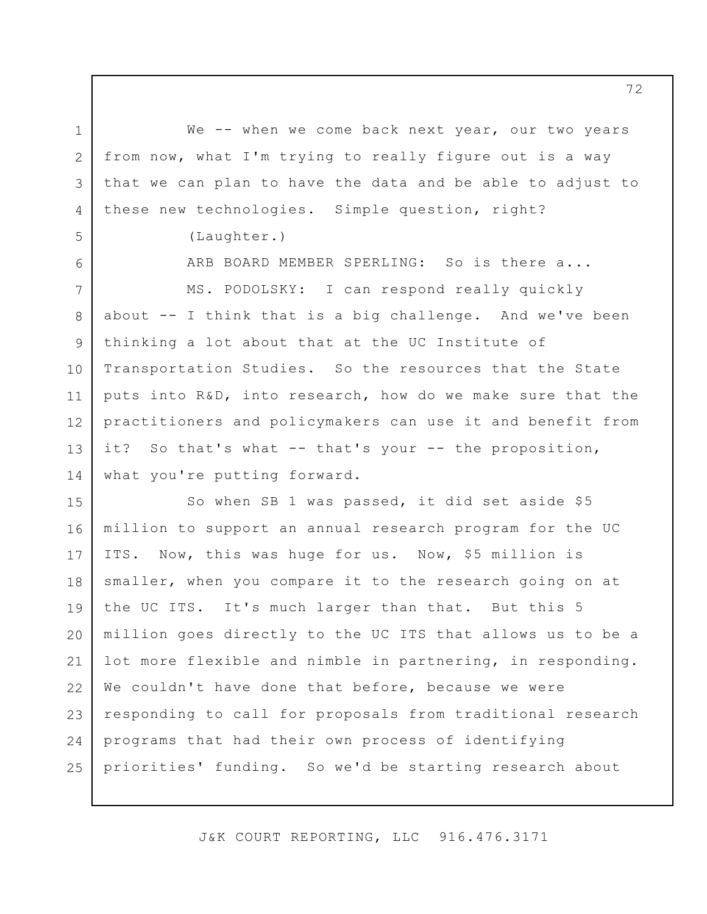We -- when we come back next year, our two years from now, what I'm trying to really figure out is a way that we can plan to have the data and be able to adjust to these new technologies. Simple question, right?

(Laughter.)

ARB BOARD MEMBER SPERLING: So is there a...

MS. PODOLSKY: I can respond really quickly about -- I think that is a big challenge. And we've been thinking a lot about that at the UC Institute of Transportation Studies. So the resources that the State puts into R&D, into research, how do we make sure that the practitioners and policymakers can use it and benefit from it? So that's what -- that's your -- the proposition, what you're putting forward.

So when SB 1 was passed, it did set aside $5 million to support an annual research program for the UC ITS. Now, this was huge for us. Now, $5 million is smaller, when you compare it to the research going on at the UC ITS. It's much larger than that. But this 5 million goes directly to the UC ITS that allows us to be a lot more flexible and nimble in partnering, in responding. We couldn't have done that before, because we were responding to call for proposals from traditional research programs that had their own process of identifying priorities' funding. So we'd be starting research about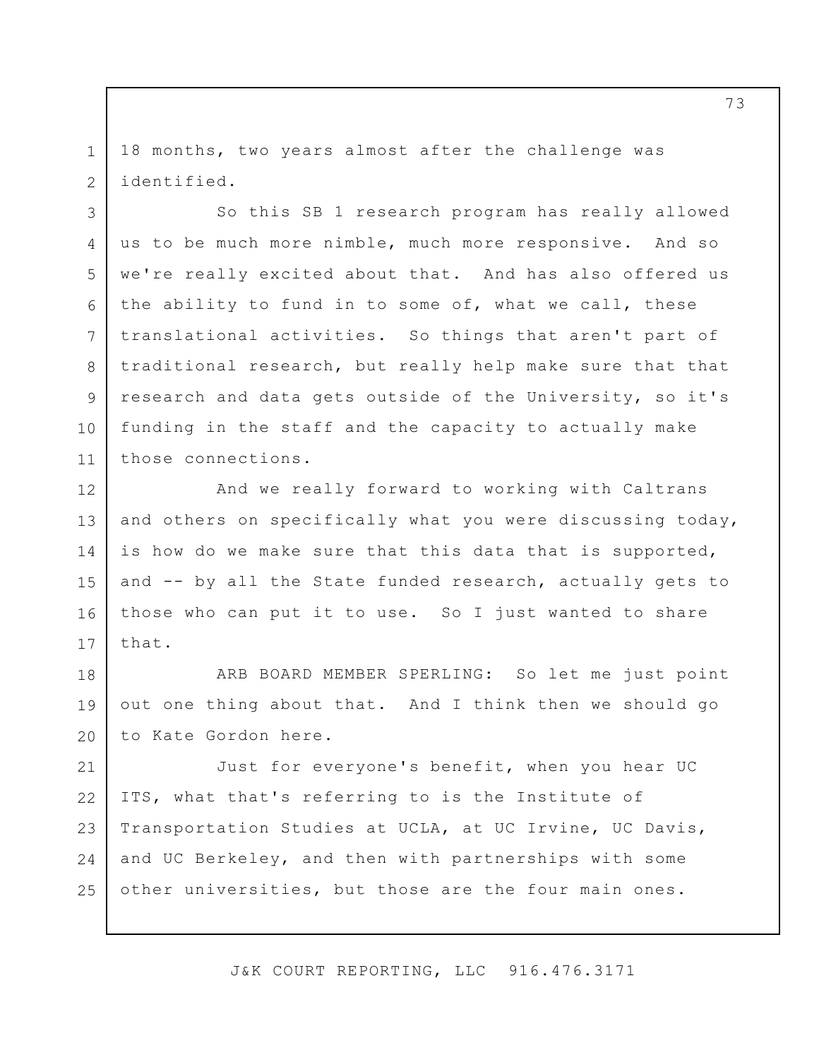18 months, two years almost after the challenge was identified.

So this SB 1 research program has really allowed us to be much more nimble, much more responsive. And so we're really excited about that. And has also offered us the ability to fund in to some of, what we call, these translational activities. So things that aren't part of traditional research, but really help make sure that that research and data gets outside of the University, so it's funding in the staff and the capacity to actually make those connections.

And we really forward to working with Caltrans and others on specifically what you were discussing today, is how do we make sure that this data that is supported, and -- by all the State funded research, actually gets to those who can put it to use. So I just wanted to share that.

ARB BOARD MEMBER SPERLING: So let me just point out one thing about that. And I think then we should go to Kate Gordon here.

Just for everyone's benefit, when you hear UC ITS, what that's referring to is the Institute of Transportation Studies at UCLA, at UC Irvine, UC Davis, and UC Berkeley, and then with partnerships with some other universities, but those are the four main ones.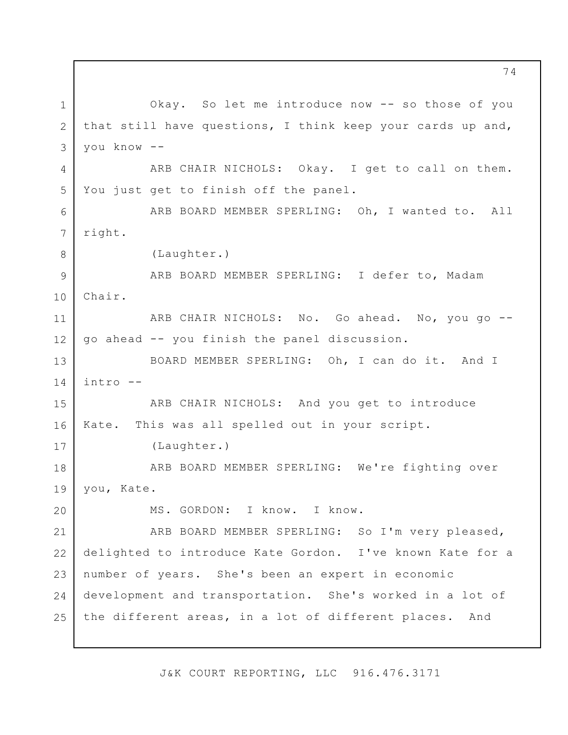Okay. So let me introduce now -- so those of you that still have questions, I think keep your cards up and, you know --

ARB CHAIR NICHOLS: Okay. I get to call on them. You just get to finish off the panel.

ARB BOARD MEMBER SPERLING: Oh, I wanted to. All right.

(Laughter.)

ARB BOARD MEMBER SPERLING: I defer to, Madam Chair.

ARB CHAIR NICHOLS: No. Go ahead. No, you go -- go ahead -- you finish the panel discussion.

BOARD MEMBER SPERLING: Oh, I can do it. And I intro --

ARB CHAIR NICHOLS: And you get to introduce Kate. This was all spelled out in your script.

(Laughter.)

ARB BOARD MEMBER SPERLING: We're fighting over you, Kate.

MS. GORDON: I know. I know.

ARB BOARD MEMBER SPERLING: So I'm very pleased, delighted to introduce Kate Gordon. I've known Kate for a number of years. She's been an expert in economic development and transportation. She's worked in a lot of the different areas, in a lot of different places. And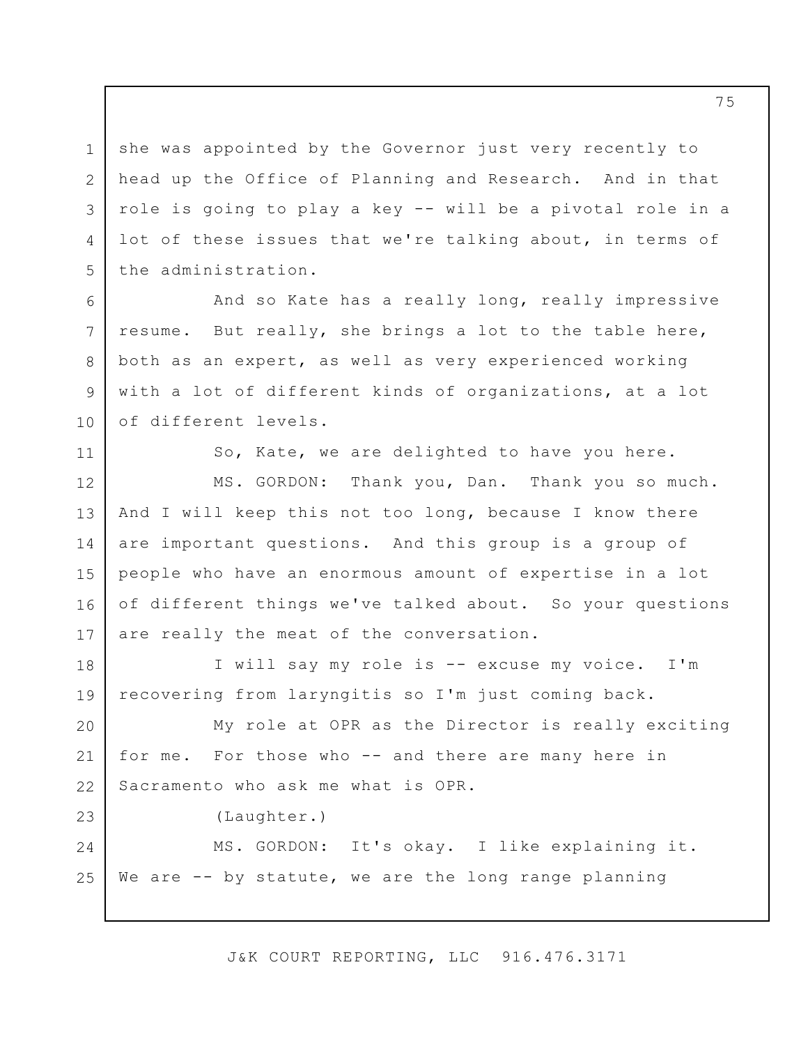she was appointed by the Governor just very recently to head up the Office of Planning and Research. And in that role is going to play a key -- will be a pivotal role in a lot of these issues that we're talking about, in terms of the administration.

And so Kate has a really long, really impressive resume. But really, she brings a lot to the table here, both as an expert, as well as very experienced working with a lot of different kinds of organizations, at a lot of different levels.

So, Kate, we are delighted to have you here.

MS. GORDON: Thank you, Dan. Thank you so much. And I will keep this not too long, because I know there are important questions. And this group is a group of people who have an enormous amount of expertise in a lot of different things we've talked about. So your questions are really the meat of the conversation.

I will say my role is -- excuse my voice. I'm recovering from laryngitis so I'm just coming back.

My role at OPR as the Director is really exciting for me. For those who -- and there are many here in Sacramento who ask me what is OPR.

(Laughter.)

MS. GORDON: It's okay. I like explaining it. We are -- by statute, we are the long range planning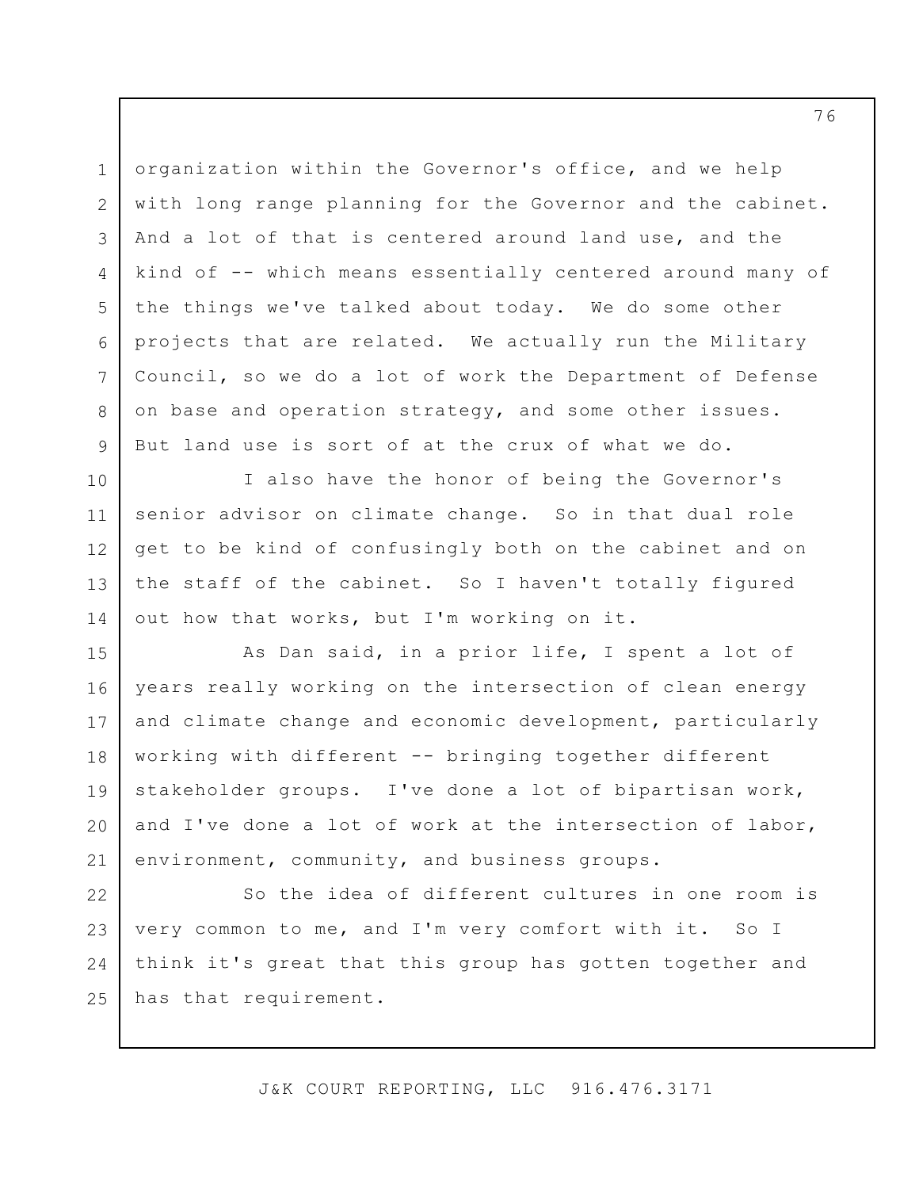organization within the Governor's office, and we help with long range planning for the Governor and the cabinet. And a lot of that is centered around land use, and the kind of -- which means essentially centered around many of the things we've talked about today. We do some other projects that are related. We actually run the Military Council, so we do a lot of work the Department of Defense on base and operation strategy, and some other issues. But land use is sort of at the crux of what we do.

I also have the honor of being the Governor's senior advisor on climate change. So in that dual role get to be kind of confusingly both on the cabinet and on the staff of the cabinet. So I haven't totally figured out how that works, but I'm working on it.

As Dan said, in a prior life, I spent a lot of years really working on the intersection of clean energy and climate change and economic development, particularly working with different -- bringing together different stakeholder groups. I've done a lot of bipartisan work, and I've done a lot of work at the intersection of labor, environment, community, and business groups.

So the idea of different cultures in one room is very common to me, and I'm very comfort with it. So I think it's great that this group has gotten together and has that requirement.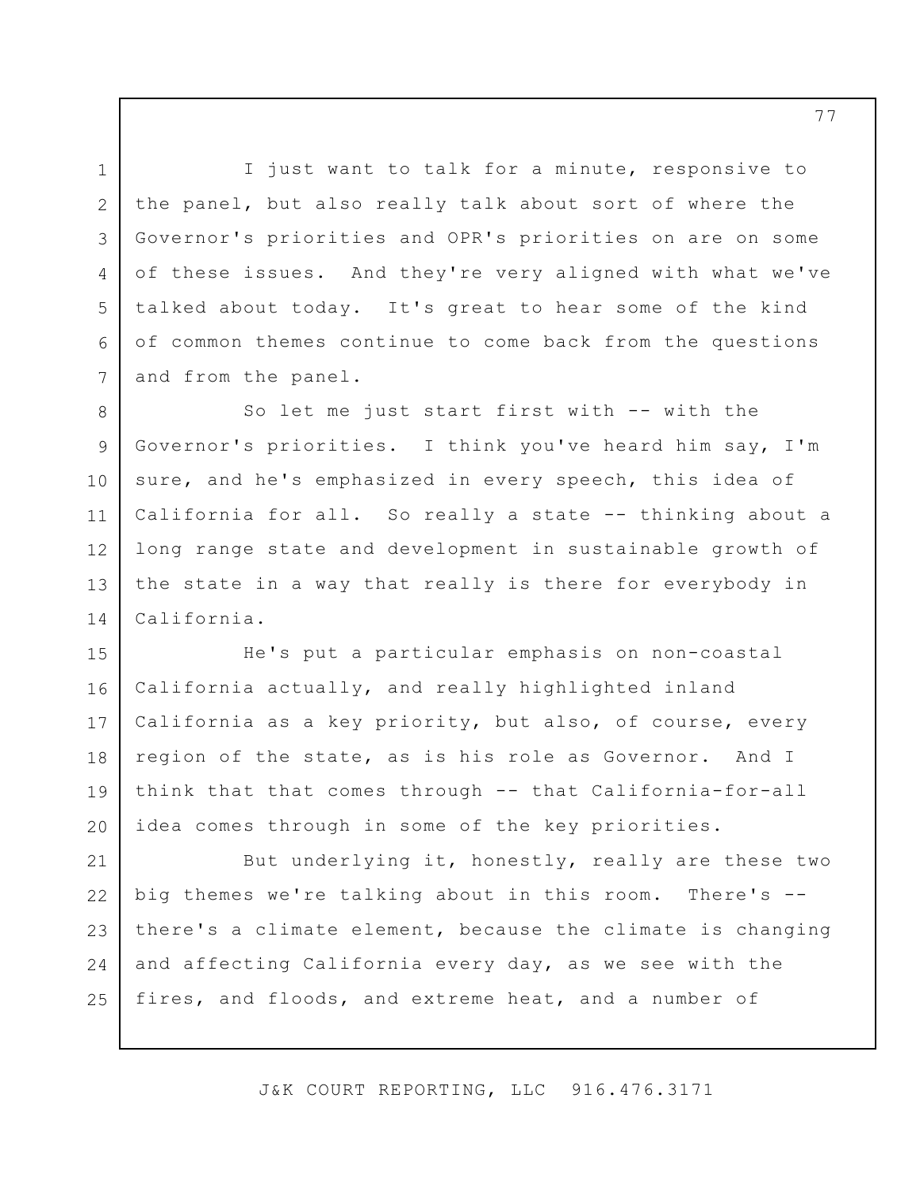I just want to talk for a minute, responsive to the panel, but also really talk about sort of where the Governor's priorities and OPR's priorities on are on some of these issues. And they're very aligned with what we've talked about today. It's great to hear some of the kind of common themes continue to come back from the questions and from the panel.

So let me just start first with -- with the Governor's priorities. I think you've heard him say, I'm sure, and he's emphasized in every speech, this idea of California for all. So really a state -- thinking about a long range state and development in sustainable growth of the state in a way that really is there for everybody in California.

He's put a particular emphasis on non-coastal California actually, and really highlighted inland California as a key priority, but also, of course, every region of the state, as is his role as Governor. And I think that that comes through -- that California-for-all idea comes through in some of the key priorities.

But underlying it, honestly, really are these two big themes we're talking about in this room. There's -- there's a climate element, because the climate is changing and affecting California every day, as we see with the fires, and floods, and extreme heat, and a number of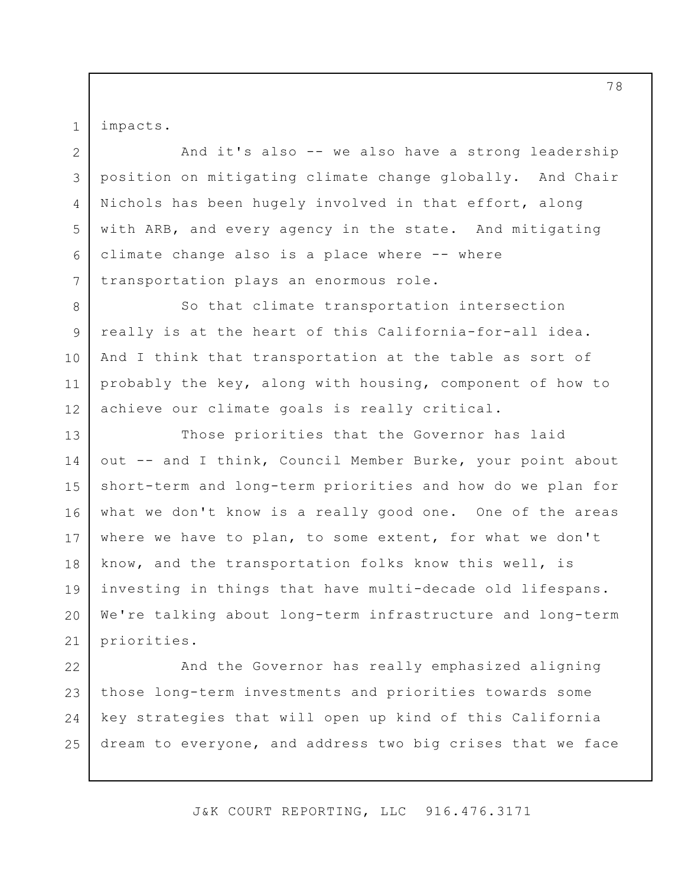impacts.

And it's also -- we also have a strong leadership position on mitigating climate change globally. And Chair Nichols has been hugely involved in that effort, along with ARB, and every agency in the state. And mitigating climate change also is a place where -- where transportation plays an enormous role.

So that climate transportation intersection really is at the heart of this California-for-all idea. And I think that transportation at the table as sort of probably the key, along with housing, component of how to achieve our climate goals is really critical.

Those priorities that the Governor has laid out -- and I think, Council Member Burke, your point about short-term and long-term priorities and how do we plan for what we don't know is a really good one. One of the areas where we have to plan, to some extent, for what we don't know, and the transportation folks know this well, is investing in things that have multi-decade old lifespans. We're talking about long-term infrastructure and long-term priorities.

And the Governor has really emphasized aligning those long-term investments and priorities towards some key strategies that will open up kind of this California dream to everyone, and address two big crises that we face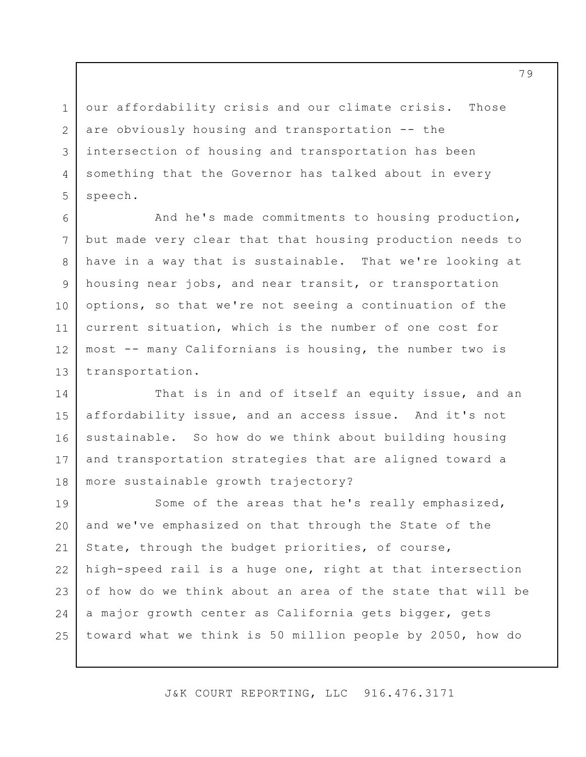our affordability crisis and our climate crisis. Those are obviously housing and transportation -- the intersection of housing and transportation has been something that the Governor has talked about in every speech.

And he's made commitments to housing production, but made very clear that that housing production needs to have in a way that is sustainable. That we're looking at housing near jobs, and near transit, or transportation options, so that we're not seeing a continuation of the current situation, which is the number of one cost for most -- many Californians is housing, the number two is transportation.

That is in and of itself an equity issue, and an affordability issue, and an access issue. And it's not sustainable. So how do we think about building housing and transportation strategies that are aligned toward a more sustainable growth trajectory?

Some of the areas that he's really emphasized, and we've emphasized on that through the State of the State, through the budget priorities, of course, high-speed rail is a huge one, right at that intersection of how do we think about an area of the state that will be a major growth center as California gets bigger, gets toward what we think is 50 million people by 2050, how do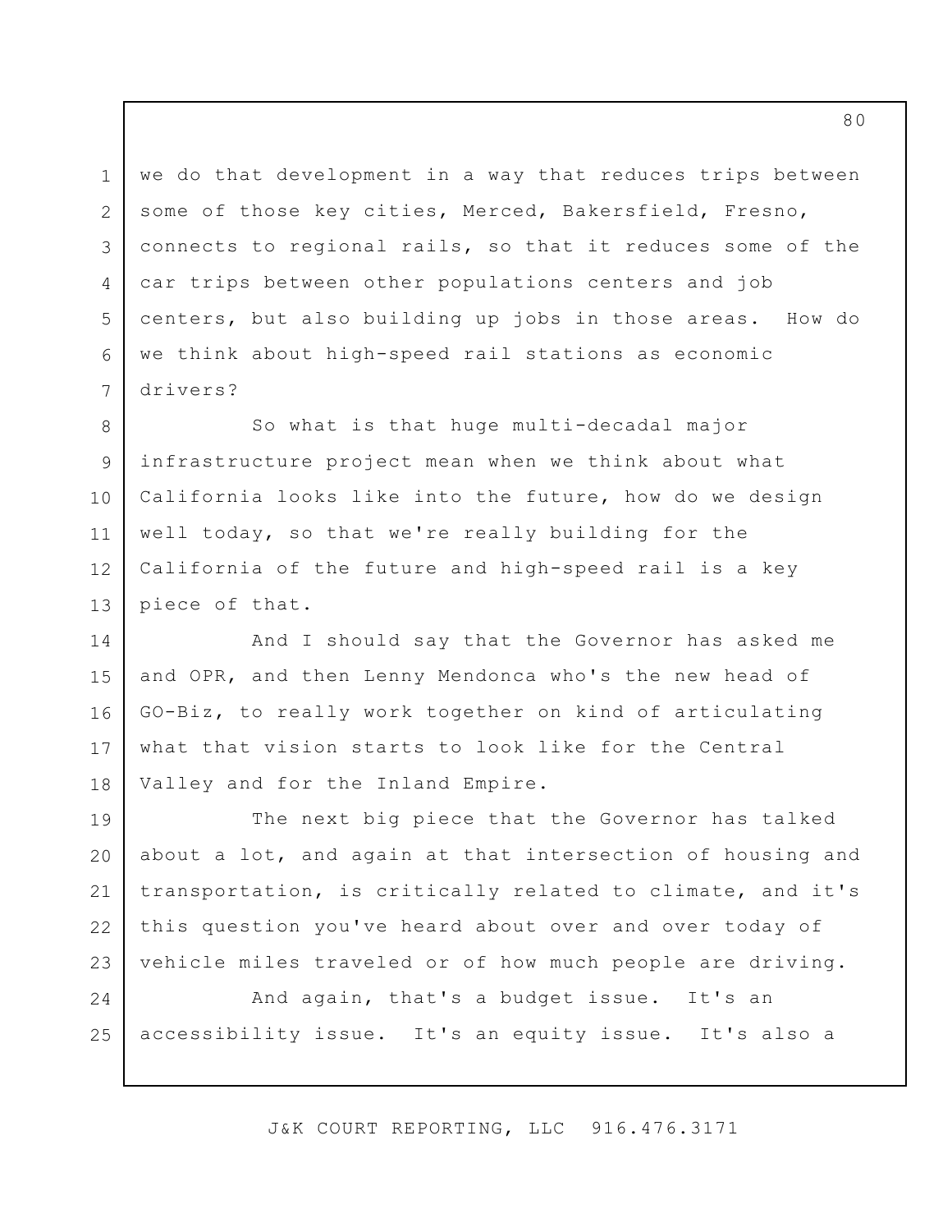we do that development in a way that reduces trips between some of those key cities, Merced, Bakersfield, Fresno, connects to regional rails, so that it reduces some of the car trips between other populations centers and job centers, but also building up jobs in those areas. How do we think about high-speed rail stations as economic drivers?

So what is that huge multi-decadal major infrastructure project mean when we think about what California looks like into the future, how do we design well today, so that we're really building for the California of the future and high-speed rail is a key piece of that.

And I should say that the Governor has asked me and OPR, and then Lenny Mendonca who's the new head of GO-Biz, to really work together on kind of articulating what that vision starts to look like for the Central Valley and for the Inland Empire.

The next big piece that the Governor has talked about a lot, and again at that intersection of housing and transportation, is critically related to climate, and it's this question you've heard about over and over today of vehicle miles traveled or of how much people are driving.

And again, that's a budget issue. It's an accessibility issue. It's an equity issue. It's also a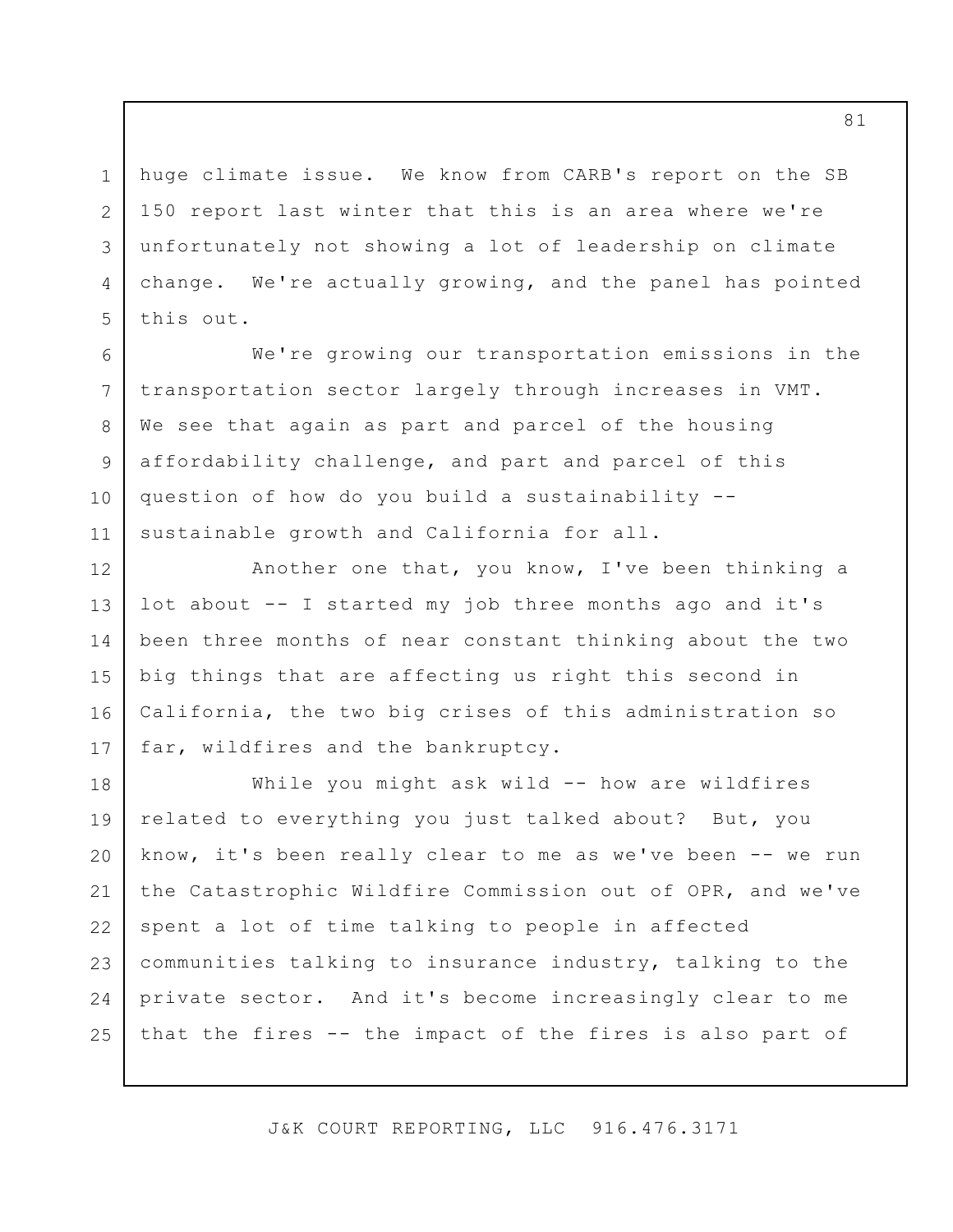huge climate issue. We know from CARB's report on the SB 150 report last winter that this is an area where we're unfortunately not showing a lot of leadership on climate change. We're actually growing, and the panel has pointed this out.

We're growing our transportation emissions in the transportation sector largely through increases in VMT. We see that again as part and parcel of the housing affordability challenge, and part and parcel of this question of how do you build a sustainability -- sustainable growth and California for all.

Another one that, you know, I've been thinking a lot about -- I started my job three months ago and it's been three months of near constant thinking about the two big things that are affecting us right this second in California, the two big crises of this administration so far, wildfires and the bankruptcy.

While you might ask wild -- how are wildfires related to everything you just talked about? But, you know, it's been really clear to me as we've been -- we run the Catastrophic Wildfire Commission out of OPR, and we've spent a lot of time talking to people in affected communities talking to insurance industry, talking to the private sector. And it's become increasingly clear to me that the fires -- the impact of the fires is also part of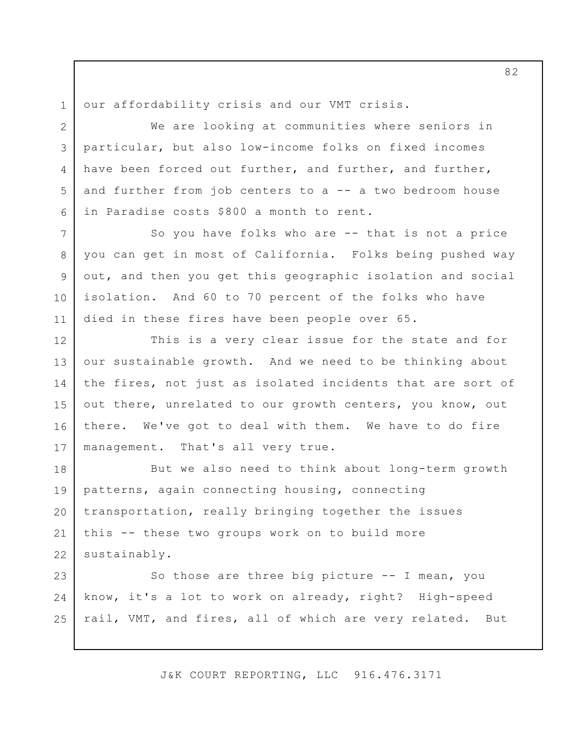our affordability crisis and our VMT crisis.

We are looking at communities where seniors in particular, but also low-income folks on fixed incomes have been forced out further, and further, and further, and further from job centers to a -- a two bedroom house in Paradise costs $800 a month to rent.

So you have folks who are -- that is not a price you can get in most of California. Folks being pushed way out, and then you get this geographic isolation and social isolation. And 60 to 70 percent of the folks who have died in these fires have been people over 65.

This is a very clear issue for the state and for our sustainable growth. And we need to be thinking about the fires, not just as isolated incidents that are sort of out there, unrelated to our growth centers, you know, out there. We've got to deal with them. We have to do fire management. That's all very true.

But we also need to think about long-term growth patterns, again connecting housing, connecting transportation, really bringing together the issues this -- these two groups work on to build more sustainably.

So those are three big picture -- I mean, you know, it's a lot to work on already, right? High-speed rail, VMT, and fires, all of which are very related. But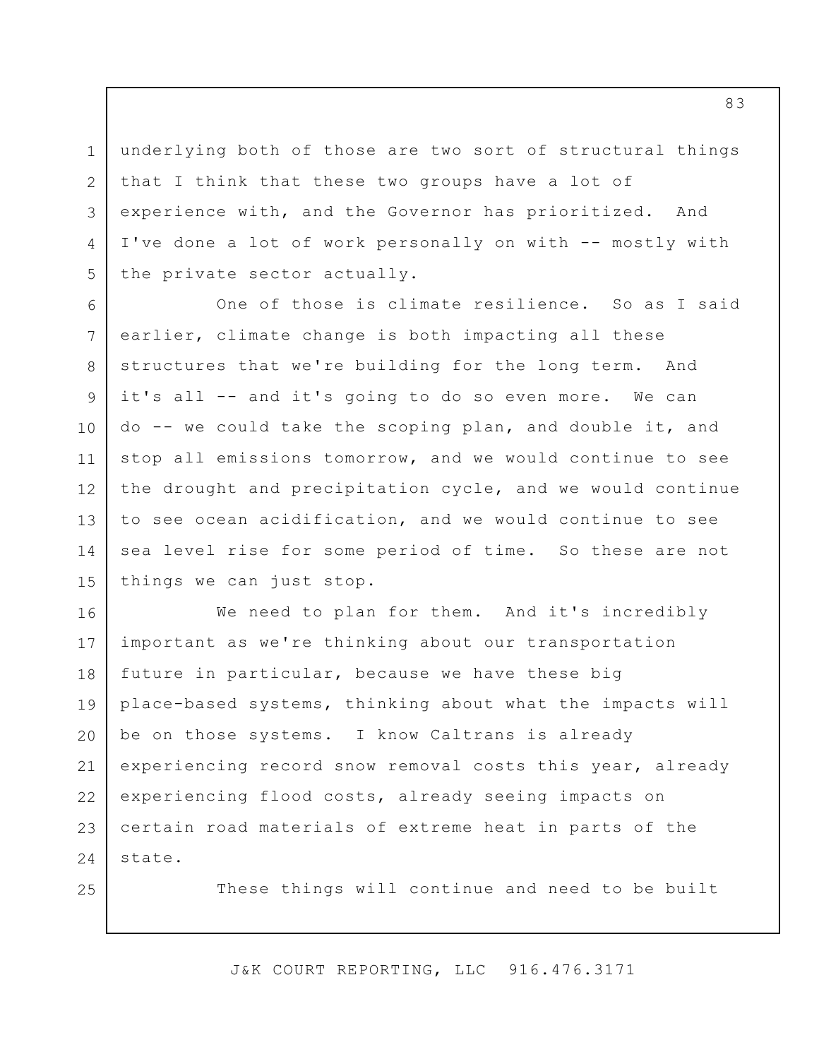underlying both of those are two sort of structural things that I think that these two groups have a lot of experience with, and the Governor has prioritized. And I've done a lot of work personally on with -- mostly with the private sector actually.

One of those is climate resilience. So as I said earlier, climate change is both impacting all these structures that we're building for the long term. And it's all -- and it's going to do so even more. We can do -- we could take the scoping plan, and double it, and stop all emissions tomorrow, and we would continue to see the drought and precipitation cycle, and we would continue to see ocean acidification, and we would continue to see sea level rise for some period of time. So these are not things we can just stop.

We need to plan for them. And it's incredibly important as we're thinking about our transportation future in particular, because we have these big place-based systems, thinking about what the impacts will be on those systems. I know Caltrans is already experiencing record snow removal costs this year, already experiencing flood costs, already seeing impacts on certain road materials of extreme heat in parts of the state.

These things will continue and need to be built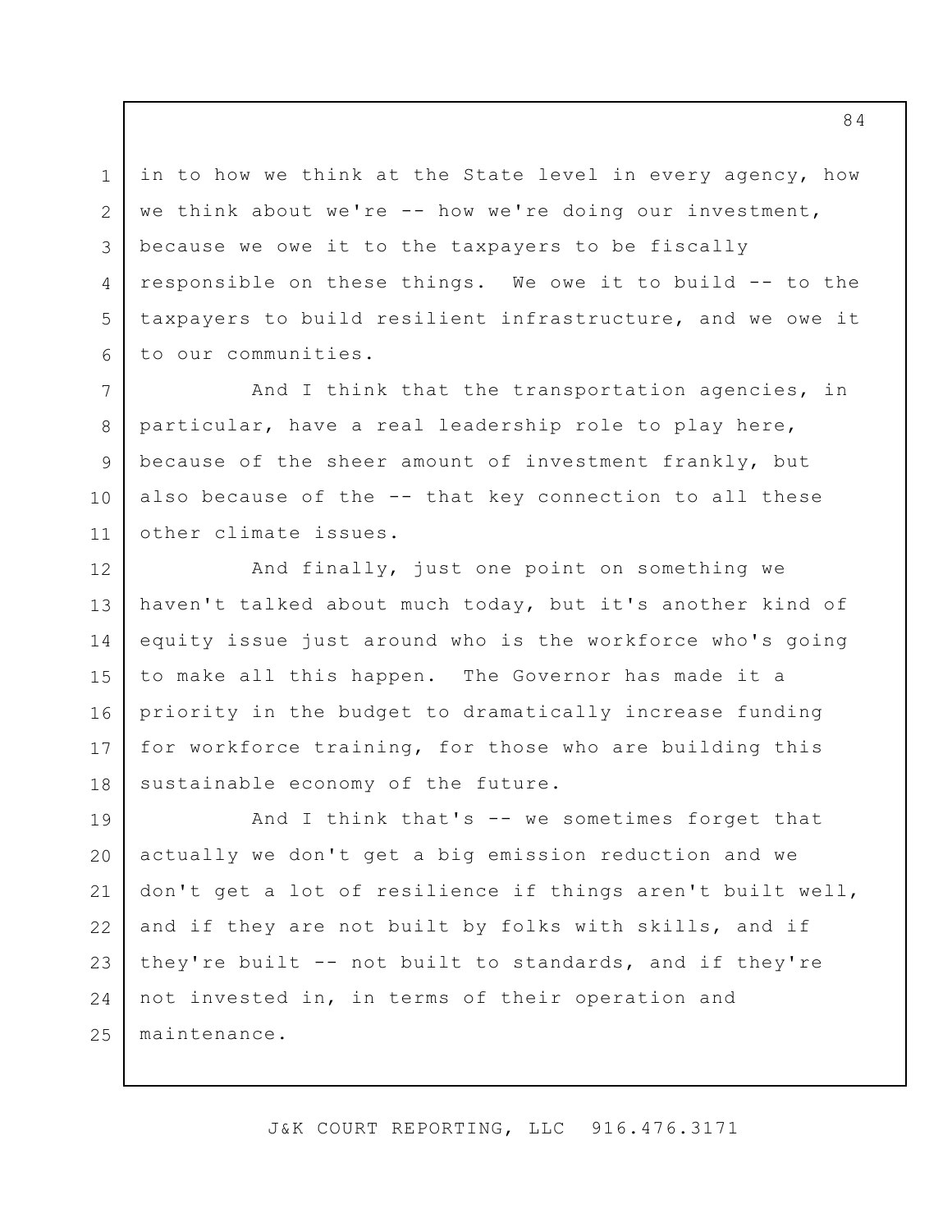in to how we think at the State level in every agency, how we think about we're -- how we're doing our investment, because we owe it to the taxpayers to be fiscally responsible on these things. We owe it to build -- to the taxpayers to build resilient infrastructure, and we owe it to our communities.

And I think that the transportation agencies, in particular, have a real leadership role to play here, because of the sheer amount of investment frankly, but also because of the -- that key connection to all these other climate issues.

And finally, just one point on something we haven't talked about much today, but it's another kind of equity issue just around who is the workforce who's going to make all this happen. The Governor has made it a priority in the budget to dramatically increase funding for workforce training, for those who are building this sustainable economy of the future.

And I think that's -- we sometimes forget that actually we don't get a big emission reduction and we don't get a lot of resilience if things aren't built well, and if they are not built by folks with skills, and if they're built -- not built to standards, and if they're not invested in, in terms of their operation and maintenance.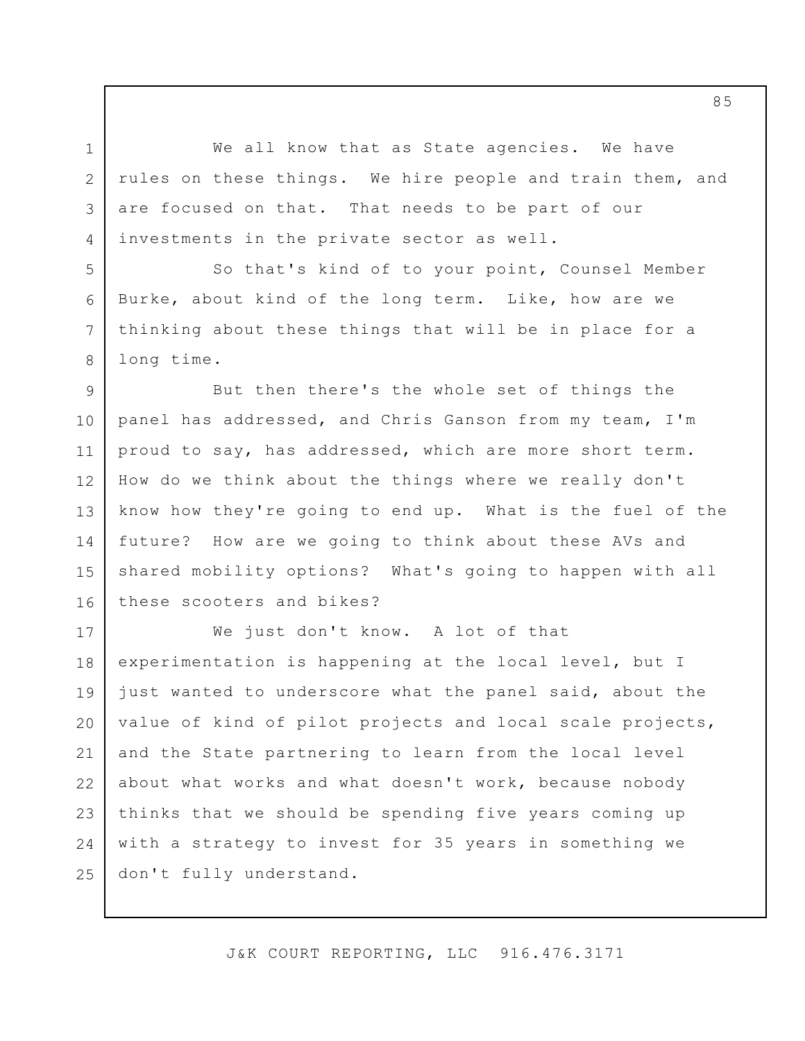We all know that as State agencies. We have rules on these things. We hire people and train them, and are focused on that. That needs to be part of our investments in the private sector as well.

So that's kind of to your point, Counsel Member Burke, about kind of the long term. Like, how are we thinking about these things that will be in place for a long time.

But then there's the whole set of things the panel has addressed, and Chris Ganson from my team, I'm proud to say, has addressed, which are more short term. How do we think about the things where we really don't know how they're going to end up. What is the fuel of the future? How are we going to think about these AVs and shared mobility options? What's going to happen with all these scooters and bikes?

We just don't know. A lot of that experimentation is happening at the local level, but I just wanted to underscore what the panel said, about the value of kind of pilot projects and local scale projects, and the State partnering to learn from the local level about what works and what doesn't work, because nobody thinks that we should be spending five years coming up with a strategy to invest for 35 years in something we don't fully understand.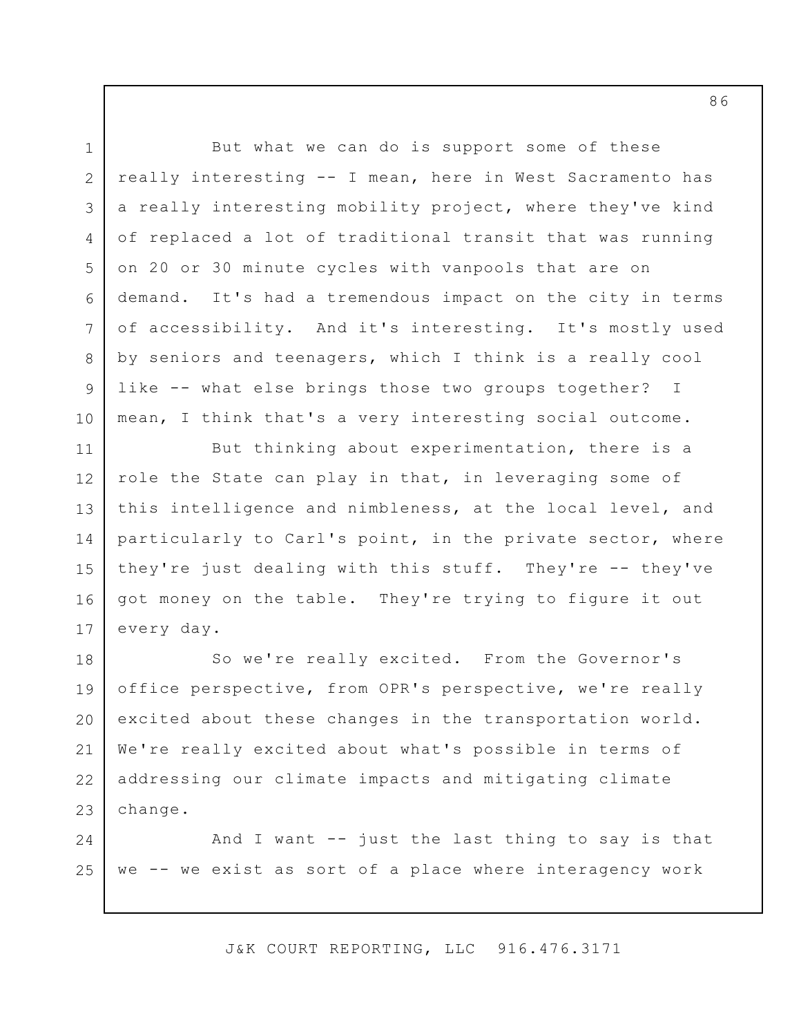But what we can do is support some of these really interesting -- I mean, here in West Sacramento has a really interesting mobility project, where they've kind of replaced a lot of traditional transit that was running on 20 or 30 minute cycles with vanpools that are on demand. It's had a tremendous impact on the city in terms of accessibility. And it's interesting. It's mostly used by seniors and teenagers, which I think is a really cool like -- what else brings those two groups together? I mean, I think that's a very interesting social outcome.

But thinking about experimentation, there is a role the State can play in that, in leveraging some of this intelligence and nimbleness, at the local level, and particularly to Carl's point, in the private sector, where they're just dealing with this stuff. They're -- they've got money on the table. They're trying to figure it out every day.

So we're really excited. From the Governor's office perspective, from OPR's perspective, we're really excited about these changes in the transportation world. We're really excited about what's possible in terms of addressing our climate impacts and mitigating climate change.

And I want -- just the last thing to say is that we -- we exist as sort of a place where interagency work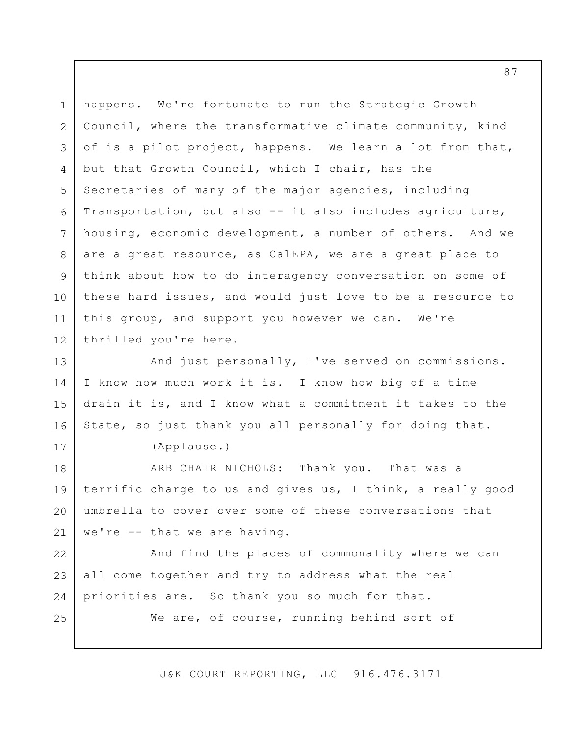happens. We're fortunate to run the Strategic Growth Council, where the transformative climate community, kind of is a pilot project, happens. We learn a lot from that, but that Growth Council, which I chair, has the Secretaries of many of the major agencies, including Transportation, but also -- it also includes agriculture, housing, economic development, a number of others. And we are a great resource, as CalEPA, we are a great place to think about how to do interagency conversation on some of these hard issues, and would just love to be a resource to this group, and support you however we can. We're thrilled you're here.

And just personally, I've served on commissions. I know how much work it is. I know how big of a time drain it is, and I know what a commitment it takes to the State, so just thank you all personally for doing that.

(Applause.)

ARB CHAIR NICHOLS: Thank you. That was a terrific charge to us and gives us, I think, a really good umbrella to cover over some of these conversations that we're -- that we are having.

And find the places of commonality where we can all come together and try to address what the real priorities are. So thank you so much for that.

We are, of course, running behind sort of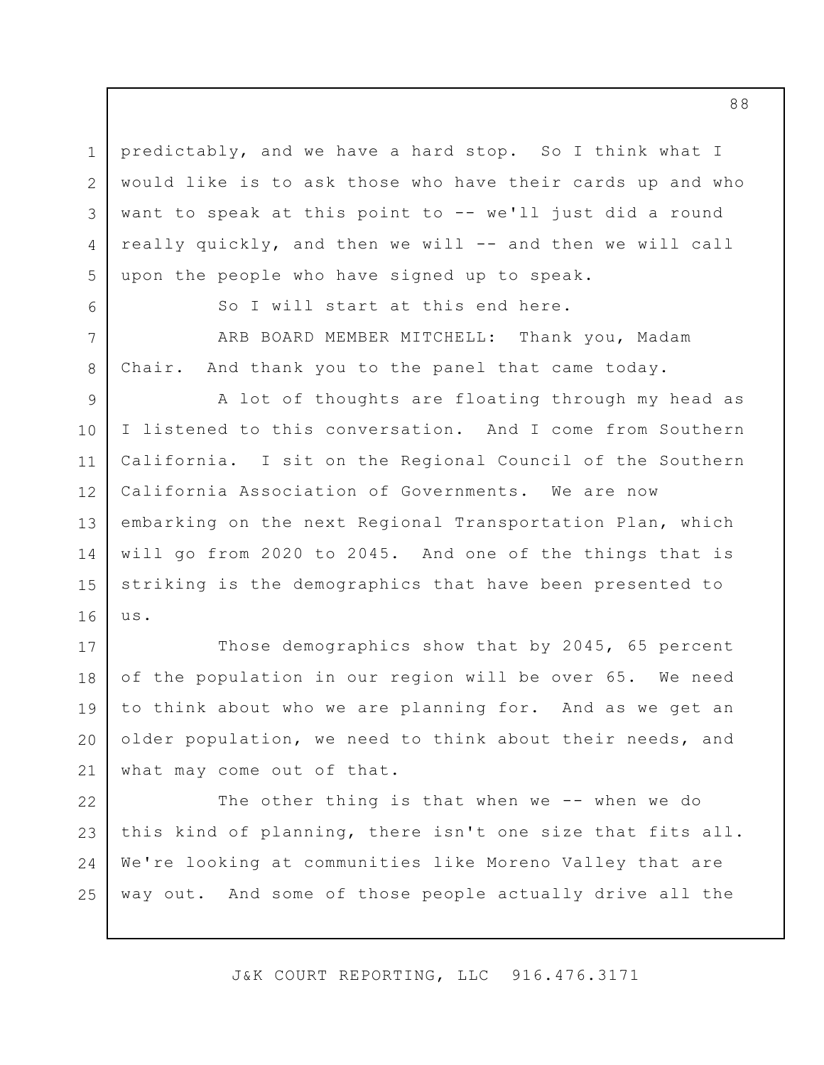predictably, and we have a hard stop. So I think what I would like is to ask those who have their cards up and who want to speak at this point to -- we'll just did a round really quickly, and then we will -- and then we will call upon the people who have signed up to speak.

So I will start at this end here.

ARB BOARD MEMBER MITCHELL: Thank you, Madam Chair. And thank you to the panel that came today.

A lot of thoughts are floating through my head as I listened to this conversation. And I come from Southern California. I sit on the Regional Council of the Southern California Association of Governments. We are now embarking on the next Regional Transportation Plan, which will go from 2020 to 2045. And one of the things that is striking is the demographics that have been presented to us.

Those demographics show that by 2045, 65 percent of the population in our region will be over 65. We need to think about who we are planning for. And as we get an older population, we need to think about their needs, and what may come out of that.

The other thing is that when we -- when we do this kind of planning, there isn't one size that fits all. We're looking at communities like Moreno Valley that are way out. And some of those people actually drive all the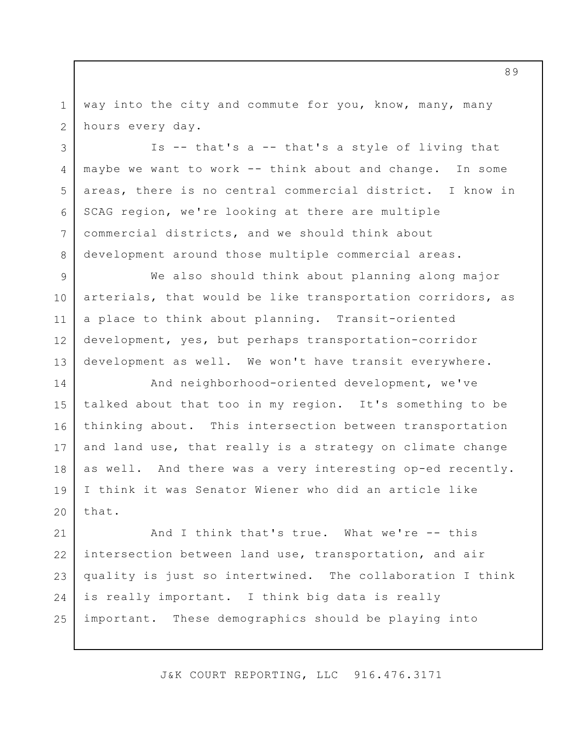way into the city and commute for you, know, many, many hours every day.

Is -- that's a -- that's a style of living that maybe we want to work -- think about and change. In some areas, there is no central commercial district. I know in SCAG region, we're looking at there are multiple commercial districts, and we should think about development around those multiple commercial areas.

We also should think about planning along major arterials, that would be like transportation corridors, as a place to think about planning. Transit-oriented development, yes, but perhaps transportation-corridor development as well. We won't have transit everywhere.

And neighborhood-oriented development, we've talked about that too in my region. It's something to be thinking about. This intersection between transportation and land use, that really is a strategy on climate change as well. And there was a very interesting op-ed recently. I think it was Senator Wiener who did an article like that.

And I think that's true. What we're -- this intersection between land use, transportation, and air quality is just so intertwined. The collaboration I think is really important. I think big data is really important. These demographics should be playing into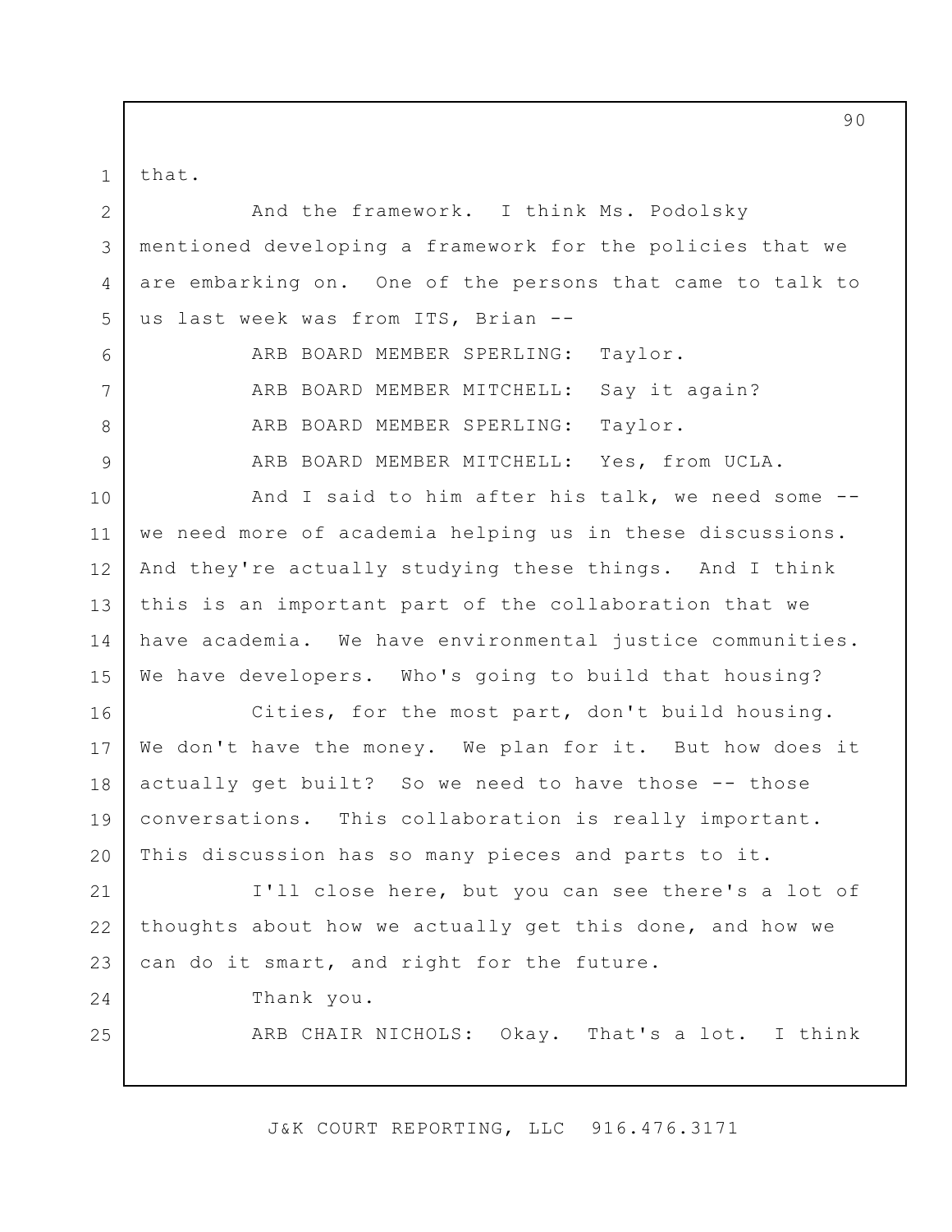that.

And the framework. I think Ms. Podolsky mentioned developing a framework for the policies that we are embarking on. One of the persons that came to talk to us last week was from ITS, Brian --

ARB BOARD MEMBER SPERLING: Taylor.

ARB BOARD MEMBER MITCHELL: Say it again?

ARB BOARD MEMBER SPERLING: Taylor.

ARB BOARD MEMBER MITCHELL: Yes, from UCLA.

And I said to him after his talk, we need some -- we need more of academia helping us in these discussions. And they're actually studying these things. And I think this is an important part of the collaboration that we have academia. We have environmental justice communities. We have developers. Who's going to build that housing?

Cities, for the most part, don't build housing. We don't have the money. We plan for it. But how does it actually get built? So we need to have those -- those conversations. This collaboration is really important. This discussion has so many pieces and parts to it.

I'll close here, but you can see there's a lot of thoughts about how we actually get this done, and how we can do it smart, and right for the future.

Thank you.

ARB CHAIR NICHOLS: Okay. That's a lot. I think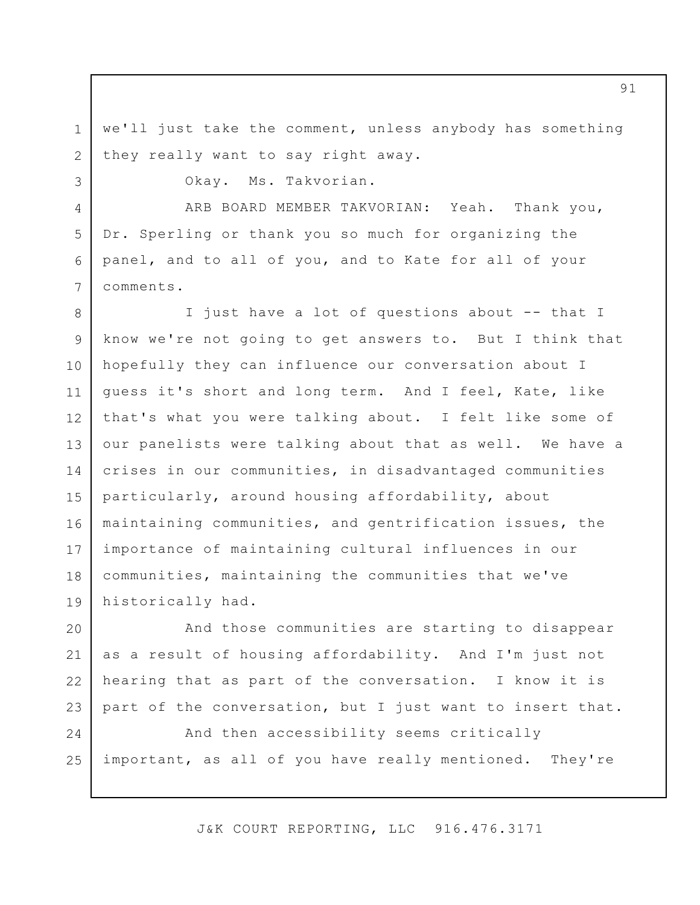we'll just take the comment, unless anybody has something they really want to say right away.

Okay. Ms. Takvorian.

ARB BOARD MEMBER TAKVORIAN: Yeah. Thank you, Dr. Sperling or thank you so much for organizing the panel, and to all of you, and to Kate for all of your comments.

I just have a lot of questions about -- that I know we're not going to get answers to. But I think that hopefully they can influence our conversation about I guess it's short and long term. And I feel, Kate, like that's what you were talking about. I felt like some of our panelists were talking about that as well. We have a crises in our communities, in disadvantaged communities particularly, around housing affordability, about maintaining communities, and gentrification issues, the importance of maintaining cultural influences in our communities, maintaining the communities that we've historically had.

And those communities are starting to disappear as a result of housing affordability. And I'm just not hearing that as part of the conversation. I know it is part of the conversation, but I just want to insert that.

And then accessibility seems critically important, as all of you have really mentioned. They're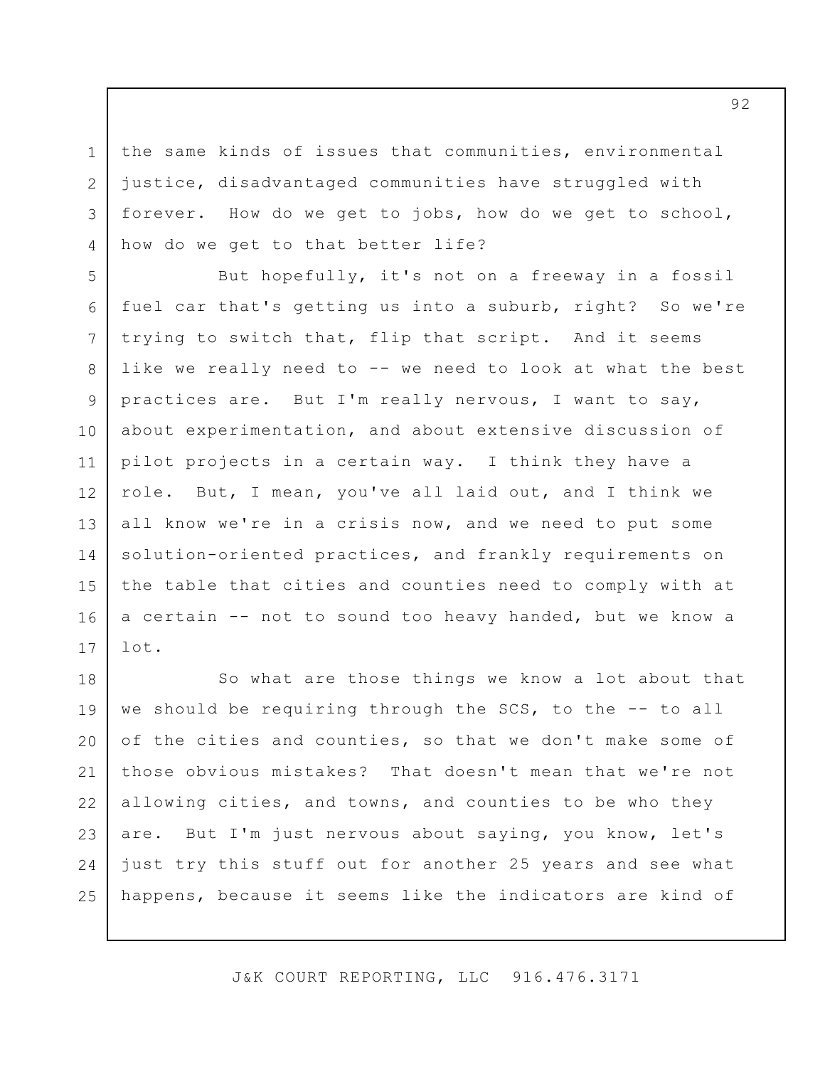the same kinds of issues that communities, environmental justice, disadvantaged communities have struggled with forever. How do we get to jobs, how do we get to school, how do we get to that better life?

But hopefully, it's not on a freeway in a fossil fuel car that's getting us into a suburb, right? So we're trying to switch that, flip that script. And it seems like we really need to -- we need to look at what the best practices are. But I'm really nervous, I want to say, about experimentation, and about extensive discussion of pilot projects in a certain way. I think they have a role. But, I mean, you've all laid out, and I think we all know we're in a crisis now, and we need to put some solution-oriented practices, and frankly requirements on the table that cities and counties need to comply with at a certain -- not to sound too heavy handed, but we know a lot.

So what are those things we know a lot about that we should be requiring through the SCS, to the -- to all of the cities and counties, so that we don't make some of those obvious mistakes? That doesn't mean that we're not allowing cities, and towns, and counties to be who they are. But I'm just nervous about saying, you know, let's just try this stuff out for another 25 years and see what happens, because it seems like the indicators are kind of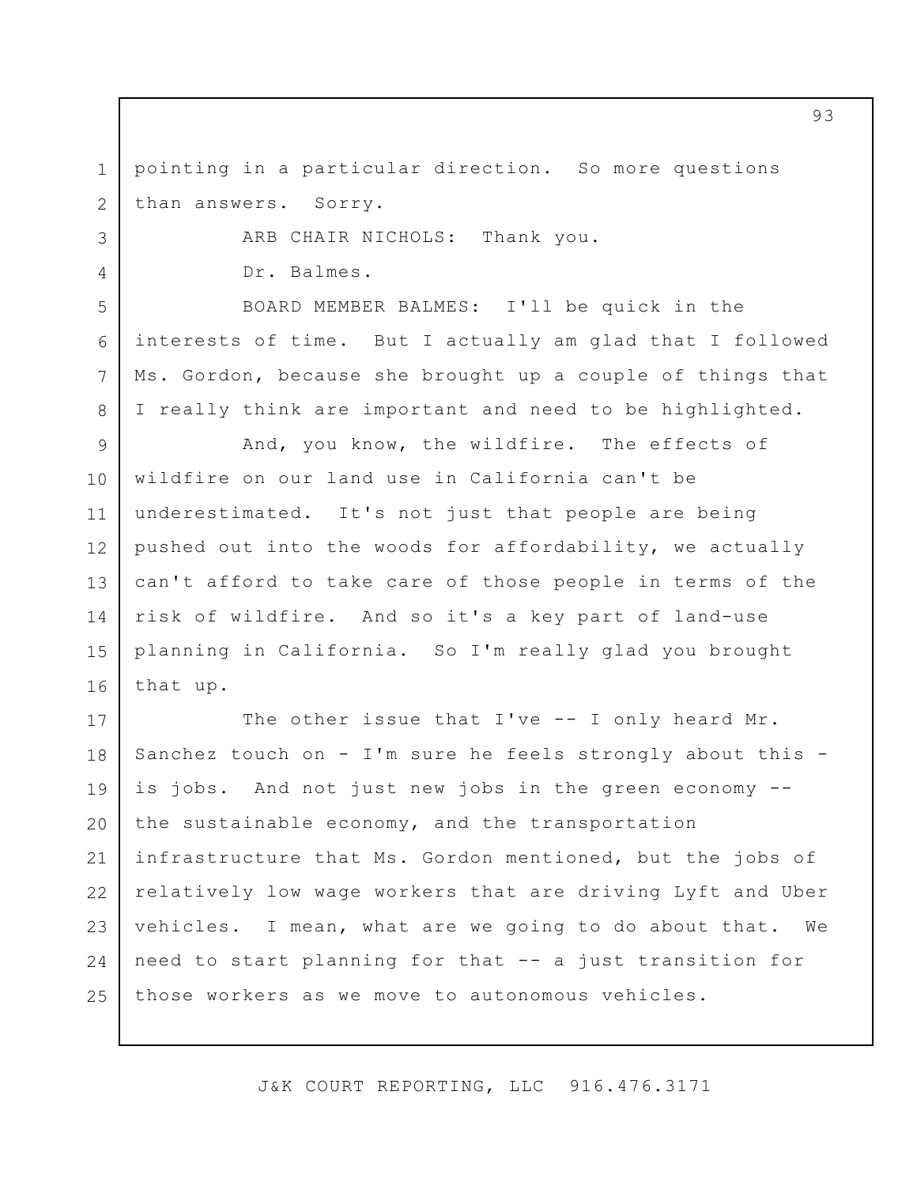pointing in a particular direction. So more questions than answers. Sorry.

ARB CHAIR NICHOLS: Thank you.

Dr. Balmes.

BOARD MEMBER BALMES: I'll be quick in the interests of time. But I actually am glad that I followed Ms. Gordon, because she brought up a couple of things that I really think are important and need to be highlighted.

And, you know, the wildfire. The effects of wildfire on our land use in California can't be underestimated. It's not just that people are being pushed out into the woods for affordability, we actually can't afford to take care of those people in terms of the risk of wildfire. And so it's a key part of land-use planning in California. So I'm really glad you brought that up.

The other issue that I've -- I only heard Mr. Sanchez touch on - I'm sure he feels strongly about this - is jobs. And not just new jobs in the green economy -- the sustainable economy, and the transportation infrastructure that Ms. Gordon mentioned, but the jobs of relatively low wage workers that are driving Lyft and Uber vehicles. I mean, what are we going to do about that. We need to start planning for that -- a just transition for those workers as we move to autonomous vehicles.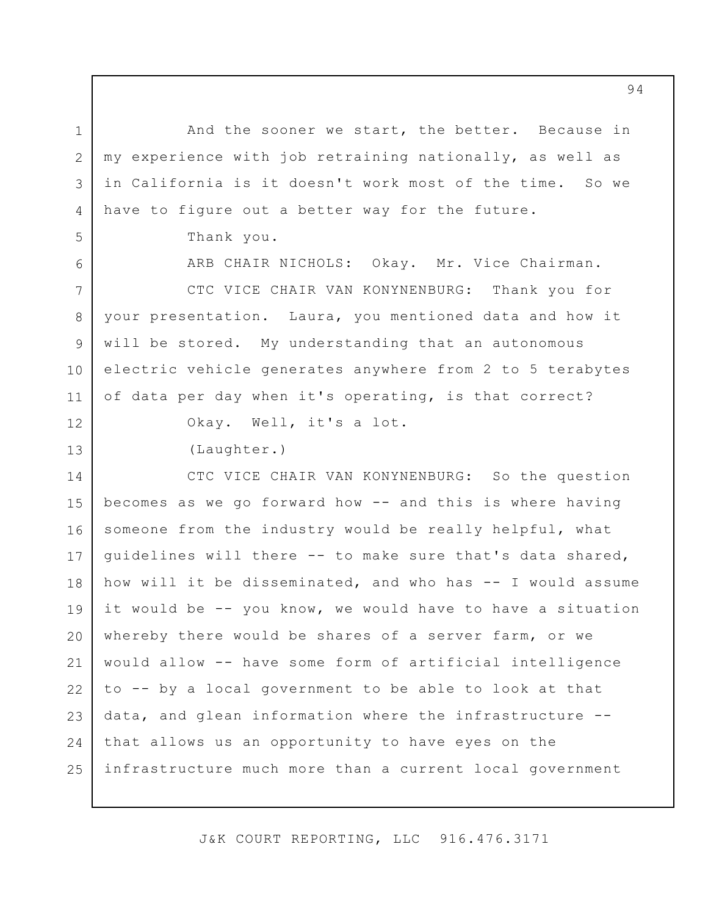And the sooner we start, the better. Because in my experience with job retraining nationally, as well as in California is it doesn't work most of the time. So we have to figure out a better way for the future.

Thank you.

ARB CHAIR NICHOLS: Okay. Mr. Vice Chairman.

CTC VICE CHAIR VAN KONYNENBURG: Thank you for your presentation. Laura, you mentioned data and how it will be stored. My understanding that an autonomous electric vehicle generates anywhere from 2 to 5 terabytes of data per day when it's operating, is that correct?

Okay. Well, it's a lot.

(Laughter.)

CTC VICE CHAIR VAN KONYNENBURG: So the question becomes as we go forward how -- and this is where having someone from the industry would be really helpful, what guidelines will there -- to make sure that's data shared, how will it be disseminated, and who has -- I would assume it would be -- you know, we would have to have a situation whereby there would be shares of a server farm, or we would allow -- have some form of artificial intelligence to -- by a local government to be able to look at that data, and glean information where the infrastructure -- that allows us an opportunity to have eyes on the infrastructure much more than a current local government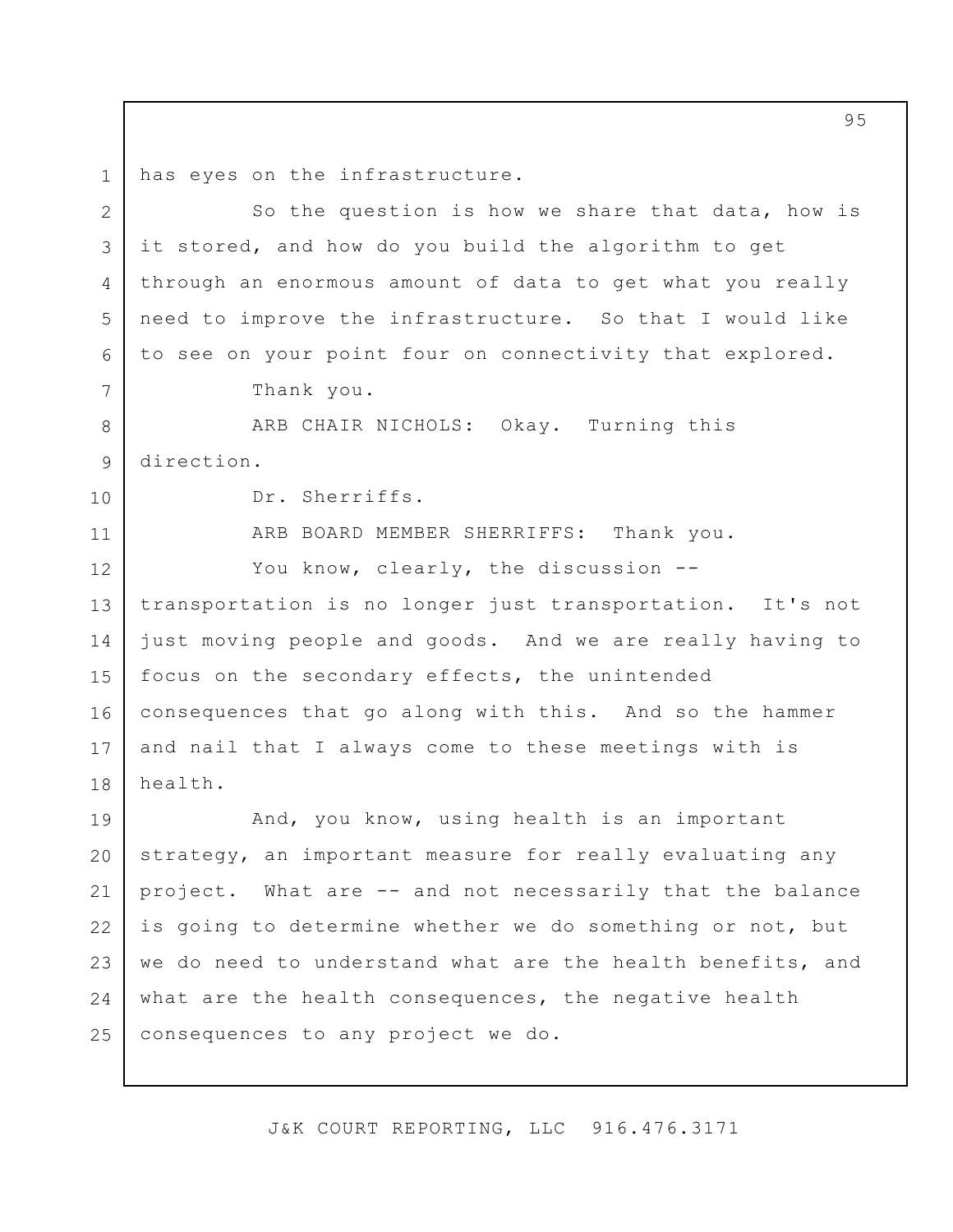has eyes on the infrastructure.

So the question is how we share that data, how is it stored, and how do you build the algorithm to get through an enormous amount of data to get what you really need to improve the infrastructure. So that I would like to see on your point four on connectivity that explored.

Thank you.

ARB CHAIR NICHOLS: Okay. Turning this direction.

Dr. Sherriffs.

ARB BOARD MEMBER SHERRIFFS: Thank you.

You know, clearly, the discussion -- transportation is no longer just transportation. It's not just moving people and goods. And we are really having to focus on the secondary effects, the unintended consequences that go along with this. And so the hammer and nail that I always come to these meetings with is health.

And, you know, using health is an important strategy, an important measure for really evaluating any project. What are -- and not necessarily that the balance is going to determine whether we do something or not, but we do need to understand what are the health benefits, and what are the health consequences, the negative health consequences to any project we do.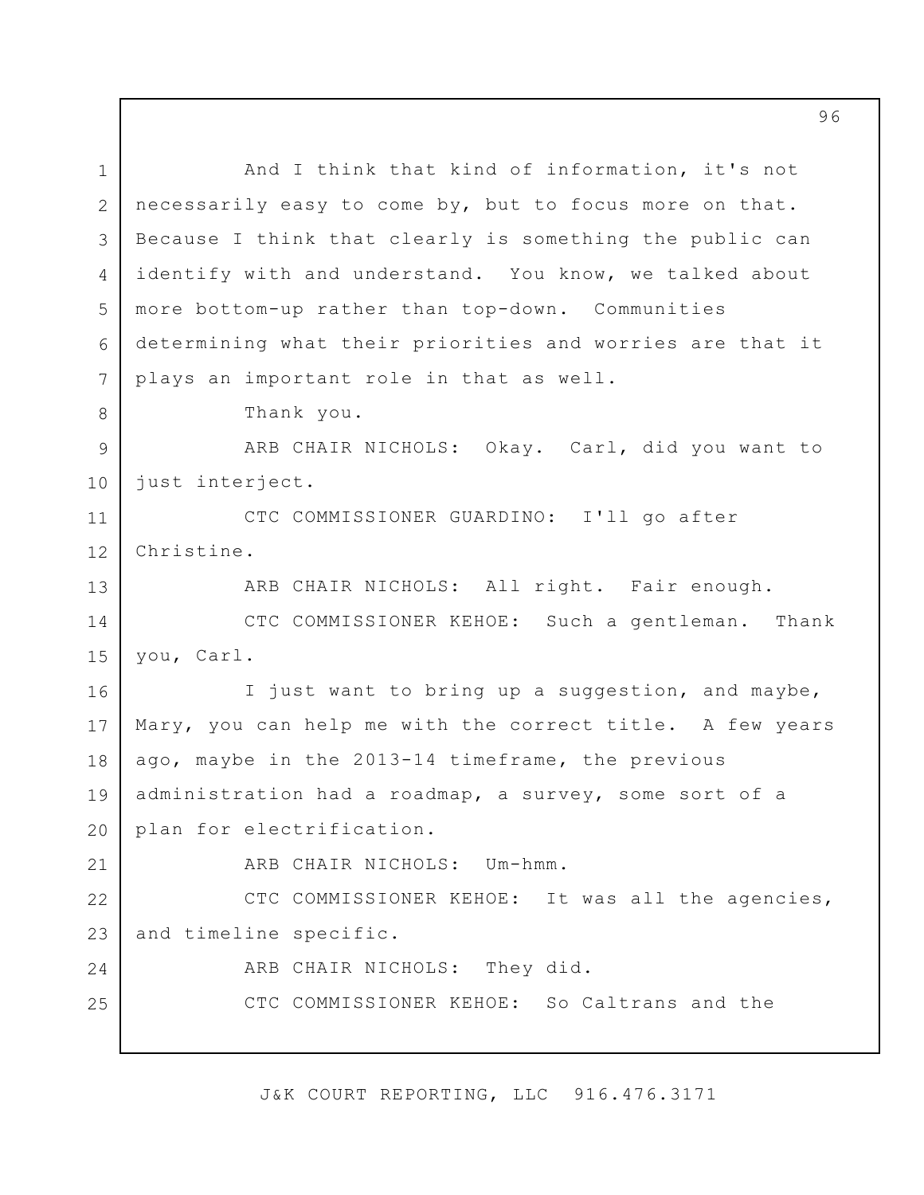And I think that kind of information, it's not necessarily easy to come by, but to focus more on that. Because I think that clearly is something the public can identify with and understand. You know, we talked about more bottom-up rather than top-down. Communities determining what their priorities and worries are that it plays an important role in that as well.

Thank you.

ARB CHAIR NICHOLS: Okay. Carl, did you want to just interject.

CTC COMMISSIONER GUARDINO: I'll go after Christine.

ARB CHAIR NICHOLS: All right. Fair enough.

CTC COMMISSIONER KEHOE: Such a gentleman. Thank you, Carl.

I just want to bring up a suggestion, and maybe, Mary, you can help me with the correct title. A few years ago, maybe in the 2013-14 timeframe, the previous administration had a roadmap, a survey, some sort of a plan for electrification.

ARB CHAIR NICHOLS: Um-hmm.

CTC COMMISSIONER KEHOE: It was all the agencies, and timeline specific.

ARB CHAIR NICHOLS: They did.

CTC COMMISSIONER KEHOE: So Caltrans and the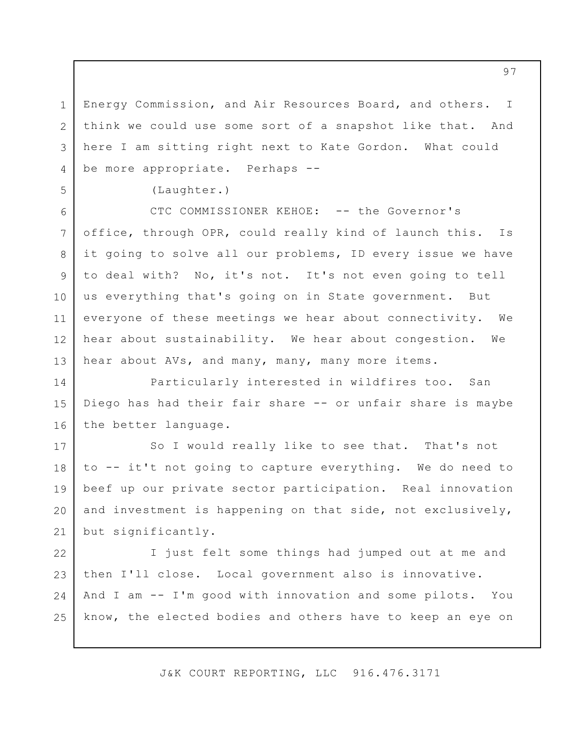Energy Commission, and Air Resources Board, and others. I think we could use some sort of a snapshot like that. And here I am sitting right next to Kate Gordon. What could be more appropriate. Perhaps --

(Laughter.)

CTC COMMISSIONER KEHOE: -- the Governor's office, through OPR, could really kind of launch this. Is it going to solve all our problems, ID every issue we have to deal with? No, it's not. It's not even going to tell us everything that's going on in State government. But everyone of these meetings we hear about connectivity. We hear about sustainability. We hear about congestion. We hear about AVs, and many, many, many more items.

Particularly interested in wildfires too. San Diego has had their fair share -- or unfair share is maybe the better language.

So I would really like to see that. That's not to -- it't not going to capture everything. We do need to beef up our private sector participation. Real innovation and investment is happening on that side, not exclusively, but significantly.

I just felt some things had jumped out at me and then I'll close. Local government also is innovative. And I am -- I'm good with innovation and some pilots. You know, the elected bodies and others have to keep an eye on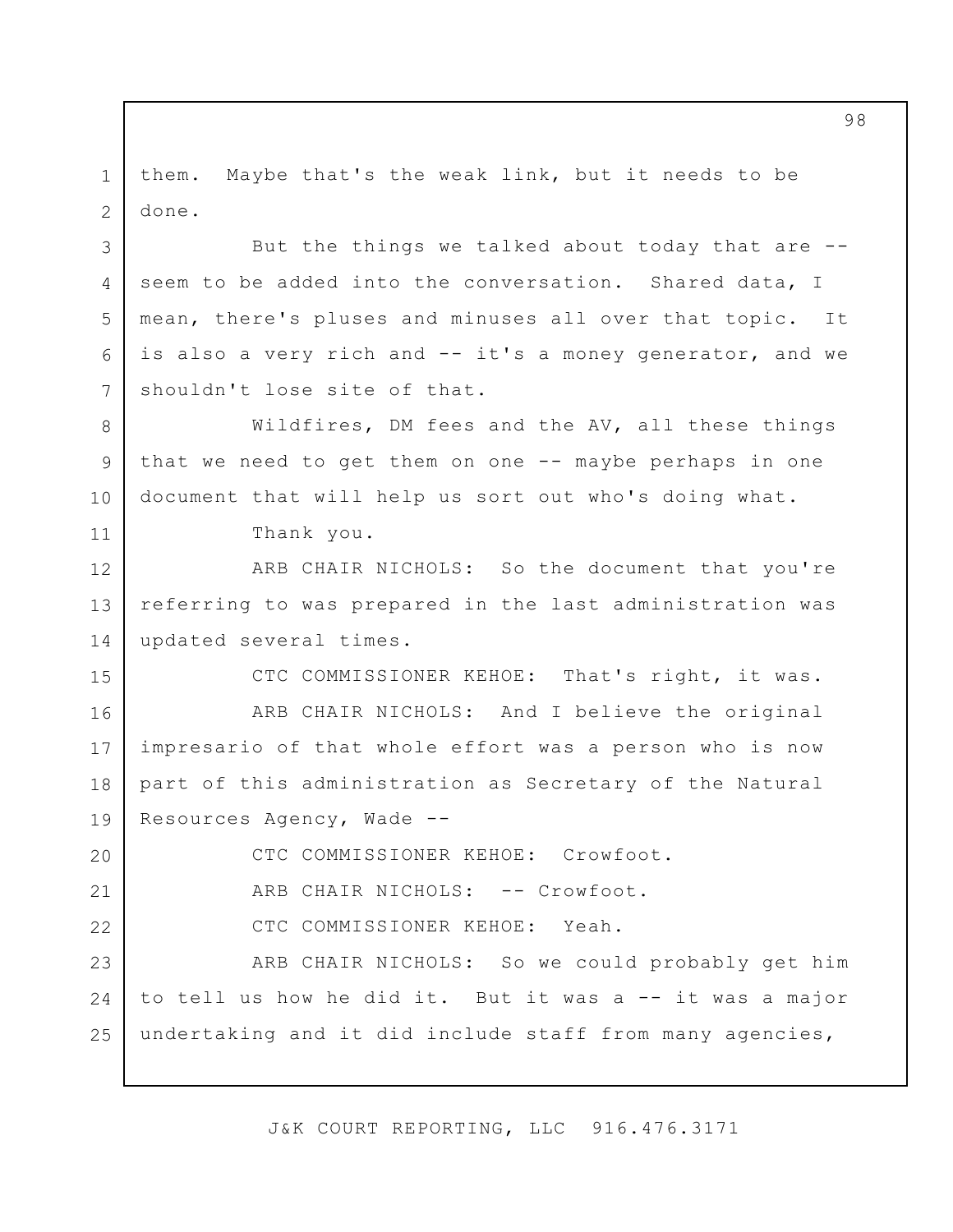them. Maybe that's the weak link, but it needs to be done.

But the things we talked about today that are -- seem to be added into the conversation. Shared data, I mean, there's pluses and minuses all over that topic. It is also a very rich and -- it's a money generator, and we shouldn't lose site of that.

Wildfires, DM fees and the AV, all these things that we need to get them on one -- maybe perhaps in one document that will help us sort out who's doing what.

Thank you.

ARB CHAIR NICHOLS: So the document that you're referring to was prepared in the last administration was updated several times.

CTC COMMISSIONER KEHOE: That's right, it was.

ARB CHAIR NICHOLS: And I believe the original impresario of that whole effort was a person who is now part of this administration as Secretary of the Natural Resources Agency, Wade --

CTC COMMISSIONER KEHOE: Crowfoot.

ARB CHAIR NICHOLS: -- Crowfoot.

CTC COMMISSIONER KEHOE: Yeah.

ARB CHAIR NICHOLS: So we could probably get him to tell us how he did it. But it was a -- it was a major undertaking and it did include staff from many agencies,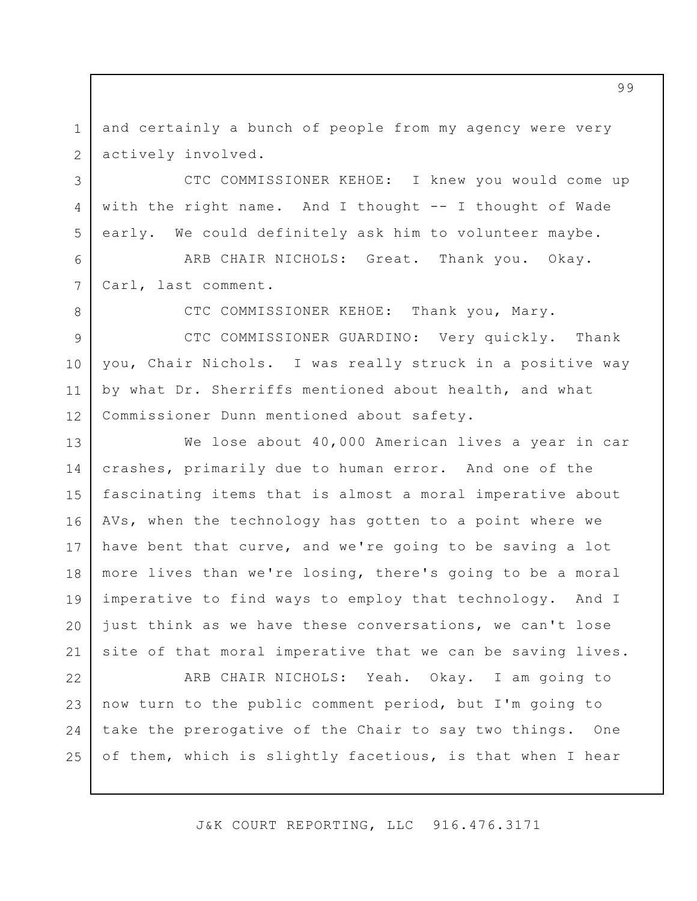and certainly a bunch of people from my agency were very actively involved.

CTC COMMISSIONER KEHOE: I knew you would come up with the right name. And I thought -- I thought of Wade early. We could definitely ask him to volunteer maybe.

ARB CHAIR NICHOLS: Great. Thank you. Okay. Carl, last comment.

CTC COMMISSIONER KEHOE: Thank you, Mary.

CTC COMMISSIONER GUARDINO: Very quickly. Thank you, Chair Nichols. I was really struck in a positive way by what Dr. Sherriffs mentioned about health, and what Commissioner Dunn mentioned about safety.

We lose about 40,000 American lives a year in car crashes, primarily due to human error. And one of the fascinating items that is almost a moral imperative about AVs, when the technology has gotten to a point where we have bent that curve, and we're going to be saving a lot more lives than we're losing, there's going to be a moral imperative to find ways to employ that technology. And I just think as we have these conversations, we can't lose site of that moral imperative that we can be saving lives.

ARB CHAIR NICHOLS: Yeah. Okay. I am going to now turn to the public comment period, but I'm going to take the prerogative of the Chair to say two things. One of them, which is slightly facetious, is that when I hear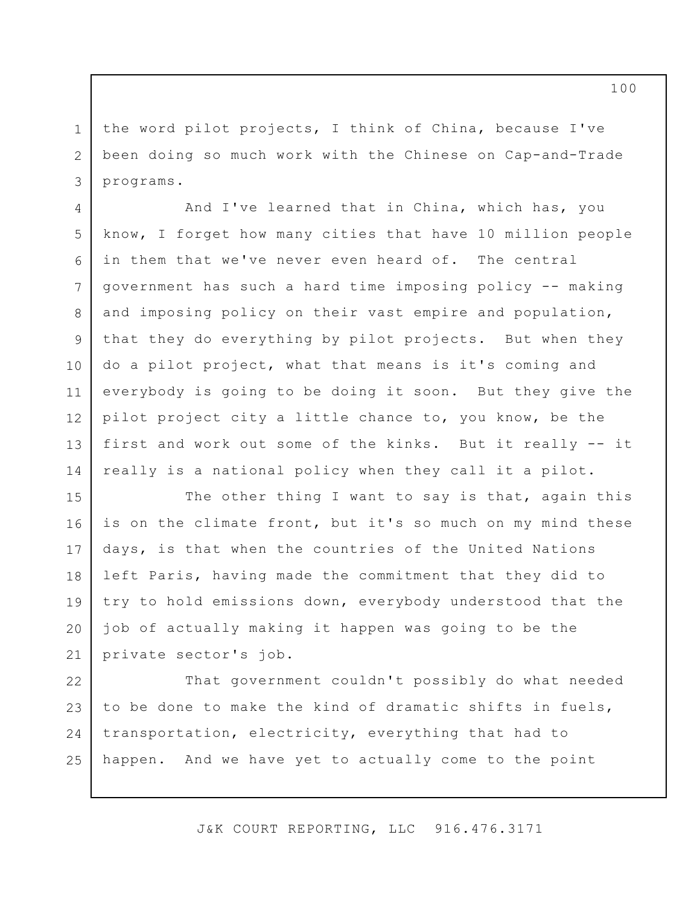the word pilot projects, I think of China, because I've been doing so much work with the Chinese on Cap-and-Trade programs.

And I've learned that in China, which has, you know, I forget how many cities that have 10 million people in them that we've never even heard of. The central government has such a hard time imposing policy -- making and imposing policy on their vast empire and population, that they do everything by pilot projects. But when they do a pilot project, what that means is it's coming and everybody is going to be doing it soon. But they give the pilot project city a little chance to, you know, be the first and work out some of the kinks. But it really -- it really is a national policy when they call it a pilot.

The other thing I want to say is that, again this is on the climate front, but it's so much on my mind these days, is that when the countries of the United Nations left Paris, having made the commitment that they did to try to hold emissions down, everybody understood that the job of actually making it happen was going to be the private sector's job.

That government couldn't possibly do what needed to be done to make the kind of dramatic shifts in fuels, transportation, electricity, everything that had to happen. And we have yet to actually come to the point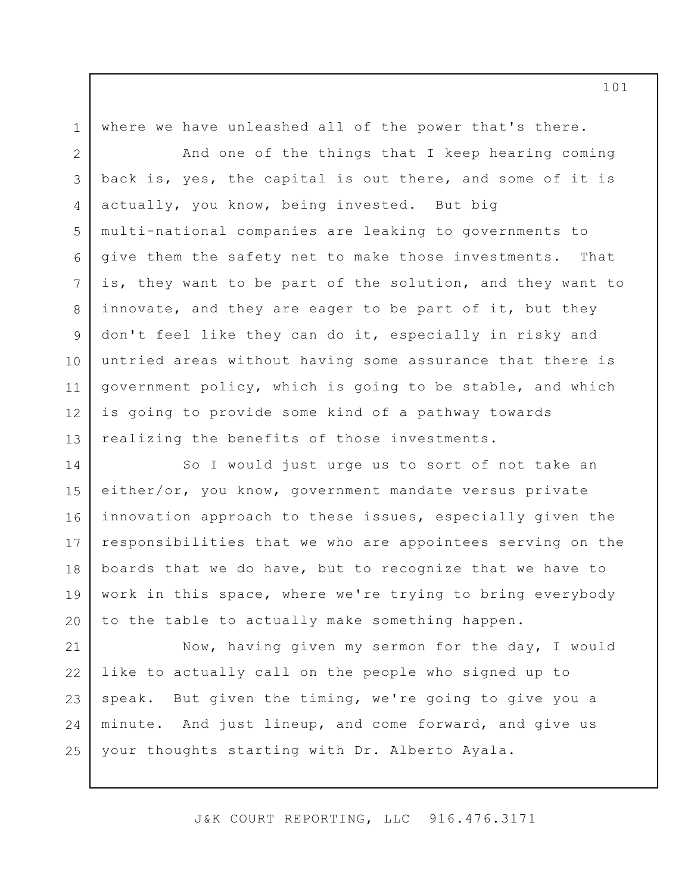where we have unleashed all of the power that's there.

And one of the things that I keep hearing coming back is, yes, the capital is out there, and some of it is actually, you know, being invested. But big multi-national companies are leaking to governments to give them the safety net to make those investments. That is, they want to be part of the solution, and they want to innovate, and they are eager to be part of it, but they don't feel like they can do it, especially in risky and untried areas without having some assurance that there is government policy, which is going to be stable, and which is going to provide some kind of a pathway towards realizing the benefits of those investments.

So I would just urge us to sort of not take an either/or, you know, government mandate versus private innovation approach to these issues, especially given the responsibilities that we who are appointees serving on the boards that we do have, but to recognize that we have to work in this space, where we're trying to bring everybody to the table to actually make something happen.

Now, having given my sermon for the day, I would like to actually call on the people who signed up to speak. But given the timing, we're going to give you a minute. And just lineup, and come forward, and give us your thoughts starting with Dr. Alberto Ayala.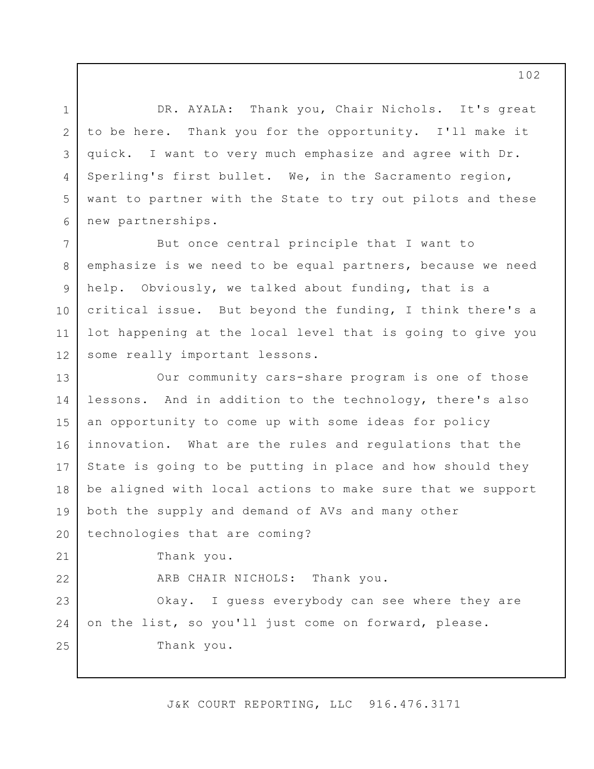DR. AYALA: Thank you, Chair Nichols. It's great to be here. Thank you for the opportunity. I'll make it quick. I want to very much emphasize and agree with Dr. Sperling's first bullet. We, in the Sacramento region, want to partner with the State to try out pilots and these new partnerships.

But once central principle that I want to emphasize is we need to be equal partners, because we need help. Obviously, we talked about funding, that is a critical issue. But beyond the funding, I think there's a lot happening at the local level that is going to give you some really important lessons.

Our community cars-share program is one of those lessons. And in addition to the technology, there's also an opportunity to come up with some ideas for policy innovation. What are the rules and regulations that the State is going to be putting in place and how should they be aligned with local actions to make sure that we support both the supply and demand of AVs and many other technologies that are coming?

Thank you.

ARB CHAIR NICHOLS: Thank you.

Okay. I guess everybody can see where they are on the list, so you'll just come on forward, please.

Thank you.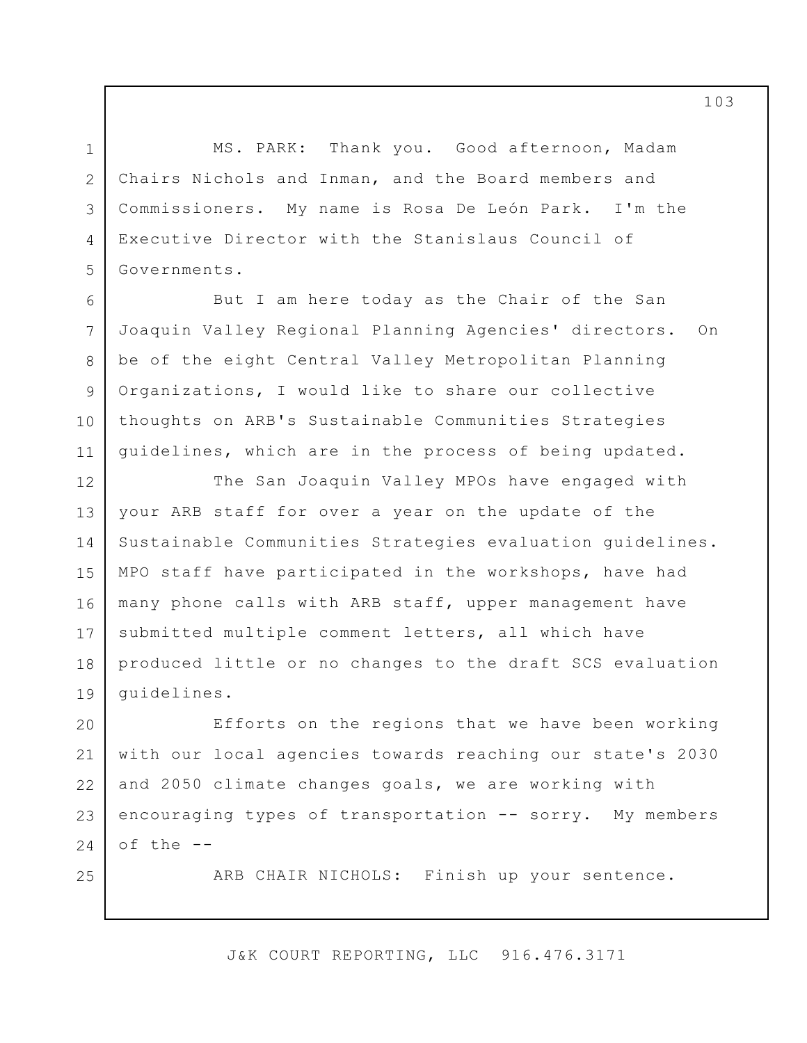MS. PARK: Thank you. Good afternoon, Madam Chairs Nichols and Inman, and the Board members and Commissioners. My name is Rosa De León Park. I'm the Executive Director with the Stanislaus Council of Governments.

But I am here today as the Chair of the San Joaquin Valley Regional Planning Agencies' directors. On be of the eight Central Valley Metropolitan Planning Organizations, I would like to share our collective thoughts on ARB's Sustainable Communities Strategies guidelines, which are in the process of being updated.

The San Joaquin Valley MPOs have engaged with your ARB staff for over a year on the update of the Sustainable Communities Strategies evaluation guidelines. MPO staff have participated in the workshops, have had many phone calls with ARB staff, upper management have submitted multiple comment letters, all which have produced little or no changes to the draft SCS evaluation guidelines.

Efforts on the regions that we have been working with our local agencies towards reaching our state's 2030 and 2050 climate changes goals, we are working with encouraging types of transportation -- sorry. My members of the --

ARB CHAIR NICHOLS: Finish up your sentence.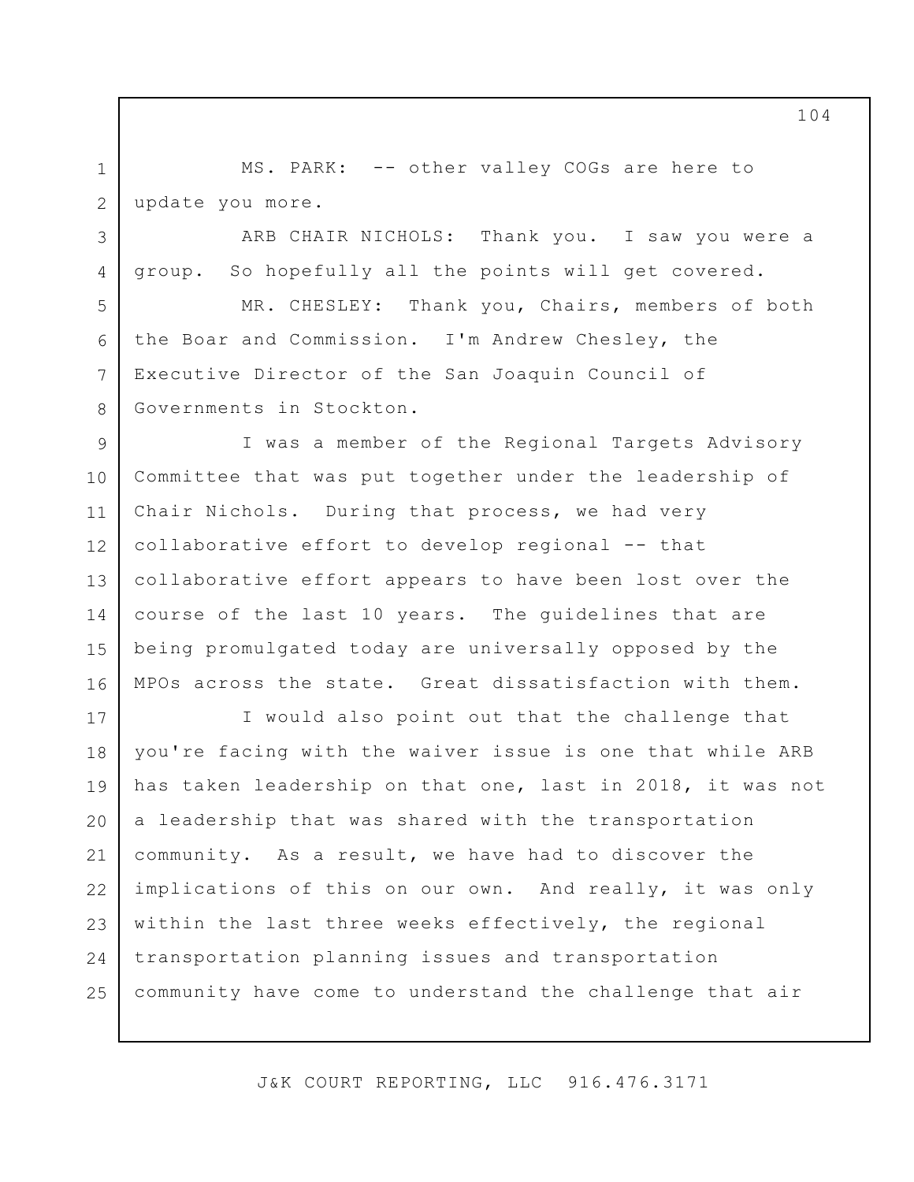MS. PARK: -- other valley COGs are here to update you more.

ARB CHAIR NICHOLS: Thank you. I saw you were a group. So hopefully all the points will get covered.

MR. CHESLEY: Thank you, Chairs, members of both the Boar and Commission. I'm Andrew Chesley, the Executive Director of the San Joaquin Council of Governments in Stockton.

I was a member of the Regional Targets Advisory Committee that was put together under the leadership of Chair Nichols. During that process, we had very collaborative effort to develop regional -- that collaborative effort appears to have been lost over the course of the last 10 years. The guidelines that are being promulgated today are universally opposed by the MPOs across the state. Great dissatisfaction with them.

I would also point out that the challenge that you're facing with the waiver issue is one that while ARB has taken leadership on that one, last in 2018, it was not a leadership that was shared with the transportation community. As a result, we have had to discover the implications of this on our own. And really, it was only within the last three weeks effectively, the regional transportation planning issues and transportation community have come to understand the challenge that air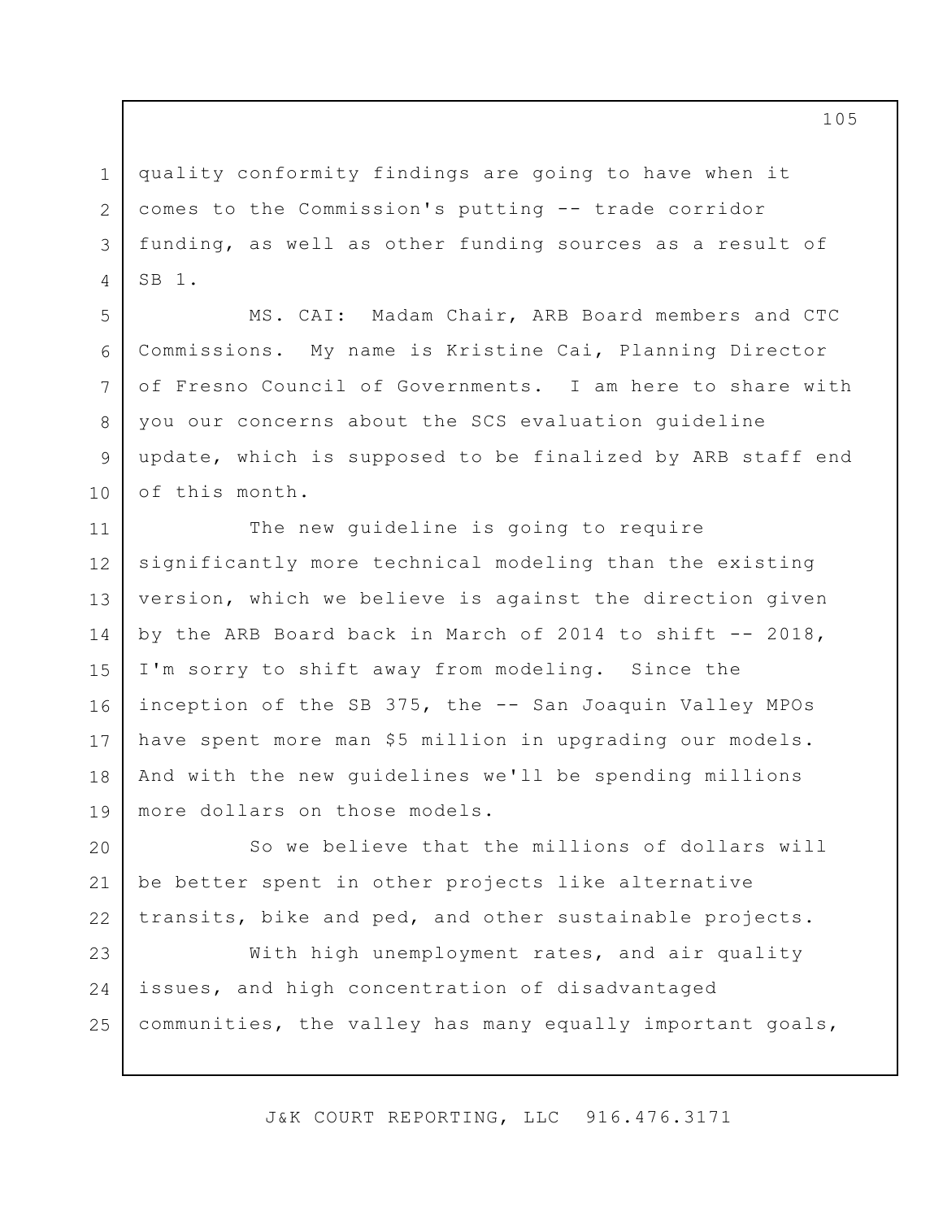quality conformity findings are going to have when it comes to the Commission's putting -- trade corridor funding, as well as other funding sources as a result of SB 1.

MS. CAI: Madam Chair, ARB Board members and CTC Commissions. My name is Kristine Cai, Planning Director of Fresno Council of Governments. I am here to share with you our concerns about the SCS evaluation guideline update, which is supposed to be finalized by ARB staff end of this month.

The new guideline is going to require significantly more technical modeling than the existing version, which we believe is against the direction given by the ARB Board back in March of 2014 to shift -- 2018, I'm sorry to shift away from modeling. Since the inception of the SB 375, the -- San Joaquin Valley MPOs have spent more man $5 million in upgrading our models. And with the new guidelines we'll be spending millions more dollars on those models.

So we believe that the millions of dollars will be better spent in other projects like alternative transits, bike and ped, and other sustainable projects.

With high unemployment rates, and air quality issues, and high concentration of disadvantaged communities, the valley has many equally important goals,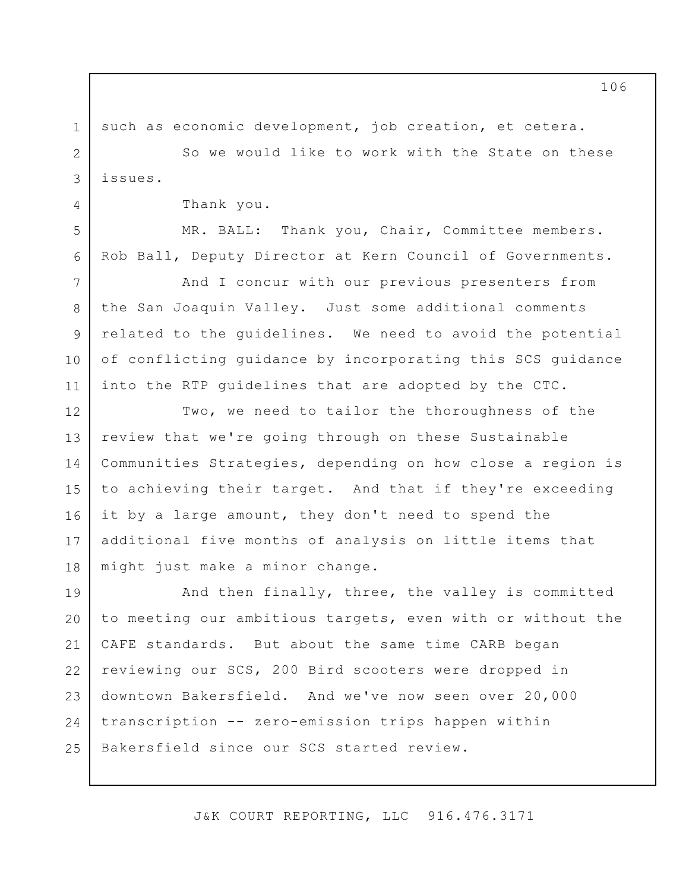such as economic development, job creation, et cetera.

So we would like to work with the State on these issues.

Thank you.

MR. BALL: Thank you, Chair, Committee members. Rob Ball, Deputy Director at Kern Council of Governments.

And I concur with our previous presenters from the San Joaquin Valley. Just some additional comments related to the guidelines. We need to avoid the potential of conflicting guidance by incorporating this SCS guidance into the RTP guidelines that are adopted by the CTC.

Two, we need to tailor the thoroughness of the review that we're going through on these Sustainable Communities Strategies, depending on how close a region is to achieving their target. And that if they're exceeding it by a large amount, they don't need to spend the additional five months of analysis on little items that might just make a minor change.

And then finally, three, the valley is committed to meeting our ambitious targets, even with or without the CAFE standards. But about the same time CARB began reviewing our SCS, 200 Bird scooters were dropped in downtown Bakersfield. And we've now seen over 20,000 transcription -- zero-emission trips happen within Bakersfield since our SCS started review.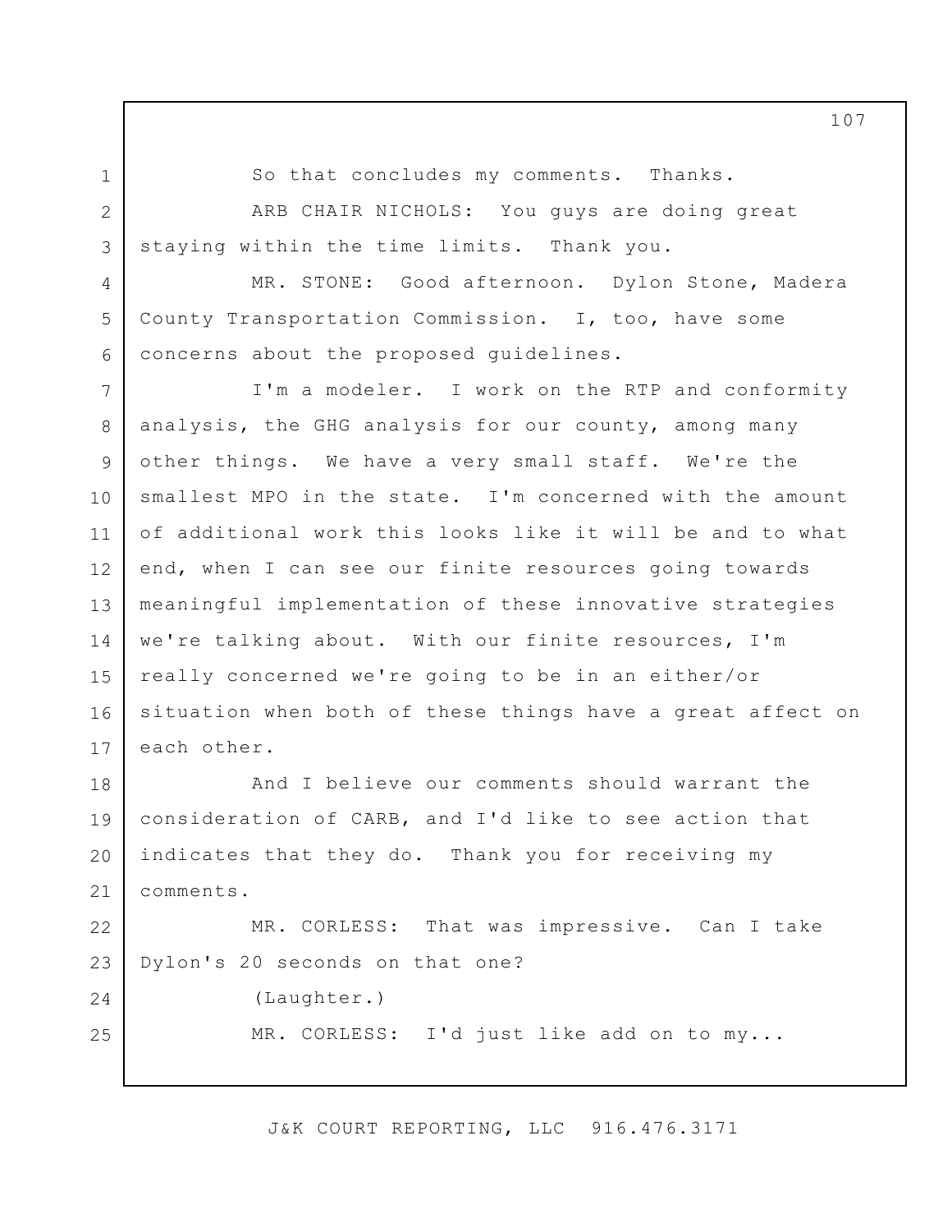So that concludes my comments. Thanks.

ARB CHAIR NICHOLS: You guys are doing great staying within the time limits. Thank you.

MR. STONE: Good afternoon. Dylon Stone, Madera County Transportation Commission. I, too, have some concerns about the proposed guidelines.

I'm a modeler. I work on the RTP and conformity analysis, the GHG analysis for our county, among many other things. We have a very small staff. We're the smallest MPO in the state. I'm concerned with the amount of additional work this looks like it will be and to what end, when I can see our finite resources going towards meaningful implementation of these innovative strategies we're talking about. With our finite resources, I'm really concerned we're going to be in an either/or situation when both of these things have a great affect on each other.

And I believe our comments should warrant the consideration of CARB, and I'd like to see action that indicates that they do. Thank you for receiving my comments.

MR. CORLESS: That was impressive. Can I take Dylon's 20 seconds on that one?

(Laughter.)

MR. CORLESS: I'd just like add on to my...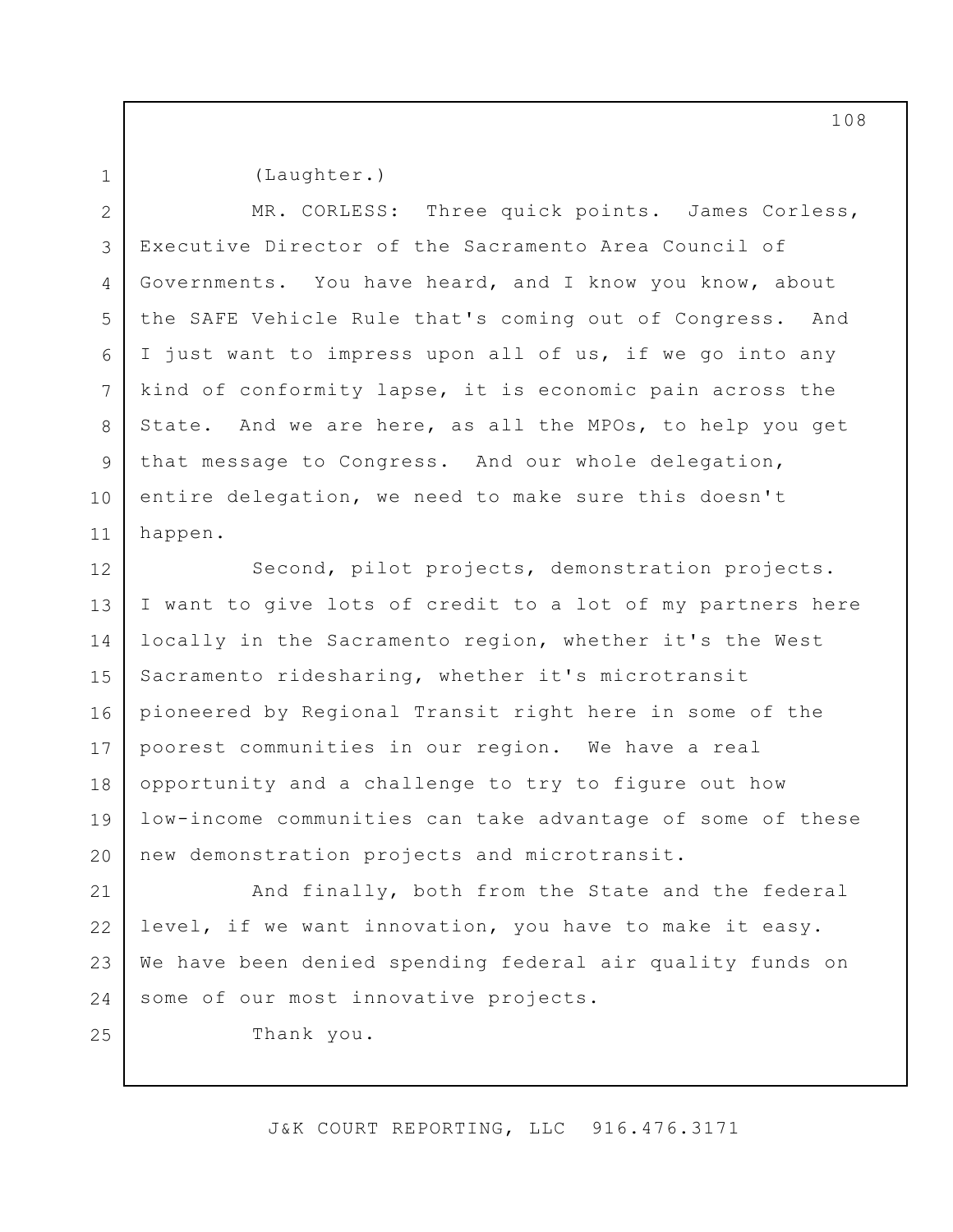(Laughter.)

MR. CORLESS: Three quick points. James Corless, Executive Director of the Sacramento Area Council of Governments. You have heard, and I know you know, about the SAFE Vehicle Rule that's coming out of Congress. And I just want to impress upon all of us, if we go into any kind of conformity lapse, it is economic pain across the State. And we are here, as all the MPOs, to help you get that message to Congress. And our whole delegation, entire delegation, we need to make sure this doesn't happen.

Second, pilot projects, demonstration projects. I want to give lots of credit to a lot of my partners here locally in the Sacramento region, whether it's the West Sacramento ridesharing, whether it's microtransit pioneered by Regional Transit right here in some of the poorest communities in our region. We have a real opportunity and a challenge to try to figure out how low-income communities can take advantage of some of these new demonstration projects and microtransit.

And finally, both from the State and the federal level, if we want innovation, you have to make it easy. We have been denied spending federal air quality funds on some of our most innovative projects.

Thank you.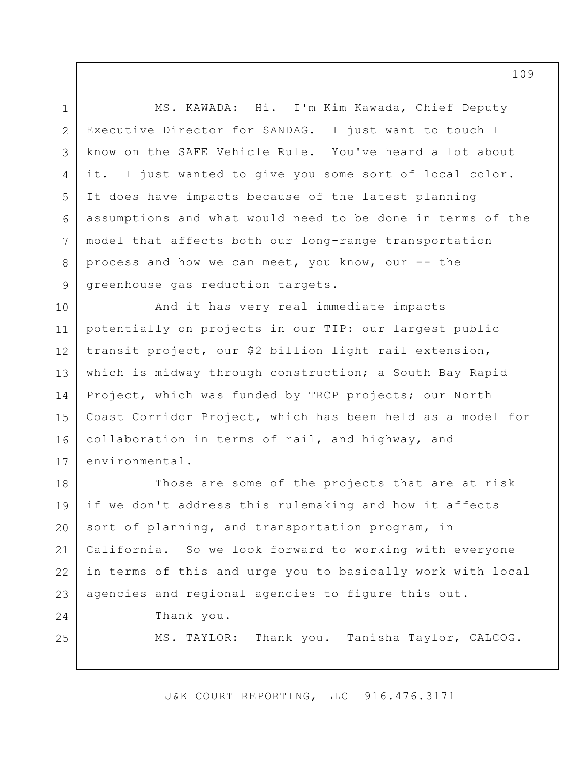MS. KAWADA: Hi. I'm Kim Kawada, Chief Deputy Executive Director for SANDAG. I just want to touch I know on the SAFE Vehicle Rule. You've heard a lot about it. I just wanted to give you some sort of local color. It does have impacts because of the latest planning assumptions and what would need to be done in terms of the model that affects both our long-range transportation process and how we can meet, you know, our -- the greenhouse gas reduction targets.

And it has very real immediate impacts potentially on projects in our TIP: our largest public transit project, our $2 billion light rail extension, which is midway through construction; a South Bay Rapid Project, which was funded by TRCP projects; our North Coast Corridor Project, which has been held as a model for collaboration in terms of rail, and highway, and environmental.

Those are some of the projects that are at risk if we don't address this rulemaking and how it affects sort of planning, and transportation program, in California. So we look forward to working with everyone in terms of this and urge you to basically work with local agencies and regional agencies to figure this out.

Thank you.

MS. TAYLOR: Thank you. Tanisha Taylor, CALCOG.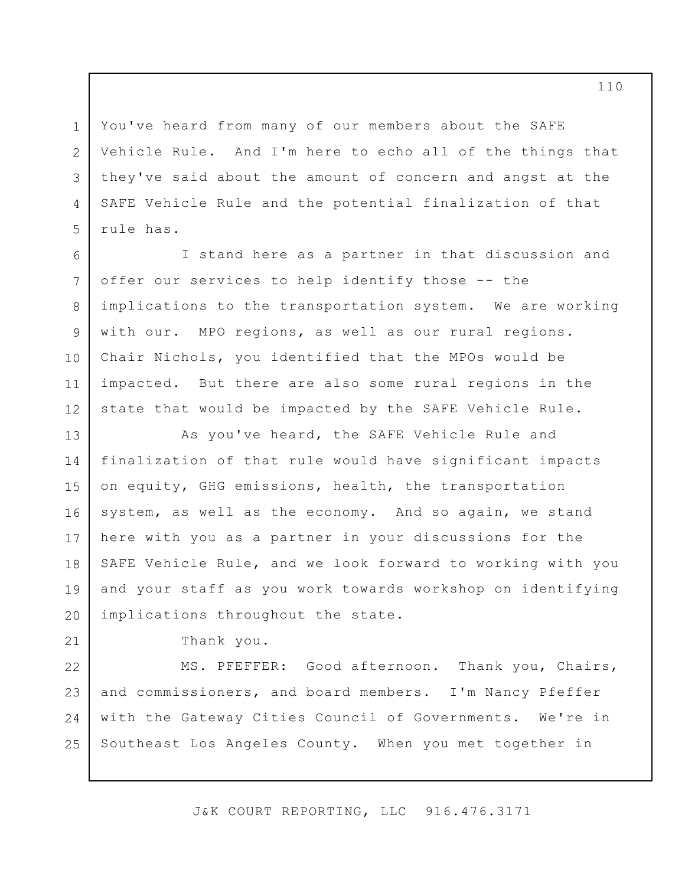You've heard from many of our members about the SAFE Vehicle Rule. And I'm here to echo all of the things that they've said about the amount of concern and angst at the SAFE Vehicle Rule and the potential finalization of that rule has.

I stand here as a partner in that discussion and offer our services to help identify those -- the implications to the transportation system. We are working with our. MPO regions, as well as our rural regions. Chair Nichols, you identified that the MPOs would be impacted. But there are also some rural regions in the state that would be impacted by the SAFE Vehicle Rule.

As you've heard, the SAFE Vehicle Rule and finalization of that rule would have significant impacts on equity, GHG emissions, health, the transportation system, as well as the economy. And so again, we stand here with you as a partner in your discussions for the SAFE Vehicle Rule, and we look forward to working with you and your staff as you work towards workshop on identifying implications throughout the state.

Thank you.

MS. PFEFFER: Good afternoon. Thank you, Chairs, and commissioners, and board members. I'm Nancy Pfeffer with the Gateway Cities Council of Governments. We're in Southeast Los Angeles County. When you met together in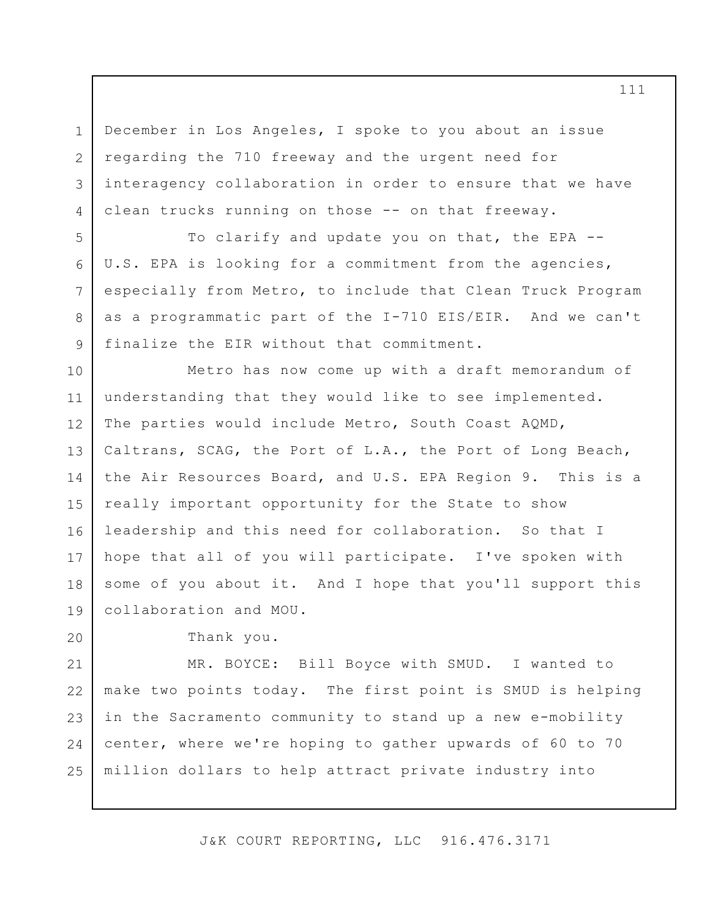December in Los Angeles, I spoke to you about an issue regarding the 710 freeway and the urgent need for interagency collaboration in order to ensure that we have clean trucks running on those -- on that freeway.

To clarify and update you on that, the EPA -- U.S. EPA is looking for a commitment from the agencies, especially from Metro, to include that Clean Truck Program as a programmatic part of the I-710 EIS/EIR. And we can't finalize the EIR without that commitment.

Metro has now come up with a draft memorandum of understanding that they would like to see implemented. The parties would include Metro, South Coast AQMD, Caltrans, SCAG, the Port of L.A., the Port of Long Beach, the Air Resources Board, and U.S. EPA Region 9. This is a really important opportunity for the State to show leadership and this need for collaboration. So that I hope that all of you will participate. I've spoken with some of you about it. And I hope that you'll support this collaboration and MOU.

Thank you.

MR. BOYCE: Bill Boyce with SMUD. I wanted to make two points today. The first point is SMUD is helping in the Sacramento community to stand up a new e-mobility center, where we're hoping to gather upwards of 60 to 70 million dollars to help attract private industry into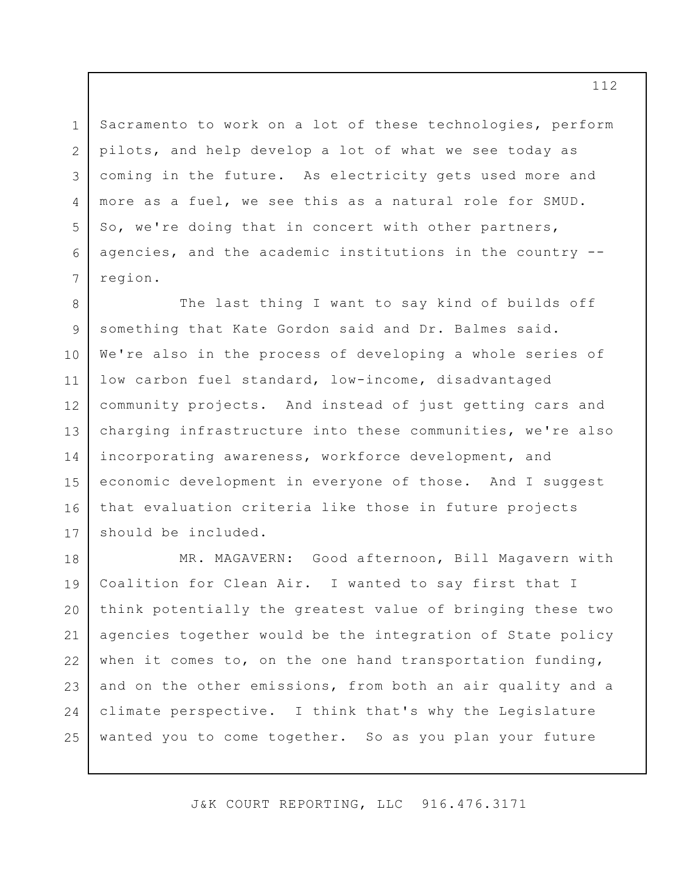Sacramento to work on a lot of these technologies, perform pilots, and help develop a lot of what we see today as coming in the future. As electricity gets used more and more as a fuel, we see this as a natural role for SMUD. So, we're doing that in concert with other partners, agencies, and the academic institutions in the country -- region.

The last thing I want to say kind of builds off something that Kate Gordon said and Dr. Balmes said. We're also in the process of developing a whole series of low carbon fuel standard, low-income, disadvantaged community projects. And instead of just getting cars and charging infrastructure into these communities, we're also incorporating awareness, workforce development, and economic development in everyone of those. And I suggest that evaluation criteria like those in future projects should be included.

MR. MAGAVERN: Good afternoon, Bill Magavern with Coalition for Clean Air. I wanted to say first that I think potentially the greatest value of bringing these two agencies together would be the integration of State policy when it comes to, on the one hand transportation funding, and on the other emissions, from both an air quality and a climate perspective. I think that's why the Legislature wanted you to come together. So as you plan your future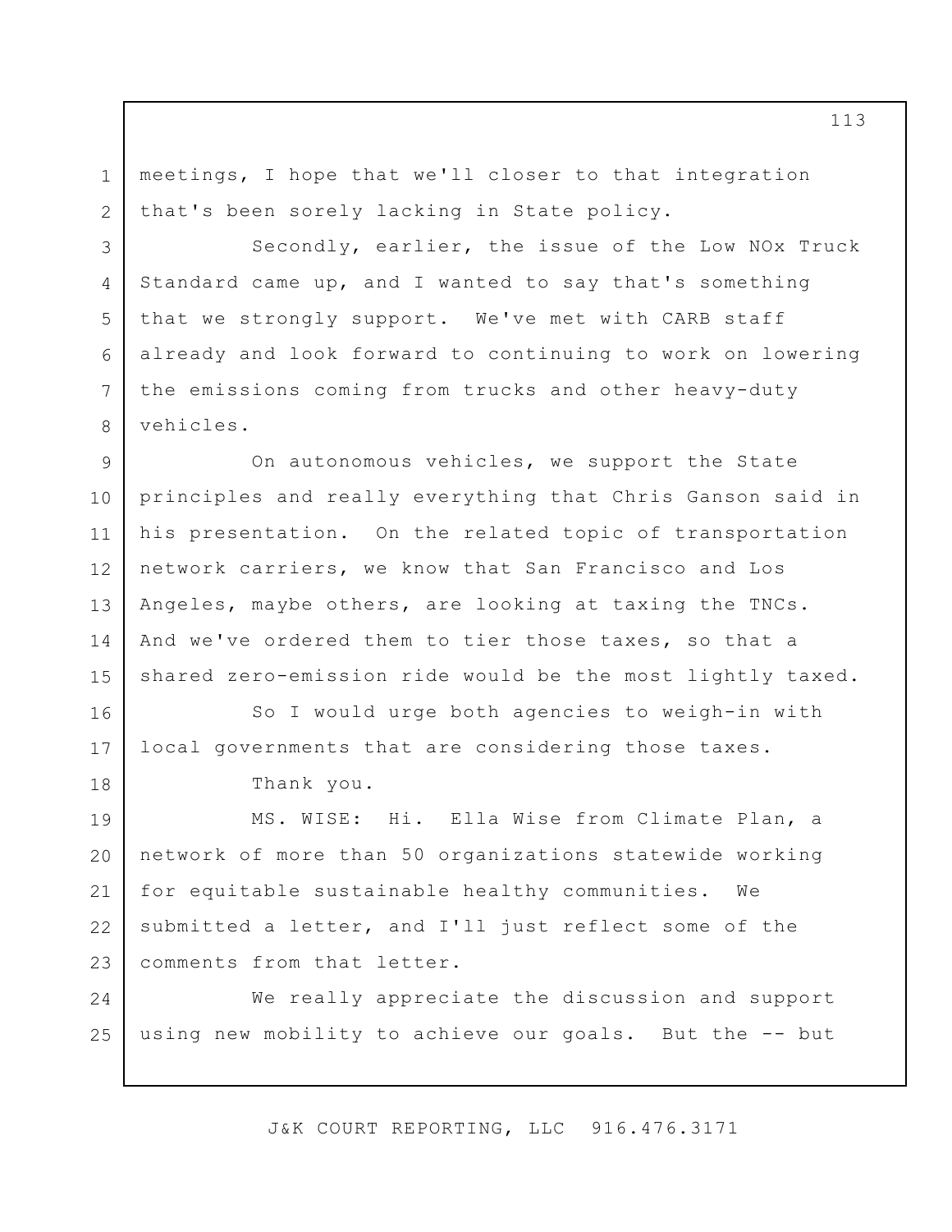meetings, I hope that we'll closer to that integration that's been sorely lacking in State policy.

Secondly, earlier, the issue of the Low NOx Truck Standard came up, and I wanted to say that's something that we strongly support. We've met with CARB staff already and look forward to continuing to work on lowering the emissions coming from trucks and other heavy-duty vehicles.

On autonomous vehicles, we support the State principles and really everything that Chris Ganson said in his presentation. On the related topic of transportation network carriers, we know that San Francisco and Los Angeles, maybe others, are looking at taxing the TNCs. And we've ordered them to tier those taxes, so that a shared zero-emission ride would be the most lightly taxed.

So I would urge both agencies to weigh-in with local governments that are considering those taxes.

Thank you.

MS. WISE: Hi. Ella Wise from Climate Plan, a network of more than 50 organizations statewide working for equitable sustainable healthy communities. We submitted a letter, and I'll just reflect some of the comments from that letter.

We really appreciate the discussion and support using new mobility to achieve our goals. But the -- but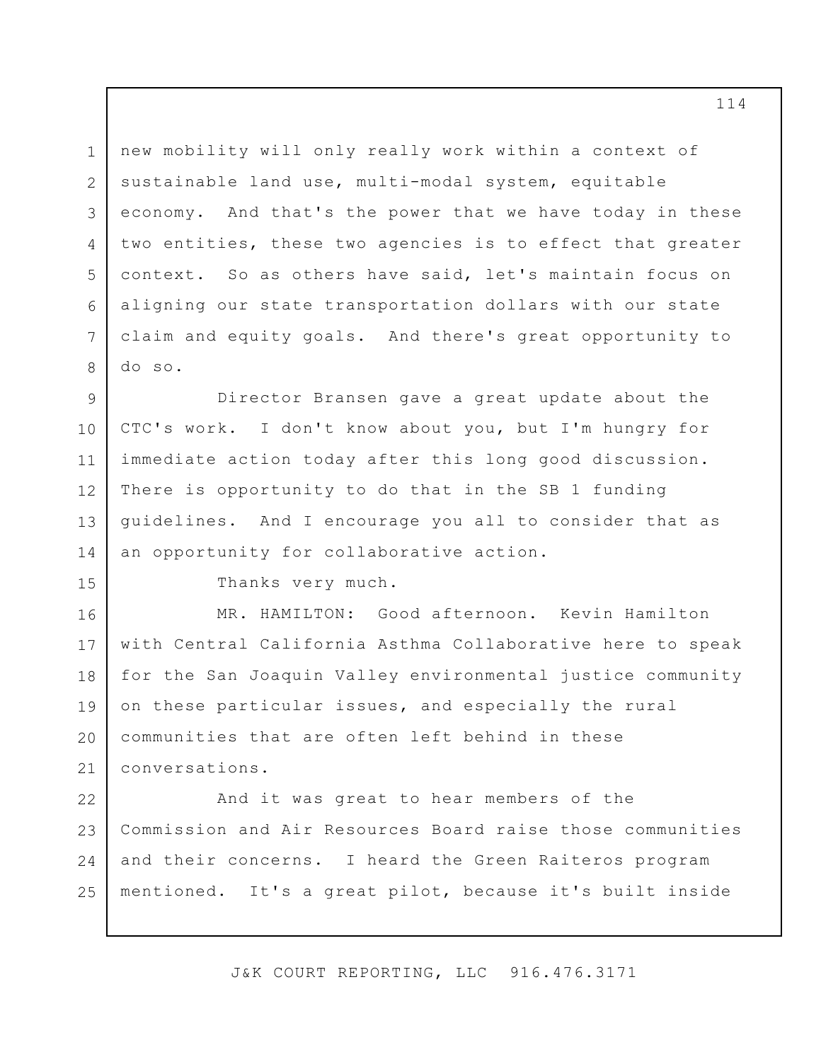new mobility will only really work within a context of sustainable land use, multi-modal system, equitable economy. And that's the power that we have today in these two entities, these two agencies is to effect that greater context. So as others have said, let's maintain focus on aligning our state transportation dollars with our state claim and equity goals. And there's great opportunity to do so.

Director Bransen gave a great update about the CTC's work. I don't know about you, but I'm hungry for immediate action today after this long good discussion. There is opportunity to do that in the SB 1 funding guidelines. And I encourage you all to consider that as an opportunity for collaborative action.

Thanks very much.

MR. HAMILTON: Good afternoon. Kevin Hamilton with Central California Asthma Collaborative here to speak for the San Joaquin Valley environmental justice community on these particular issues, and especially the rural communities that are often left behind in these conversations.

And it was great to hear members of the Commission and Air Resources Board raise those communities and their concerns. I heard the Green Raiteros program mentioned. It's a great pilot, because it's built inside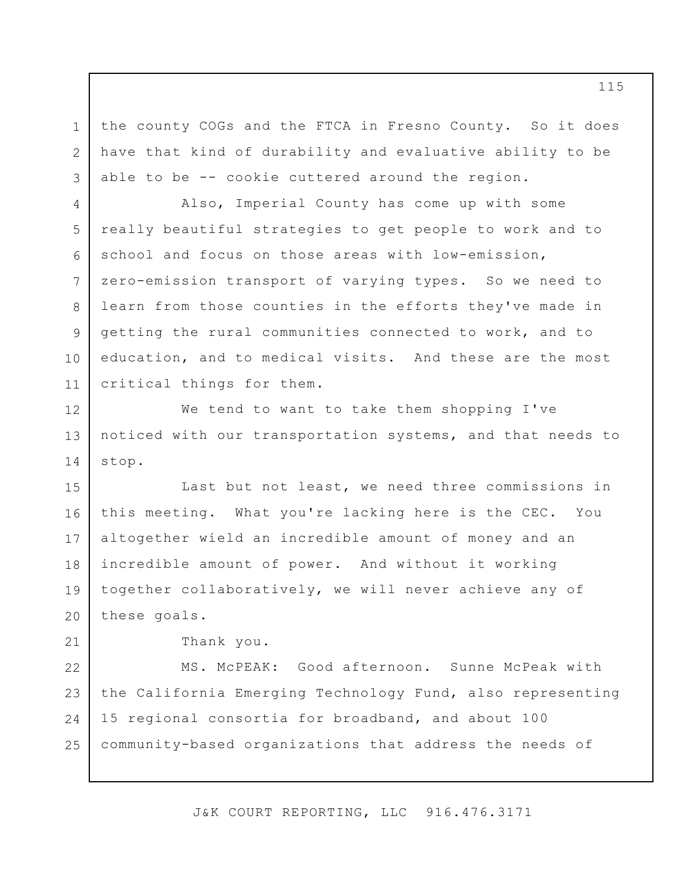the county COGs and the FTCA in Fresno County. So it does have that kind of durability and evaluative ability to be able to be -- cookie cuttered around the region.

Also, Imperial County has come up with some really beautiful strategies to get people to work and to school and focus on those areas with low-emission, zero-emission transport of varying types. So we need to learn from those counties in the efforts they've made in getting the rural communities connected to work, and to education, and to medical visits. And these are the most critical things for them.

We tend to want to take them shopping I've noticed with our transportation systems, and that needs to stop.

Last but not least, we need three commissions in this meeting. What you're lacking here is the CEC. You altogether wield an incredible amount of money and an incredible amount of power. And without it working together collaboratively, we will never achieve any of these goals.

Thank you.

MS. McPEAK: Good afternoon. Sunne McPeak with the California Emerging Technology Fund, also representing 15 regional consortia for broadband, and about 100 community-based organizations that address the needs of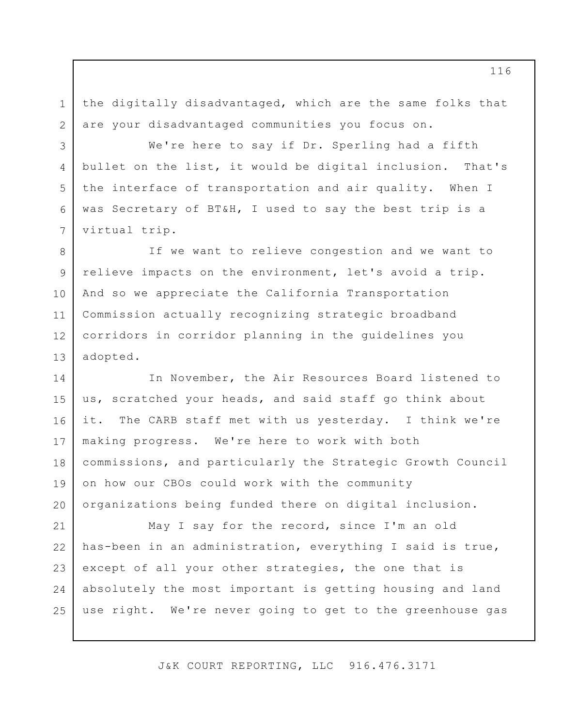the digitally disadvantaged, which are the same folks that are your disadvantaged communities you focus on.

We're here to say if Dr. Sperling had a fifth bullet on the list, it would be digital inclusion. That's the interface of transportation and air quality. When I was Secretary of BT&H, I used to say the best trip is a virtual trip.

If we want to relieve congestion and we want to relieve impacts on the environment, let's avoid a trip. And so we appreciate the California Transportation Commission actually recognizing strategic broadband corridors in corridor planning in the guidelines you adopted.

In November, the Air Resources Board listened to us, scratched your heads, and said staff go think about it. The CARB staff met with us yesterday. I think we're making progress. We're here to work with both commissions, and particularly the Strategic Growth Council on how our CBOs could work with the community organizations being funded there on digital inclusion.

May I say for the record, since I'm an old has-been in an administration, everything I said is true, except of all your other strategies, the one that is absolutely the most important is getting housing and land use right. We're never going to get to the greenhouse gas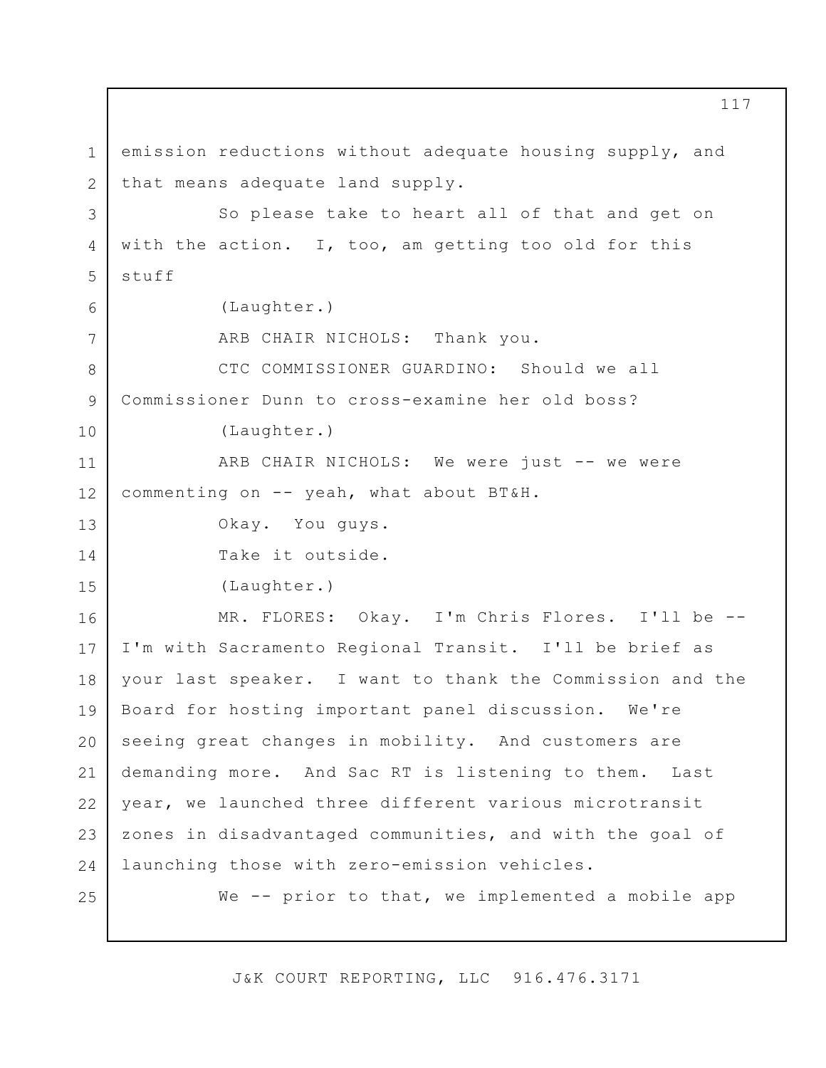emission reductions without adequate housing supply, and that means adequate land supply.

So please take to heart all of that and get on with the action. I, too, am getting too old for this stuff

(Laughter.)

ARB CHAIR NICHOLS: Thank you.

CTC COMMISSIONER GUARDINO: Should we all Commissioner Dunn to cross-examine her old boss?

(Laughter.)

ARB CHAIR NICHOLS: We were just -- we were commenting on -- yeah, what about BT&H.

Okay. You guys.

Take it outside.

(Laughter.)

MR. FLORES: Okay. I'm Chris Flores. I'll be -- I'm with Sacramento Regional Transit. I'll be brief as your last speaker. I want to thank the Commission and the Board for hosting important panel discussion. We're seeing great changes in mobility. And customers are demanding more. And Sac RT is listening to them. Last year, we launched three different various microtransit zones in disadvantaged communities, and with the goal of launching those with zero-emission vehicles.

We -- prior to that, we implemented a mobile app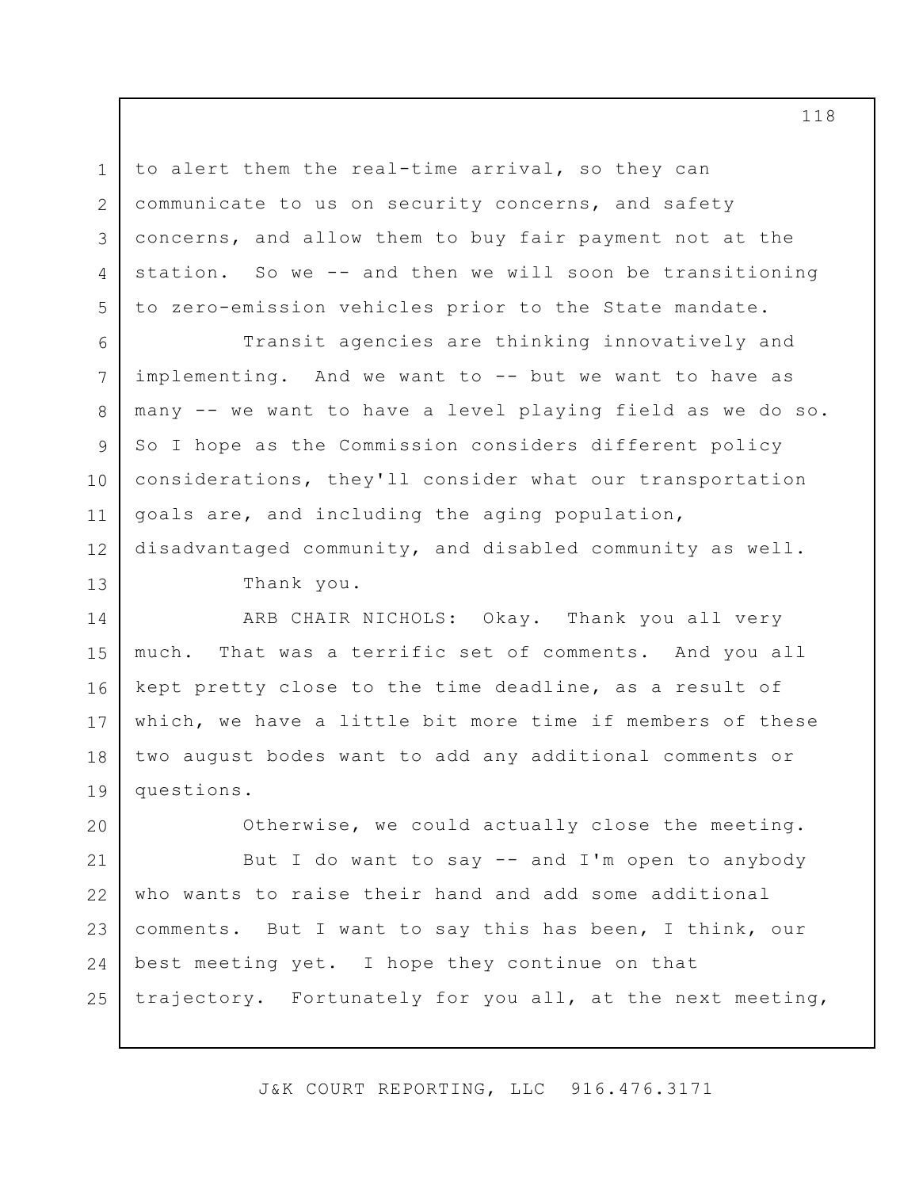to alert them the real-time arrival, so they can communicate to us on security concerns, and safety concerns, and allow them to buy fair payment not at the station. So we -- and then we will soon be transitioning to zero-emission vehicles prior to the State mandate.

Transit agencies are thinking innovatively and implementing. And we want to -- but we want to have as many -- we want to have a level playing field as we do so. So I hope as the Commission considers different policy considerations, they'll consider what our transportation goals are, and including the aging population, disadvantaged community, and disabled community as well.

Thank you.

ARB CHAIR NICHOLS: Okay. Thank you all very much. That was a terrific set of comments. And you all kept pretty close to the time deadline, as a result of which, we have a little bit more time if members of these two august bodes want to add any additional comments or questions.

Otherwise, we could actually close the meeting.

But I do want to say -- and I'm open to anybody who wants to raise their hand and add some additional comments. But I want to say this has been, I think, our best meeting yet. I hope they continue on that trajectory. Fortunately for you all, at the next meeting,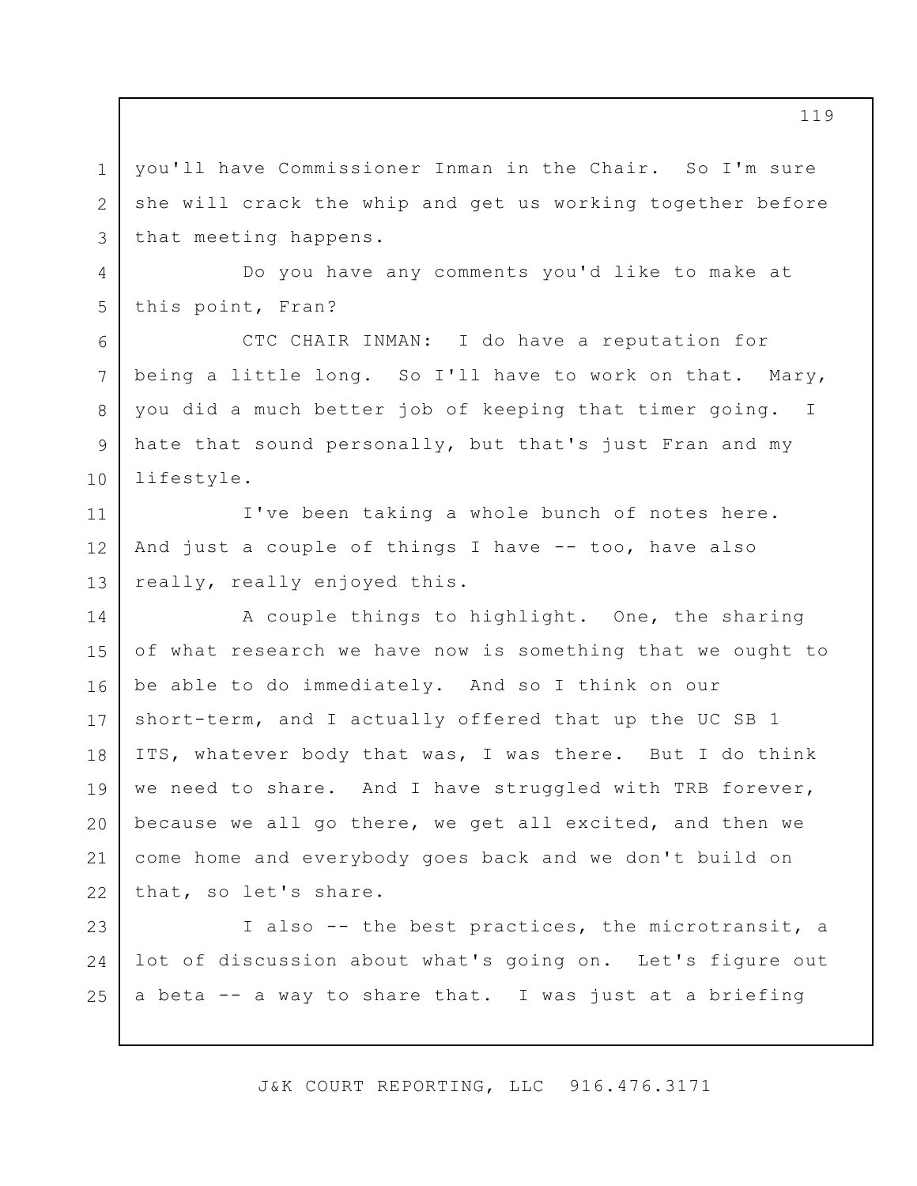you'll have Commissioner Inman in the Chair. So I'm sure she will crack the whip and get us working together before that meeting happens.

Do you have any comments you'd like to make at this point, Fran?

CTC CHAIR INMAN: I do have a reputation for being a little long. So I'll have to work on that. Mary, you did a much better job of keeping that timer going. I hate that sound personally, but that's just Fran and my lifestyle.

I've been taking a whole bunch of notes here. And just a couple of things I have -- too, have also really, really enjoyed this.

A couple things to highlight. One, the sharing of what research we have now is something that we ought to be able to do immediately. And so I think on our short-term, and I actually offered that up the UC SB 1 ITS, whatever body that was, I was there. But I do think we need to share. And I have struggled with TRB forever, because we all go there, we get all excited, and then we come home and everybody goes back and we don't build on that, so let's share.

I also -- the best practices, the microtransit, a lot of discussion about what's going on. Let's figure out a beta -- a way to share that. I was just at a briefing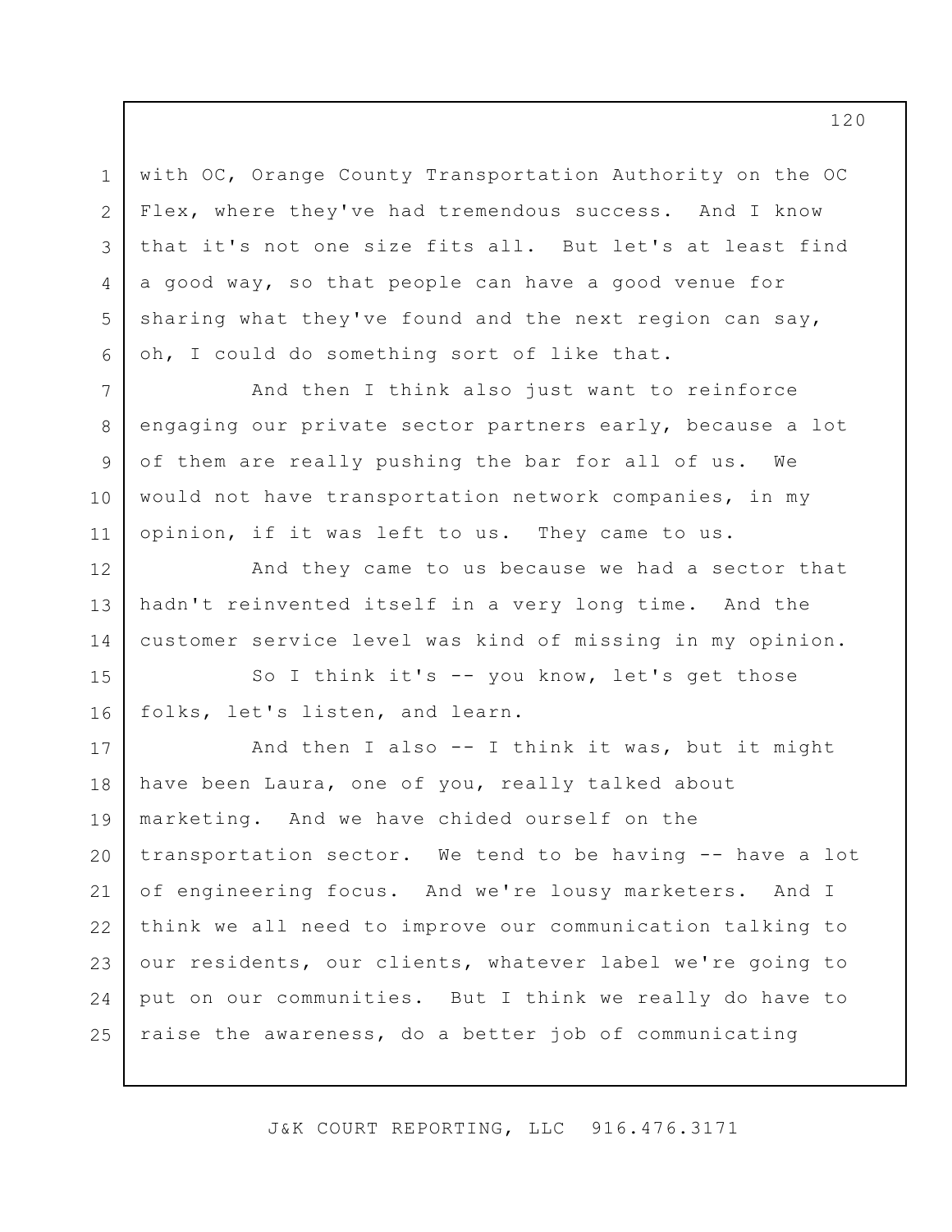with OC, Orange County Transportation Authority on the OC Flex, where they've had tremendous success. And I know that it's not one size fits all. But let's at least find a good way, so that people can have a good venue for sharing what they've found and the next region can say, oh, I could do something sort of like that.

And then I think also just want to reinforce engaging our private sector partners early, because a lot of them are really pushing the bar for all of us. We would not have transportation network companies, in my opinion, if it was left to us. They came to us.

And they came to us because we had a sector that hadn't reinvented itself in a very long time. And the customer service level was kind of missing in my opinion.

So I think it's -- you know, let's get those folks, let's listen, and learn.

And then I also -- I think it was, but it might have been Laura, one of you, really talked about marketing. And we have chided ourself on the transportation sector. We tend to be having -- have a lot of engineering focus. And we're lousy marketers. And I think we all need to improve our communication talking to our residents, our clients, whatever label we're going to put on our communities. But I think we really do have to raise the awareness, do a better job of communicating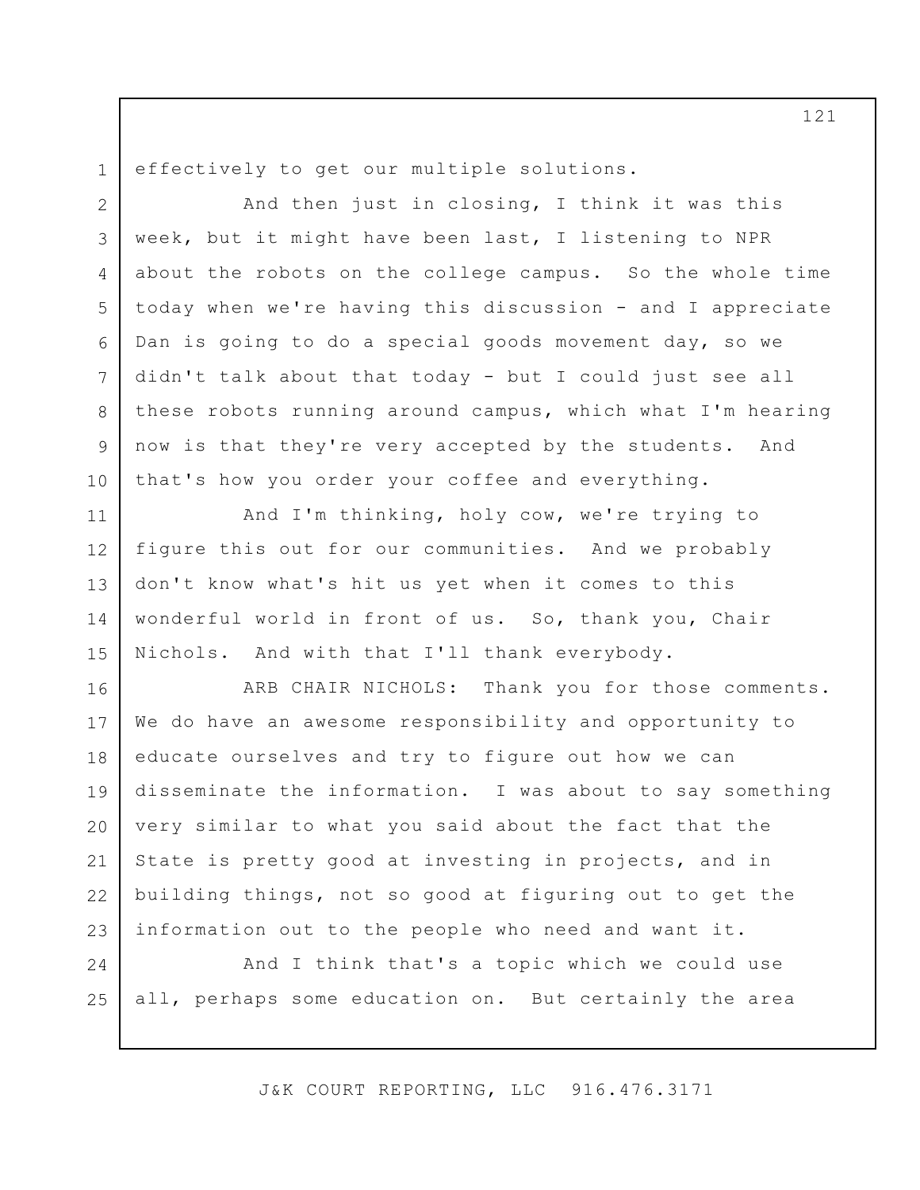effectively to get our multiple solutions.

And then just in closing, I think it was this week, but it might have been last, I listening to NPR about the robots on the college campus. So the whole time today when we're having this discussion - and I appreciate Dan is going to do a special goods movement day, so we didn't talk about that today - but I could just see all these robots running around campus, which what I'm hearing now is that they're very accepted by the students. And that's how you order your coffee and everything.

And I'm thinking, holy cow, we're trying to figure this out for our communities. And we probably don't know what's hit us yet when it comes to this wonderful world in front of us. So, thank you, Chair Nichols. And with that I'll thank everybody.

ARB CHAIR NICHOLS: Thank you for those comments. We do have an awesome responsibility and opportunity to educate ourselves and try to figure out how we can disseminate the information. I was about to say something very similar to what you said about the fact that the State is pretty good at investing in projects, and in building things, not so good at figuring out to get the information out to the people who need and want it.

And I think that's a topic which we could use all, perhaps some education on. But certainly the area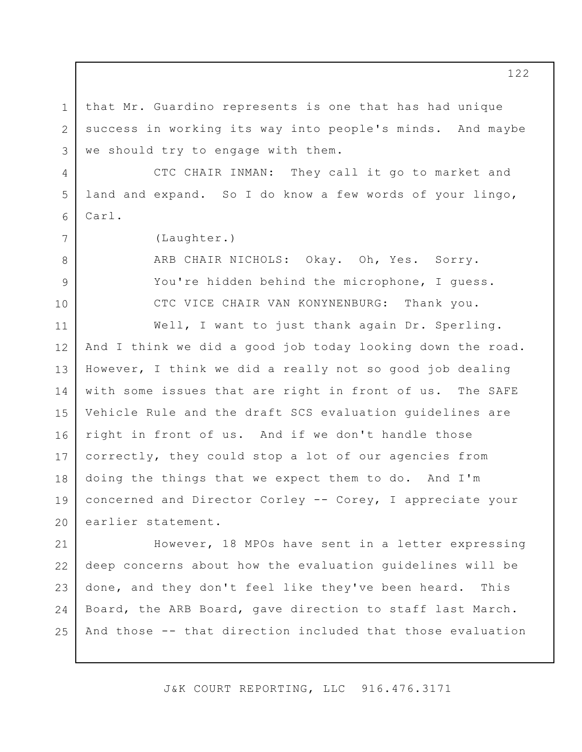that Mr. Guardino represents is one that has had unique success in working its way into people's minds. And maybe we should try to engage with them.

CTC CHAIR INMAN: They call it go to market and land and expand. So I do know a few words of your lingo, Carl.

(Laughter.)

ARB CHAIR NICHOLS: Okay. Oh, Yes. Sorry. You're hidden behind the microphone, I guess.

CTC VICE CHAIR VAN KONYNENBURG: Thank you.

Well, I want to just thank again Dr. Sperling. And I think we did a good job today looking down the road. However, I think we did a really not so good job dealing with some issues that are right in front of us. The SAFE Vehicle Rule and the draft SCS evaluation guidelines are right in front of us. And if we don't handle those correctly, they could stop a lot of our agencies from doing the things that we expect them to do. And I'm concerned and Director Corley -- Corey, I appreciate your earlier statement.

However, 18 MPOs have sent in a letter expressing deep concerns about how the evaluation guidelines will be done, and they don't feel like they've been heard. This Board, the ARB Board, gave direction to staff last March. And those -- that direction included that those evaluation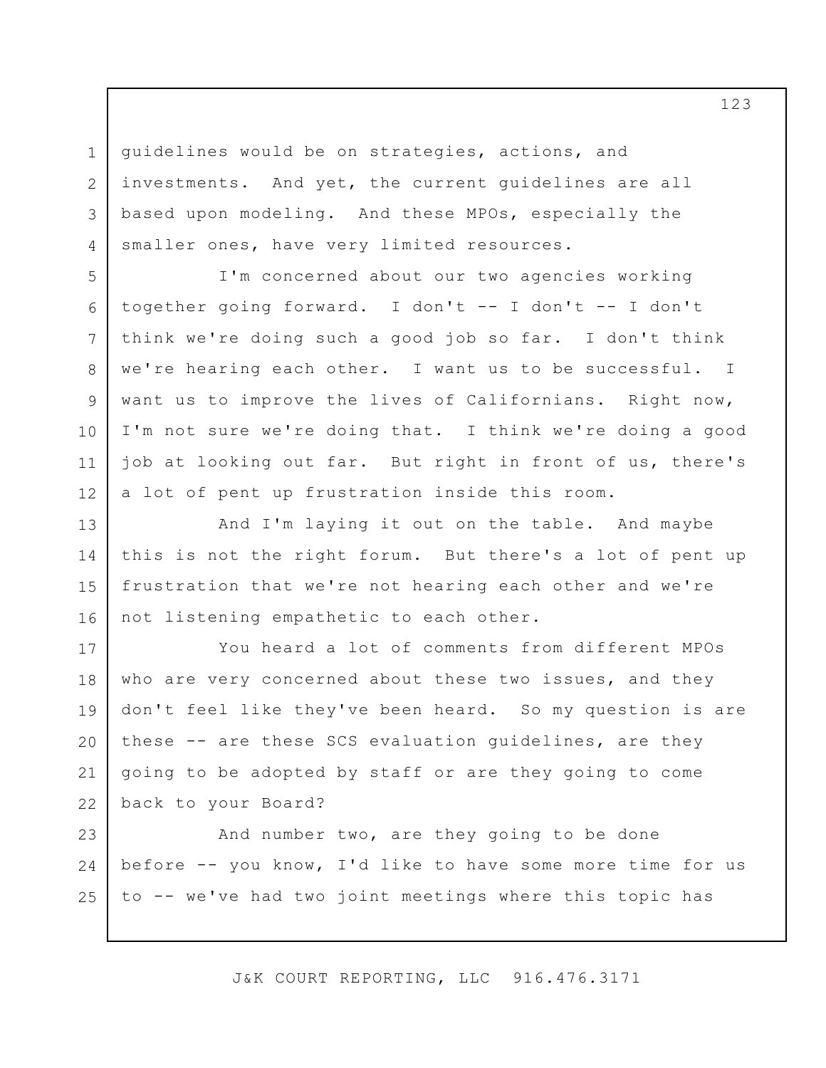guidelines would be on strategies, actions, and investments. And yet, the current guidelines are all based upon modeling. And these MPOs, especially the smaller ones, have very limited resources.

I'm concerned about our two agencies working together going forward. I don't -- I don't -- I don't think we're doing such a good job so far. I don't think we're hearing each other. I want us to be successful. I want us to improve the lives of Californians. Right now, I'm not sure we're doing that. I think we're doing a good job at looking out far. But right in front of us, there's a lot of pent up frustration inside this room.

And I'm laying it out on the table. And maybe this is not the right forum. But there's a lot of pent up frustration that we're not hearing each other and we're not listening empathetic to each other.

You heard a lot of comments from different MPOs who are very concerned about these two issues, and they don't feel like they've been heard. So my question is are these -- are these SCS evaluation guidelines, are they going to be adopted by staff or are they going to come back to your Board?

And number two, are they going to be done before -- you know, I'd like to have some more time for us to -- we've had two joint meetings where this topic has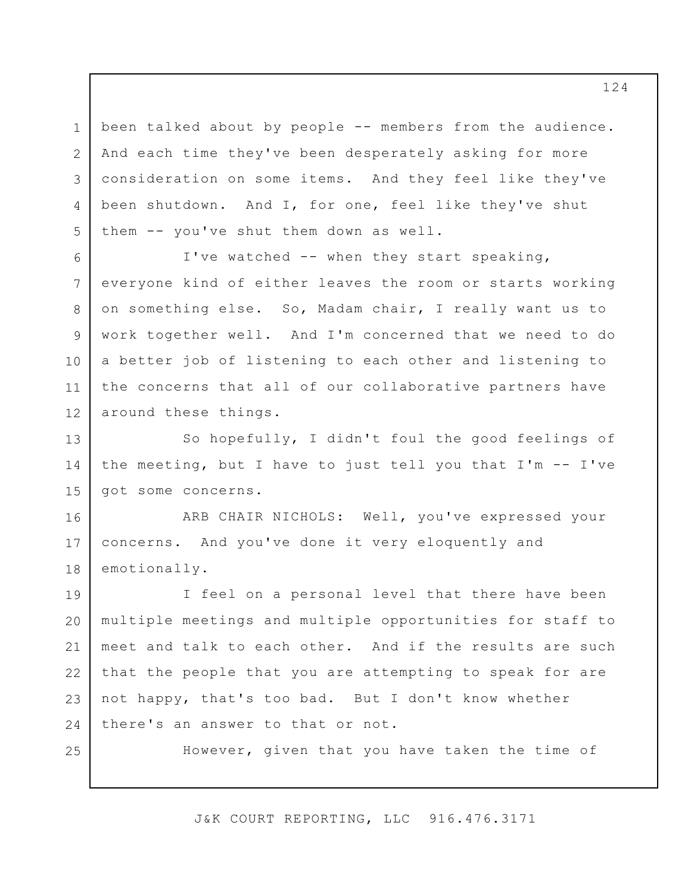been talked about by people -- members from the audience. And each time they've been desperately asking for more consideration on some items. And they feel like they've been shutdown. And I, for one, feel like they've shut them -- you've shut them down as well.

I've watched -- when they start speaking, everyone kind of either leaves the room or starts working on something else. So, Madam chair, I really want us to work together well. And I'm concerned that we need to do a better job of listening to each other and listening to the concerns that all of our collaborative partners have around these things.

So hopefully, I didn't foul the good feelings of the meeting, but I have to just tell you that I'm -- I've got some concerns.

ARB CHAIR NICHOLS: Well, you've expressed your concerns. And you've done it very eloquently and emotionally.

I feel on a personal level that there have been multiple meetings and multiple opportunities for staff to meet and talk to each other. And if the results are such that the people that you are attempting to speak for are not happy, that's too bad. But I don't know whether there's an answer to that or not.

However, given that you have taken the time of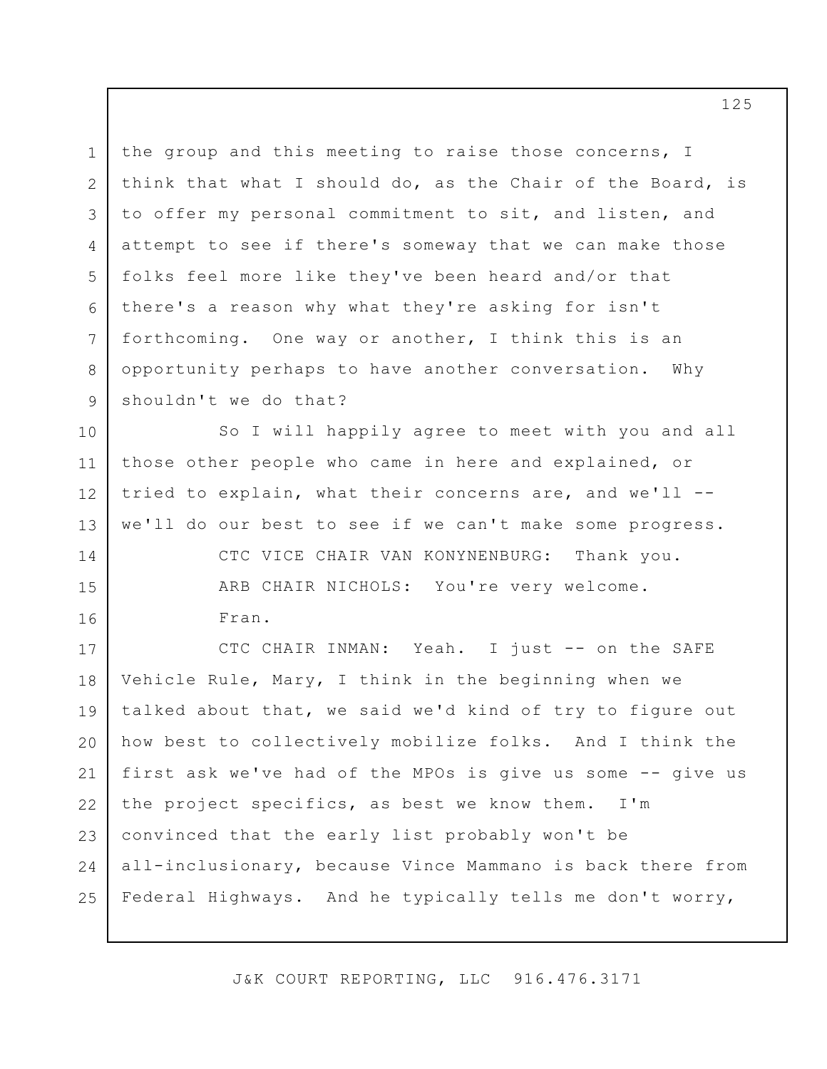the group and this meeting to raise those concerns, I think that what I should do, as the Chair of the Board, is to offer my personal commitment to sit, and listen, and attempt to see if there's someway that we can make those folks feel more like they've been heard and/or that there's a reason why what they're asking for isn't forthcoming. One way or another, I think this is an opportunity perhaps to have another conversation. Why shouldn't we do that?

So I will happily agree to meet with you and all those other people who came in here and explained, or tried to explain, what their concerns are, and we'll -- we'll do our best to see if we can't make some progress.

CTC VICE CHAIR VAN KONYNENBURG: Thank you.

ARB CHAIR NICHOLS: You're very welcome.

Fran.

CTC CHAIR INMAN: Yeah. I just -- on the SAFE Vehicle Rule, Mary, I think in the beginning when we talked about that, we said we'd kind of try to figure out how best to collectively mobilize folks. And I think the first ask we've had of the MPOs is give us some -- give us the project specifics, as best we know them. I'm convinced that the early list probably won't be all-inclusionary, because Vince Mammano is back there from Federal Highways. And he typically tells me don't worry,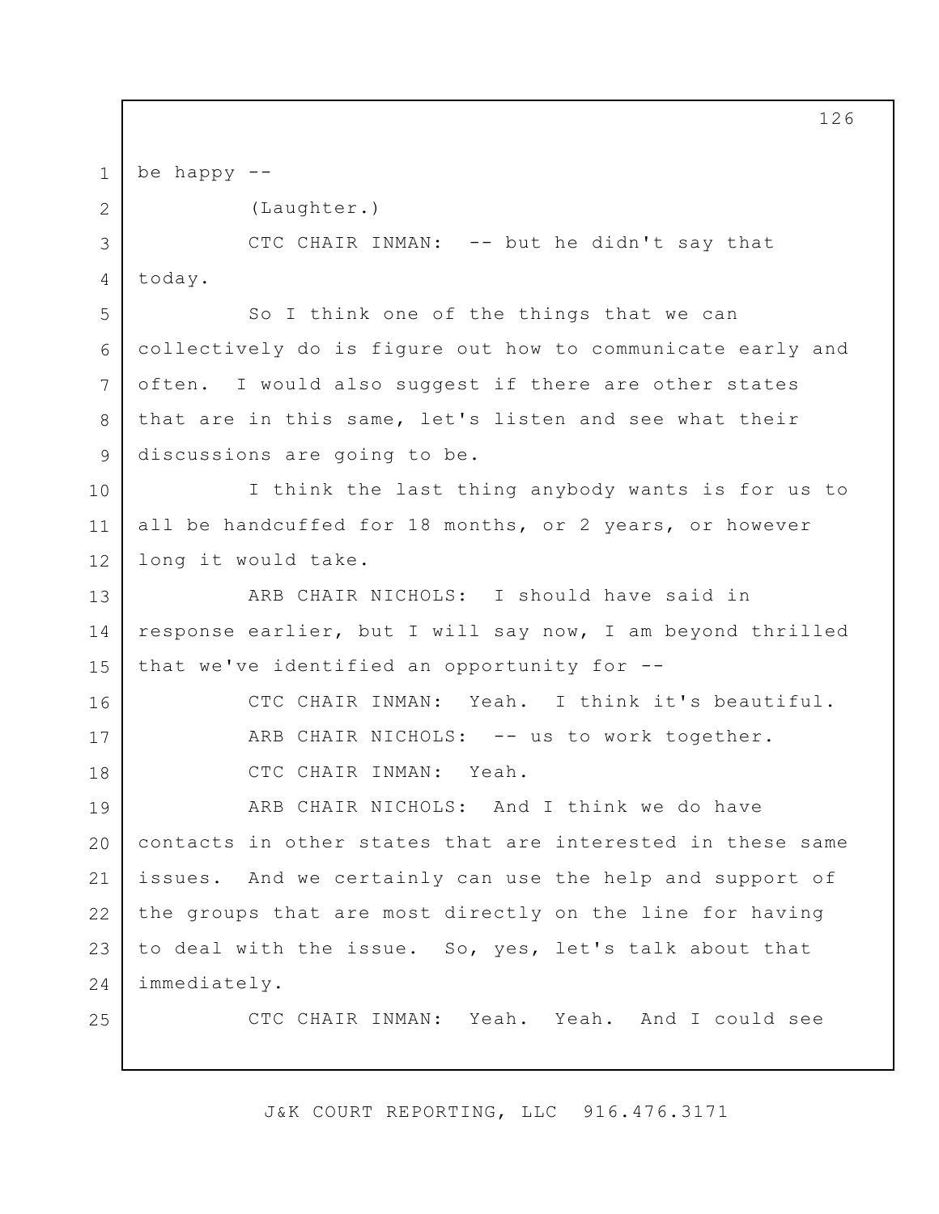be happy --

(Laughter.)

CTC CHAIR INMAN: -- but he didn't say that today.

So I think one of the things that we can collectively do is figure out how to communicate early and often. I would also suggest if there are other states that are in this same, let's listen and see what their discussions are going to be.

I think the last thing anybody wants is for us to all be handcuffed for 18 months, or 2 years, or however long it would take.

ARB CHAIR NICHOLS: I should have said in response earlier, but I will say now, I am beyond thrilled that we've identified an opportunity for --

CTC CHAIR INMAN: Yeah. I think it's beautiful.

ARB CHAIR NICHOLS: -- us to work together.

CTC CHAIR INMAN: Yeah.

ARB CHAIR NICHOLS: And I think we do have contacts in other states that are interested in these same issues. And we certainly can use the help and support of the groups that are most directly on the line for having to deal with the issue. So, yes, let's talk about that immediately.

CTC CHAIR INMAN: Yeah. Yeah. And I could see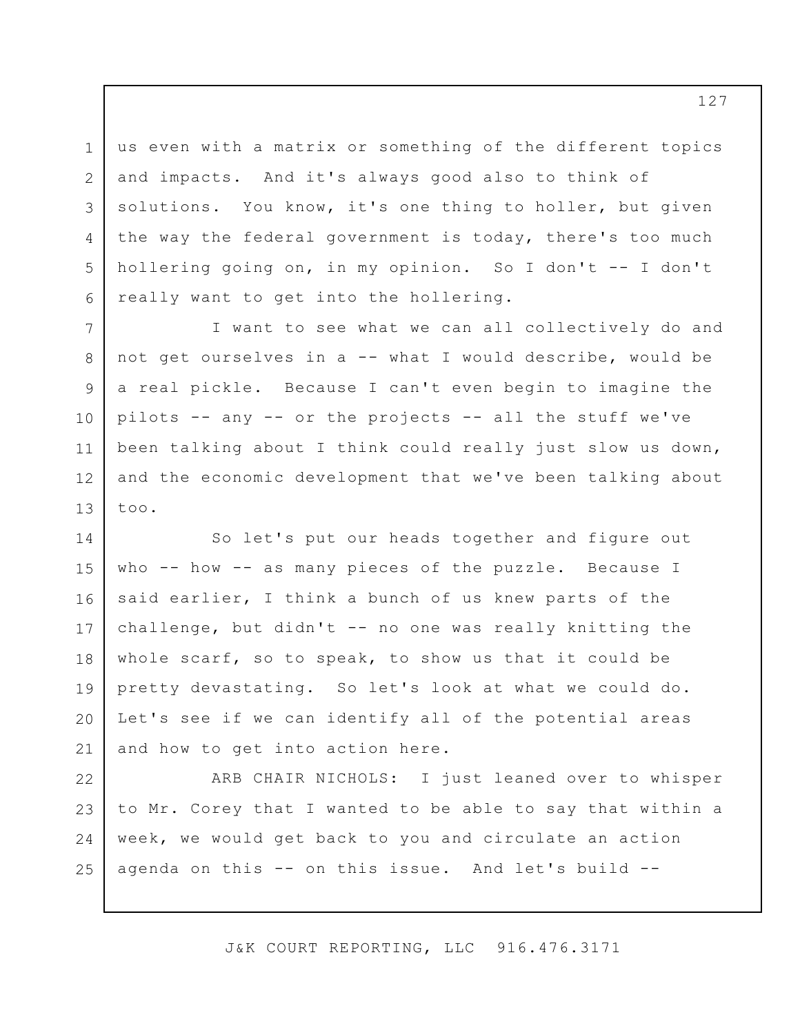us even with a matrix or something of the different topics and impacts. And it's always good also to think of solutions. You know, it's one thing to holler, but given the way the federal government is today, there's too much hollering going on, in my opinion. So I don't -- I don't really want to get into the hollering.

I want to see what we can all collectively do and not get ourselves in a -- what I would describe, would be a real pickle. Because I can't even begin to imagine the pilots -- any -- or the projects -- all the stuff we've been talking about I think could really just slow us down, and the economic development that we've been talking about too.

So let's put our heads together and figure out who -- how -- as many pieces of the puzzle. Because I said earlier, I think a bunch of us knew parts of the challenge, but didn't -- no one was really knitting the whole scarf, so to speak, to show us that it could be pretty devastating. So let's look at what we could do. Let's see if we can identify all of the potential areas and how to get into action here.

ARB CHAIR NICHOLS: I just leaned over to whisper to Mr. Corey that I wanted to be able to say that within a week, we would get back to you and circulate an action agenda on this -- on this issue. And let's build --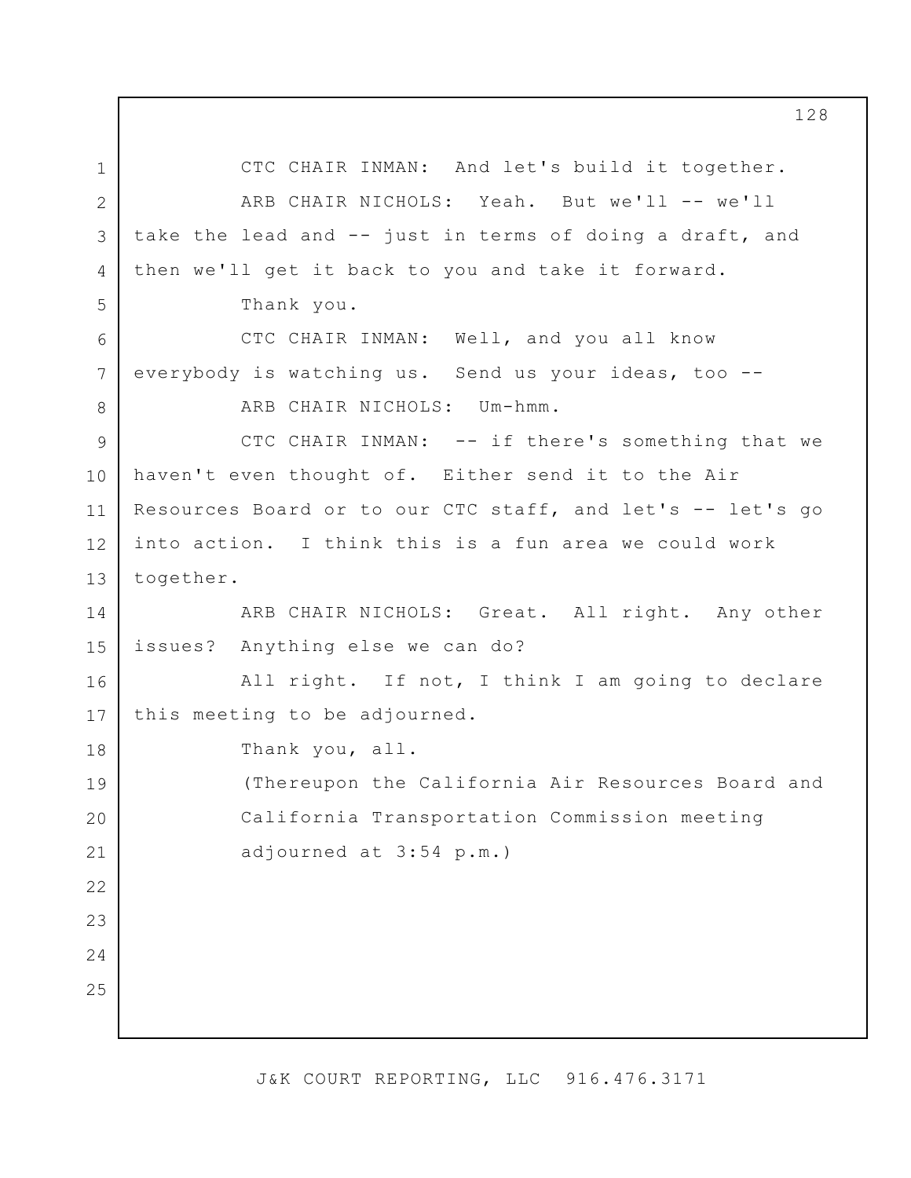CTC CHAIR INMAN: And let's build it together.

ARB CHAIR NICHOLS: Yeah. But we'll -- we'll take the lead and -- just in terms of doing a draft, and then we'll get it back to you and take it forward.

Thank you.

CTC CHAIR INMAN: Well, and you all know everybody is watching us. Send us your ideas, too --

ARB CHAIR NICHOLS: Um-hmm.

CTC CHAIR INMAN: -- if there's something that we haven't even thought of. Either send it to the Air Resources Board or to our CTC staff, and let's -- let's go into action. I think this is a fun area we could work together.

ARB CHAIR NICHOLS: Great. All right. Any other issues? Anything else we can do?

All right. If not, I think I am going to declare this meeting to be adjourned.

Thank you, all.

(Thereupon the California Air Resources Board and California Transportation Commission meeting adjourned at 3:54 p.m.)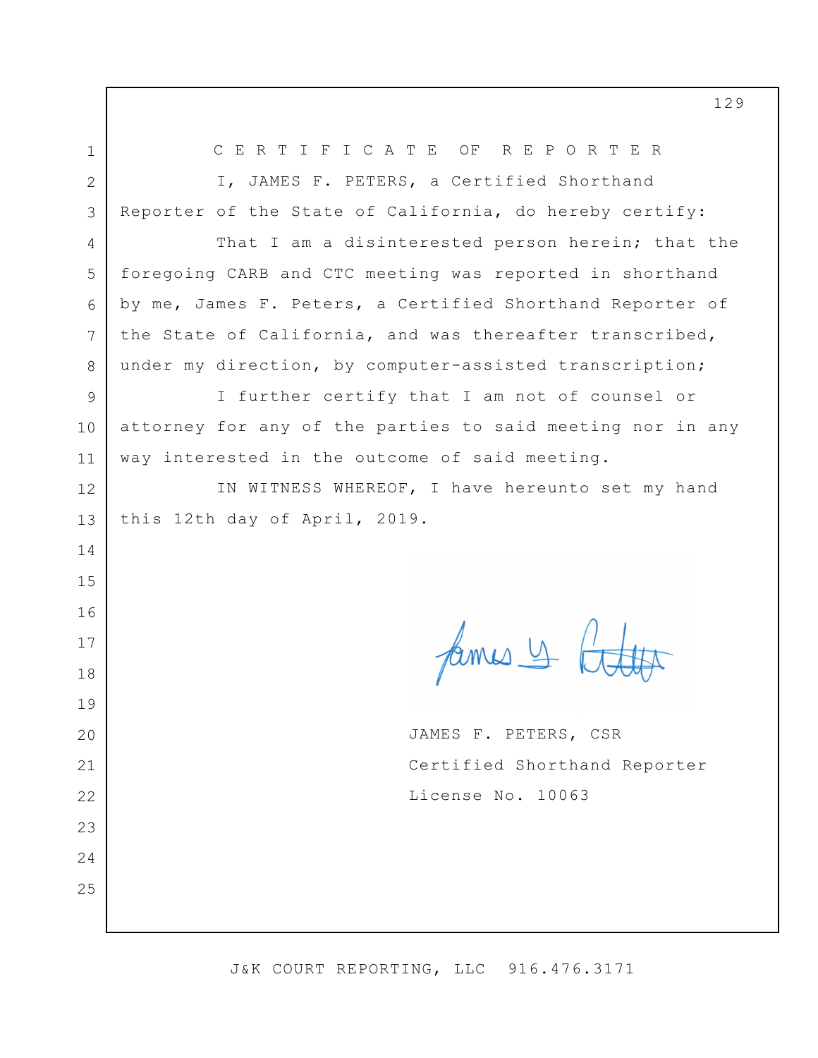# C E R T I F I C A T E  OF  R E P O R T E R

I, JAMES F. PETERS, a Certified Shorthand Reporter of the State of California, do hereby certify:

That I am a disinterested person herein; that the foregoing CARB and CTC meeting was reported in shorthand by me, James F. Peters, a Certified Shorthand Reporter of the State of California, and was thereafter transcribed, under my direction, by computer-assisted transcription;

I further certify that I am not of counsel or attorney for any of the parties to said meeting nor in any way interested in the outcome of said meeting.

IN WITNESS WHEREOF, I have hereunto set my hand this 12th day of April, 2019.

JAMES F. PETERS, CSR
Certified Shorthand Reporter
License No. 10063

J&K COURT REPORTING, LLC 916.476.3171